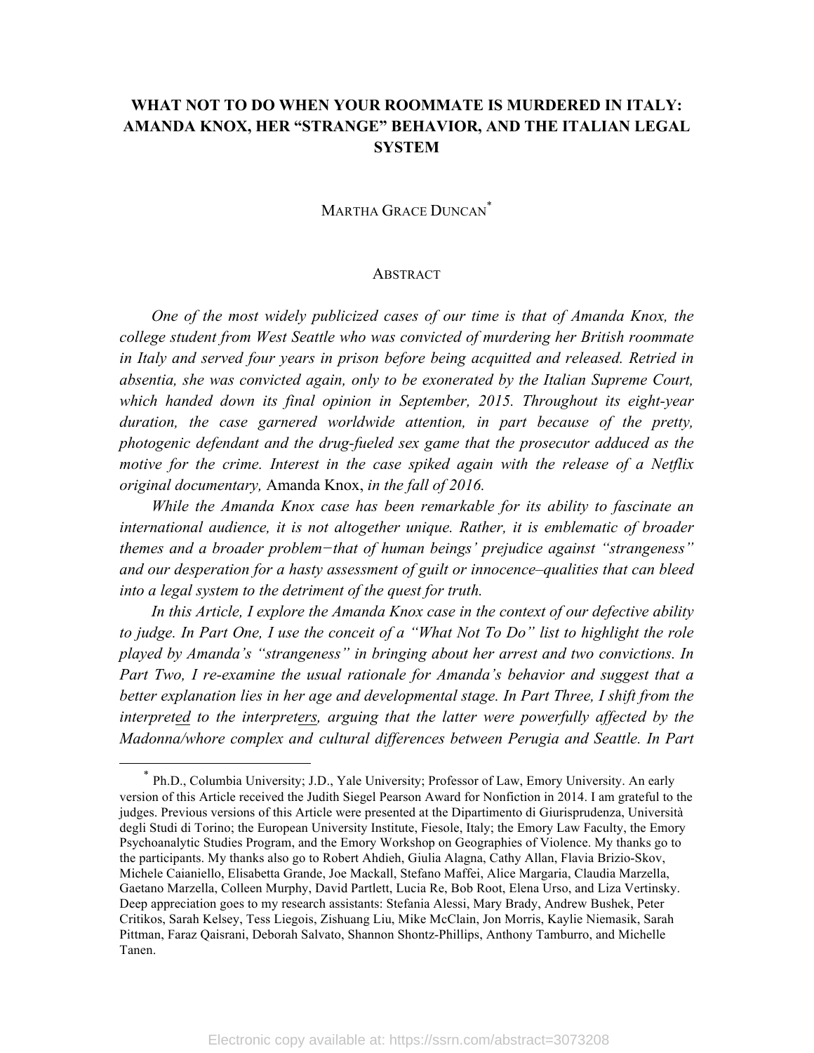# WHAT NOT TO DO WHEN YOUR ROOMMATE IS MURDERED IN ITALY: AMANDA KNOX, HER "STRANGE" BEHAVIOR, AND THE ITALIAN LEGAL SYSTEM

MARTHA GRACE DUNCAN*

## ABSTRACT

*One of the most widely publicized cases of our time is that of Amanda Knox, the college student from West Seattle who was convicted of murdering her British roommate in Italy and served four years in prison before being acquitted and released. Retried in absentia, she was convicted again, only to be exonerated by the Italian Supreme Court, which handed down its final opinion in September, 2015. Throughout its eight-year duration, the case garnered worldwide attention, in part because of the pretty, photogenic defendant and the drug-fueled sex game that the prosecutor adduced as the motive for the crime. Interest in the case spiked again with the release of a Netflix original documentary,* Amanda Knox, *in the fall of 2016.*

*While the Amanda Knox case has been remarkable for its ability to fascinate an international audience, it is not altogether unique. Rather, it is emblematic of broader themes and a broader problem−that of human beings' prejudice against "strangeness" and our desperation for a hasty assessment of guilt or innocence–qualities that can bleed into a legal system to the detriment of the quest for truth.*

*In this Article, I explore the Amanda Knox case in the context of our defective ability to judge. In Part One, I use the conceit of a "What Not To Do" list to highlight the role played by Amanda's "strangeness" in bringing about her arrest and two convictions. In Part Two, I re-examine the usual rationale for Amanda's behavior and suggest that a better explanation lies in her age and developmental stage. In Part Three, I shift from the interpret<u>ed</u> to the interpret<u>ers</u>, arguing that the latter were powerfully affected by the Madonna/whore complex and cultural differences between Perugia and Seattle. In Part*

---

\* Ph.D., Columbia University; J.D., Yale University; Professor of Law, Emory University. An early version of this Article received the Judith Siegel Pearson Award for Nonfiction in 2014. I am grateful to the judges. Previous versions of this Article were presented at the Dipartimento di Giurisprudenza, Università degli Studi di Torino; the European University Institute, Fiesole, Italy; the Emory Law Faculty, the Emory Psychoanalytic Studies Program, and the Emory Workshop on Geographies of Violence. My thanks go to the participants. My thanks also go to Robert Ahdieh, Giulia Alagna, Cathy Allan, Flavia Brizio-Skov, Michele Caianiello, Elisabetta Grande, Joe Mackall, Stefano Maffei, Alice Margaria, Claudia Marzella, Gaetano Marzella, Colleen Murphy, David Partlett, Lucia Re, Bob Root, Elena Urso, and Liza Vertinsky. Deep appreciation goes to my research assistants: Stefania Alessi, Mary Brady, Andrew Bushek, Peter Critikos, Sarah Kelsey, Tess Liegois, Zishuang Liu, Mike McClain, Jon Morris, Kaylie Niemasik, Sarah Pittman, Faraz Qaisrani, Deborah Salvato, Shannon Shontz-Phillips, Anthony Tamburro, and Michelle Tanen.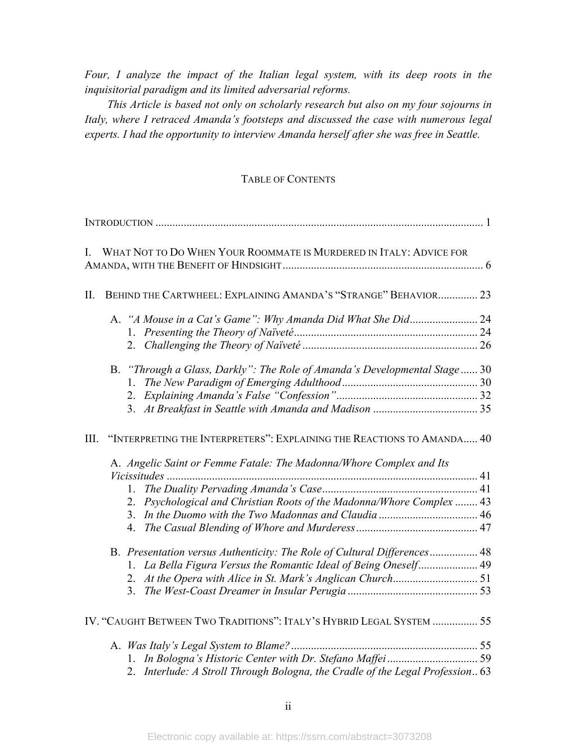*Four, I analyze the impact of the Italian legal system, with its deep roots in the inquisitorial paradigm and its limited adversarial reforms.*

*This Article is based not only on scholarly research but also on my four sojourns in Italy, where I retraced Amanda's footsteps and discussed the case with numerous legal experts. I had the opportunity to interview Amanda herself after she was free in Seattle.*

## TABLE OF CONTENTS

INTRODUCTION .................................................................................................................. 1

I. WHAT NOT TO DO WHEN YOUR ROOMMATE IS MURDERED IN ITALY: ADVICE FOR AMANDA, WITH THE BENEFIT OF HINDSIGHT ...................................................................... 6

II. BEHIND THE CARTWHEEL: EXPLAINING AMANDA'S "STRANGE" BEHAVIOR .............. 23

- A. *"A Mouse in a Cat's Game": Why Amanda Did What She Did* ........................ 24
  1. *Presenting the Theory of Naïveté* ................................................................ 24
  2. *Challenging the Theory of Naïveté* .............................................................. 26
- B. *"Through a Glass, Darkly": The Role of Amanda's Developmental Stage* ...... 30
  1. *The New Paradigm of Emerging Adulthood* ................................................ 30
  2. *Explaining Amanda's False "Confession"* .................................................. 32
  3. *At Breakfast in Seattle with Amanda and Madison* ..................................... 35

III. "INTERPRETING THE INTERPRETERS": EXPLAINING THE REACTIONS TO AMANDA ..... 40

- A. *Angelic Saint or Femme Fatale: The Madonna/Whore Complex and Its Vicissitudes* ............................................................................................................ 41
  1. *The Duality Pervading Amanda's Case* ....................................................... 41
  2. *Psychological and Christian Roots of the Madonna/Whore Complex* ........ 43
  3. *In the Duomo with the Two Madonnas and Claudia* ................................... 46
  4. *The Casual Blending of Whore and Murderess* ........................................... 47
- B. *Presentation versus Authenticity: The Role of Cultural Differences* ................. 48
  1. *La Bella Figura Versus the Romantic Ideal of Being Oneself* ..................... 49
  2. *At the Opera with Alice in St. Mark's Anglican Church* .............................. 51
  3. *The West-Coast Dreamer in Insular Perugia* .............................................. 53

IV. "CAUGHT BETWEEN TWO TRADITIONS": ITALY'S HYBRID LEGAL SYSTEM ................ 55

- A. *Was Italy's Legal System to Blame?* ................................................................. 55
  1. *In Bologna's Historic Center with Dr. Stefano Maffei* ................................ 59
  2. *Interlude: A Stroll Through Bologna, the Cradle of the Legal Profession* .. 63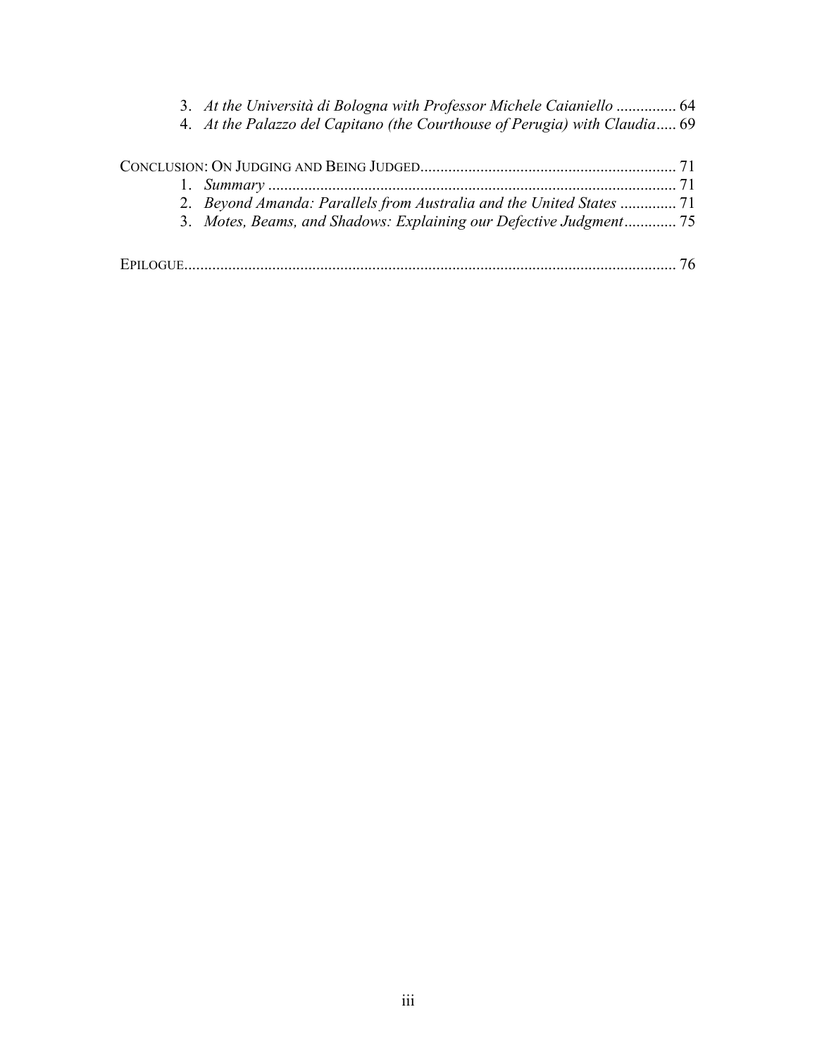3. *At the Università di Bologna with Professor Michele Caianiello* ............... 64
4. *At the Palazzo del Capitano (the Courthouse of Perugia) with Claudia*..... 69

CONCLUSION: ON JUDGING AND BEING JUDGED................................................................ 71

1. *Summary* ...................................................................................................... 71
2. *Beyond Amanda: Parallels from Australia and the United States* .............. 71
3. *Motes, Beams, and Shadows: Explaining our Defective Judgment*............. 75

EPILOGUE.......................................................................................................................... 76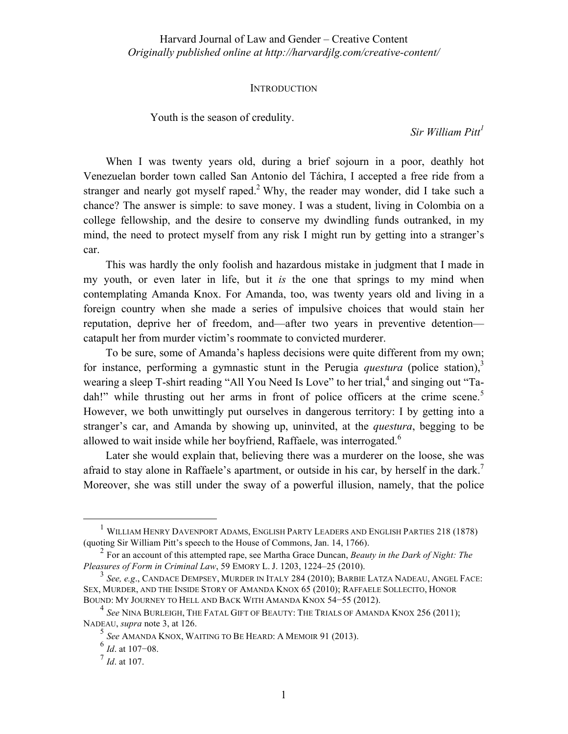## INTRODUCTION

> Youth is the season of credulity.
>
> *Sir William Pitt*[1]

When I was twenty years old, during a brief sojourn in a poor, deathly hot Venezuelan border town called San Antonio del Táchira, I accepted a free ride from a stranger and nearly got myself raped.[2] Why, the reader may wonder, did I take such a chance? The answer is simple: to save money. I was a student, living in Colombia on a college fellowship, and the desire to conserve my dwindling funds outranked, in my mind, the need to protect myself from any risk I might run by getting into a stranger's car.

This was hardly the only foolish and hazardous mistake in judgment that I made in my youth, or even later in life, but it *is* the one that springs to my mind when contemplating Amanda Knox. For Amanda, too, was twenty years old and living in a foreign country when she made a series of impulsive choices that would stain her reputation, deprive her of freedom, and—after two years in preventive detention—catapult her from murder victim's roommate to convicted murderer.

To be sure, some of Amanda's hapless decisions were quite different from my own; for instance, performing a gymnastic stunt in the Perugia *questura* (police station),[3] wearing a sleep T-shirt reading "All You Need Is Love" to her trial,[4] and singing out "Ta-dah!" while thrusting out her arms in front of police officers at the crime scene.[5] However, we both unwittingly put ourselves in dangerous territory: I by getting into a stranger's car, and Amanda by showing up, uninvited, at the *questura*, begging to be allowed to wait inside while her boyfriend, Raffaele, was interrogated.[6]

Later she would explain that, believing there was a murderer on the loose, she was afraid to stay alone in Raffaele's apartment, or outside in his car, by herself in the dark.[7] Moreover, she was still under the sway of a powerful illusion, namely, that the police

---

[1] WILLIAM HENRY DAVENPORT ADAMS, ENGLISH PARTY LEADERS AND ENGLISH PARTIES 218 (1878) (quoting Sir William Pitt's speech to the House of Commons, Jan. 14, 1766).

[2] For an account of this attempted rape, see Martha Grace Duncan, *Beauty in the Dark of Night: The Pleasures of Form in Criminal Law*, 59 EMORY L. J. 1203, 1224–25 (2010).

[3] *See, e.g.*, CANDACE DEMPSEY, MURDER IN ITALY 284 (2010); BARBIE LATZA NADEAU, ANGEL FACE: SEX, MURDER, AND THE INSIDE STORY OF AMANDA KNOX 65 (2010); RAFFAELE SOLLECITO, HONOR BOUND: MY JOURNEY TO HELL AND BACK WITH AMANDA KNOX 54−55 (2012).

[4] *See* NINA BURLEIGH, THE FATAL GIFT OF BEAUTY: THE TRIALS OF AMANDA KNOX 256 (2011); NADEAU, *supra* note 3, at 126.

[5] *See* AMANDA KNOX, WAITING TO BE HEARD: A MEMOIR 91 (2013).

[6] *Id*. at 107−08.

[7] *Id*. at 107.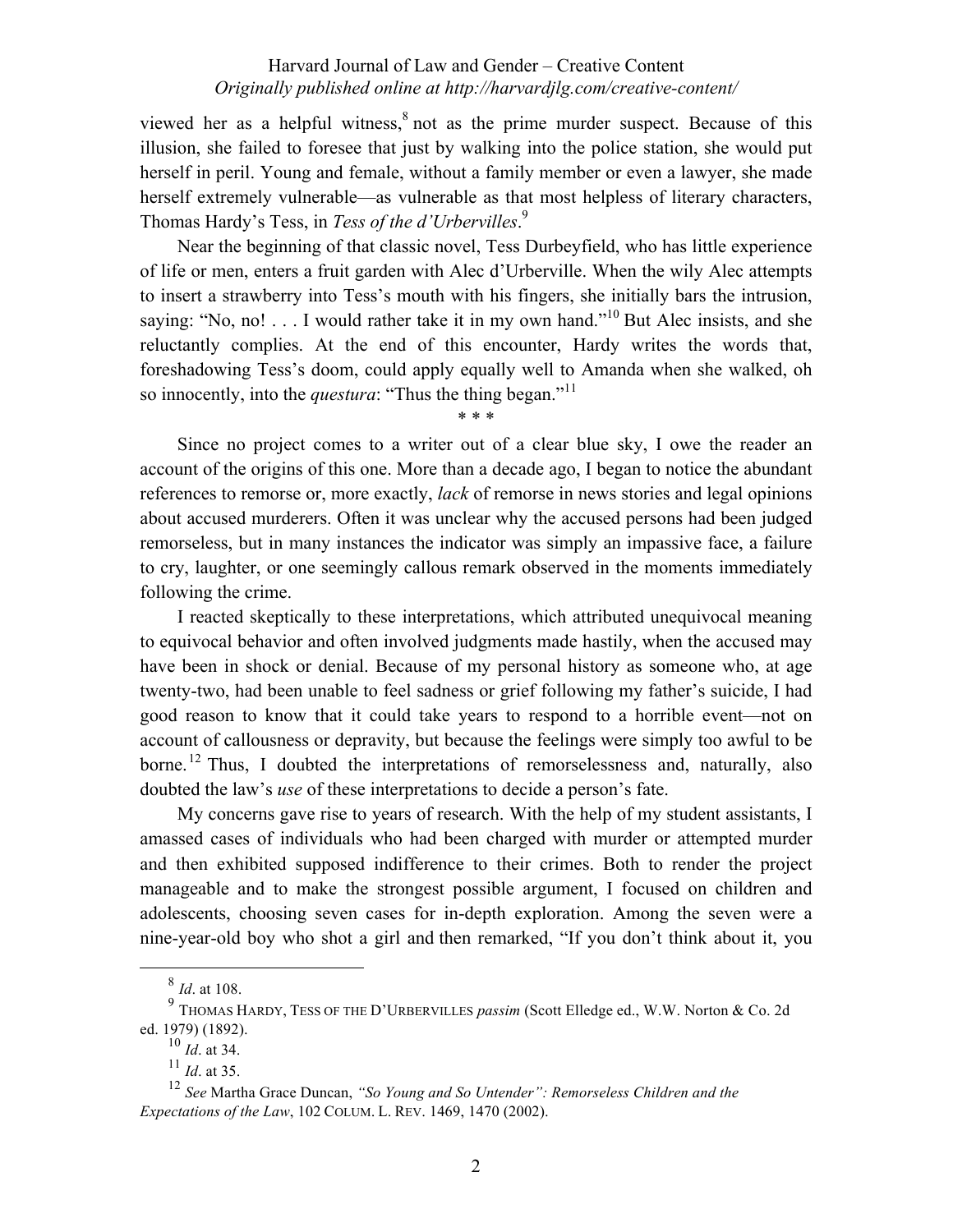viewed her as a helpful witness,[8] not as the prime murder suspect. Because of this illusion, she failed to foresee that just by walking into the police station, she would put herself in peril. Young and female, without a family member or even a lawyer, she made herself extremely vulnerable—as vulnerable as that most helpless of literary characters, Thomas Hardy's Tess, in *Tess of the d'Urbervilles*.[9]

Near the beginning of that classic novel, Tess Durbeyfield, who has little experience of life or men, enters a fruit garden with Alec d'Urberville. When the wily Alec attempts to insert a strawberry into Tess's mouth with his fingers, she initially bars the intrusion, saying: "No, no! . . . I would rather take it in my own hand."[10] But Alec insists, and she reluctantly complies. At the end of this encounter, Hardy writes the words that, foreshadowing Tess's doom, could apply equally well to Amanda when she walked, oh so innocently, into the *questura*: "Thus the thing began."[11]

\* \* \*

Since no project comes to a writer out of a clear blue sky, I owe the reader an account of the origins of this one. More than a decade ago, I began to notice the abundant references to remorse or, more exactly, *lack* of remorse in news stories and legal opinions about accused murderers. Often it was unclear why the accused persons had been judged remorseless, but in many instances the indicator was simply an impassive face, a failure to cry, laughter, or one seemingly callous remark observed in the moments immediately following the crime.

I reacted skeptically to these interpretations, which attributed unequivocal meaning to equivocal behavior and often involved judgments made hastily, when the accused may have been in shock or denial. Because of my personal history as someone who, at age twenty-two, had been unable to feel sadness or grief following my father's suicide, I had good reason to know that it could take years to respond to a horrible event—not on account of callousness or depravity, but because the feelings were simply too awful to be borne.[12] Thus, I doubted the interpretations of remorselessness and, naturally, also doubted the law's *use* of these interpretations to decide a person's fate.

My concerns gave rise to years of research. With the help of my student assistants, I amassed cases of individuals who had been charged with murder or attempted murder and then exhibited supposed indifference to their crimes. Both to render the project manageable and to make the strongest possible argument, I focused on children and adolescents, choosing seven cases for in-depth exploration. Among the seven were a nine-year-old boy who shot a girl and then remarked, "If you don't think about it, you

---

[8] *Id*. at 108.

[9] THOMAS HARDY, TESS OF THE D'URBERVILLES *passim* (Scott Elledge ed., W.W. Norton & Co. 2d ed. 1979) (1892).

[10] *Id*. at 34.

[11] *Id*. at 35.

[12] *See* Martha Grace Duncan, *"So Young and So Untender": Remorseless Children and the Expectations of the Law*, 102 COLUM. L. REV. 1469, 1470 (2002).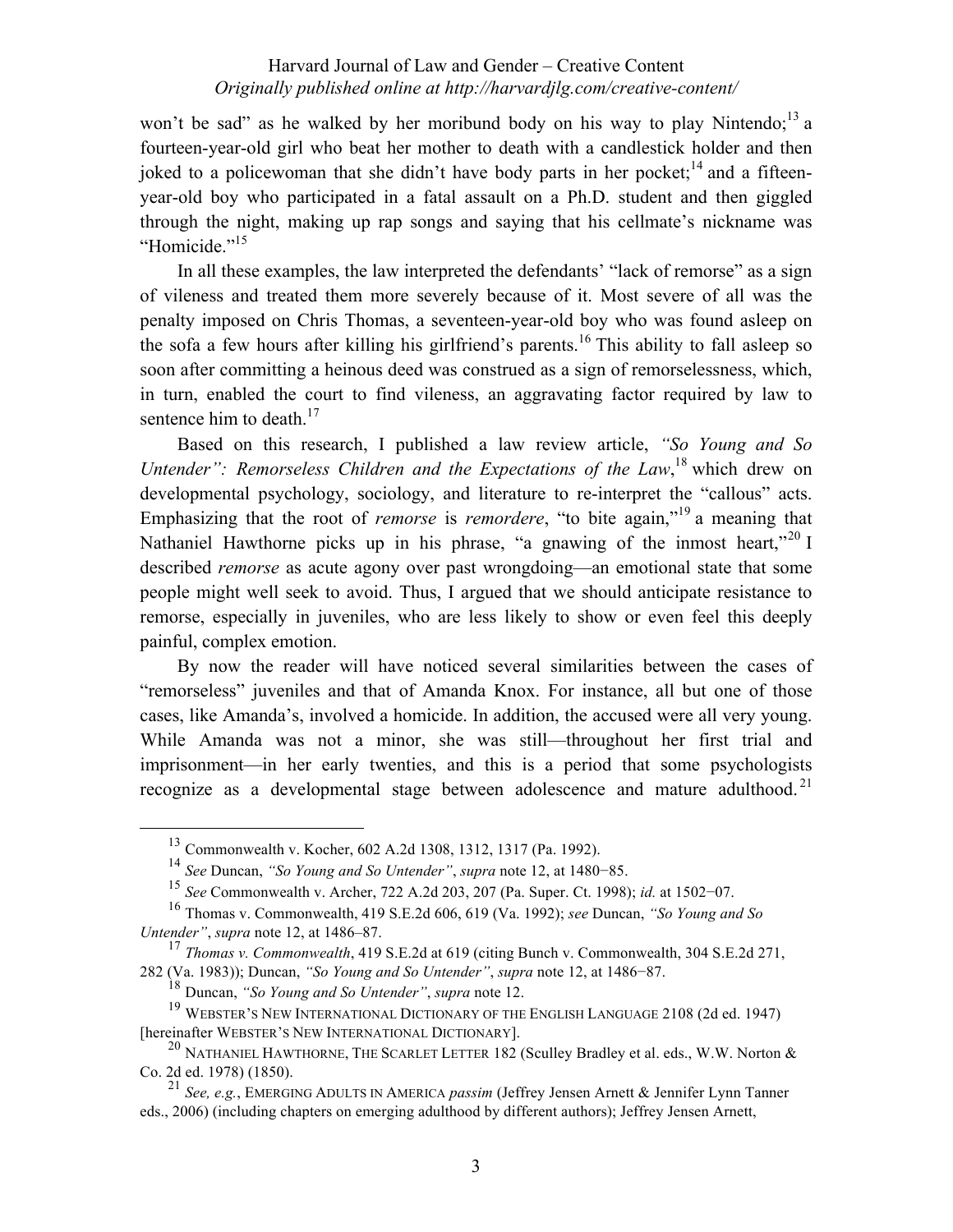won't be sad" as he walked by her moribund body on his way to play Nintendo;[13] a fourteen-year-old girl who beat her mother to death with a candlestick holder and then joked to a policewoman that she didn't have body parts in her pocket;[14] and a fifteen-year-old boy who participated in a fatal assault on a Ph.D. student and then giggled through the night, making up rap songs and saying that his cellmate's nickname was "Homicide."[15]

In all these examples, the law interpreted the defendants' "lack of remorse" as a sign of vileness and treated them more severely because of it. Most severe of all was the penalty imposed on Chris Thomas, a seventeen-year-old boy who was found asleep on the sofa a few hours after killing his girlfriend's parents.[16] This ability to fall asleep so soon after committing a heinous deed was construed as a sign of remorselessness, which, in turn, enabled the court to find vileness, an aggravating factor required by law to sentence him to death.[17]

Based on this research, I published a law review article, *"So Young and So Untender": Remorseless Children and the Expectations of the Law*,[18] which drew on developmental psychology, sociology, and literature to re-interpret the "callous" acts. Emphasizing that the root of *remorse* is *remordere*, "to bite again,"[19] a meaning that Nathaniel Hawthorne picks up in his phrase, "a gnawing of the inmost heart,"[20] I described *remorse* as acute agony over past wrongdoing—an emotional state that some people might well seek to avoid. Thus, I argued that we should anticipate resistance to remorse, especially in juveniles, who are less likely to show or even feel this deeply painful, complex emotion.

By now the reader will have noticed several similarities between the cases of "remorseless" juveniles and that of Amanda Knox. For instance, all but one of those cases, like Amanda's, involved a homicide. In addition, the accused were all very young. While Amanda was not a minor, she was still—throughout her first trial and imprisonment—in her early twenties, and this is a period that some psychologists recognize as a developmental stage between adolescence and mature adulthood.[21]

---

[13] Commonwealth v. Kocher, 602 A.2d 1308, 1312, 1317 (Pa. 1992).

[14] *See* Duncan, *"So Young and So Untender"*, *supra* note 12, at 1480−85.

[15] *See* Commonwealth v. Archer, 722 A.2d 203, 207 (Pa. Super. Ct. 1998); *id.* at 1502−07.

[16] Thomas v. Commonwealth, 419 S.E.2d 606, 619 (Va. 1992); *see* Duncan, *"So Young and So Untender"*, *supra* note 12, at 1486–87.

[17] *Thomas v. Commonwealth*, 419 S.E.2d at 619 (citing Bunch v. Commonwealth, 304 S.E.2d 271, 282 (Va. 1983)); Duncan, *"So Young and So Untender"*, *supra* note 12, at 1486−87.

[18] Duncan, *"So Young and So Untender"*, *supra* note 12.

[19] WEBSTER'S NEW INTERNATIONAL DICTIONARY OF THE ENGLISH LANGUAGE 2108 (2d ed. 1947) [hereinafter WEBSTER'S NEW INTERNATIONAL DICTIONARY].

[20] NATHANIEL HAWTHORNE, THE SCARLET LETTER 182 (Sculley Bradley et al. eds., W.W. Norton & Co. 2d ed. 1978) (1850).

[21] *See, e.g.*, EMERGING ADULTS IN AMERICA *passim* (Jeffrey Jensen Arnett & Jennifer Lynn Tanner eds., 2006) (including chapters on emerging adulthood by different authors); Jeffrey Jensen Arnett,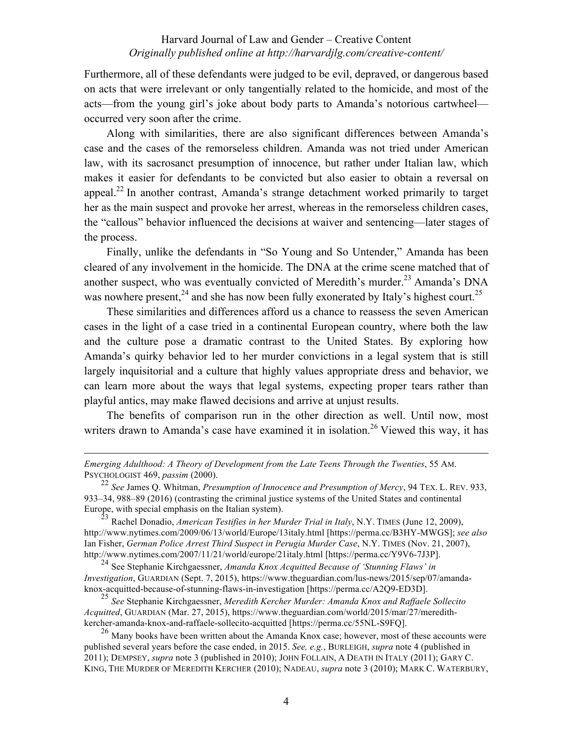Furthermore, all of these defendants were judged to be evil, depraved, or dangerous based on acts that were irrelevant or only tangentially related to the homicide, and most of the acts—from the young girl's joke about body parts to Amanda's notorious cartwheel—occurred very soon after the crime.

Along with similarities, there are also significant differences between Amanda's case and the cases of the remorseless children. Amanda was not tried under American law, with its sacrosanct presumption of innocence, but rather under Italian law, which makes it easier for defendants to be convicted but also easier to obtain a reversal on appeal.[22] In another contrast, Amanda's strange detachment worked primarily to target her as the main suspect and provoke her arrest, whereas in the remorseless children cases, the "callous" behavior influenced the decisions at waiver and sentencing—later stages of the process.

Finally, unlike the defendants in "So Young and So Untender," Amanda has been cleared of any involvement in the homicide. The DNA at the crime scene matched that of another suspect, who was eventually convicted of Meredith's murder.[23] Amanda's DNA was nowhere present,[24] and she has now been fully exonerated by Italy's highest court.[25]

These similarities and differences afford us a chance to reassess the seven American cases in the light of a case tried in a continental European country, where both the law and the culture pose a dramatic contrast to the United States. By exploring how Amanda's quirky behavior led to her murder convictions in a legal system that is still largely inquisitorial and a culture that highly values appropriate dress and behavior, we can learn more about the ways that legal systems, expecting proper tears rather than playful antics, may make flawed decisions and arrive at unjust results.

The benefits of comparison run in the other direction as well. Until now, most writers drawn to Amanda's case have examined it in isolation.[26] Viewed this way, it has

---

*Emerging Adulthood: A Theory of Development from the Late Teens Through the Twenties*, 55 AM. PSYCHOLOGIST 469, *passim* (2000).

[22] *See* James Q. Whitman, *Presumption of Innocence and Presumption of Mercy*, 94 TEX. L. REV. 933, 933–34, 988–89 (2016) (contrasting the criminal justice systems of the United States and continental Europe, with special emphasis on the Italian system).

[23] Rachel Donadio, *American Testifies in her Murder Trial in Italy*, N.Y. TIMES (June 12, 2009), http://www.nytimes.com/2009/06/13/world/Europe/13italy.html [https://perma.cc/B3HY-MWGS]; *see also* Ian Fisher, *German Police Arrest Third Suspect in Perugia Murder Case*, N.Y. TIMES (Nov. 21, 2007), http://www.nytimes.com/2007/11/21/world/europe/21italy.html [https://perma.cc/Y9V6-7J3P].

[24] See Stephanie Kirchgaessner, *Amanda Knox Acquitted Because of 'Stunning Flaws' in Investigation*, GUARDIAN (Sept. 7, 2015), https://www.theguardian.com/lus-news/2015/sep/07/amanda-knox-acquitted-because-of-stunning-flaws-in-investigation [https://perma.cc/A2Q9-ED3D].

[25] *See* Stephanie Kirchgaessner, *Meredith Kercher Murder: Amanda Knox and Raffaele Sollecito Acquitted*, GUARDIAN (Mar. 27, 2015), https://www.theguardian.com/world/2015/mar/27/meredith-kercher-amanda-knox-and-raffaele-sollecito-acquitted [https://perma.cc/55NL-S9FQ].

[26] Many books have been written about the Amanda Knox case; however, most of these accounts were published several years before the case ended, in 2015. *See, e.g.*, BURLEIGH, *supra* note 4 (published in 2011); DEMPSEY, *supra* note 3 (published in 2010); JOHN FOLLAIN, A DEATH IN ITALY (2011); GARY C. KING, THE MURDER OF MEREDITH KERCHER (2010); NADEAU, *supra* note 3 (2010); MARK C. WATERBURY,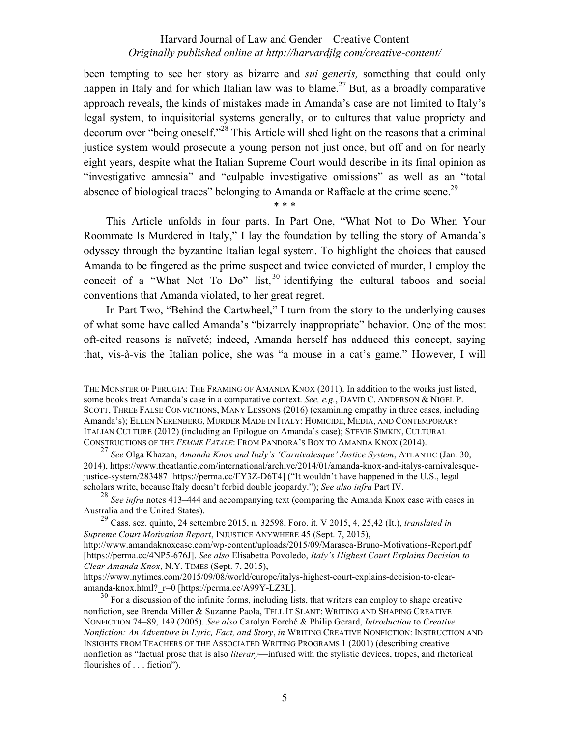been tempting to see her story as bizarre and *sui generis,* something that could only happen in Italy and for which Italian law was to blame.[27] But, as a broadly comparative approach reveals, the kinds of mistakes made in Amanda's case are not limited to Italy's legal system, to inquisitorial systems generally, or to cultures that value propriety and decorum over "being oneself."[28] This Article will shed light on the reasons that a criminal justice system would prosecute a young person not just once, but off and on for nearly eight years, despite what the Italian Supreme Court would describe in its final opinion as "investigative amnesia" and "culpable investigative omissions" as well as an "total absence of biological traces" belonging to Amanda or Raffaele at the crime scene.[29]

\* \* \*

This Article unfolds in four parts. In Part One, "What Not to Do When Your Roommate Is Murdered in Italy," I lay the foundation by telling the story of Amanda's odyssey through the byzantine Italian legal system. To highlight the choices that caused Amanda to be fingered as the prime suspect and twice convicted of murder, I employ the conceit of a "What Not To Do" list,[30] identifying the cultural taboos and social conventions that Amanda violated, to her great regret.

In Part Two, "Behind the Cartwheel," I turn from the story to the underlying causes of what some have called Amanda's "bizarrely inappropriate" behavior. One of the most oft-cited reasons is naïveté; indeed, Amanda herself has adduced this concept, saying that, vis-à-vis the Italian police, she was "a mouse in a cat's game." However, I will

---

THE MONSTER OF PERUGIA: THE FRAMING OF AMANDA KNOX (2011). In addition to the works just listed, some books treat Amanda's case in a comparative context. *See, e.g.*, DAVID C. ANDERSON & NIGEL P. SCOTT, THREE FALSE CONVICTIONS, MANY LESSONS (2016) (examining empathy in three cases, including Amanda's); ELLEN NERENBERG, MURDER MADE IN ITALY: HOMICIDE, MEDIA, AND CONTEMPORARY ITALIAN CULTURE (2012) (including an Epilogue on Amanda's case); STEVIE SIMKIN, CULTURAL CONSTRUCTIONS OF THE *FEMME FATALE*: FROM PANDORA'S BOX TO AMANDA KNOX (2014).

[27] *See* Olga Khazan, *Amanda Knox and Italy's 'Carnivalesque' Justice System*, ATLANTIC (Jan. 30, 2014), https://www.theatlantic.com/international/archive/2014/01/amanda-knox-and-italys-carnivalesque-justice-system/283487 [https://perma.cc/FY3Z-D6T4] ("It wouldn't have happened in the U.S., legal scholars write, because Italy doesn't forbid double jeopardy."); *See also infra* Part IV.

[28] *See infra* notes 413–444 and accompanying text (comparing the Amanda Knox case with cases in Australia and the United States).

[29] Cass. sez. quinto, 24 settembre 2015, n. 32598, Foro. it. V 2015, 4, 25,42 (It.), *translated in Supreme Court Motivation Report*, INJUSTICE ANYWHERE 45 (Sept. 7, 2015), http://www.amandaknoxcase.com/wp-content/uploads/2015/09/Marasca-Bruno-Motivations-Report.pdf [https://perma.cc/4NP5-676J]. *See also* Elisabetta Povoledo, *Italy's Highest Court Explains Decision to Clear Amanda Knox*, N.Y. TIMES (Sept. 7, 2015), https://www.nytimes.com/2015/09/08/world/europe/italys-highest-court-explains-decision-to-clear-amanda-knox.html?_r=0 [https://perma.cc/A99Y-LZ3L].

[30] For a discussion of the infinite forms, including lists, that writers can employ to shape creative nonfiction, see Brenda Miller & Suzanne Paola, TELL IT SLANT: WRITING AND SHAPING CREATIVE NONFICTION 74–89, 149 (2005). *See also* Carolyn Forché & Philip Gerard, *Introduction* to *Creative Nonfiction: An Adventure in Lyric, Fact, and Story*, *in* WRITING CREATIVE NONFICTION: INSTRUCTION AND INSIGHTS FROM TEACHERS OF THE ASSOCIATED WRITING PROGRAMS 1 (2001) (describing creative nonfiction as "factual prose that is also *literary*—infused with the stylistic devices, tropes, and rhetorical flourishes of . . . fiction").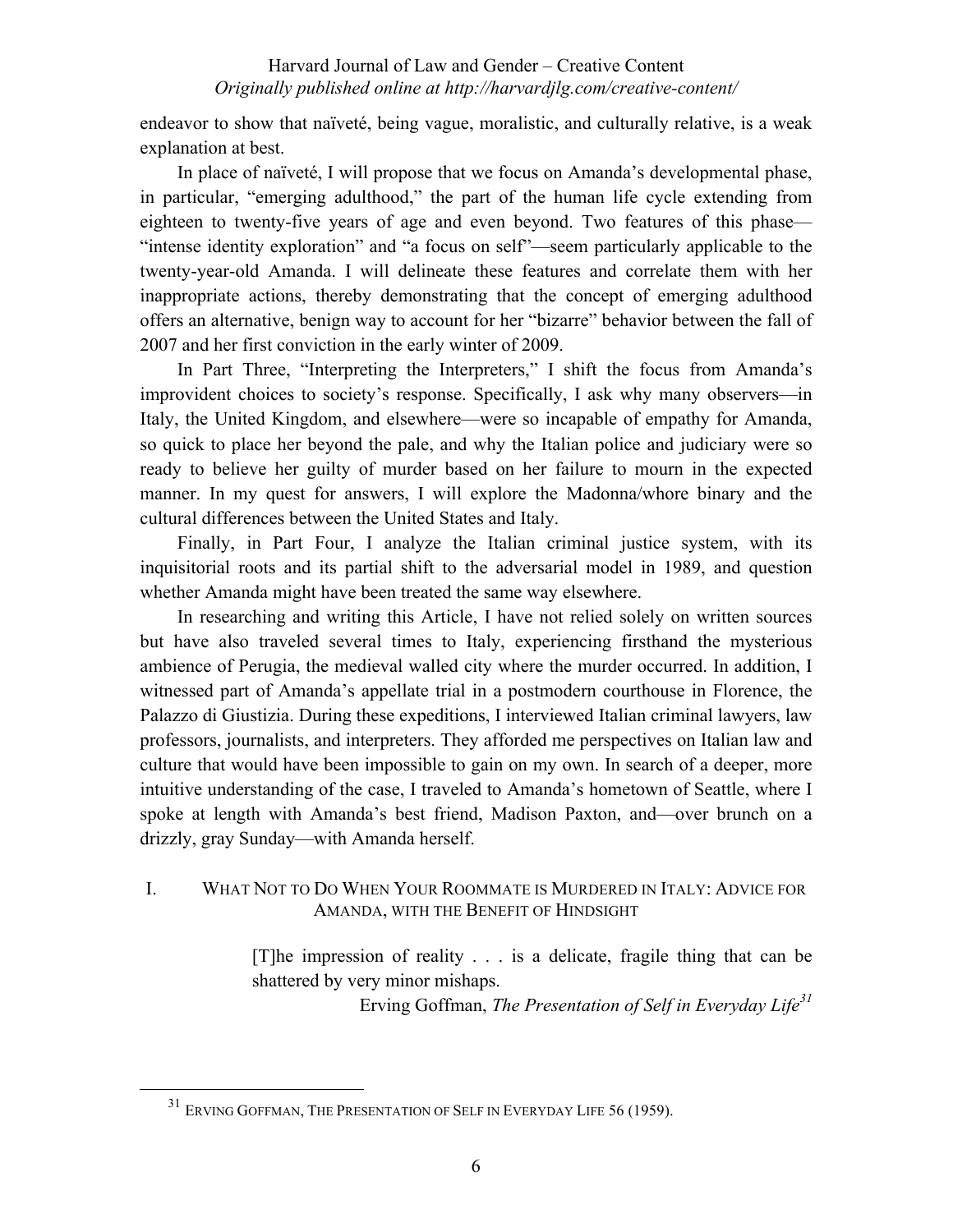endeavor to show that naïveté, being vague, moralistic, and culturally relative, is a weak explanation at best.

In place of naïveté, I will propose that we focus on Amanda's developmental phase, in particular, "emerging adulthood," the part of the human life cycle extending from eighteen to twenty-five years of age and even beyond. Two features of this phase—"intense identity exploration" and "a focus on self"—seem particularly applicable to the twenty-year-old Amanda. I will delineate these features and correlate them with her inappropriate actions, thereby demonstrating that the concept of emerging adulthood offers an alternative, benign way to account for her "bizarre" behavior between the fall of 2007 and her first conviction in the early winter of 2009.

In Part Three, "Interpreting the Interpreters," I shift the focus from Amanda's improvident choices to society's response. Specifically, I ask why many observers—in Italy, the United Kingdom, and elsewhere—were so incapable of empathy for Amanda, so quick to place her beyond the pale, and why the Italian police and judiciary were so ready to believe her guilty of murder based on her failure to mourn in the expected manner. In my quest for answers, I will explore the Madonna/whore binary and the cultural differences between the United States and Italy.

Finally, in Part Four, I analyze the Italian criminal justice system, with its inquisitorial roots and its partial shift to the adversarial model in 1989, and question whether Amanda might have been treated the same way elsewhere.

In researching and writing this Article, I have not relied solely on written sources but have also traveled several times to Italy, experiencing firsthand the mysterious ambience of Perugia, the medieval walled city where the murder occurred. In addition, I witnessed part of Amanda's appellate trial in a postmodern courthouse in Florence, the Palazzo di Giustizia. During these expeditions, I interviewed Italian criminal lawyers, law professors, journalists, and interpreters. They afforded me perspectives on Italian law and culture that would have been impossible to gain on my own. In search of a deeper, more intuitive understanding of the case, I traveled to Amanda's hometown of Seattle, where I spoke at length with Amanda's best friend, Madison Paxton, and—over brunch on a drizzly, gray Sunday—with Amanda herself.

## I. What Not to Do When Your Roommate is Murdered in Italy: Advice for Amanda, with the Benefit of Hindsight

> [T]he impression of reality . . . is a delicate, fragile thing that can be shattered by very minor mishaps.
>
> Erving Goffman, *The Presentation of Self in Everyday Life*[31]

[31] Erving Goffman, The Presentation of Self in Everyday Life 56 (1959).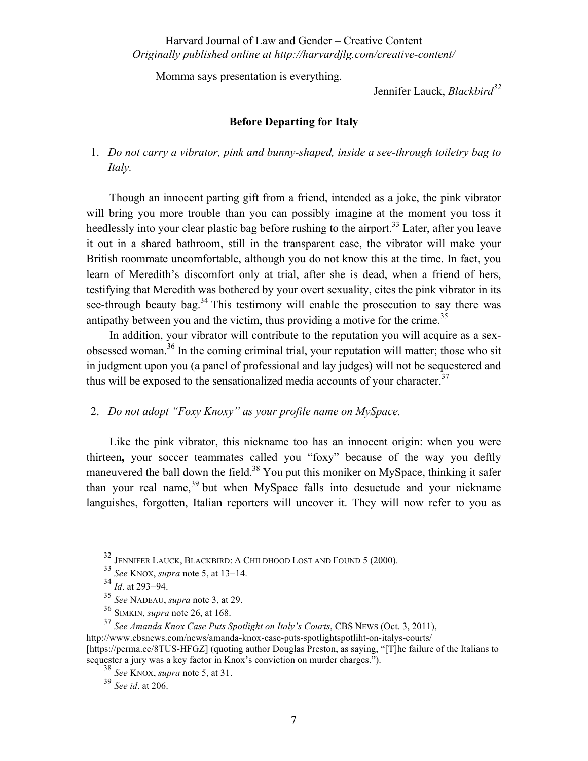Momma says presentation is everything.

Jennifer Lauck, *Blackbird*[32]

## Before Departing for Italy

1. *Do not carry a vibrator, pink and bunny-shaped, inside a see-through toiletry bag to Italy.*

Though an innocent parting gift from a friend, intended as a joke, the pink vibrator will bring you more trouble than you can possibly imagine at the moment you toss it heedlessly into your clear plastic bag before rushing to the airport.[33] Later, after you leave it out in a shared bathroom, still in the transparent case, the vibrator will make your British roommate uncomfortable, although you do not know this at the time. In fact, you learn of Meredith's discomfort only at trial, after she is dead, when a friend of hers, testifying that Meredith was bothered by your overt sexuality, cites the pink vibrator in its see-through beauty bag.[34] This testimony will enable the prosecution to say there was antipathy between you and the victim, thus providing a motive for the crime.[35]

In addition, your vibrator will contribute to the reputation you will acquire as a sex-obsessed woman.[36] In the coming criminal trial, your reputation will matter; those who sit in judgment upon you (a panel of professional and lay judges) will not be sequestered and thus will be exposed to the sensationalized media accounts of your character.[37]

2. *Do not adopt "Foxy Knoxy" as your profile name on MySpace.*

Like the pink vibrator, this nickname too has an innocent origin: when you were thirteen**,** your soccer teammates called you "foxy" because of the way you deftly maneuvered the ball down the field.[38] You put this moniker on MySpace, thinking it safer than your real name,[39] but when MySpace falls into desuetude and your nickname languishes, forgotten, Italian reporters will uncover it. They will now refer to you as

---

[32] JENNIFER LAUCK, BLACKBIRD: A CHILDHOOD LOST AND FOUND 5 (2000).

[33] *See* KNOX, *supra* note 5, at 13−14.

[34] *Id*. at 293−94.

[35] *See* NADEAU, *supra* note 3, at 29.

[36] SIMKIN, *supra* note 26, at 168.

[37] *See Amanda Knox Case Puts Spotlight on Italy's Courts*, CBS NEWS (Oct. 3, 2011), http://www.cbsnews.com/news/amanda-knox-case-puts-spotlightspotliht-on-italys-courts/ [https://perma.cc/8TUS-HFGZ] (quoting author Douglas Preston, as saying, "[T]he failure of the Italians to sequester a jury was a key factor in Knox's conviction on murder charges.").

[38] *See* KNOX, *supra* note 5, at 31.

[39] *See id*. at 206.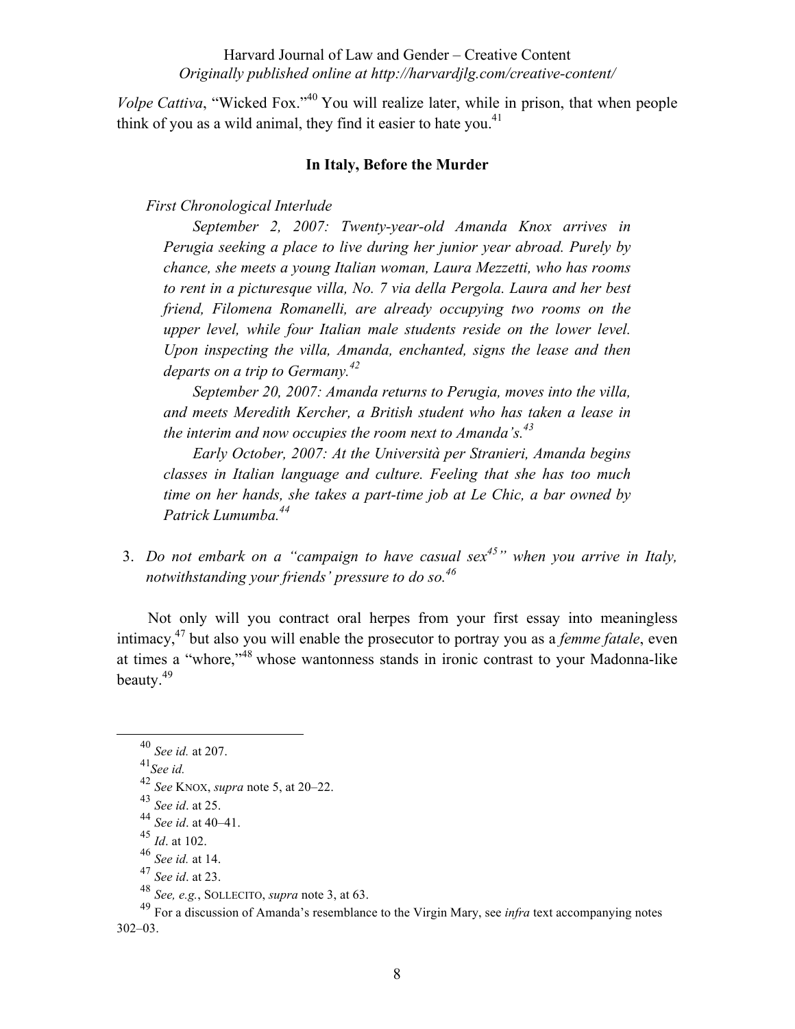*Volpe Cattiva*, "Wicked Fox."[40] You will realize later, while in prison, that when people think of you as a wild animal, they find it easier to hate you.[41]

**In Italy, Before the Murder**

*First Chronological Interlude*

> *September 2, 2007: Twenty-year-old Amanda Knox arrives in Perugia seeking a place to live during her junior year abroad. Purely by chance, she meets a young Italian woman, Laura Mezzetti, who has rooms to rent in a picturesque villa, No. 7 via della Pergola. Laura and her best friend, Filomena Romanelli, are already occupying two rooms on the upper level, while four Italian male students reside on the lower level. Upon inspecting the villa, Amanda, enchanted, signs the lease and then departs on a trip to Germany.*[42]
>
> *September 20, 2007: Amanda returns to Perugia, moves into the villa, and meets Meredith Kercher, a British student who has taken a lease in the interim and now occupies the room next to Amanda's.*[43]
>
> *Early October, 2007: At the Università per Stranieri, Amanda begins classes in Italian language and culture. Feeling that she has too much time on her hands, she takes a part-time job at Le Chic, a bar owned by Patrick Lumumba.*[44]

3. *Do not embark on a "campaign to have casual sex*[45]*" when you arrive in Italy, notwithstanding your friends' pressure to do so.*[46]

Not only will you contract oral herpes from your first essay into meaningless intimacy,[47] but also you will enable the prosecutor to portray you as a *femme fatale*, even at times a "whore,"[48] whose wantonness stands in ironic contrast to your Madonna-like beauty.[49]

---

[40] *See id.* at 207.

[41] *See id.*

[42] *See* KNOX, *supra* note 5, at 20–22.

[43] *See id*. at 25.

[44] *See id*. at 40–41.

[45] *Id*. at 102.

[46] *See id.* at 14.

[47] *See id*. at 23.

[48] *See, e.g.*, SOLLECITO, *supra* note 3, at 63.

[49] For a discussion of Amanda's resemblance to the Virgin Mary, see *infra* text accompanying notes 302–03.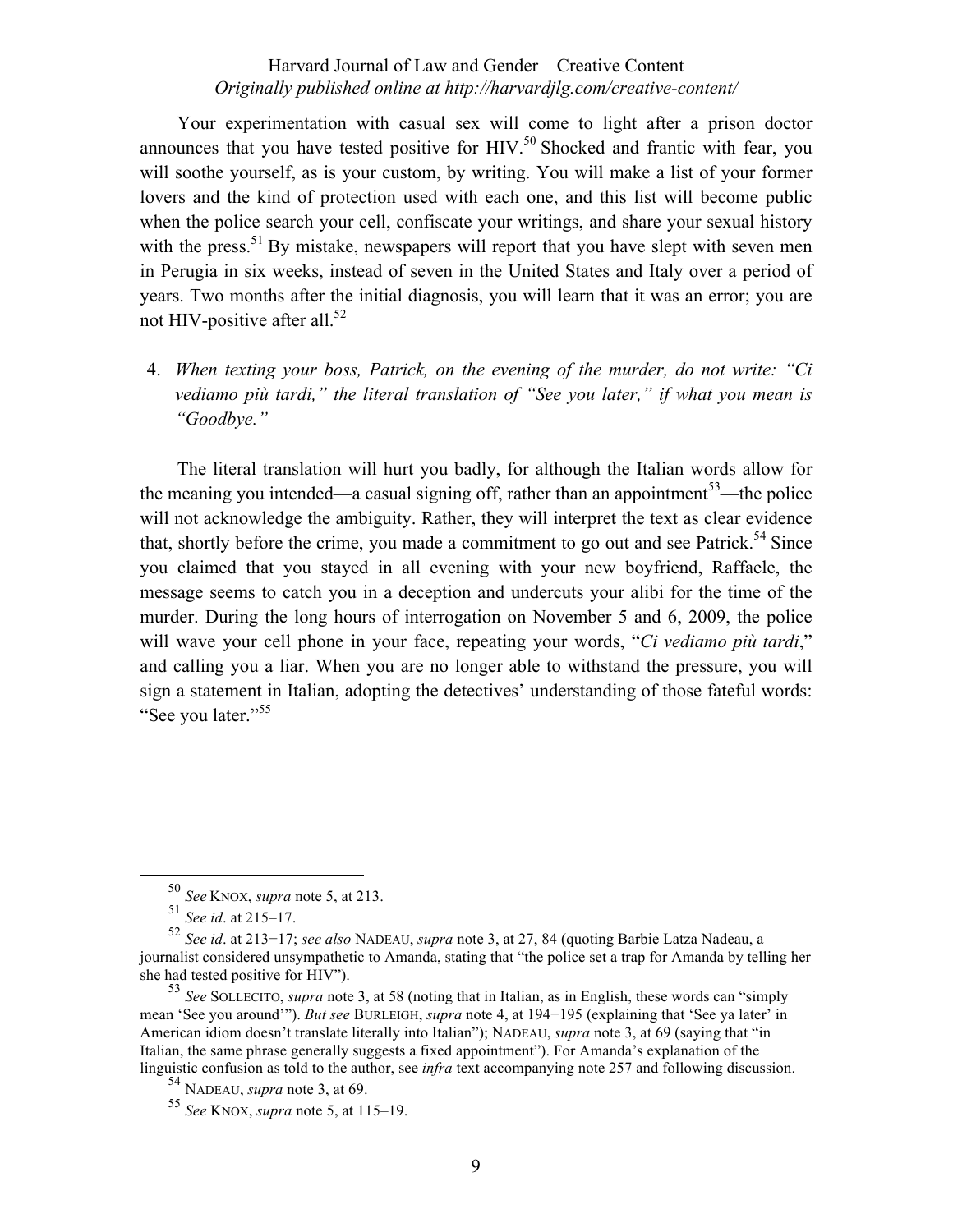Your experimentation with casual sex will come to light after a prison doctor announces that you have tested positive for HIV.[50] Shocked and frantic with fear, you will soothe yourself, as is your custom, by writing. You will make a list of your former lovers and the kind of protection used with each one, and this list will become public when the police search your cell, confiscate your writings, and share your sexual history with the press.[51] By mistake, newspapers will report that you have slept with seven men in Perugia in six weeks, instead of seven in the United States and Italy over a period of years. Two months after the initial diagnosis, you will learn that it was an error; you are not HIV-positive after all.[52]

4. *When texting your boss, Patrick, on the evening of the murder, do not write: "Ci vediamo più tardi," the literal translation of "See you later," if what you mean is "Goodbye."*

The literal translation will hurt you badly, for although the Italian words allow for the meaning you intended—a casual signing off, rather than an appointment[53]—the police will not acknowledge the ambiguity. Rather, they will interpret the text as clear evidence that, shortly before the crime, you made a commitment to go out and see Patrick.[54] Since you claimed that you stayed in all evening with your new boyfriend, Raffaele, the message seems to catch you in a deception and undercuts your alibi for the time of the murder. During the long hours of interrogation on November 5 and 6, 2009, the police will wave your cell phone in your face, repeating your words, "*Ci vediamo più tardi*," and calling you a liar. When you are no longer able to withstand the pressure, you will sign a statement in Italian, adopting the detectives' understanding of those fateful words: "See you later."[55]

---

[50] *See* KNOX, *supra* note 5, at 213.

[51] *See id*. at 215–17.

[52] *See id*. at 213−17; *see also* NADEAU, *supra* note 3, at 27, 84 (quoting Barbie Latza Nadeau, a journalist considered unsympathetic to Amanda, stating that "the police set a trap for Amanda by telling her she had tested positive for HIV").

[53] *See* SOLLECITO, *supra* note 3, at 58 (noting that in Italian, as in English, these words can "simply mean 'See you around'"). *But see* BURLEIGH, *supra* note 4, at 194−195 (explaining that 'See ya later' in American idiom doesn't translate literally into Italian"); NADEAU, *supra* note 3, at 69 (saying that "in Italian, the same phrase generally suggests a fixed appointment"). For Amanda's explanation of the linguistic confusion as told to the author, see *infra* text accompanying note 257 and following discussion.

[54] NADEAU, *supra* note 3, at 69.

[55] *See* KNOX, *supra* note 5, at 115–19.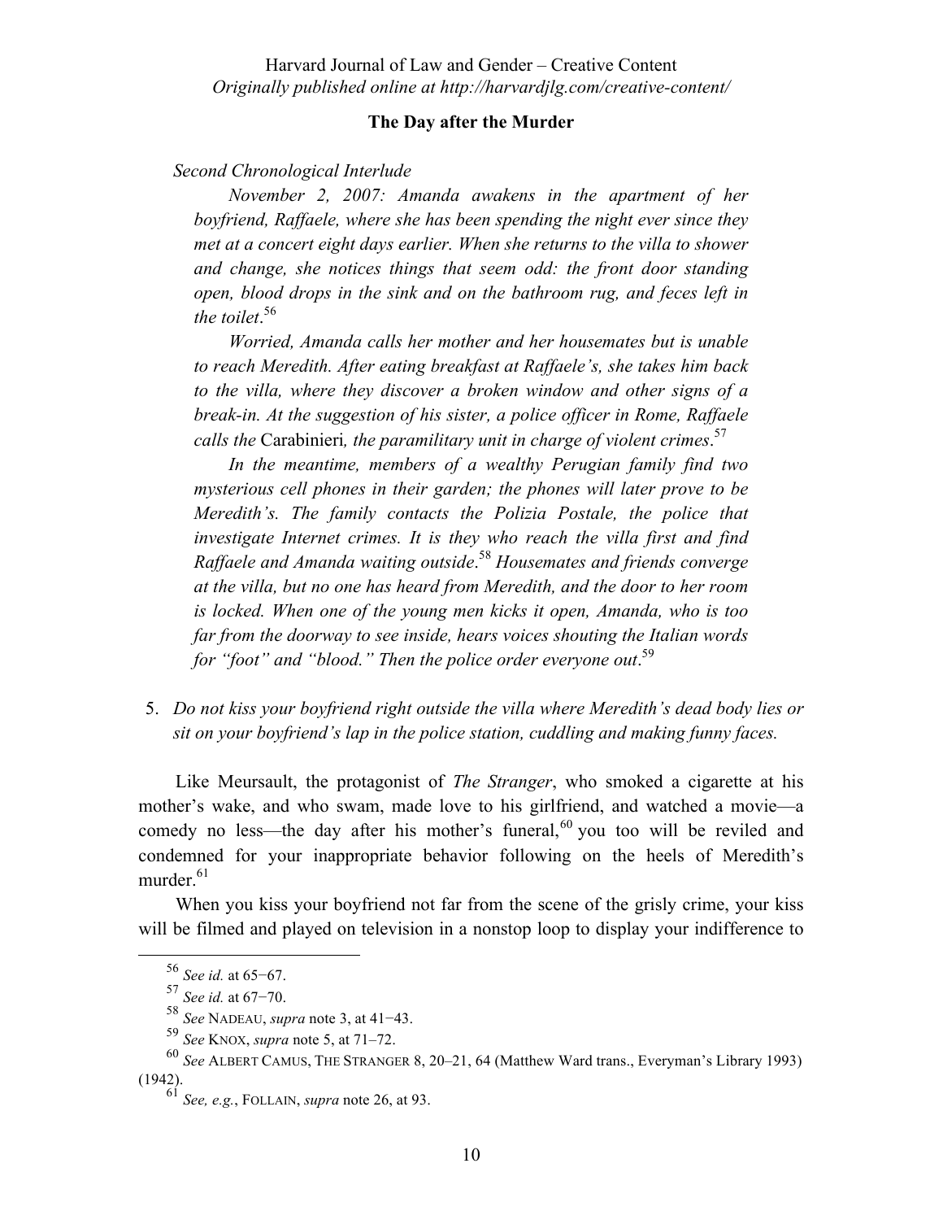**The Day after the Murder**

*Second Chronological Interlude*

*November 2, 2007: Amanda awakens in the apartment of her boyfriend, Raffaele, where she has been spending the night ever since they met at a concert eight days earlier. When she returns to the villa to shower and change, she notices things that seem odd: the front door standing open, blood drops in the sink and on the bathroom rug, and feces left in the toilet*.[56]

*Worried, Amanda calls her mother and her housemates but is unable to reach Meredith. After eating breakfast at Raffaele's, she takes him back to the villa, where they discover a broken window and other signs of a break-in. At the suggestion of his sister, a police officer in Rome, Raffaele calls the* Carabinieri*, the paramilitary unit in charge of violent crimes*.[57]

*In the meantime, members of a wealthy Perugian family find two mysterious cell phones in their garden; the phones will later prove to be Meredith's. The family contacts the Polizia Postale, the police that investigate Internet crimes. It is they who reach the villa first and find Raffaele and Amanda waiting outside*.[58] *Housemates and friends converge at the villa, but no one has heard from Meredith, and the door to her room is locked. When one of the young men kicks it open, Amanda, who is too far from the doorway to see inside, hears voices shouting the Italian words for "foot" and "blood." Then the police order everyone out*.[59]

5. *Do not kiss your boyfriend right outside the villa where Meredith's dead body lies or sit on your boyfriend's lap in the police station, cuddling and making funny faces.*

Like Meursault, the protagonist of *The Stranger*, who smoked a cigarette at his mother's wake, and who swam, made love to his girlfriend, and watched a movie—a comedy no less—the day after his mother's funeral,[60] you too will be reviled and condemned for your inappropriate behavior following on the heels of Meredith's murder.[61]

When you kiss your boyfriend not far from the scene of the grisly crime, your kiss will be filmed and played on television in a nonstop loop to display your indifference to

---

[56] *See id.* at 65−67.

[57] *See id.* at 67−70.

[58] *See* NADEAU, *supra* note 3, at 41−43.

[59] *See* KNOX, *supra* note 5, at 71–72.

[60] *See* ALBERT CAMUS, THE STRANGER 8, 20–21, 64 (Matthew Ward trans., Everyman's Library 1993) (1942).

[61] *See, e.g.*, FOLLAIN, *supra* note 26, at 93.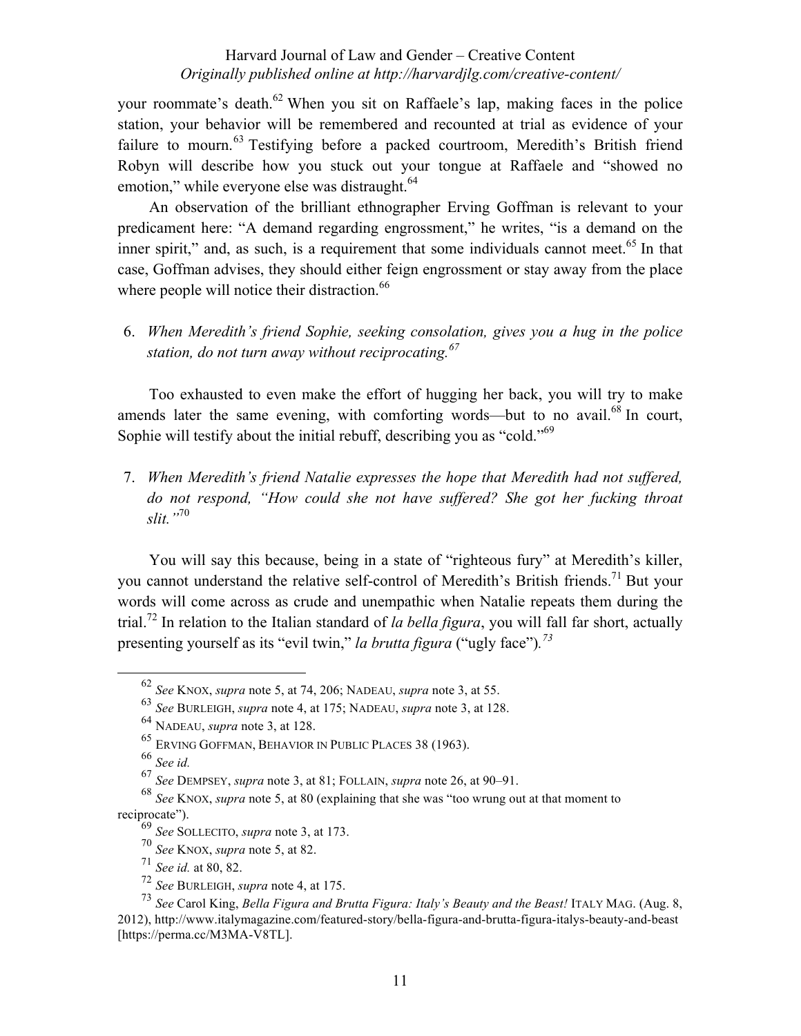your roommate's death.[62] When you sit on Raffaele's lap, making faces in the police station, your behavior will be remembered and recounted at trial as evidence of your failure to mourn.[63] Testifying before a packed courtroom, Meredith's British friend Robyn will describe how you stuck out your tongue at Raffaele and "showed no emotion," while everyone else was distraught.[64]

An observation of the brilliant ethnographer Erving Goffman is relevant to your predicament here: "A demand regarding engrossment," he writes, "is a demand on the inner spirit," and, as such, is a requirement that some individuals cannot meet.[65] In that case, Goffman advises, they should either feign engrossment or stay away from the place where people will notice their distraction.[66]

6. *When Meredith's friend Sophie, seeking consolation, gives you a hug in the police station, do not turn away without reciprocating.*[67]

Too exhausted to even make the effort of hugging her back, you will try to make amends later the same evening, with comforting words—but to no avail.[68] In court, Sophie will testify about the initial rebuff, describing you as "cold."[69]

7. *When Meredith's friend Natalie expresses the hope that Meredith had not suffered, do not respond, "How could she not have suffered? She got her fucking throat slit."*[70]

You will say this because, being in a state of "righteous fury" at Meredith's killer, you cannot understand the relative self-control of Meredith's British friends.[71] But your words will come across as crude and unempathic when Natalie repeats them during the trial.[72] In relation to the Italian standard of *la bella figura*, you will fall far short, actually presenting yourself as its "evil twin," *la brutta figura* ("ugly face").[73]

---

[62] *See* KNOX, *supra* note 5, at 74, 206; NADEAU, *supra* note 3, at 55.

[63] *See* BURLEIGH, *supra* note 4, at 175; NADEAU, *supra* note 3, at 128.

[64] NADEAU, *supra* note 3, at 128.

[65] ERVING GOFFMAN, BEHAVIOR IN PUBLIC PLACES 38 (1963).

[66] *See id.*

[67] *See* DEMPSEY, *supra* note 3, at 81; FOLLAIN, *supra* note 26, at 90–91.

[68] *See* KNOX, *supra* note 5, at 80 (explaining that she was "too wrung out at that moment to reciprocate").

[69] *See* SOLLECITO, *supra* note 3, at 173.

[70] *See* KNOX, *supra* note 5, at 82.

[71] *See id.* at 80, 82.

[72] *See* BURLEIGH, *supra* note 4, at 175.

[73] *See* Carol King, *Bella Figura and Brutta Figura: Italy's Beauty and the Beast!* ITALY MAG. (Aug. 8, 2012), http://www.italymagazine.com/featured-story/bella-figura-and-brutta-figura-italys-beauty-and-beast [https://perma.cc/M3MA-V8TL].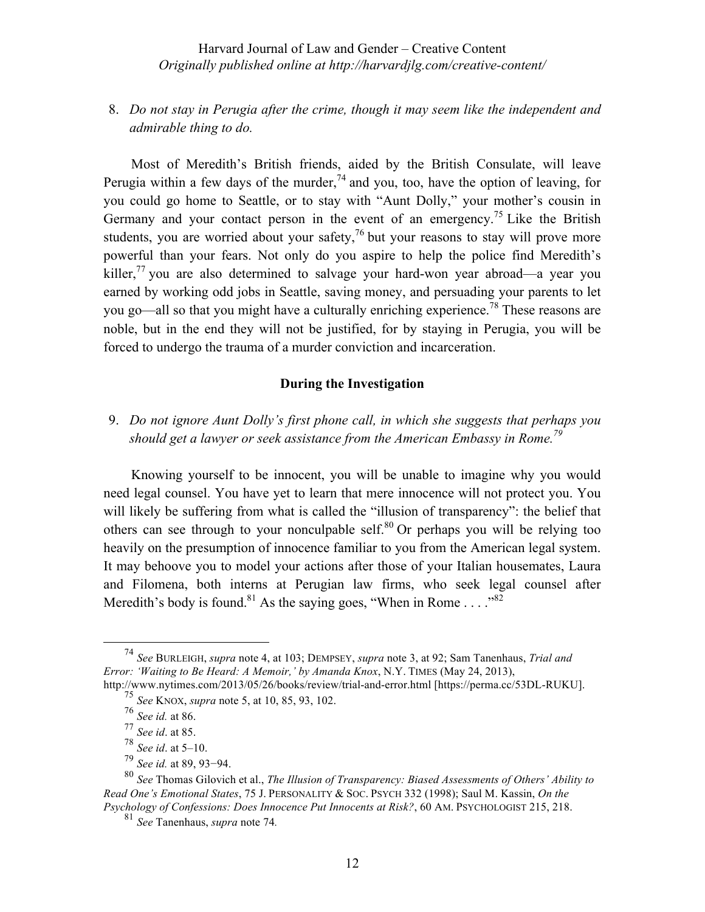8. *Do not stay in Perugia after the crime, though it may seem like the independent and admirable thing to do.*

Most of Meredith's British friends, aided by the British Consulate, will leave Perugia within a few days of the murder,[74] and you, too, have the option of leaving, for you could go home to Seattle, or to stay with "Aunt Dolly," your mother's cousin in Germany and your contact person in the event of an emergency.[75] Like the British students, you are worried about your safety,[76] but your reasons to stay will prove more powerful than your fears. Not only do you aspire to help the police find Meredith's killer,[77] you are also determined to salvage your hard-won year abroad—a year you earned by working odd jobs in Seattle, saving money, and persuading your parents to let you go—all so that you might have a culturally enriching experience.[78] These reasons are noble, but in the end they will not be justified, for by staying in Perugia, you will be forced to undergo the trauma of a murder conviction and incarceration.

**During the Investigation**

9. *Do not ignore Aunt Dolly's first phone call, in which she suggests that perhaps you should get a lawyer or seek assistance from the American Embassy in Rome.*[79]

Knowing yourself to be innocent, you will be unable to imagine why you would need legal counsel. You have yet to learn that mere innocence will not protect you. You will likely be suffering from what is called the "illusion of transparency": the belief that others can see through to your nonculpable self.[80] Or perhaps you will be relying too heavily on the presumption of innocence familiar to you from the American legal system. It may behoove you to model your actions after those of your Italian housemates, Laura and Filomena, both interns at Perugian law firms, who seek legal counsel after Meredith's body is found.[81] As the saying goes, "When in Rome . . . ."[82]

---

[74] *See* BURLEIGH, *supra* note 4, at 103; DEMPSEY, *supra* note 3, at 92; Sam Tanenhaus, *Trial and Error: 'Waiting to Be Heard: A Memoir,' by Amanda Knox*, N.Y. TIMES (May 24, 2013), http://www.nytimes.com/2013/05/26/books/review/trial-and-error.html [https://perma.cc/53DL-RUKU].

[75] *See* KNOX, *supra* note 5, at 10, 85, 93, 102.

[76] *See id.* at 86.

[77] *See id*. at 85.

[78] *See id*. at 5–10.

[79] *See id.* at 89, 93−94.

[80] *See* Thomas Gilovich et al., *The Illusion of Transparency: Biased Assessments of Others' Ability to Read One's Emotional States*, 75 J. PERSONALITY & SOC. PSYCH 332 (1998); Saul M. Kassin, *On the Psychology of Confessions: Does Innocence Put Innocents at Risk?*, 60 AM. PSYCHOLOGIST 215, 218.

[81] *See* Tanenhaus, *supra* note 74.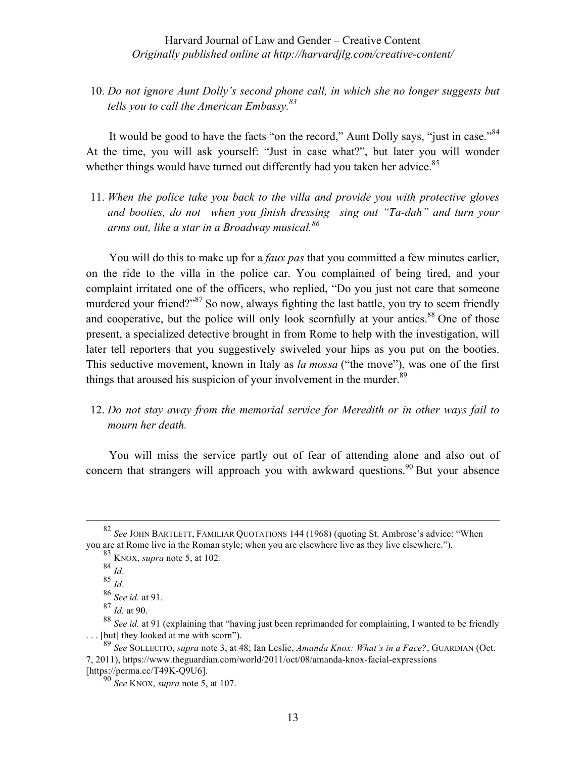10. *Do not ignore Aunt Dolly's second phone call, in which she no longer suggests but tells you to call the American Embassy.*[83]

It would be good to have the facts "on the record," Aunt Dolly says, "just in case."[84] At the time, you will ask yourself: "Just in case what?", but later you will wonder whether things would have turned out differently had you taken her advice.[85]

11. *When the police take you back to the villa and provide you with protective gloves and booties, do not—when you finish dressing—sing out "Ta-dah" and turn your arms out, like a star in a Broadway musical.*[86]

You will do this to make up for a *faux pas* that you committed a few minutes earlier, on the ride to the villa in the police car. You complained of being tired, and your complaint irritated one of the officers, who replied, "Do you just not care that someone murdered your friend?"[87] So now, always fighting the last battle, you try to seem friendly and cooperative, but the police will only look scornfully at your antics.[88] One of those present, a specialized detective brought in from Rome to help with the investigation, will later tell reporters that you suggestively swiveled your hips as you put on the booties. This seductive movement, known in Italy as *la mossa* ("the move"), was one of the first things that aroused his suspicion of your involvement in the murder.[89]

12. *Do not stay away from the memorial service for Meredith or in other ways fail to mourn her death.*

You will miss the service partly out of fear of attending alone and also out of concern that strangers will approach you with awkward questions.[90] But your absence

---

[82] *See* JOHN BARTLETT, FAMILIAR QUOTATIONS 144 (1968) (quoting St. Ambrose's advice: "When you are at Rome live in the Roman style; when you are elsewhere live as they live elsewhere.").

[83] KNOX, *supra* note 5, at 102.

[84] *Id*.

[85] *Id*.

[86] *See id.* at 91.

[87] *Id.* at 90.

[88] *See id.* at 91 (explaining that "having just been reprimanded for complaining, I wanted to be friendly . . . [but] they looked at me with scorn").

[89] *See* SOLLECITO, *supra* note 3, at 48; Ian Leslie, *Amanda Knox: What's in a Face?*, GUARDIAN (Oct. 7, 2011), https://www.theguardian.com/world/2011/oct/08/amanda-knox-facial-expressions [https://perma.cc/T49K-Q9U6].

[90] *See* KNOX, *supra* note 5, at 107.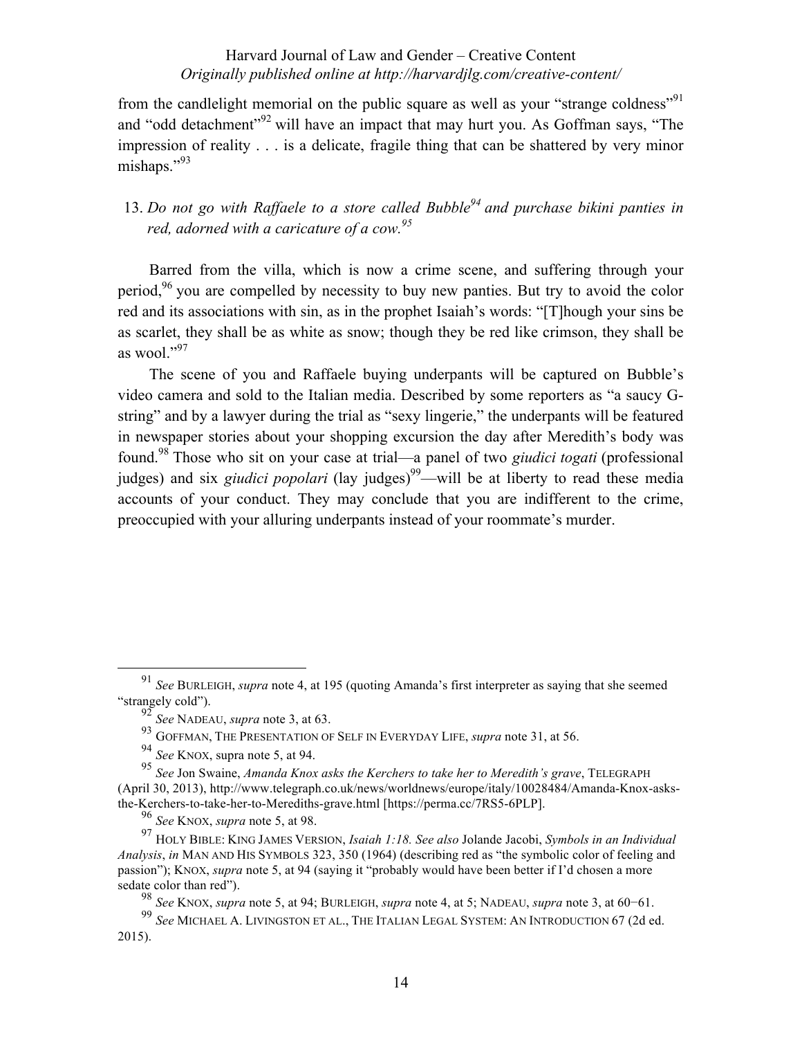from the candlelight memorial on the public square as well as your "strange coldness"[91] and "odd detachment"[92] will have an impact that may hurt you. As Goffman says, "The impression of reality . . . is a delicate, fragile thing that can be shattered by very minor mishaps."[93]

13. *Do not go with Raffaele to a store called Bubble[94] and purchase bikini panties in red, adorned with a caricature of a cow.[95]*

Barred from the villa, which is now a crime scene, and suffering through your period,[96] you are compelled by necessity to buy new panties. But try to avoid the color red and its associations with sin, as in the prophet Isaiah's words: "[T]hough your sins be as scarlet, they shall be as white as snow; though they be red like crimson, they shall be as wool."[97]

The scene of you and Raffaele buying underpants will be captured on Bubble's video camera and sold to the Italian media. Described by some reporters as "a saucy G-string" and by a lawyer during the trial as "sexy lingerie," the underpants will be featured in newspaper stories about your shopping excursion the day after Meredith's body was found.[98] Those who sit on your case at trial—a panel of two *giudici togati* (professional judges) and six *giudici popolari* (lay judges)[99]—will be at liberty to read these media accounts of your conduct. They may conclude that you are indifferent to the crime, preoccupied with your alluring underpants instead of your roommate's murder.

---

[91] *See* BURLEIGH, *supra* note 4, at 195 (quoting Amanda's first interpreter as saying that she seemed "strangely cold").

[92] *See* NADEAU, *supra* note 3, at 63.

[93] GOFFMAN, THE PRESENTATION OF SELF IN EVERYDAY LIFE, *supra* note 31, at 56.

[94] *See* KNOX, supra note 5, at 94.

[95] *See* Jon Swaine, *Amanda Knox asks the Kerchers to take her to Meredith's grave*, TELEGRAPH (April 30, 2013), http://www.telegraph.co.uk/news/worldnews/europe/italy/10028484/Amanda-Knox-asks-the-Kerchers-to-take-her-to-Merediths-grave.html [https://perma.cc/7RS5-6PLP].

[96] *See* KNOX, *supra* note 5, at 98.

[97] HOLY BIBLE: KING JAMES VERSION, *Isaiah 1:18. See also* Jolande Jacobi, *Symbols in an Individual Analysis*, *in* MAN AND HIS SYMBOLS 323, 350 (1964) (describing red as "the symbolic color of feeling and passion"); KNOX, *supra* note 5, at 94 (saying it "probably would have been better if I'd chosen a more sedate color than red").

[98] *See* KNOX, *supra* note 5, at 94; BURLEIGH, *supra* note 4, at 5; NADEAU, *supra* note 3, at 60−61.

[99] *See* MICHAEL A. LIVINGSTON ET AL., THE ITALIAN LEGAL SYSTEM: AN INTRODUCTION 67 (2d ed. 2015).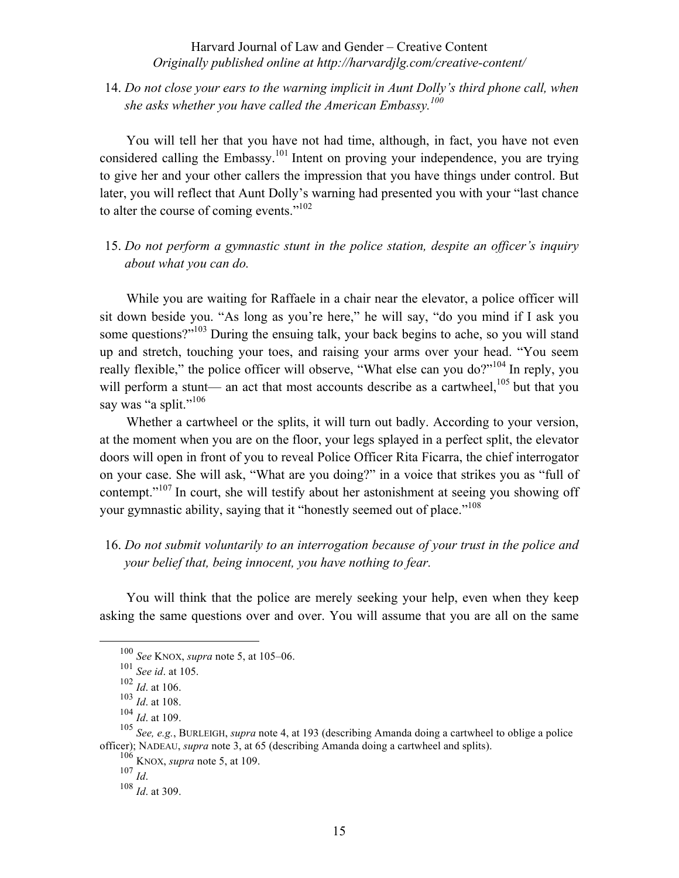14. *Do not close your ears to the warning implicit in Aunt Dolly's third phone call, when she asks whether you have called the American Embassy.*[100]

You will tell her that you have not had time, although, in fact, you have not even considered calling the Embassy.[101] Intent on proving your independence, you are trying to give her and your other callers the impression that you have things under control. But later, you will reflect that Aunt Dolly's warning had presented you with your "last chance to alter the course of coming events."[102]

15. *Do not perform a gymnastic stunt in the police station, despite an officer's inquiry about what you can do.*

While you are waiting for Raffaele in a chair near the elevator, a police officer will sit down beside you. "As long as you're here," he will say, "do you mind if I ask you some questions?"[103] During the ensuing talk, your back begins to ache, so you will stand up and stretch, touching your toes, and raising your arms over your head. "You seem really flexible," the police officer will observe, "What else can you do?"[104] In reply, you will perform a stunt— an act that most accounts describe as a cartwheel,[105] but that you say was "a split."[106]

Whether a cartwheel or the splits, it will turn out badly. According to your version, at the moment when you are on the floor, your legs splayed in a perfect split, the elevator doors will open in front of you to reveal Police Officer Rita Ficarra, the chief interrogator on your case. She will ask, "What are you doing?" in a voice that strikes you as "full of contempt."[107] In court, she will testify about her astonishment at seeing you showing off your gymnastic ability, saying that it "honestly seemed out of place."[108]

16. *Do not submit voluntarily to an interrogation because of your trust in the police and your belief that, being innocent, you have nothing to fear.*

You will think that the police are merely seeking your help, even when they keep asking the same questions over and over. You will assume that you are all on the same

---

[100] *See* KNOX, *supra* note 5, at 105–06.

[101] *See id*. at 105.

[102] *Id*. at 106.

[103] *Id*. at 108.

[104] *Id*. at 109.

[105] *See, e.g.*, BURLEIGH, *supra* note 4, at 193 (describing Amanda doing a cartwheel to oblige a police officer); NADEAU, *supra* note 3, at 65 (describing Amanda doing a cartwheel and splits).

[106] KNOX, *supra* note 5, at 109.

[107] *Id*.

[108] *Id*. at 309.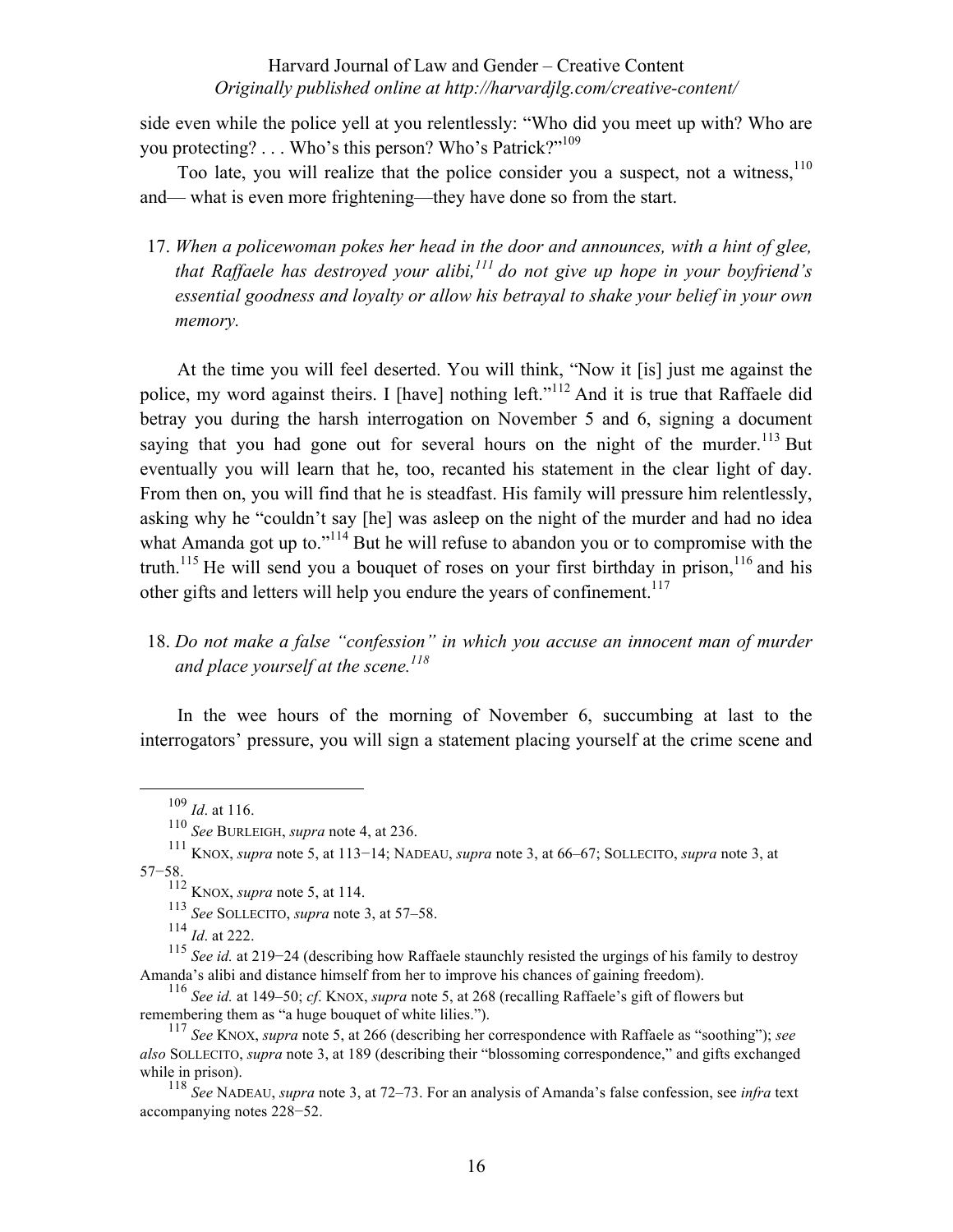side even while the police yell at you relentlessly: "Who did you meet up with? Who are you protecting? . . . Who's this person? Who's Patrick?"[109]

Too late, you will realize that the police consider you a suspect, not a witness,[110] and— what is even more frightening—they have done so from the start.

17. *When a policewoman pokes her head in the door and announces, with a hint of glee, that Raffaele has destroyed your alibi,[111] do not give up hope in your boyfriend's essential goodness and loyalty or allow his betrayal to shake your belief in your own memory.*

At the time you will feel deserted. You will think, "Now it [is] just me against the police, my word against theirs. I [have] nothing left."[112] And it is true that Raffaele did betray you during the harsh interrogation on November 5 and 6, signing a document saying that you had gone out for several hours on the night of the murder.[113] But eventually you will learn that he, too, recanted his statement in the clear light of day. From then on, you will find that he is steadfast. His family will pressure him relentlessly, asking why he "couldn't say [he] was asleep on the night of the murder and had no idea what Amanda got up to."[114] But he will refuse to abandon you or to compromise with the truth.[115] He will send you a bouquet of roses on your first birthday in prison,[116] and his other gifts and letters will help you endure the years of confinement.[117]

18. *Do not make a false "confession" in which you accuse an innocent man of murder and place yourself at the scene.[118]*

In the wee hours of the morning of November 6, succumbing at last to the interrogators' pressure, you will sign a statement placing yourself at the crime scene and

---

[109] *Id*. at 116.

[110] *See* BURLEIGH, *supra* note 4, at 236.

[111] KNOX, *supra* note 5, at 113−14; NADEAU, *supra* note 3, at 66–67; SOLLECITO, *supra* note 3, at 57−58.

[112] KNOX, *supra* note 5, at 114.

[113] *See* SOLLECITO, *supra* note 3, at 57–58.

[114] *Id*. at 222.

[115] *See id.* at 219−24 (describing how Raffaele staunchly resisted the urgings of his family to destroy Amanda's alibi and distance himself from her to improve his chances of gaining freedom).

[116] *See id.* at 149–50; *cf*. KNOX, *supra* note 5, at 268 (recalling Raffaele's gift of flowers but remembering them as "a huge bouquet of white lilies.").

[117] *See* KNOX, *supra* note 5, at 266 (describing her correspondence with Raffaele as "soothing"); *see also* SOLLECITO, *supra* note 3, at 189 (describing their "blossoming correspondence," and gifts exchanged while in prison).

[118] *See* NADEAU, *supra* note 3, at 72–73. For an analysis of Amanda's false confession, see *infra* text accompanying notes 228−52.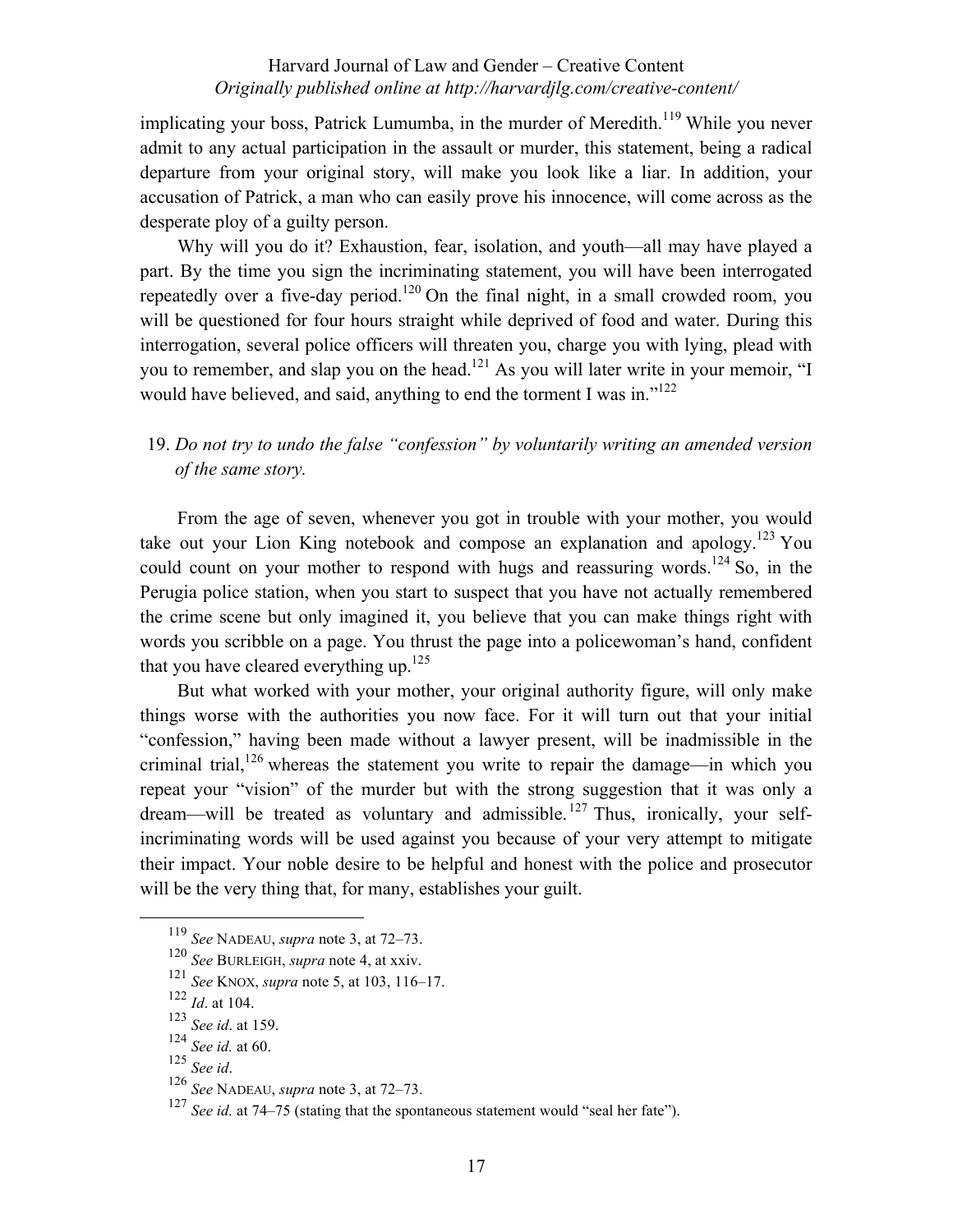implicating your boss, Patrick Lumumba, in the murder of Meredith.[119] While you never admit to any actual participation in the assault or murder, this statement, being a radical departure from your original story, will make you look like a liar. In addition, your accusation of Patrick, a man who can easily prove his innocence, will come across as the desperate ploy of a guilty person.

Why will you do it? Exhaustion, fear, isolation, and youth—all may have played a part. By the time you sign the incriminating statement, you will have been interrogated repeatedly over a five-day period.[120] On the final night, in a small crowded room, you will be questioned for four hours straight while deprived of food and water. During this interrogation, several police officers will threaten you, charge you with lying, plead with you to remember, and slap you on the head.[121] As you will later write in your memoir, "I would have believed, and said, anything to end the torment I was in."[122]

19. *Do not try to undo the false "confession" by voluntarily writing an amended version of the same story.*

From the age of seven, whenever you got in trouble with your mother, you would take out your Lion King notebook and compose an explanation and apology.[123] You could count on your mother to respond with hugs and reassuring words.[124] So, in the Perugia police station, when you start to suspect that you have not actually remembered the crime scene but only imagined it, you believe that you can make things right with words you scribble on a page. You thrust the page into a policewoman's hand, confident that you have cleared everything up.[125]

But what worked with your mother, your original authority figure, will only make things worse with the authorities you now face. For it will turn out that your initial "confession," having been made without a lawyer present, will be inadmissible in the criminal trial,[126] whereas the statement you write to repair the damage—in which you repeat your "vision" of the murder but with the strong suggestion that it was only a dream—will be treated as voluntary and admissible.[127] Thus, ironically, your self-incriminating words will be used against you because of your very attempt to mitigate their impact. Your noble desire to be helpful and honest with the police and prosecutor will be the very thing that, for many, establishes your guilt.

---

[119] *See* NADEAU, *supra* note 3, at 72–73.

[120] *See* BURLEIGH, *supra* note 4, at xxiv.

[121] *See* KNOX, *supra* note 5, at 103, 116–17.

[122] *Id*. at 104.

[123] *See id*. at 159.

[124] *See id.* at 60.

[125] *See id*.

[126] *See* NADEAU, *supra* note 3, at 72–73.

[127] *See id.* at 74–75 (stating that the spontaneous statement would "seal her fate").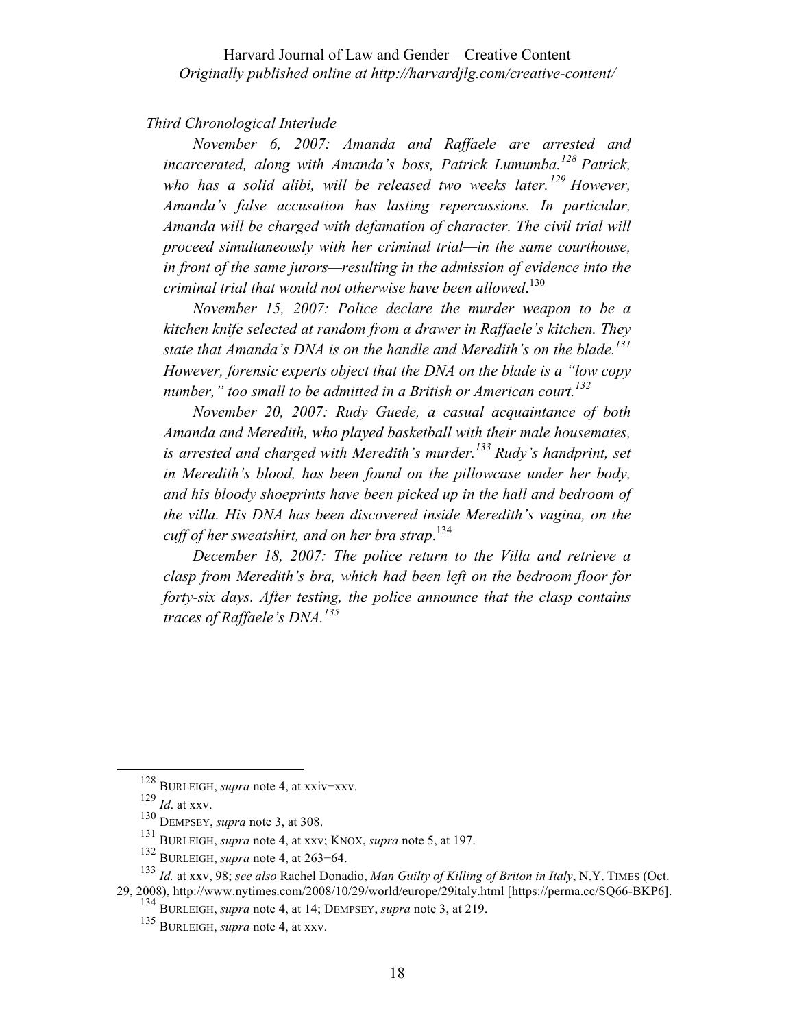*Third Chronological Interlude*

*November 6, 2007: Amanda and Raffaele are arrested and incarcerated, along with Amanda's boss, Patrick Lumumba.*[128] *Patrick, who has a solid alibi, will be released two weeks later.*[129] *However, Amanda's false accusation has lasting repercussions. In particular, Amanda will be charged with defamation of character. The civil trial will proceed simultaneously with her criminal trial—in the same courthouse, in front of the same jurors—resulting in the admission of evidence into the criminal trial that would not otherwise have been allowed.*[130]

*November 15, 2007: Police declare the murder weapon to be a kitchen knife selected at random from a drawer in Raffaele's kitchen. They state that Amanda's DNA is on the handle and Meredith's on the blade.*[131] *However, forensic experts object that the DNA on the blade is a "low copy number," too small to be admitted in a British or American court.*[132]

*November 20, 2007: Rudy Guede, a casual acquaintance of both Amanda and Meredith, who played basketball with their male housemates, is arrested and charged with Meredith's murder.*[133] *Rudy's handprint, set in Meredith's blood, has been found on the pillowcase under her body, and his bloody shoeprints have been picked up in the hall and bedroom of the villa. His DNA has been discovered inside Meredith's vagina, on the cuff of her sweatshirt, and on her bra strap.*[134]

*December 18, 2007: The police return to the Villa and retrieve a clasp from Meredith's bra, which had been left on the bedroom floor for forty-six days. After testing, the police announce that the clasp contains traces of Raffaele's DNA.*[135]

---

[128] BURLEIGH, *supra* note 4, at xxiv−xxv.

[129] *Id*. at xxv.

[130] DEMPSEY, *supra* note 3, at 308.

[131] BURLEIGH, *supra* note 4, at xxv; KNOX, *supra* note 5, at 197.

[132] BURLEIGH, *supra* note 4, at 263−64.

[133] *Id.* at xxv, 98; *see also* Rachel Donadio, *Man Guilty of Killing of Briton in Italy*, N.Y. TIMES (Oct. 29, 2008), http://www.nytimes.com/2008/10/29/world/europe/29italy.html [https://perma.cc/SQ66-BKP6].

[134] BURLEIGH, *supra* note 4, at 14; DEMPSEY, *supra* note 3, at 219.

[135] BURLEIGH, *supra* note 4, at xxv.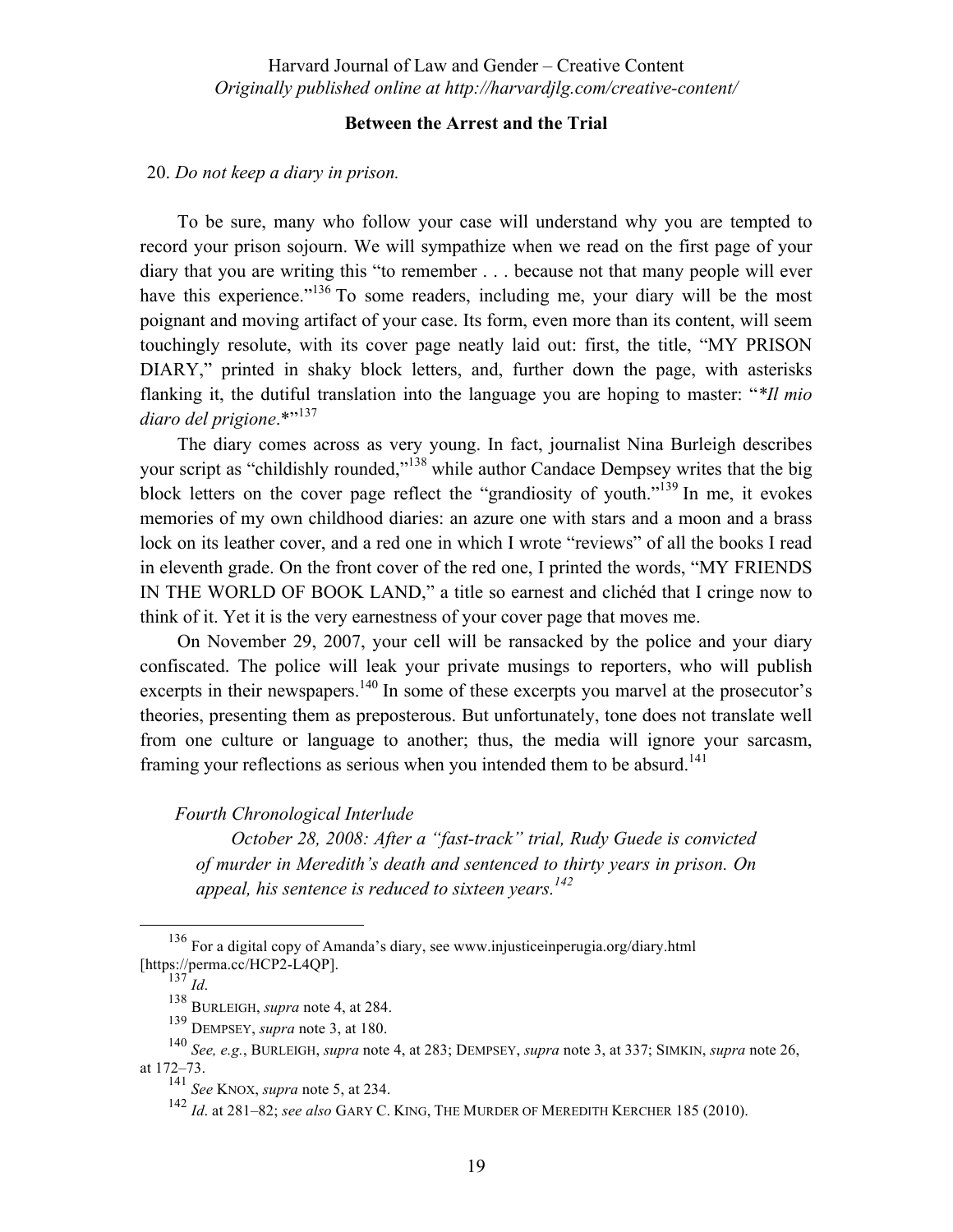**Between the Arrest and the Trial**

20. *Do not keep a diary in prison.*

To be sure, many who follow your case will understand why you are tempted to record your prison sojourn. We will sympathize when we read on the first page of your diary that you are writing this "to remember . . . because not that many people will ever have this experience."[136] To some readers, including me, your diary will be the most poignant and moving artifact of your case. Its form, even more than its content, will seem touchingly resolute, with its cover page neatly laid out: first, the title, "MY PRISON DIARY," printed in shaky block letters, and, further down the page, with asterisks flanking it, the dutiful translation into the language you are hoping to master: "*\*Il mio diaro del prigione*.*"[137]

The diary comes across as very young. In fact, journalist Nina Burleigh describes your script as "childishly rounded,"[138] while author Candace Dempsey writes that the big block letters on the cover page reflect the "grandiosity of youth."[139] In me, it evokes memories of my own childhood diaries: an azure one with stars and a moon and a brass lock on its leather cover, and a red one in which I wrote "reviews" of all the books I read in eleventh grade. On the front cover of the red one, I printed the words, "MY FRIENDS IN THE WORLD OF BOOK LAND," a title so earnest and clichéd that I cringe now to think of it. Yet it is the very earnestness of your cover page that moves me.

On November 29, 2007, your cell will be ransacked by the police and your diary confiscated. The police will leak your private musings to reporters, who will publish excerpts in their newspapers.[140] In some of these excerpts you marvel at the prosecutor's theories, presenting them as preposterous. But unfortunately, tone does not translate well from one culture or language to another; thus, the media will ignore your sarcasm, framing your reflections as serious when you intended them to be absurd.[141]

*Fourth Chronological Interlude*

> *October 28, 2008: After a "fast-track" trial, Rudy Guede is convicted of murder in Meredith's death and sentenced to thirty years in prison. On appeal, his sentence is reduced to sixteen years.*[142]

---

[136] For a digital copy of Amanda's diary, see www.injusticeinperugia.org/diary.html [https://perma.cc/HCP2-L4QP].

[137] *Id*.

[138] BURLEIGH, *supra* note 4, at 284.

[139] DEMPSEY, *supra* note 3, at 180.

[140] *See, e.g.*, BURLEIGH, *supra* note 4, at 283; DEMPSEY, *supra* note 3, at 337; SIMKIN, *supra* note 26, at 172–73.

[141] *See* KNOX, *supra* note 5, at 234.

[142] *Id*. at 281–82; *see also* GARY C. KING, THE MURDER OF MEREDITH KERCHER 185 (2010).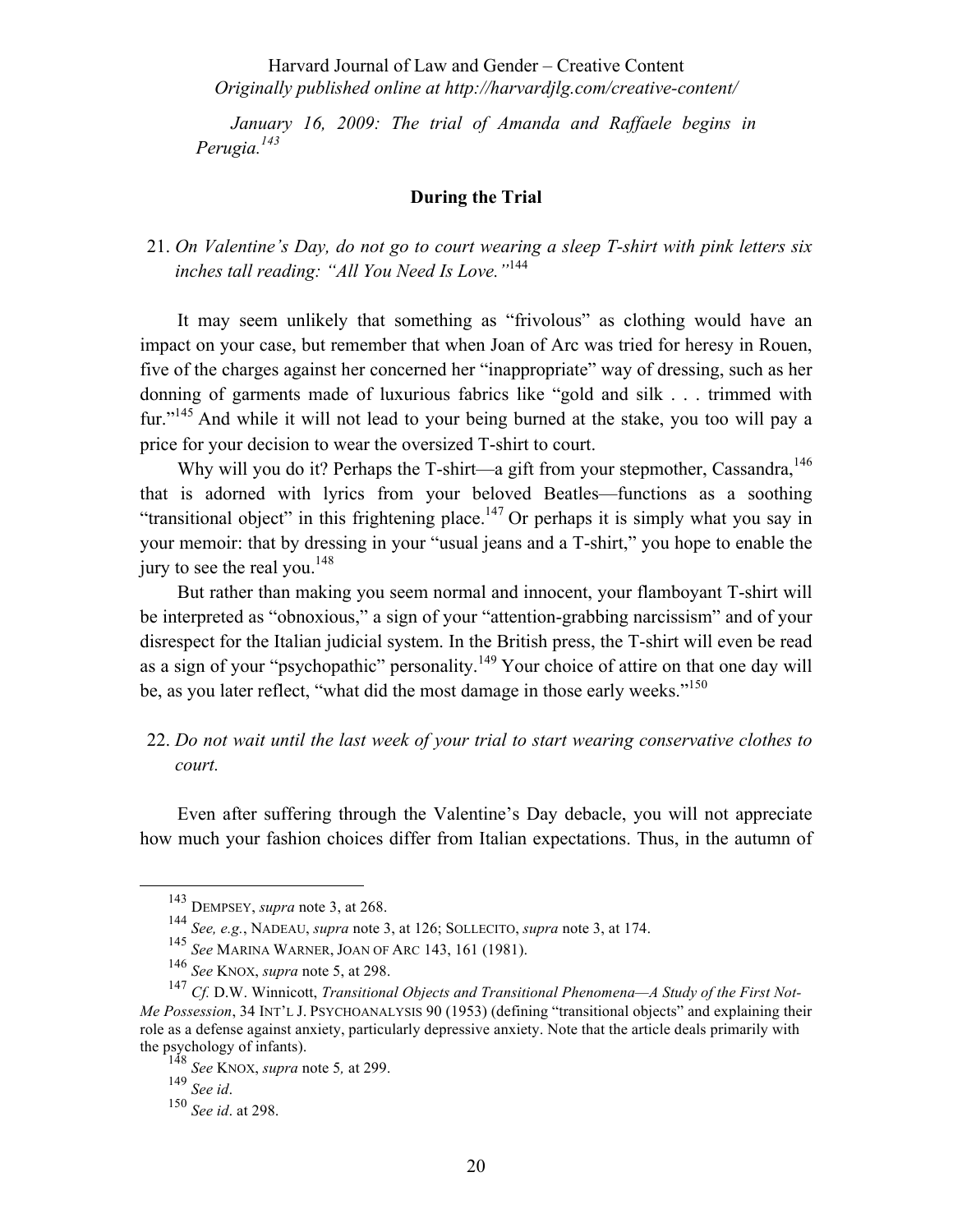*January 16, 2009: The trial of Amanda and Raffaele begins in Perugia.*[143]

**During the Trial**

21. *On Valentine's Day, do not go to court wearing a sleep T-shirt with pink letters six inches tall reading: "All You Need Is Love."*[144]

It may seem unlikely that something as "frivolous" as clothing would have an impact on your case, but remember that when Joan of Arc was tried for heresy in Rouen, five of the charges against her concerned her "inappropriate" way of dressing, such as her donning of garments made of luxurious fabrics like "gold and silk . . . trimmed with fur."[145] And while it will not lead to your being burned at the stake, you too will pay a price for your decision to wear the oversized T-shirt to court.

Why will you do it? Perhaps the T-shirt—a gift from your stepmother, Cassandra,[146] that is adorned with lyrics from your beloved Beatles—functions as a soothing "transitional object" in this frightening place.[147] Or perhaps it is simply what you say in your memoir: that by dressing in your "usual jeans and a T-shirt," you hope to enable the jury to see the real you.[148]

But rather than making you seem normal and innocent, your flamboyant T-shirt will be interpreted as "obnoxious," a sign of your "attention-grabbing narcissism" and of your disrespect for the Italian judicial system. In the British press, the T-shirt will even be read as a sign of your "psychopathic" personality.[149] Your choice of attire on that one day will be, as you later reflect, "what did the most damage in those early weeks."[150]

22. *Do not wait until the last week of your trial to start wearing conservative clothes to court.*

Even after suffering through the Valentine's Day debacle, you will not appreciate how much your fashion choices differ from Italian expectations. Thus, in the autumn of

---

[143] DEMPSEY, *supra* note 3, at 268.

[144] *See, e.g.*, NADEAU, *supra* note 3, at 126; SOLLECITO, *supra* note 3, at 174.

[145] *See* MARINA WARNER, JOAN OF ARC 143, 161 (1981).

[146] *See* KNOX, *supra* note 5, at 298.

[147] *Cf.* D.W. Winnicott, *Transitional Objects and Transitional Phenomena—A Study of the First Not-Me Possession*, 34 INT'L J. PSYCHOANALYSIS 90 (1953) (defining "transitional objects" and explaining their role as a defense against anxiety, particularly depressive anxiety. Note that the article deals primarily with the psychology of infants).

[148] *See* KNOX, *supra* note 5*,* at 299.

[149] *See id*.

[150] *See id*. at 298.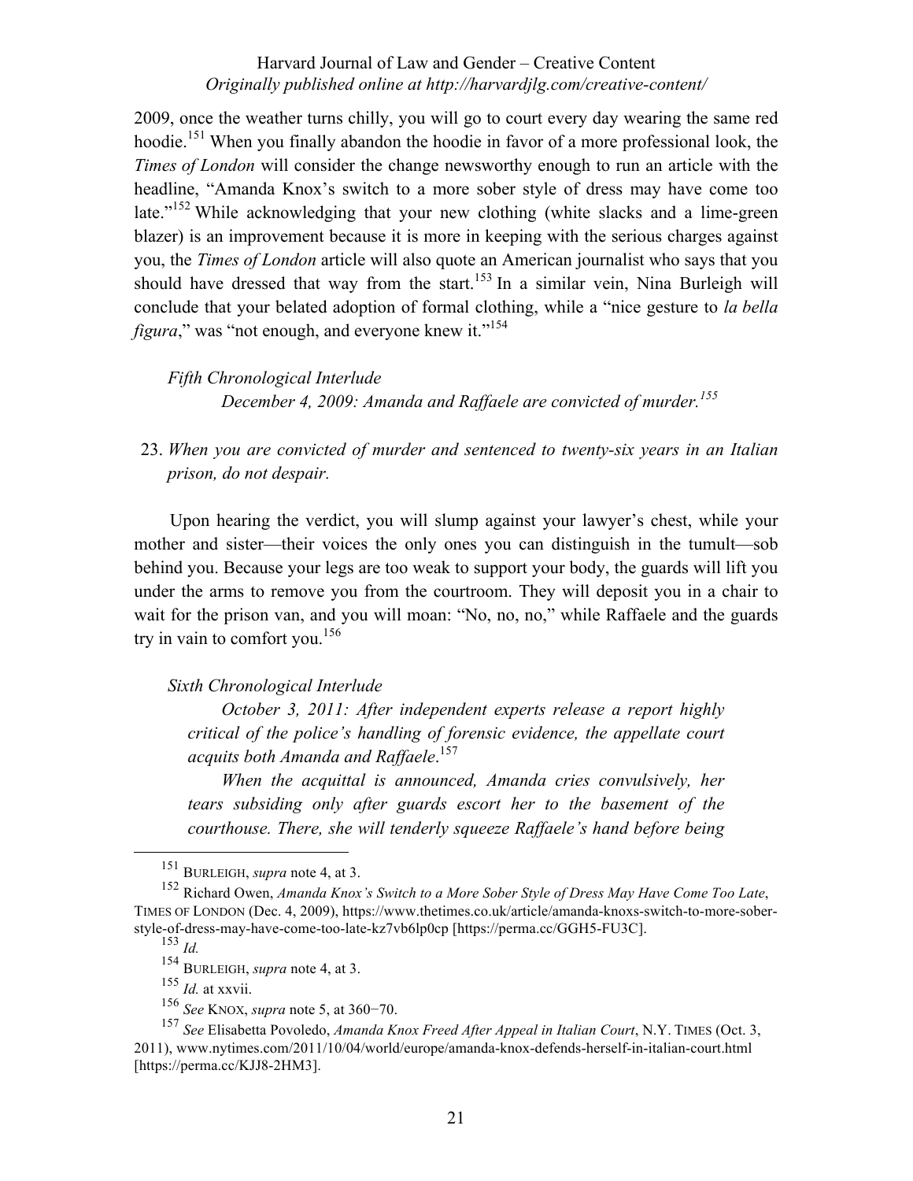2009, once the weather turns chilly, you will go to court every day wearing the same red hoodie.[151] When you finally abandon the hoodie in favor of a more professional look, the *Times of London* will consider the change newsworthy enough to run an article with the headline, "Amanda Knox's switch to a more sober style of dress may have come too late."[152] While acknowledging that your new clothing (white slacks and a lime-green blazer) is an improvement because it is more in keeping with the serious charges against you, the *Times of London* article will also quote an American journalist who says that you should have dressed that way from the start.[153] In a similar vein, Nina Burleigh will conclude that your belated adoption of formal clothing, while a "nice gesture to *la bella figura*," was "not enough, and everyone knew it."[154]

*Fifth Chronological Interlude*

*December 4, 2009: Amanda and Raffaele are convicted of murder.*[155]

23. *When you are convicted of murder and sentenced to twenty-six years in an Italian prison, do not despair.*

Upon hearing the verdict, you will slump against your lawyer's chest, while your mother and sister—their voices the only ones you can distinguish in the tumult—sob behind you. Because your legs are too weak to support your body, the guards will lift you under the arms to remove you from the courtroom. They will deposit you in a chair to wait for the prison van, and you will moan: "No, no, no," while Raffaele and the guards try in vain to comfort you.[156]

*Sixth Chronological Interlude*

*October 3, 2011: After independent experts release a report highly critical of the police's handling of forensic evidence, the appellate court acquits both Amanda and Raffaele.*[157]

*When the acquittal is announced, Amanda cries convulsively, her tears subsiding only after guards escort her to the basement of the courthouse. There, she will tenderly squeeze Raffaele's hand before being*

---

[151] BURLEIGH, *supra* note 4, at 3.

[152] Richard Owen, *Amanda Knox's Switch to a More Sober Style of Dress May Have Come Too Late*, TIMES OF LONDON (Dec. 4, 2009), https://www.thetimes.co.uk/article/amanda-knoxs-switch-to-more-sober-style-of-dress-may-have-come-too-late-kz7vb6lp0cp [https://perma.cc/GGH5-FU3C].

[153] *Id.*

[154] BURLEIGH, *supra* note 4, at 3.

[155] *Id.* at xxvii.

[156] *See* KNOX, *supra* note 5, at 360−70.

[157] *See* Elisabetta Povoledo, *Amanda Knox Freed After Appeal in Italian Court*, N.Y. TIMES (Oct. 3, 2011), www.nytimes.com/2011/10/04/world/europe/amanda-knox-defends-herself-in-italian-court.html [https://perma.cc/KJJ8-2HM3].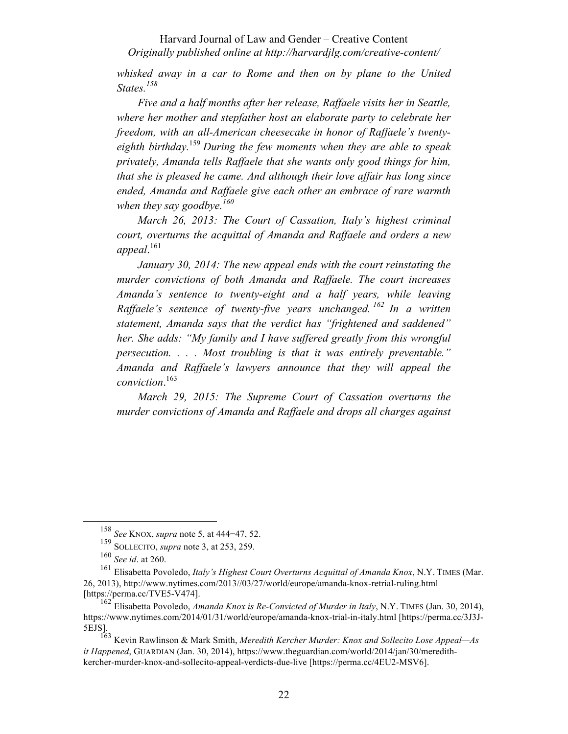*whisked away in a car to Rome and then on by plane to the United States.*[158]

*Five and a half months after her release, Raffaele visits her in Seattle, where her mother and stepfather host an elaborate party to celebrate her freedom, with an all-American cheesecake in honor of Raffaele's twenty-eighth birthday.*[159] *During the few moments when they are able to speak privately, Amanda tells Raffaele that she wants only good things for him, that she is pleased he came. And although their love affair has long since ended, Amanda and Raffaele give each other an embrace of rare warmth when they say goodbye.*[160]

*March 26, 2013: The Court of Cassation, Italy's highest criminal court, overturns the acquittal of Amanda and Raffaele and orders a new appeal*.[161]

*January 30, 2014: The new appeal ends with the court reinstating the murder convictions of both Amanda and Raffaele. The court increases Amanda's sentence to twenty-eight and a half years, while leaving Raffaele's sentence of twenty-five years unchanged.*[162] *In a written statement, Amanda says that the verdict has "frightened and saddened" her. She adds: "My family and I have suffered greatly from this wrongful persecution. . . . Most troubling is that it was entirely preventable." Amanda and Raffaele's lawyers announce that they will appeal the conviction*.[163]

*March 29, 2015: The Supreme Court of Cassation overturns the murder convictions of Amanda and Raffaele and drops all charges against*

---

[158] *See* KNOX, *supra* note 5, at 444−47, 52.

[159] SOLLECITO, *supra* note 3, at 253, 259.

[160] *See id*. at 260.

[161] Elisabetta Povoledo, *Italy's Highest Court Overturns Acquittal of Amanda Knox*, N.Y. TIMES (Mar. 26, 2013), http://www.nytimes.com/2013//03/27/world/europe/amanda-knox-retrial-ruling.html [https://perma.cc/TVE5-V474].

[162] Elisabetta Povoledo, *Amanda Knox is Re-Convicted of Murder in Italy*, N.Y. TIMES (Jan. 30, 2014), https://www.nytimes.com/2014/01/31/world/europe/amanda-knox-trial-in-italy.html [https://perma.cc/3J3J-5EJS].

[163] Kevin Rawlinson & Mark Smith, *Meredith Kercher Murder: Knox and Sollecito Lose Appeal—As it Happened*, GUARDIAN (Jan. 30, 2014), https://www.theguardian.com/world/2014/jan/30/meredith-kercher-murder-knox-and-sollecito-appeal-verdicts-due-live [https://perma.cc/4EU2-MSV6].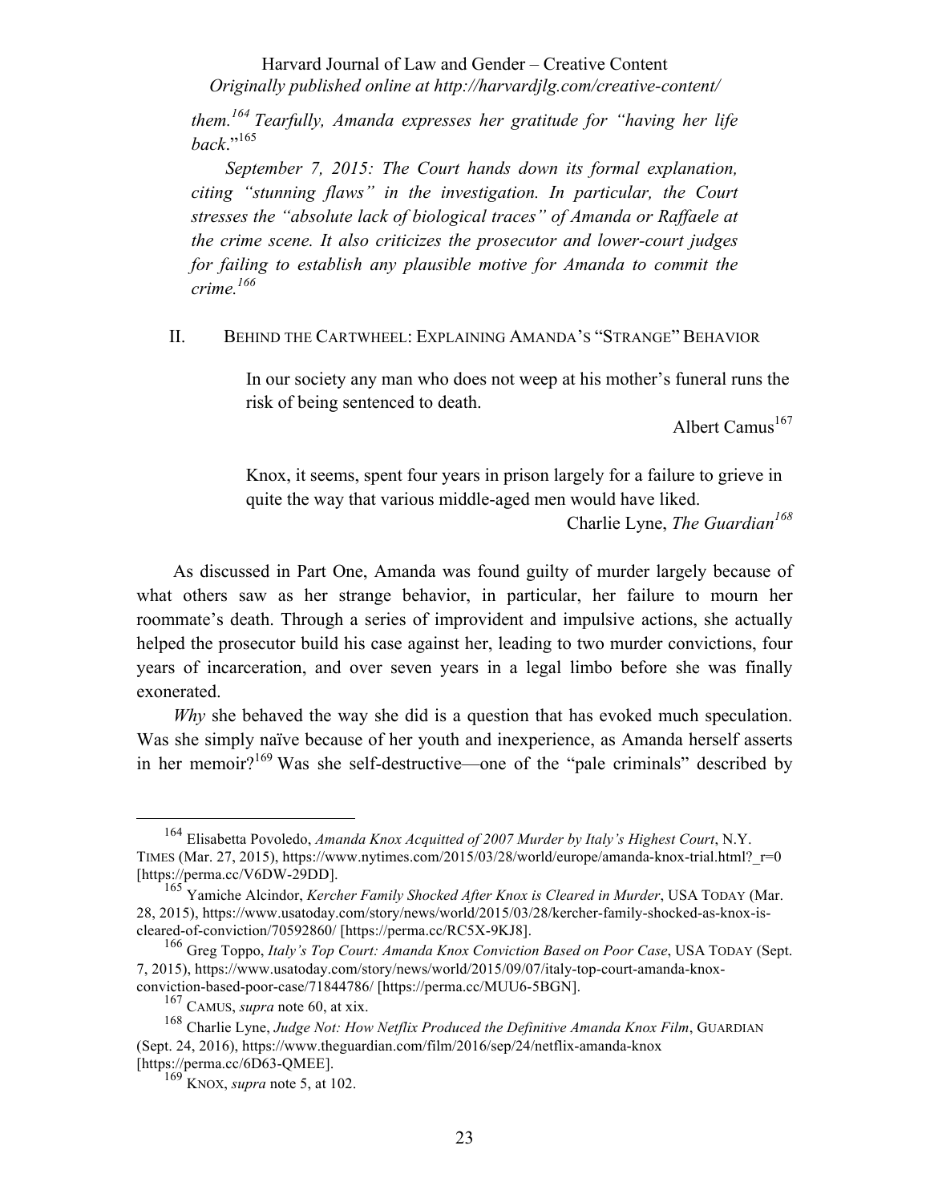*them.*[164] *Tearfully, Amanda expresses her gratitude for "having her life back*."[165]

*September 7, 2015: The Court hands down its formal explanation, citing "stunning flaws" in the investigation. In particular, the Court stresses the "absolute lack of biological traces" of Amanda or Raffaele at the crime scene. It also criticizes the prosecutor and lower-court judges for failing to establish any plausible motive for Amanda to commit the crime.*[166]

## II. Behind the Cartwheel: Explaining Amanda's "Strange" Behavior

> In our society any man who does not weep at his mother's funeral runs the risk of being sentenced to death.
>
> Albert Camus[167]

> Knox, it seems, spent four years in prison largely for a failure to grieve in quite the way that various middle-aged men would have liked.
>
> Charlie Lyne, *The Guardian*[168]

As discussed in Part One, Amanda was found guilty of murder largely because of what others saw as her strange behavior, in particular, her failure to mourn her roommate's death. Through a series of improvident and impulsive actions, she actually helped the prosecutor build his case against her, leading to two murder convictions, four years of incarceration, and over seven years in a legal limbo before she was finally exonerated.

*Why* she behaved the way she did is a question that has evoked much speculation. Was she simply naïve because of her youth and inexperience, as Amanda herself asserts in her memoir?[169] Was she self-destructive—one of the "pale criminals" described by

---

[164] Elisabetta Povoledo, *Amanda Knox Acquitted of 2007 Murder by Italy's Highest Court*, N.Y. Times (Mar. 27, 2015), https://www.nytimes.com/2015/03/28/world/europe/amanda-knox-trial.html?_r=0 [https://perma.cc/V6DW-29DD].

[165] Yamiche Alcindor, *Kercher Family Shocked After Knox is Cleared in Murder*, USA Today (Mar. 28, 2015), https://www.usatoday.com/story/news/world/2015/03/28/kercher-family-shocked-as-knox-is-cleared-of-conviction/70592860/ [https://perma.cc/RC5X-9KJ8].

[166] Greg Toppo, *Italy's Top Court: Amanda Knox Conviction Based on Poor Case*, USA Today (Sept. 7, 2015), https://www.usatoday.com/story/news/world/2015/09/07/italy-top-court-amanda-knox-conviction-based-poor-case/71844786/ [https://perma.cc/MUU6-5BGN].

[167] Camus, *supra* note 60, at xix.

[168] Charlie Lyne, *Judge Not: How Netflix Produced the Definitive Amanda Knox Film*, Guardian (Sept. 24, 2016), https://www.theguardian.com/film/2016/sep/24/netflix-amanda-knox [https://perma.cc/6D63-QMEE].

[169] Knox, *supra* note 5, at 102.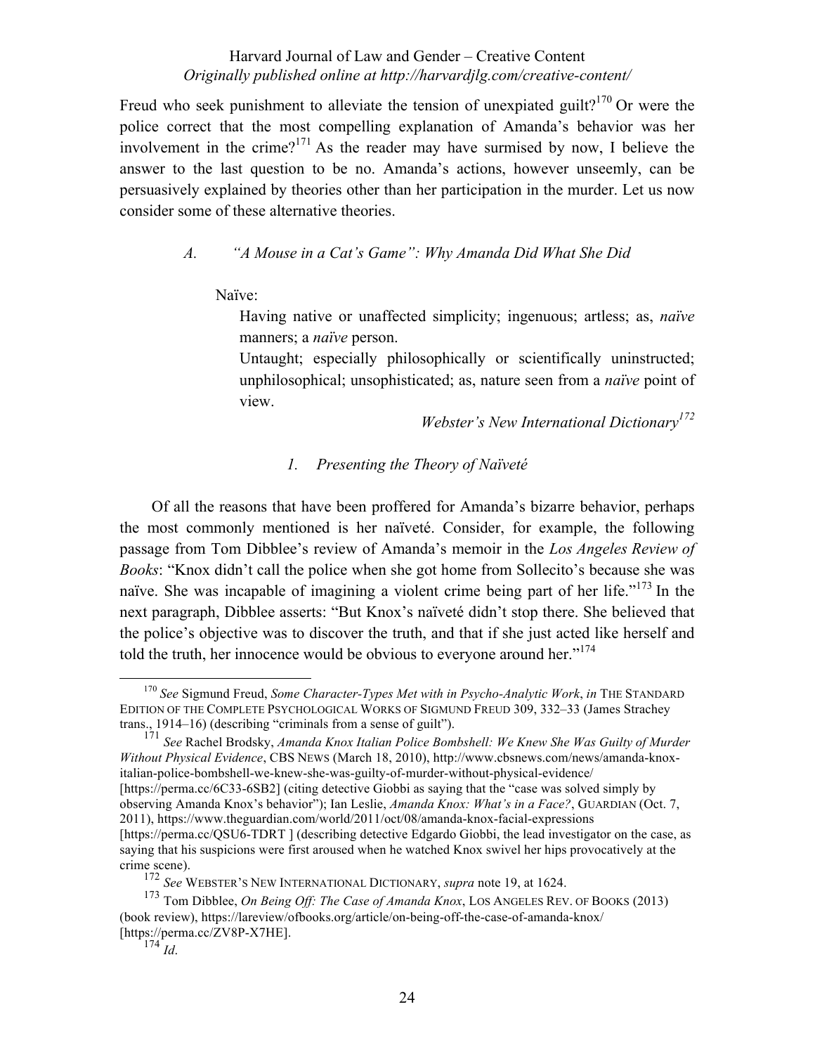Freud who seek punishment to alleviate the tension of unexpiated guilt?[170] Or were the police correct that the most compelling explanation of Amanda's behavior was her involvement in the crime?[171] As the reader may have surmised by now, I believe the answer to the last question to be no. Amanda's actions, however unseemly, can be persuasively explained by theories other than her participation in the murder. Let us now consider some of these alternative theories.

### *A. "A Mouse in a Cat's Game": Why Amanda Did What She Did*

> Naïve:
>
> Having native or unaffected simplicity; ingenuous; artless; as, *naïve* manners; a *naïve* person.
>
> Untaught; especially philosophically or scientifically uninstructed; unphilosophical; unsophisticated; as, nature seen from a *naïve* point of view.
>
> *Webster's New International Dictionary*[172]

#### *1. Presenting the Theory of Naïveté*

Of all the reasons that have been proffered for Amanda's bizarre behavior, perhaps the most commonly mentioned is her naïveté. Consider, for example, the following passage from Tom Dibblee's review of Amanda's memoir in the *Los Angeles Review of Books*: "Knox didn't call the police when she got home from Sollecito's because she was naïve. She was incapable of imagining a violent crime being part of her life."[173] In the next paragraph, Dibblee asserts: "But Knox's naïveté didn't stop there. She believed that the police's objective was to discover the truth, and that if she just acted like herself and told the truth, her innocence would be obvious to everyone around her."[174]

---

[170] *See* Sigmund Freud, *Some Character-Types Met with in Psycho-Analytic Work*, *in* THE STANDARD EDITION OF THE COMPLETE PSYCHOLOGICAL WORKS OF SIGMUND FREUD 309, 332–33 (James Strachey trans., 1914–16) (describing "criminals from a sense of guilt").

[171] *See* Rachel Brodsky, *Amanda Knox Italian Police Bombshell: We Knew She Was Guilty of Murder Without Physical Evidence*, CBS NEWS (March 18, 2010), http://www.cbsnews.com/news/amanda-knox-italian-police-bombshell-we-knew-she-was-guilty-of-murder-without-physical-evidence/ [https://perma.cc/6C33-6SB2] (citing detective Giobbi as saying that the "case was solved simply by observing Amanda Knox's behavior"); Ian Leslie, *Amanda Knox: What's in a Face?*, GUARDIAN (Oct. 7, 2011), https://www.theguardian.com/world/2011/oct/08/amanda-knox-facial-expressions [https://perma.cc/QSU6-TDRT ] (describing detective Edgardo Giobbi, the lead investigator on the case, as saying that his suspicions were first aroused when he watched Knox swivel her hips provocatively at the crime scene).

[172] *See* WEBSTER'S NEW INTERNATIONAL DICTIONARY, *supra* note 19, at 1624.

[173] Tom Dibblee, *On Being Off: The Case of Amanda Knox*, LOS ANGELES REV. OF BOOKS (2013) (book review), https://lareview/ofbooks.org/article/on-being-off-the-case-of-amanda-knox/ [https://perma.cc/ZV8P-X7HE].

[174] *Id.*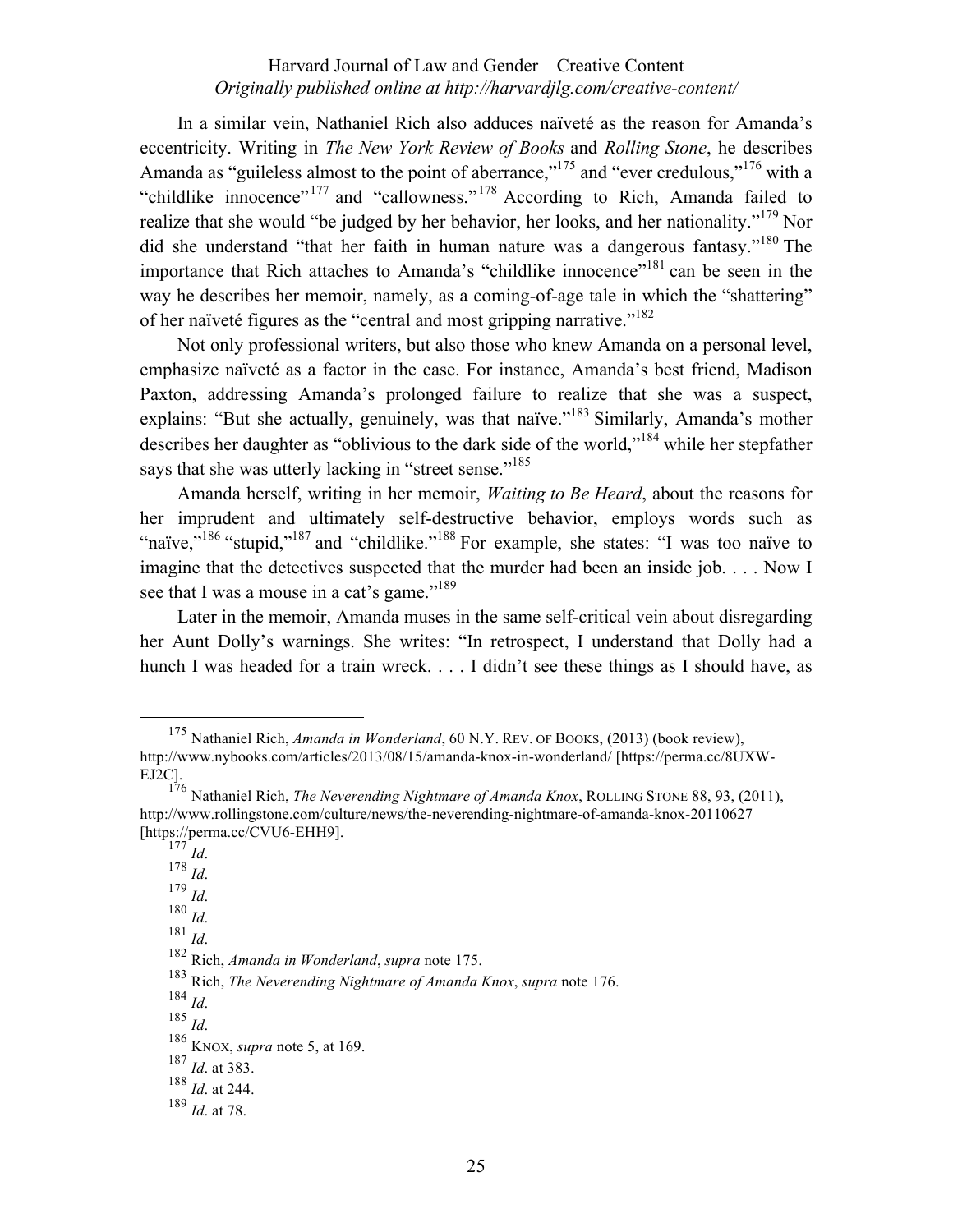In a similar vein, Nathaniel Rich also adduces naïveté as the reason for Amanda's eccentricity. Writing in *The New York Review of Books* and *Rolling Stone*, he describes Amanda as "guileless almost to the point of aberrance,"[175] and "ever credulous,"[176] with a "childlike innocence"[177] and "callowness."[178] According to Rich, Amanda failed to realize that she would "be judged by her behavior, her looks, and her nationality."[179] Nor did she understand "that her faith in human nature was a dangerous fantasy."[180] The importance that Rich attaches to Amanda's "childlike innocence"[181] can be seen in the way he describes her memoir, namely, as a coming-of-age tale in which the "shattering" of her naïveté figures as the "central and most gripping narrative."[182]

Not only professional writers, but also those who knew Amanda on a personal level, emphasize naïveté as a factor in the case. For instance, Amanda's best friend, Madison Paxton, addressing Amanda's prolonged failure to realize that she was a suspect, explains: "But she actually, genuinely, was that naïve."[183] Similarly, Amanda's mother describes her daughter as "oblivious to the dark side of the world,"[184] while her stepfather says that she was utterly lacking in "street sense."[185]

Amanda herself, writing in her memoir, *Waiting to Be Heard*, about the reasons for her imprudent and ultimately self-destructive behavior, employs words such as "naïve,"[186] "stupid,"[187] and "childlike."[188] For example, she states: "I was too naïve to imagine that the detectives suspected that the murder had been an inside job. . . . Now I see that I was a mouse in a cat's game."[189]

Later in the memoir, Amanda muses in the same self-critical vein about disregarding her Aunt Dolly's warnings. She writes: "In retrospect, I understand that Dolly had a hunch I was headed for a train wreck. . . . I didn't see these things as I should have, as

---

[175] Nathaniel Rich, *Amanda in Wonderland*, 60 N.Y. REV. OF BOOKS, (2013) (book review), http://www.nybooks.com/articles/2013/08/15/amanda-knox-in-wonderland/ [https://perma.cc/8UXW-EJ2C].

[176] Nathaniel Rich, *The Neverending Nightmare of Amanda Knox*, ROLLING STONE 88, 93, (2011), http://www.rollingstone.com/culture/news/the-neverending-nightmare-of-amanda-knox-20110627 [https://perma.cc/CVU6-EHH9].

[177] *Id*.

[178] *Id*.

[179] *Id*.

[180] *Id*.

[181] *Id*.

[182] Rich, *Amanda in Wonderland*, *supra* note 175.

[183] Rich, *The Neverending Nightmare of Amanda Knox*, *supra* note 176.

[184] *Id*.

[185] *Id*.

[186] KNOX, *supra* note 5, at 169.

[187] *Id*. at 383.

[188] *Id*. at 244.

[189] *Id*. at 78.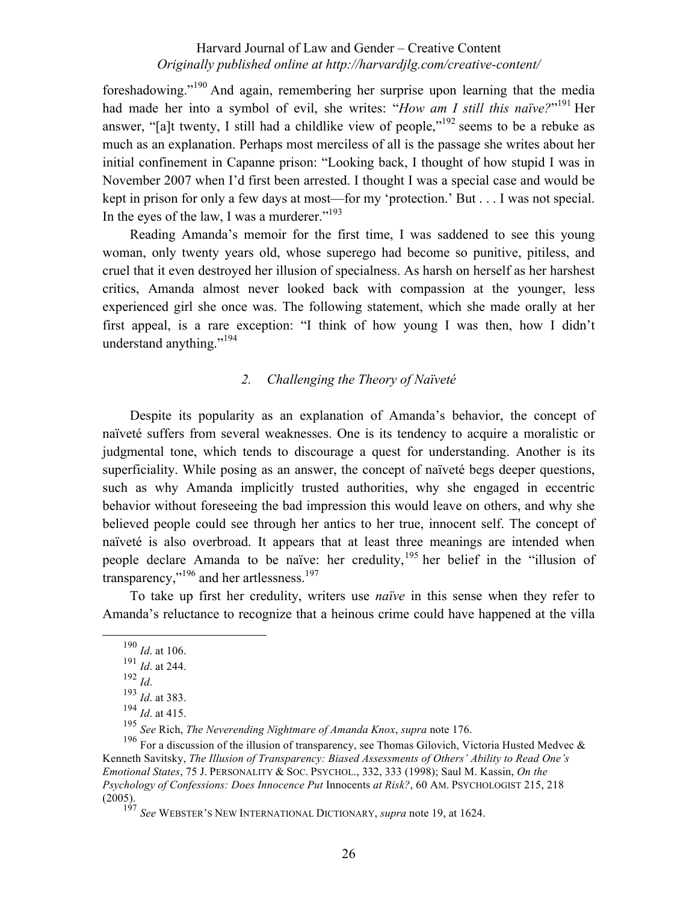foreshadowing."[190] And again, remembering her surprise upon learning that the media had made her into a symbol of evil, she writes: "*How am I still this naïve?*"[191] Her answer, "[a]t twenty, I still had a childlike view of people,"[192] seems to be a rebuke as much as an explanation. Perhaps most merciless of all is the passage she writes about her initial confinement in Capanne prison: "Looking back, I thought of how stupid I was in November 2007 when I'd first been arrested. I thought I was a special case and would be kept in prison for only a few days at most—for my 'protection.' But . . . I was not special. In the eyes of the law, I was a murderer."[193]

Reading Amanda's memoir for the first time, I was saddened to see this young woman, only twenty years old, whose superego had become so punitive, pitiless, and cruel that it even destroyed her illusion of specialness. As harsh on herself as her harshest critics, Amanda almost never looked back with compassion at the younger, less experienced girl she once was. The following statement, which she made orally at her first appeal, is a rare exception: "I think of how young I was then, how I didn't understand anything."[194]

### *2. Challenging the Theory of Naïveté*

Despite its popularity as an explanation of Amanda's behavior, the concept of naïveté suffers from several weaknesses. One is its tendency to acquire a moralistic or judgmental tone, which tends to discourage a quest for understanding. Another is its superficiality. While posing as an answer, the concept of naïveté begs deeper questions, such as why Amanda implicitly trusted authorities, why she engaged in eccentric behavior without foreseeing the bad impression this would leave on others, and why she believed people could see through her antics to her true, innocent self. The concept of naïveté is also overbroad. It appears that at least three meanings are intended when people declare Amanda to be naïve: her credulity,[195] her belief in the "illusion of transparency,"[196] and her artlessness.[197]

To take up first her credulity, writers use *naïve* in this sense when they refer to Amanda's reluctance to recognize that a heinous crime could have happened at the villa

---

[190] *Id*. at 106.

[191] *Id*. at 244.

[192] *Id*.

[193] *Id*. at 383.

[194] *Id*. at 415.

[195] *See* Rich, *The Neverending Nightmare of Amanda Knox*, *supra* note 176.

[196] For a discussion of the illusion of transparency, see Thomas Gilovich, Victoria Husted Medvec & Kenneth Savitsky, *The Illusion of Transparency: Biased Assessments of Others' Ability to Read One's Emotional States*, 75 J. PERSONALITY & SOC. PSYCHOL., 332, 333 (1998); Saul M. Kassin, *On the Psychology of Confessions: Does Innocence Put* Innocents *at Risk?*, 60 AM. PSYCHOLOGIST 215, 218 (2005).

[197] *See* WEBSTER'S NEW INTERNATIONAL DICTIONARY, *supra* note 19, at 1624.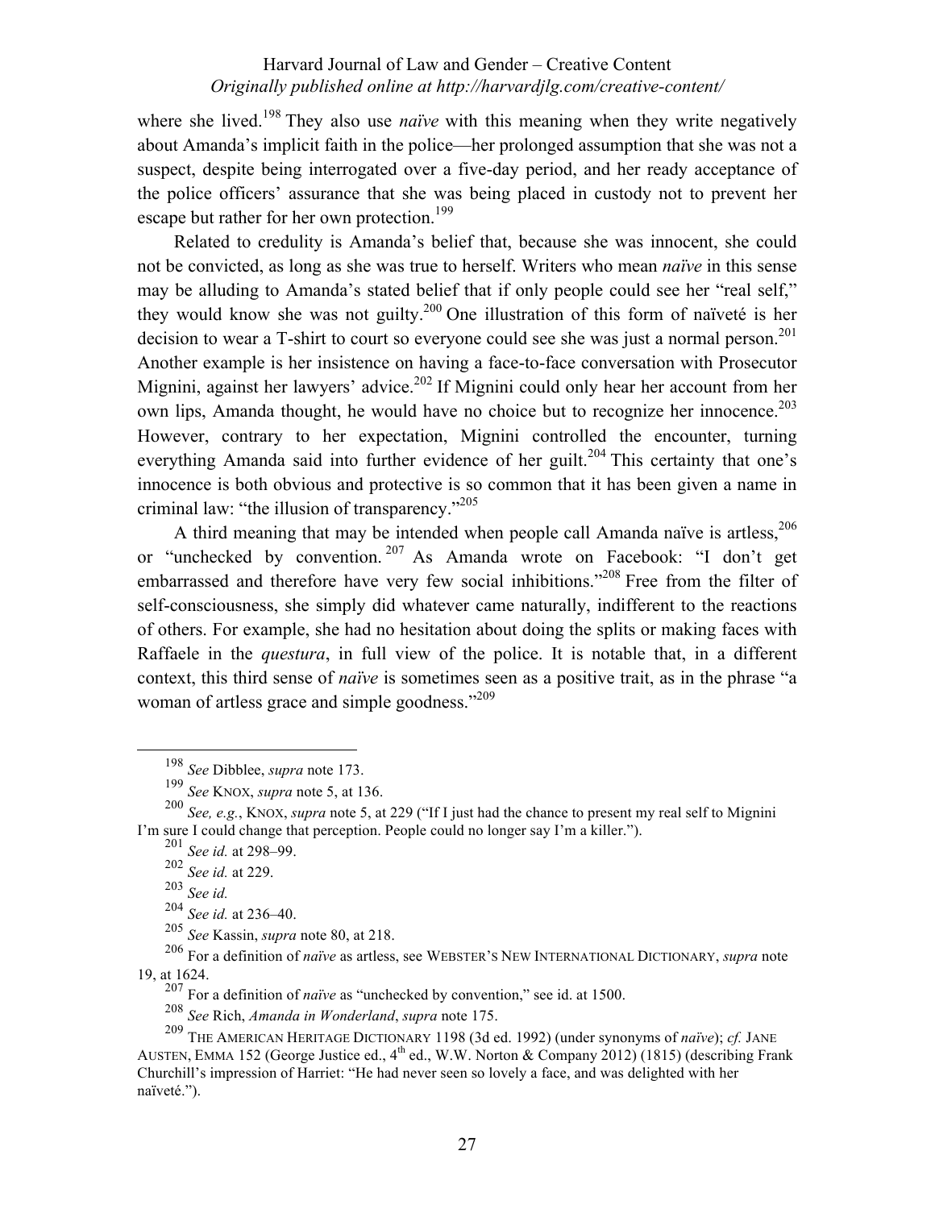where she lived.[198] They also use *naïve* with this meaning when they write negatively about Amanda's implicit faith in the police—her prolonged assumption that she was not a suspect, despite being interrogated over a five-day period, and her ready acceptance of the police officers' assurance that she was being placed in custody not to prevent her escape but rather for her own protection.[199]

Related to credulity is Amanda's belief that, because she was innocent, she could not be convicted, as long as she was true to herself. Writers who mean *naïve* in this sense may be alluding to Amanda's stated belief that if only people could see her "real self," they would know she was not guilty.[200] One illustration of this form of naïveté is her decision to wear a T-shirt to court so everyone could see she was just a normal person.[201] Another example is her insistence on having a face-to-face conversation with Prosecutor Mignini, against her lawyers' advice.[202] If Mignini could only hear her account from her own lips, Amanda thought, he would have no choice but to recognize her innocence.[203] However, contrary to her expectation, Mignini controlled the encounter, turning everything Amanda said into further evidence of her guilt.[204] This certainty that one's innocence is both obvious and protective is so common that it has been given a name in criminal law: "the illusion of transparency."[205]

A third meaning that may be intended when people call Amanda naïve is artless,[206] or "unchecked by convention.[207] As Amanda wrote on Facebook: "I don't get embarrassed and therefore have very few social inhibitions."[208] Free from the filter of self-consciousness, she simply did whatever came naturally, indifferent to the reactions of others. For example, she had no hesitation about doing the splits or making faces with Raffaele in the *questura*, in full view of the police. It is notable that, in a different context, this third sense of *naïve* is sometimes seen as a positive trait, as in the phrase "a woman of artless grace and simple goodness."[209]

---

[198] *See* Dibblee, *supra* note 173.

[199] *See* KNOX, *supra* note 5, at 136.

[200] *See, e.g.*, KNOX, *supra* note 5, at 229 ("If I just had the chance to present my real self to Mignini I'm sure I could change that perception. People could no longer say I'm a killer.").

[201] *See id.* at 298–99.

[202] *See id.* at 229.

[203] *See id.*

[204] *See id.* at 236–40.

[205] *See* Kassin, *supra* note 80, at 218.

[206] For a definition of *naïve* as artless, see WEBSTER'S NEW INTERNATIONAL DICTIONARY, *supra* note 19, at 1624.

[207] For a definition of *naïve* as "unchecked by convention," see id. at 1500.

[208] *See* Rich, *Amanda in Wonderland*, *supra* note 175.

[209] THE AMERICAN HERITAGE DICTIONARY 1198 (3d ed. 1992) (under synonyms of *naïve*); *cf.* JANE AUSTEN, EMMA 152 (George Justice ed., 4th ed., W.W. Norton & Company 2012) (1815) (describing Frank Churchill's impression of Harriet: "He had never seen so lovely a face, and was delighted with her naïveté.").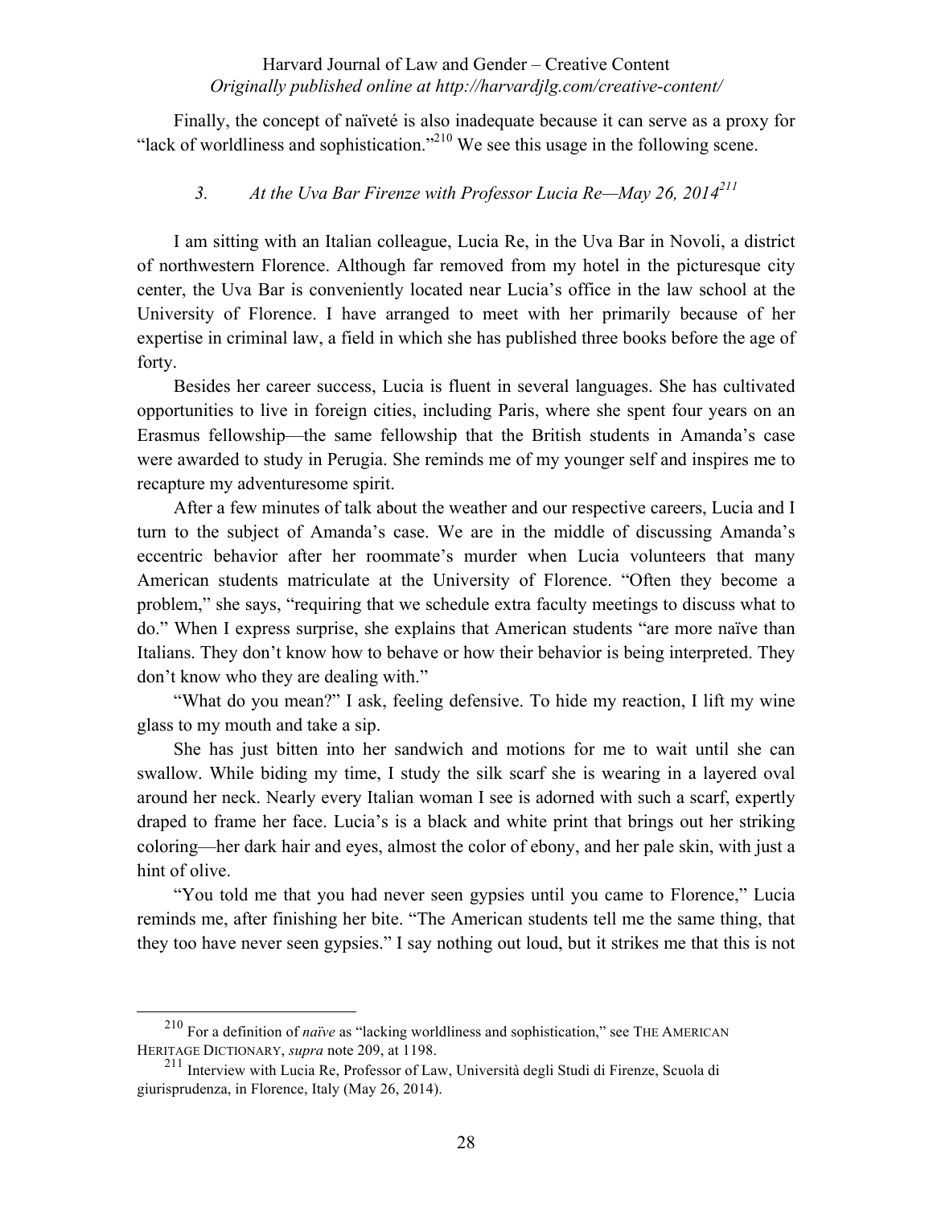Finally, the concept of naïveté is also inadequate because it can serve as a proxy for "lack of worldliness and sophistication."[210] We see this usage in the following scene.

### *3. At the Uva Bar Firenze with Professor Lucia Re—May 26, 2014*[211]

I am sitting with an Italian colleague, Lucia Re, in the Uva Bar in Novoli, a district of northwestern Florence. Although far removed from my hotel in the picturesque city center, the Uva Bar is conveniently located near Lucia's office in the law school at the University of Florence. I have arranged to meet with her primarily because of her expertise in criminal law, a field in which she has published three books before the age of forty.

Besides her career success, Lucia is fluent in several languages. She has cultivated opportunities to live in foreign cities, including Paris, where she spent four years on an Erasmus fellowship—the same fellowship that the British students in Amanda's case were awarded to study in Perugia. She reminds me of my younger self and inspires me to recapture my adventuresome spirit.

After a few minutes of talk about the weather and our respective careers, Lucia and I turn to the subject of Amanda's case. We are in the middle of discussing Amanda's eccentric behavior after her roommate's murder when Lucia volunteers that many American students matriculate at the University of Florence. "Often they become a problem," she says, "requiring that we schedule extra faculty meetings to discuss what to do." When I express surprise, she explains that American students "are more naïve than Italians. They don't know how to behave or how their behavior is being interpreted. They don't know who they are dealing with."

"What do you mean?" I ask, feeling defensive. To hide my reaction, I lift my wine glass to my mouth and take a sip.

She has just bitten into her sandwich and motions for me to wait until she can swallow. While biding my time, I study the silk scarf she is wearing in a layered oval around her neck. Nearly every Italian woman I see is adorned with such a scarf, expertly draped to frame her face. Lucia's is a black and white print that brings out her striking coloring—her dark hair and eyes, almost the color of ebony, and her pale skin, with just a hint of olive.

"You told me that you had never seen gypsies until you came to Florence," Lucia reminds me, after finishing her bite. "The American students tell me the same thing, that they too have never seen gypsies." I say nothing out loud, but it strikes me that this is not

---

[210] For a definition of *naïve* as "lacking worldliness and sophistication," see THE AMERICAN HERITAGE DICTIONARY, *supra* note 209, at 1198.

[211] Interview with Lucia Re, Professor of Law, Università degli Studi di Firenze, Scuola di giurisprudenza, in Florence, Italy (May 26, 2014).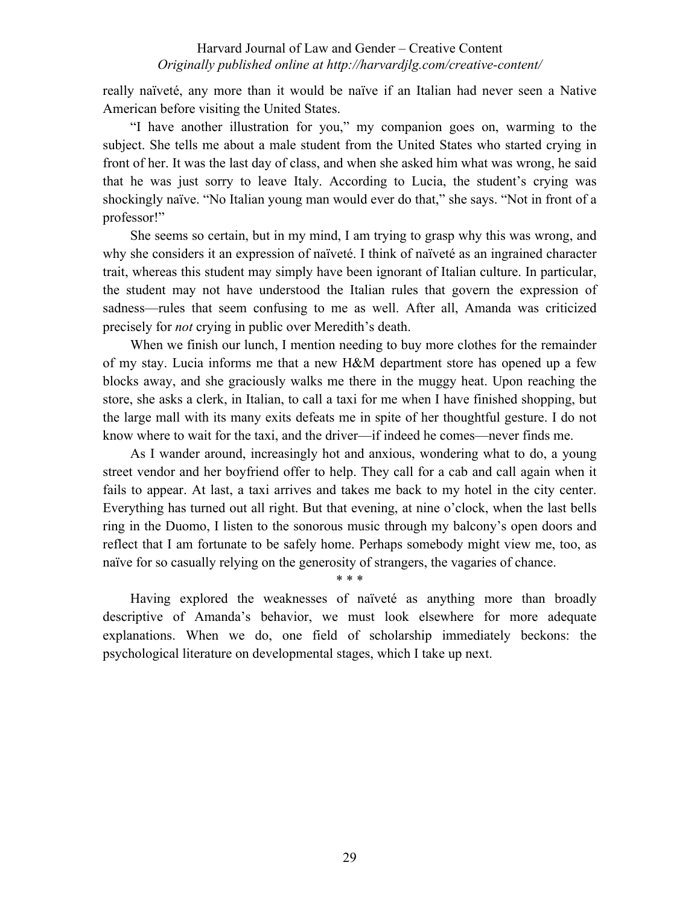really naïveté, any more than it would be naïve if an Italian had never seen a Native American before visiting the United States.

"I have another illustration for you," my companion goes on, warming to the subject. She tells me about a male student from the United States who started crying in front of her. It was the last day of class, and when she asked him what was wrong, he said that he was just sorry to leave Italy. According to Lucia, the student's crying was shockingly naïve. "No Italian young man would ever do that," she says. "Not in front of a professor!"

She seems so certain, but in my mind, I am trying to grasp why this was wrong, and why she considers it an expression of naïveté. I think of naïveté as an ingrained character trait, whereas this student may simply have been ignorant of Italian culture. In particular, the student may not have understood the Italian rules that govern the expression of sadness—rules that seem confusing to me as well. After all, Amanda was criticized precisely for *not* crying in public over Meredith's death.

When we finish our lunch, I mention needing to buy more clothes for the remainder of my stay. Lucia informs me that a new H&M department store has opened up a few blocks away, and she graciously walks me there in the muggy heat. Upon reaching the store, she asks a clerk, in Italian, to call a taxi for me when I have finished shopping, but the large mall with its many exits defeats me in spite of her thoughtful gesture. I do not know where to wait for the taxi, and the driver—if indeed he comes—never finds me.

As I wander around, increasingly hot and anxious, wondering what to do, a young street vendor and her boyfriend offer to help. They call for a cab and call again when it fails to appear. At last, a taxi arrives and takes me back to my hotel in the city center. Everything has turned out all right. But that evening, at nine o'clock, when the last bells ring in the Duomo, I listen to the sonorous music through my balcony's open doors and reflect that I am fortunate to be safely home. Perhaps somebody might view me, too, as naïve for so casually relying on the generosity of strangers, the vagaries of chance.

\* \* \*

Having explored the weaknesses of naïveté as anything more than broadly descriptive of Amanda's behavior, we must look elsewhere for more adequate explanations. When we do, one field of scholarship immediately beckons: the psychological literature on developmental stages, which I take up next.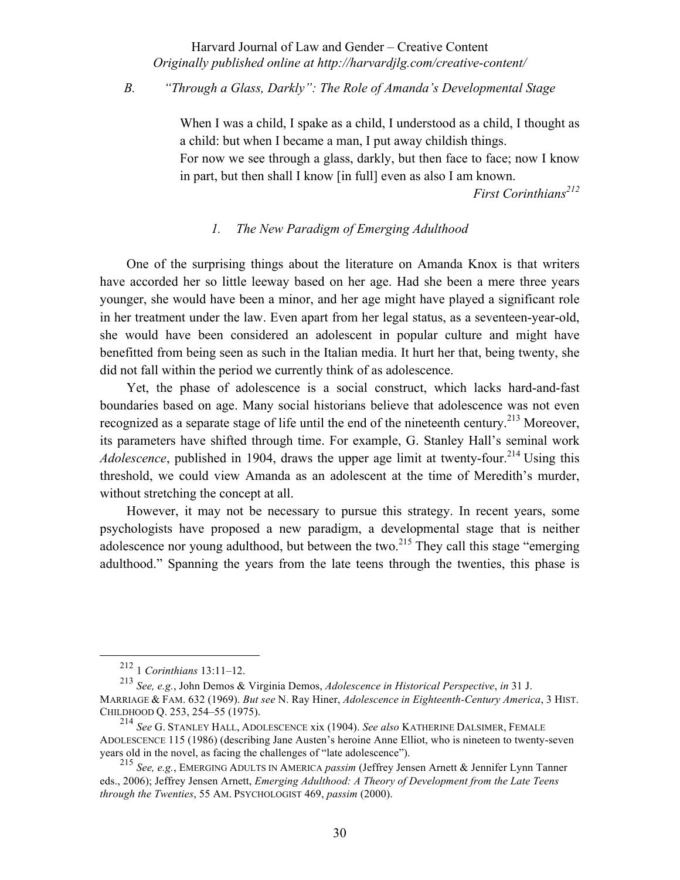### B. "Through a Glass, Darkly": The Role of Amanda's Developmental Stage

> When I was a child, I spake as a child, I understood as a child, I thought as a child: but when I became a man, I put away childish things.
> For now we see through a glass, darkly, but then face to face; now I know in part, but then shall I know [in full] even as also I am known.
>
> *First Corinthians*[212]

#### *1. The New Paradigm of Emerging Adulthood*

One of the surprising things about the literature on Amanda Knox is that writers have accorded her so little leeway based on her age. Had she been a mere three years younger, she would have been a minor, and her age might have played a significant role in her treatment under the law. Even apart from her legal status, as a seventeen-year-old, she would have been considered an adolescent in popular culture and might have benefitted from being seen as such in the Italian media. It hurt her that, being twenty, she did not fall within the period we currently think of as adolescence.

Yet, the phase of adolescence is a social construct, which lacks hard-and-fast boundaries based on age. Many social historians believe that adolescence was not even recognized as a separate stage of life until the end of the nineteenth century.[213] Moreover, its parameters have shifted through time. For example, G. Stanley Hall's seminal work *Adolescence*, published in 1904, draws the upper age limit at twenty-four.[214] Using this threshold, we could view Amanda as an adolescent at the time of Meredith's murder, without stretching the concept at all.

However, it may not be necessary to pursue this strategy. In recent years, some psychologists have proposed a new paradigm, a developmental stage that is neither adolescence nor young adulthood, but between the two.[215] They call this stage "emerging adulthood." Spanning the years from the late teens through the twenties, this phase is

---

[212] 1 *Corinthians* 13:11–12.

[213] *See, e.g.*, John Demos & Virginia Demos, *Adolescence in Historical Perspective*, *in* 31 J. MARRIAGE & FAM. 632 (1969). *But see* N. Ray Hiner, *Adolescence in Eighteenth-Century America*, 3 HIST. CHILDHOOD Q. 253, 254–55 (1975).

[214] *See* G. STANLEY HALL, ADOLESCENCE xix (1904). *See also* KATHERINE DALSIMER, FEMALE ADOLESCENCE 115 (1986) (describing Jane Austen's heroine Anne Elliot, who is nineteen to twenty-seven years old in the novel, as facing the challenges of "late adolescence").

[215] *See, e.g.*, EMERGING ADULTS IN AMERICA *passim* (Jeffrey Jensen Arnett & Jennifer Lynn Tanner eds., 2006); Jeffrey Jensen Arnett, *Emerging Adulthood: A Theory of Development from the Late Teens through the Twenties*, 55 AM. PSYCHOLOGIST 469, *passim* (2000).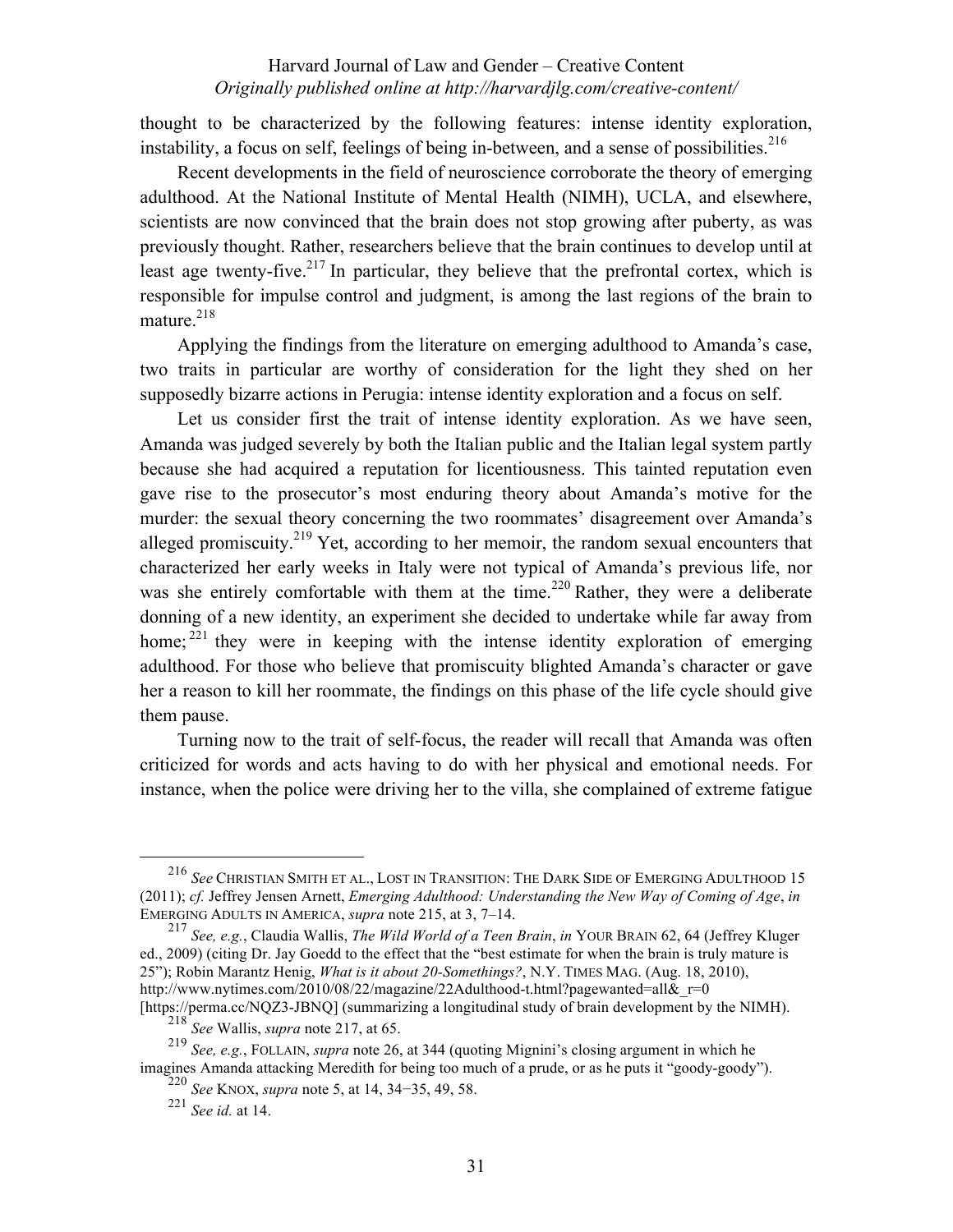thought to be characterized by the following features: intense identity exploration, instability, a focus on self, feelings of being in-between, and a sense of possibilities.[216]

Recent developments in the field of neuroscience corroborate the theory of emerging adulthood. At the National Institute of Mental Health (NIMH), UCLA, and elsewhere, scientists are now convinced that the brain does not stop growing after puberty, as was previously thought. Rather, researchers believe that the brain continues to develop until at least age twenty-five.[217] In particular, they believe that the prefrontal cortex, which is responsible for impulse control and judgment, is among the last regions of the brain to mature.[218]

Applying the findings from the literature on emerging adulthood to Amanda's case, two traits in particular are worthy of consideration for the light they shed on her supposedly bizarre actions in Perugia: intense identity exploration and a focus on self.

Let us consider first the trait of intense identity exploration. As we have seen, Amanda was judged severely by both the Italian public and the Italian legal system partly because she had acquired a reputation for licentiousness. This tainted reputation even gave rise to the prosecutor's most enduring theory about Amanda's motive for the murder: the sexual theory concerning the two roommates' disagreement over Amanda's alleged promiscuity.[219] Yet, according to her memoir, the random sexual encounters that characterized her early weeks in Italy were not typical of Amanda's previous life, nor was she entirely comfortable with them at the time.[220] Rather, they were a deliberate donning of a new identity, an experiment she decided to undertake while far away from home;[221] they were in keeping with the intense identity exploration of emerging adulthood. For those who believe that promiscuity blighted Amanda's character or gave her a reason to kill her roommate, the findings on this phase of the life cycle should give them pause.

Turning now to the trait of self-focus, the reader will recall that Amanda was often criticized for words and acts having to do with her physical and emotional needs. For instance, when the police were driving her to the villa, she complained of extreme fatigue

---

[216] *See* CHRISTIAN SMITH ET AL., LOST IN TRANSITION: THE DARK SIDE OF EMERGING ADULTHOOD 15 (2011); *cf.* Jeffrey Jensen Arnett, *Emerging Adulthood: Understanding the New Way of Coming of Age*, *in* EMERGING ADULTS IN AMERICA, *supra* note 215, at 3, 7–14.

[217] *See, e.g.*, Claudia Wallis, *The Wild World of a Teen Brain*, *in* YOUR BRAIN 62, 64 (Jeffrey Kluger ed., 2009) (citing Dr. Jay Goedd to the effect that the "best estimate for when the brain is truly mature is 25"); Robin Marantz Henig, *What is it about 20-Somethings?*, N.Y. TIMES MAG. (Aug. 18, 2010), http://www.nytimes.com/2010/08/22/magazine/22Adulthood-t.html?pagewanted=all&_r=0 [https://perma.cc/NQZ3-JBNQ] (summarizing a longitudinal study of brain development by the NIMH).

[218] *See* Wallis, *supra* note 217, at 65.

[219] *See, e.g.*, FOLLAIN, *supra* note 26, at 344 (quoting Mignini's closing argument in which he imagines Amanda attacking Meredith for being too much of a prude, or as he puts it "goody-goody").

[220] *See* KNOX, *supra* note 5, at 14, 34–35, 49, 58.

[221] *See id.* at 14.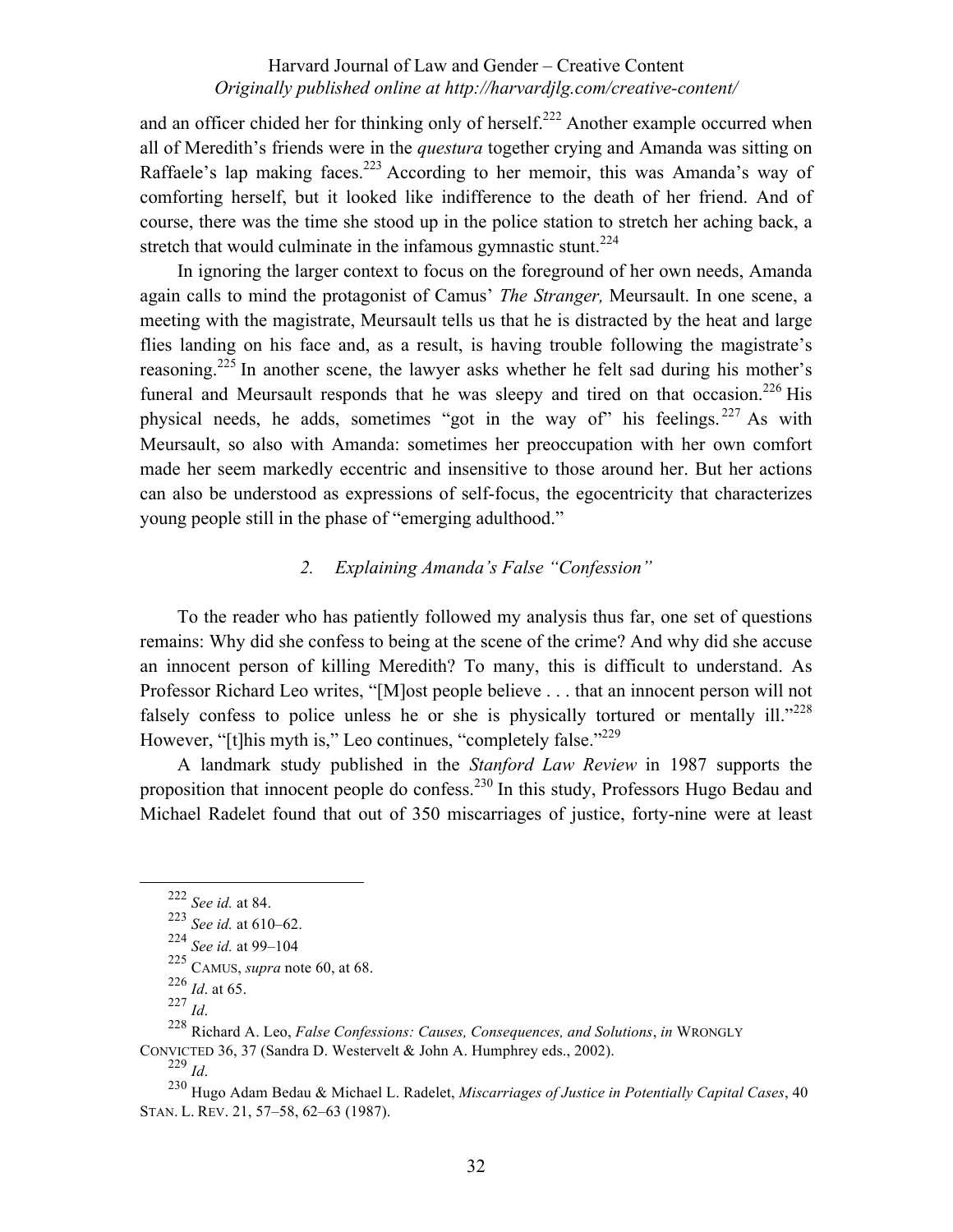and an officer chided her for thinking only of herself.[222] Another example occurred when all of Meredith's friends were in the *questura* together crying and Amanda was sitting on Raffaele's lap making faces.[223] According to her memoir, this was Amanda's way of comforting herself, but it looked like indifference to the death of her friend. And of course, there was the time she stood up in the police station to stretch her aching back, a stretch that would culminate in the infamous gymnastic stunt.[224]

In ignoring the larger context to focus on the foreground of her own needs, Amanda again calls to mind the protagonist of Camus' *The Stranger,* Meursault. In one scene, a meeting with the magistrate, Meursault tells us that he is distracted by the heat and large flies landing on his face and, as a result, is having trouble following the magistrate's reasoning.[225] In another scene, the lawyer asks whether he felt sad during his mother's funeral and Meursault responds that he was sleepy and tired on that occasion.[226] His physical needs, he adds, sometimes "got in the way of" his feelings.[227] As with Meursault, so also with Amanda: sometimes her preoccupation with her own comfort made her seem markedly eccentric and insensitive to those around her. But her actions can also be understood as expressions of self-focus, the egocentricity that characterizes young people still in the phase of "emerging adulthood."

### *2. Explaining Amanda's False "Confession"*

To the reader who has patiently followed my analysis thus far, one set of questions remains: Why did she confess to being at the scene of the crime? And why did she accuse an innocent person of killing Meredith? To many, this is difficult to understand. As Professor Richard Leo writes, "[M]ost people believe . . . that an innocent person will not falsely confess to police unless he or she is physically tortured or mentally ill."[228] However, "[t]his myth is," Leo continues, "completely false."[229]

A landmark study published in the *Stanford Law Review* in 1987 supports the proposition that innocent people do confess.[230] In this study, Professors Hugo Bedau and Michael Radelet found that out of 350 miscarriages of justice, forty-nine were at least

---

[222] *See id.* at 84.

[223] *See id.* at 610–62.

[224] *See id.* at 99–104

[225] CAMUS, *supra* note 60, at 68.

[226] *Id*. at 65.

[227] *Id*.

[228] Richard A. Leo, *False Confessions: Causes, Consequences, and Solutions*, *in* WRONGLY CONVICTED 36, 37 (Sandra D. Westervelt & John A. Humphrey eds., 2002).

[229] *Id*.

[230] Hugo Adam Bedau & Michael L. Radelet, *Miscarriages of Justice in Potentially Capital Cases*, 40 STAN. L. REV. 21, 57–58, 62–63 (1987).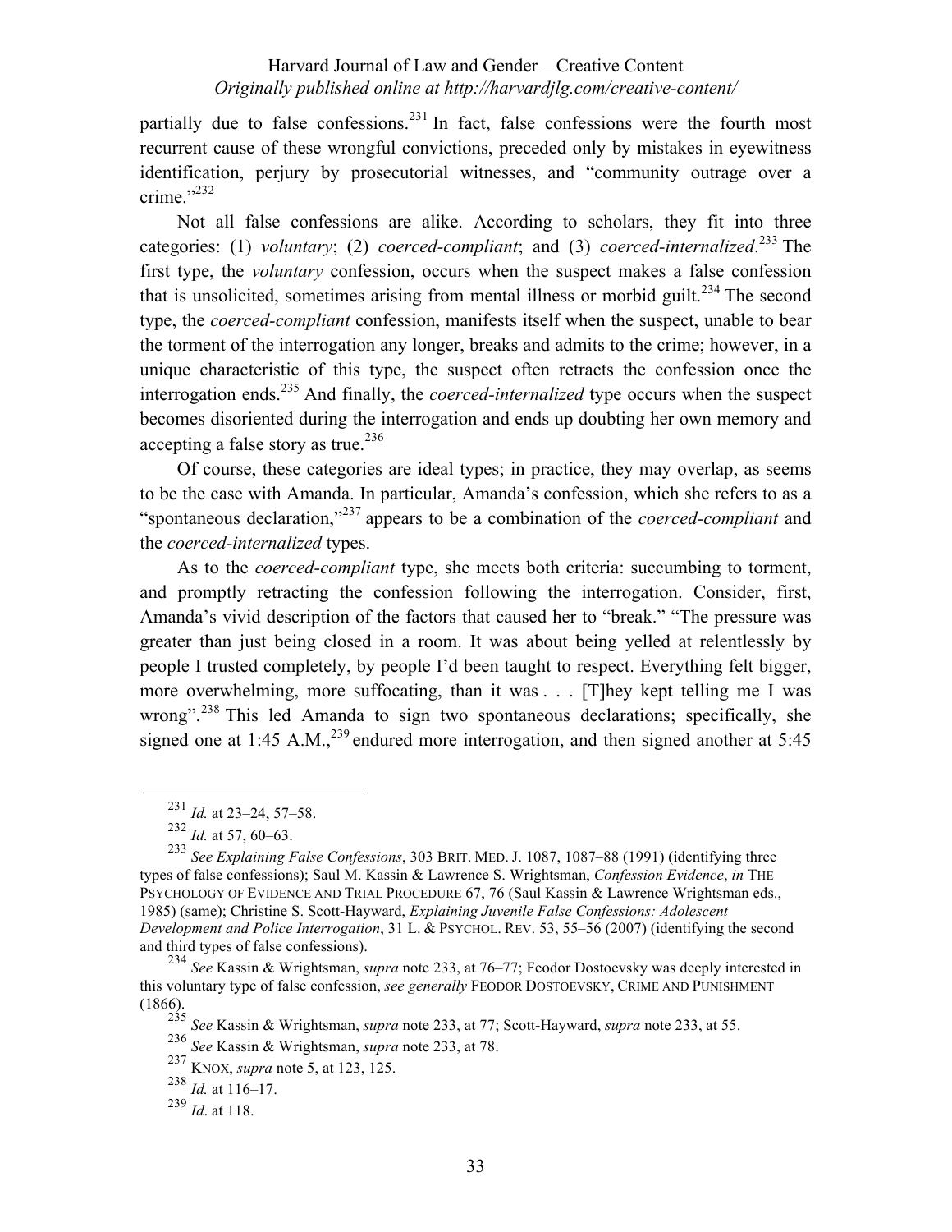partially due to false confessions.[231] In fact, false confessions were the fourth most recurrent cause of these wrongful convictions, preceded only by mistakes in eyewitness identification, perjury by prosecutorial witnesses, and "community outrage over a crime."[232]

Not all false confessions are alike. According to scholars, they fit into three categories: (1) *voluntary*; (2) *coerced-compliant*; and (3) *coerced-internalized*.[233] The first type, the *voluntary* confession, occurs when the suspect makes a false confession that is unsolicited, sometimes arising from mental illness or morbid guilt.[234] The second type, the *coerced-compliant* confession, manifests itself when the suspect, unable to bear the torment of the interrogation any longer, breaks and admits to the crime; however, in a unique characteristic of this type, the suspect often retracts the confession once the interrogation ends.[235] And finally, the *coerced-internalized* type occurs when the suspect becomes disoriented during the interrogation and ends up doubting her own memory and accepting a false story as true.[236]

Of course, these categories are ideal types; in practice, they may overlap, as seems to be the case with Amanda. In particular, Amanda's confession, which she refers to as a "spontaneous declaration,"[237] appears to be a combination of the *coerced-compliant* and the *coerced-internalized* types.

As to the *coerced-compliant* type, she meets both criteria: succumbing to torment, and promptly retracting the confession following the interrogation. Consider, first, Amanda's vivid description of the factors that caused her to "break." "The pressure was greater than just being closed in a room. It was about being yelled at relentlessly by people I trusted completely, by people I'd been taught to respect. Everything felt bigger, more overwhelming, more suffocating, than it was . . . [T]hey kept telling me I was wrong".[238] This led Amanda to sign two spontaneous declarations; specifically, she signed one at 1:45 A.M.,[239] endured more interrogation, and then signed another at 5:45

---

[231] *Id.* at 23–24, 57–58.

[232] *Id.* at 57, 60–63.

[233] *See Explaining False Confessions*, 303 BRIT. MED. J. 1087, 1087–88 (1991) (identifying three types of false confessions); Saul M. Kassin & Lawrence S. Wrightsman, *Confession Evidence*, *in* THE PSYCHOLOGY OF EVIDENCE AND TRIAL PROCEDURE 67, 76 (Saul Kassin & Lawrence Wrightsman eds., 1985) (same); Christine S. Scott-Hayward, *Explaining Juvenile False Confessions: Adolescent Development and Police Interrogation*, 31 L. & PSYCHOL. REV. 53, 55–56 (2007) (identifying the second and third types of false confessions).

[234] *See* Kassin & Wrightsman, *supra* note 233, at 76–77; Feodor Dostoevsky was deeply interested in this voluntary type of false confession, *see generally* FEODOR DOSTOEVSKY, CRIME AND PUNISHMENT (1866).

[235] *See* Kassin & Wrightsman, *supra* note 233, at 77; Scott-Hayward, *supra* note 233, at 55.

[236] *See* Kassin & Wrightsman, *supra* note 233, at 78.

[237] KNOX, *supra* note 5, at 123, 125.

[238] *Id.* at 116–17.

[239] *Id*. at 118.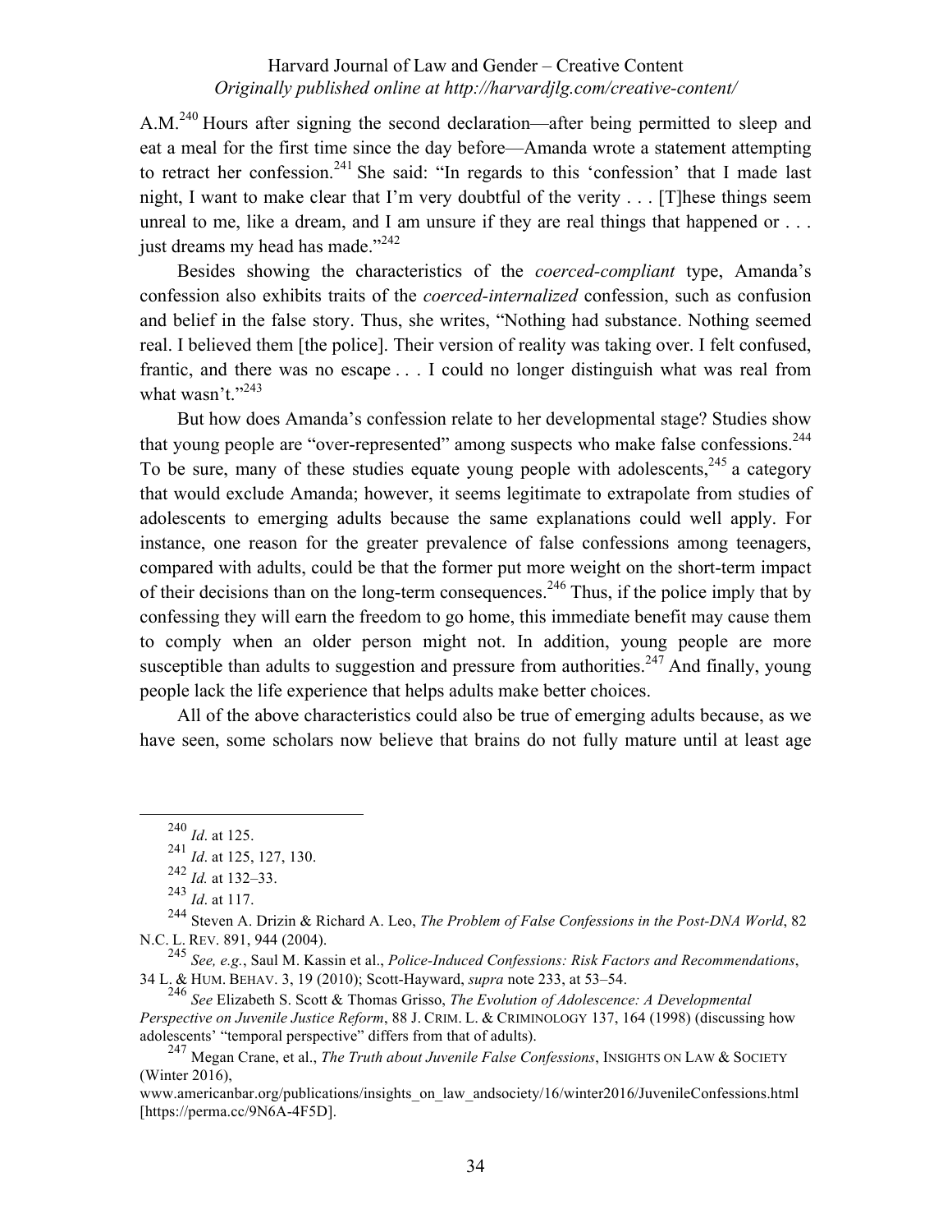A.M.[240] Hours after signing the second declaration—after being permitted to sleep and eat a meal for the first time since the day before—Amanda wrote a statement attempting to retract her confession.[241] She said: "In regards to this 'confession' that I made last night, I want to make clear that I'm very doubtful of the verity . . . [T]hese things seem unreal to me, like a dream, and I am unsure if they are real things that happened or . . . just dreams my head has made."[242]

Besides showing the characteristics of the *coerced-compliant* type, Amanda's confession also exhibits traits of the *coerced-internalized* confession, such as confusion and belief in the false story. Thus, she writes, "Nothing had substance. Nothing seemed real. I believed them [the police]. Their version of reality was taking over. I felt confused, frantic, and there was no escape . . . I could no longer distinguish what was real from what wasn't."[243]

But how does Amanda's confession relate to her developmental stage? Studies show that young people are "over-represented" among suspects who make false confessions.[244] To be sure, many of these studies equate young people with adolescents,[245] a category that would exclude Amanda; however, it seems legitimate to extrapolate from studies of adolescents to emerging adults because the same explanations could well apply. For instance, one reason for the greater prevalence of false confessions among teenagers, compared with adults, could be that the former put more weight on the short-term impact of their decisions than on the long-term consequences.[246] Thus, if the police imply that by confessing they will earn the freedom to go home, this immediate benefit may cause them to comply when an older person might not. In addition, young people are more susceptible than adults to suggestion and pressure from authorities.[247] And finally, young people lack the life experience that helps adults make better choices.

All of the above characteristics could also be true of emerging adults because, as we have seen, some scholars now believe that brains do not fully mature until at least age

---

[240] *Id*. at 125.

[241] *Id*. at 125, 127, 130.

[242] *Id.* at 132–33.

[243] *Id*. at 117.

[244] Steven A. Drizin & Richard A. Leo, *The Problem of False Confessions in the Post-DNA World*, 82 N.C. L. REV. 891, 944 (2004).

[245] *See, e.g.*, Saul M. Kassin et al., *Police-Induced Confessions: Risk Factors and Recommendations*, 34 L. & HUM. BEHAV. 3, 19 (2010); Scott-Hayward, *supra* note 233, at 53–54.

[246] *See* Elizabeth S. Scott & Thomas Grisso, *The Evolution of Adolescence: A Developmental Perspective on Juvenile Justice Reform*, 88 J. CRIM. L. & CRIMINOLOGY 137, 164 (1998) (discussing how adolescents' "temporal perspective" differs from that of adults).

[247] Megan Crane, et al., *The Truth about Juvenile False Confessions*, INSIGHTS ON LAW & SOCIETY (Winter 2016), www.americanbar.org/publications/insights_on_law_andsociety/16/winter2016/JuvenileConfessions.html [https://perma.cc/9N6A-4F5D].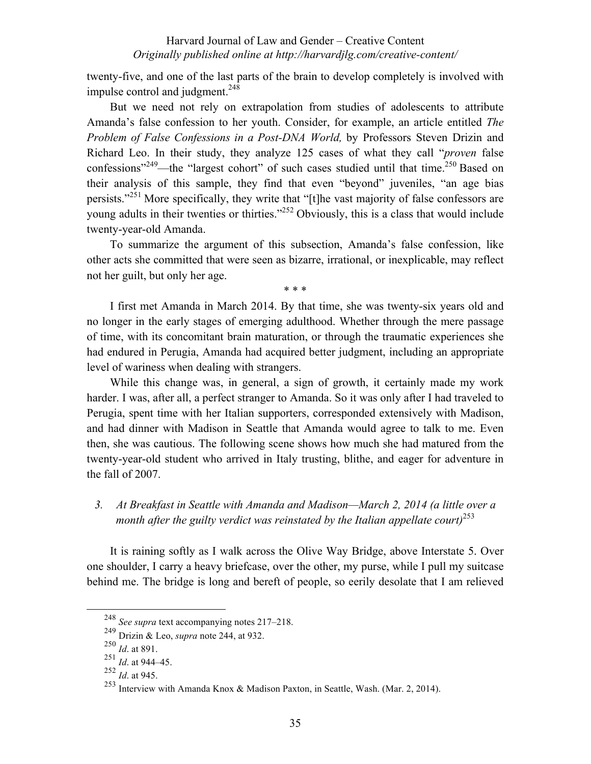twenty-five, and one of the last parts of the brain to develop completely is involved with impulse control and judgment.[248]

But we need not rely on extrapolation from studies of adolescents to attribute Amanda's false confession to her youth. Consider, for example, an article entitled *The Problem of False Confessions in a Post-DNA World,* by Professors Steven Drizin and Richard Leo. In their study, they analyze 125 cases of what they call "*proven* false confessions"[249]—the "largest cohort" of such cases studied until that time.[250] Based on their analysis of this sample, they find that even "beyond" juveniles, "an age bias persists."[251] More specifically, they write that "[t]he vast majority of false confessors are young adults in their twenties or thirties."[252] Obviously, this is a class that would include twenty-year-old Amanda.

To summarize the argument of this subsection, Amanda's false confession, like other acts she committed that were seen as bizarre, irrational, or inexplicable, may reflect not her guilt, but only her age.

\* \* \*

I first met Amanda in March 2014. By that time, she was twenty-six years old and no longer in the early stages of emerging adulthood. Whether through the mere passage of time, with its concomitant brain maturation, or through the traumatic experiences she had endured in Perugia, Amanda had acquired better judgment, including an appropriate level of wariness when dealing with strangers.

While this change was, in general, a sign of growth, it certainly made my work harder. I was, after all, a perfect stranger to Amanda. So it was only after I had traveled to Perugia, spent time with her Italian supporters, corresponded extensively with Madison, and had dinner with Madison in Seattle that Amanda would agree to talk to me. Even then, she was cautious. The following scene shows how much she had matured from the twenty-year-old student who arrived in Italy trusting, blithe, and eager for adventure in the fall of 2007.

### 3. *At Breakfast in Seattle with Amanda and Madison—March 2, 2014 (a little over a month after the guilty verdict was reinstated by the Italian appellate court)*[253]

It is raining softly as I walk across the Olive Way Bridge, above Interstate 5. Over one shoulder, I carry a heavy briefcase, over the other, my purse, while I pull my suitcase behind me. The bridge is long and bereft of people, so eerily desolate that I am relieved

---

[248] *See supra* text accompanying notes 217–218.

[249] Drizin & Leo, *supra* note 244, at 932.

[250] *Id*. at 891.

[251] *Id*. at 944–45.

[252] *Id*. at 945.

[253] Interview with Amanda Knox & Madison Paxton, in Seattle, Wash. (Mar. 2, 2014).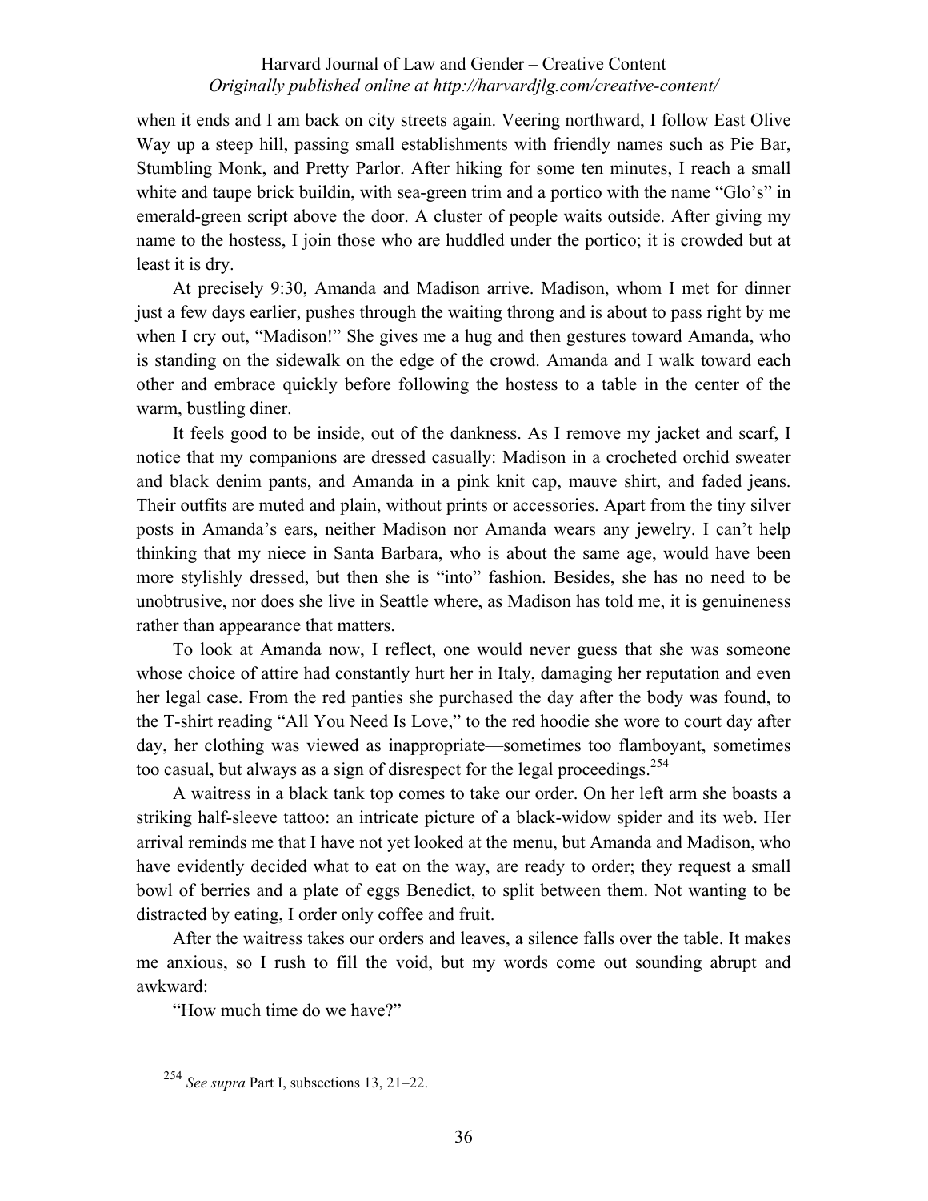when it ends and I am back on city streets again. Veering northward, I follow East Olive Way up a steep hill, passing small establishments with friendly names such as Pie Bar, Stumbling Monk, and Pretty Parlor. After hiking for some ten minutes, I reach a small white and taupe brick buildin, with sea-green trim and a portico with the name "Glo's" in emerald-green script above the door. A cluster of people waits outside. After giving my name to the hostess, I join those who are huddled under the portico; it is crowded but at least it is dry.

At precisely 9:30, Amanda and Madison arrive. Madison, whom I met for dinner just a few days earlier, pushes through the waiting throng and is about to pass right by me when I cry out, "Madison!" She gives me a hug and then gestures toward Amanda, who is standing on the sidewalk on the edge of the crowd. Amanda and I walk toward each other and embrace quickly before following the hostess to a table in the center of the warm, bustling diner.

It feels good to be inside, out of the dankness. As I remove my jacket and scarf, I notice that my companions are dressed casually: Madison in a crocheted orchid sweater and black denim pants, and Amanda in a pink knit cap, mauve shirt, and faded jeans. Their outfits are muted and plain, without prints or accessories. Apart from the tiny silver posts in Amanda's ears, neither Madison nor Amanda wears any jewelry. I can't help thinking that my niece in Santa Barbara, who is about the same age, would have been more stylishly dressed, but then she is "into" fashion. Besides, she has no need to be unobtrusive, nor does she live in Seattle where, as Madison has told me, it is genuineness rather than appearance that matters.

To look at Amanda now, I reflect, one would never guess that she was someone whose choice of attire had constantly hurt her in Italy, damaging her reputation and even her legal case. From the red panties she purchased the day after the body was found, to the T-shirt reading "All You Need Is Love," to the red hoodie she wore to court day after day, her clothing was viewed as inappropriate—sometimes too flamboyant, sometimes too casual, but always as a sign of disrespect for the legal proceedings.[254]

A waitress in a black tank top comes to take our order. On her left arm she boasts a striking half-sleeve tattoo: an intricate picture of a black-widow spider and its web. Her arrival reminds me that I have not yet looked at the menu, but Amanda and Madison, who have evidently decided what to eat on the way, are ready to order; they request a small bowl of berries and a plate of eggs Benedict, to split between them. Not wanting to be distracted by eating, I order only coffee and fruit.

After the waitress takes our orders and leaves, a silence falls over the table. It makes me anxious, so I rush to fill the void, but my words come out sounding abrupt and awkward:

"How much time do we have?"

---

[254] *See supra* Part I, subsections 13, 21–22.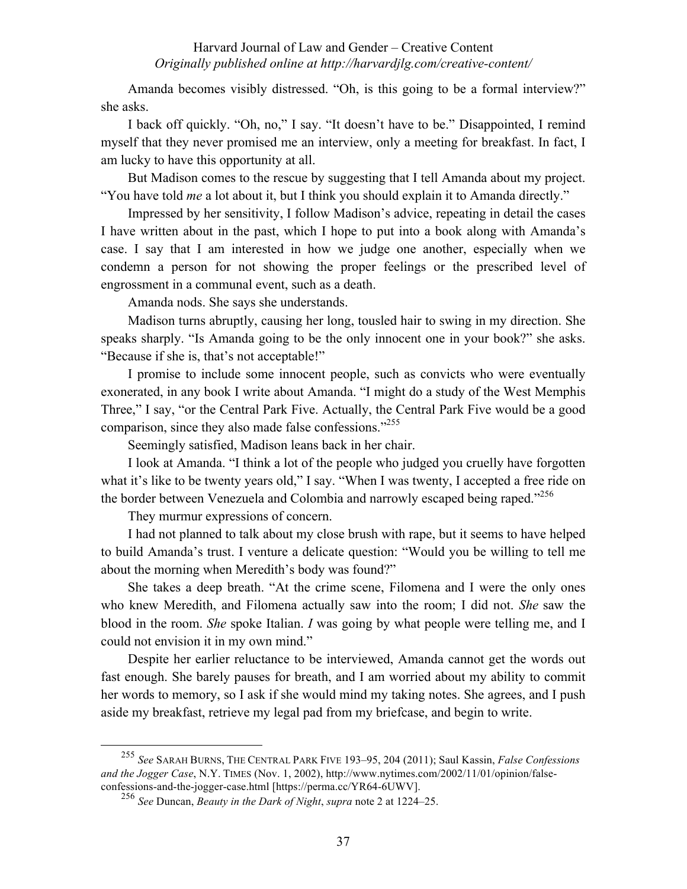Amanda becomes visibly distressed. "Oh, is this going to be a formal interview?" she asks.

I back off quickly. "Oh, no," I say. "It doesn't have to be." Disappointed, I remind myself that they never promised me an interview, only a meeting for breakfast. In fact, I am lucky to have this opportunity at all.

But Madison comes to the rescue by suggesting that I tell Amanda about my project. "You have told *me* a lot about it, but I think you should explain it to Amanda directly."

Impressed by her sensitivity, I follow Madison's advice, repeating in detail the cases I have written about in the past, which I hope to put into a book along with Amanda's case. I say that I am interested in how we judge one another, especially when we condemn a person for not showing the proper feelings or the prescribed level of engrossment in a communal event, such as a death.

Amanda nods. She says she understands.

Madison turns abruptly, causing her long, tousled hair to swing in my direction. She speaks sharply. "Is Amanda going to be the only innocent one in your book?" she asks. "Because if she is, that's not acceptable!"

I promise to include some innocent people, such as convicts who were eventually exonerated, in any book I write about Amanda. "I might do a study of the West Memphis Three," I say, "or the Central Park Five. Actually, the Central Park Five would be a good comparison, since they also made false confessions."[255]

Seemingly satisfied, Madison leans back in her chair.

I look at Amanda. "I think a lot of the people who judged you cruelly have forgotten what it's like to be twenty years old," I say. "When I was twenty, I accepted a free ride on the border between Venezuela and Colombia and narrowly escaped being raped."[256]

They murmur expressions of concern.

I had not planned to talk about my close brush with rape, but it seems to have helped to build Amanda's trust. I venture a delicate question: "Would you be willing to tell me about the morning when Meredith's body was found?"

She takes a deep breath. "At the crime scene, Filomena and I were the only ones who knew Meredith, and Filomena actually saw into the room; I did not. *She* saw the blood in the room. *She* spoke Italian. *I* was going by what people were telling me, and I could not envision it in my own mind."

Despite her earlier reluctance to be interviewed, Amanda cannot get the words out fast enough. She barely pauses for breath, and I am worried about my ability to commit her words to memory, so I ask if she would mind my taking notes. She agrees, and I push aside my breakfast, retrieve my legal pad from my briefcase, and begin to write.

---

[255] *See* SARAH BURNS, THE CENTRAL PARK FIVE 193–95, 204 (2011); Saul Kassin, *False Confessions and the Jogger Case*, N.Y. TIMES (Nov. 1, 2002), http://www.nytimes.com/2002/11/01/opinion/false-confessions-and-the-jogger-case.html [https://perma.cc/YR64-6UWV].

[256] *See* Duncan, *Beauty in the Dark of Night*, *supra* note 2 at 1224–25.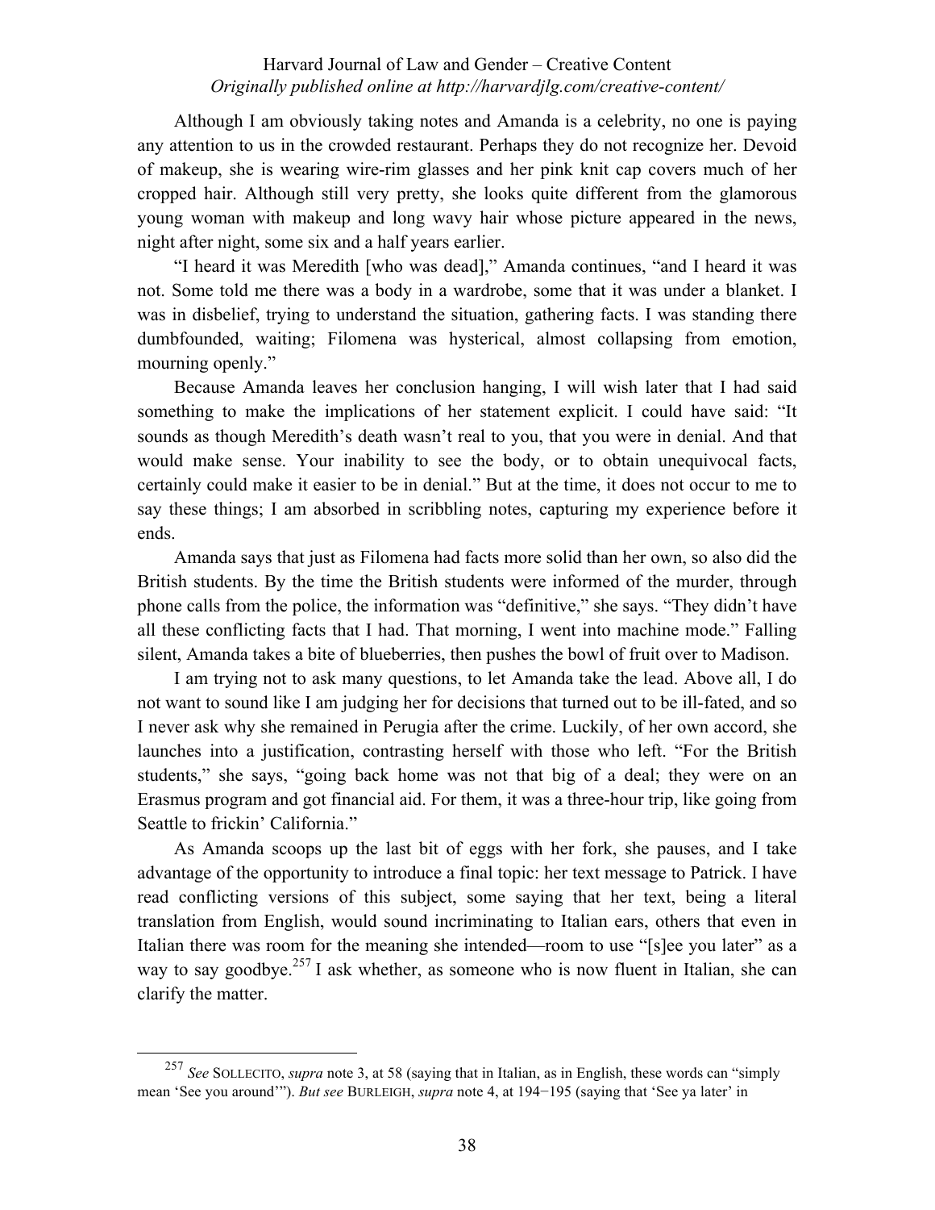Although I am obviously taking notes and Amanda is a celebrity, no one is paying any attention to us in the crowded restaurant. Perhaps they do not recognize her. Devoid of makeup, she is wearing wire-rim glasses and her pink knit cap covers much of her cropped hair. Although still very pretty, she looks quite different from the glamorous young woman with makeup and long wavy hair whose picture appeared in the news, night after night, some six and a half years earlier.

"I heard it was Meredith [who was dead]," Amanda continues, "and I heard it was not. Some told me there was a body in a wardrobe, some that it was under a blanket. I was in disbelief, trying to understand the situation, gathering facts. I was standing there dumbfounded, waiting; Filomena was hysterical, almost collapsing from emotion, mourning openly."

Because Amanda leaves her conclusion hanging, I will wish later that I had said something to make the implications of her statement explicit. I could have said: "It sounds as though Meredith's death wasn't real to you, that you were in denial. And that would make sense. Your inability to see the body, or to obtain unequivocal facts, certainly could make it easier to be in denial." But at the time, it does not occur to me to say these things; I am absorbed in scribbling notes, capturing my experience before it ends.

Amanda says that just as Filomena had facts more solid than her own, so also did the British students. By the time the British students were informed of the murder, through phone calls from the police, the information was "definitive," she says. "They didn't have all these conflicting facts that I had. That morning, I went into machine mode." Falling silent, Amanda takes a bite of blueberries, then pushes the bowl of fruit over to Madison.

I am trying not to ask many questions, to let Amanda take the lead. Above all, I do not want to sound like I am judging her for decisions that turned out to be ill-fated, and so I never ask why she remained in Perugia after the crime. Luckily, of her own accord, she launches into a justification, contrasting herself with those who left. "For the British students," she says, "going back home was not that big of a deal; they were on an Erasmus program and got financial aid. For them, it was a three-hour trip, like going from Seattle to frickin' California."

As Amanda scoops up the last bit of eggs with her fork, she pauses, and I take advantage of the opportunity to introduce a final topic: her text message to Patrick. I have read conflicting versions of this subject, some saying that her text, being a literal translation from English, would sound incriminating to Italian ears, others that even in Italian there was room for the meaning she intended—room to use "[s]ee you later" as a way to say goodbye.[257] I ask whether, as someone who is now fluent in Italian, she can clarify the matter.

---

[257] *See* SOLLECITO, *supra* note 3, at 58 (saying that in Italian, as in English, these words can "simply mean 'See you around'"). *But see* BURLEIGH, *supra* note 4, at 194−195 (saying that 'See ya later' in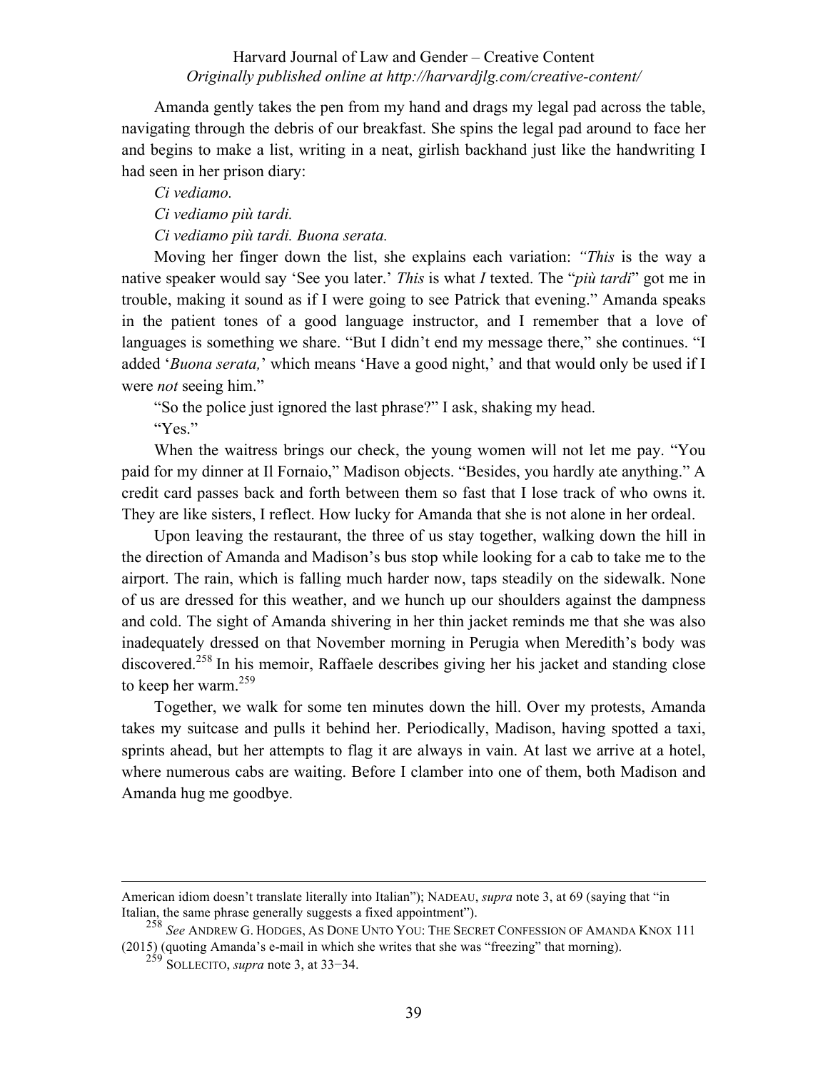Amanda gently takes the pen from my hand and drags my legal pad across the table, navigating through the debris of our breakfast. She spins the legal pad around to face her and begins to make a list, writing in a neat, girlish backhand just like the handwriting I had seen in her prison diary:

*Ci vediamo.*

*Ci vediamo più tardi.*

*Ci vediamo più tardi. Buona serata.*

Moving her finger down the list, she explains each variation: *"This* is the way a native speaker would say 'See you later.' *This* is what *I* texted. The "*più tardi*" got me in trouble, making it sound as if I were going to see Patrick that evening." Amanda speaks in the patient tones of a good language instructor, and I remember that a love of languages is something we share. "But I didn't end my message there," she continues. "I added '*Buona serata,*' which means 'Have a good night,' and that would only be used if I were *not* seeing him."

"So the police just ignored the last phrase?" I ask, shaking my head.

"Yes."

When the waitress brings our check, the young women will not let me pay. "You paid for my dinner at Il Fornaio," Madison objects. "Besides, you hardly ate anything." A credit card passes back and forth between them so fast that I lose track of who owns it. They are like sisters, I reflect. How lucky for Amanda that she is not alone in her ordeal.

Upon leaving the restaurant, the three of us stay together, walking down the hill in the direction of Amanda and Madison's bus stop while looking for a cab to take me to the airport. The rain, which is falling much harder now, taps steadily on the sidewalk. None of us are dressed for this weather, and we hunch up our shoulders against the dampness and cold. The sight of Amanda shivering in her thin jacket reminds me that she was also inadequately dressed on that November morning in Perugia when Meredith's body was discovered.[258] In his memoir, Raffaele describes giving her his jacket and standing close to keep her warm.[259]

Together, we walk for some ten minutes down the hill. Over my protests, Amanda takes my suitcase and pulls it behind her. Periodically, Madison, having spotted a taxi, sprints ahead, but her attempts to flag it are always in vain. At last we arrive at a hotel, where numerous cabs are waiting. Before I clamber into one of them, both Madison and Amanda hug me goodbye.

---

American idiom doesn't translate literally into Italian"); NADEAU, *supra* note 3, at 69 (saying that "in Italian, the same phrase generally suggests a fixed appointment").

[258] *See* ANDREW G. HODGES, AS DONE UNTO YOU: THE SECRET CONFESSION OF AMANDA KNOX 111 (2015) (quoting Amanda's e-mail in which she writes that she was "freezing" that morning).

[259] SOLLECITO, *supra* note 3, at 33−34.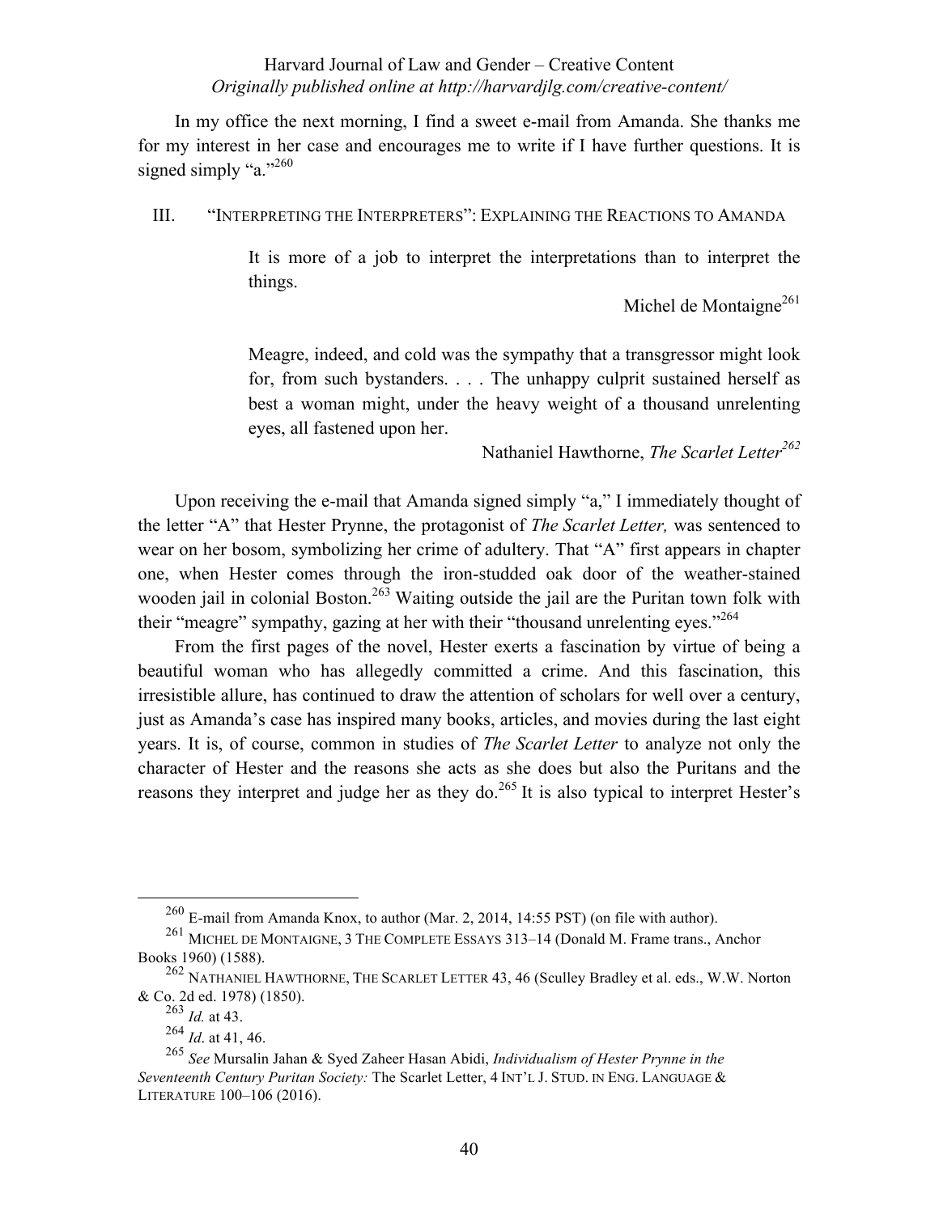In my office the next morning, I find a sweet e-mail from Amanda. She thanks me for my interest in her case and encourages me to write if I have further questions. It is signed simply "a."[260]

## III. "INTERPRETING THE INTERPRETERS": EXPLAINING THE REACTIONS TO AMANDA

> It is more of a job to interpret the interpretations than to interpret the things.
>
> Michel de Montaigne[261]

> Meagre, indeed, and cold was the sympathy that a transgressor might look for, from such bystanders. . . . The unhappy culprit sustained herself as best a woman might, under the heavy weight of a thousand unrelenting eyes, all fastened upon her.
>
> Nathaniel Hawthorne, *The Scarlet Letter*[262]

Upon receiving the e-mail that Amanda signed simply "a," I immediately thought of the letter "A" that Hester Prynne, the protagonist of *The Scarlet Letter,* was sentenced to wear on her bosom, symbolizing her crime of adultery. That "A" first appears in chapter one, when Hester comes through the iron-studded oak door of the weather-stained wooden jail in colonial Boston.[263] Waiting outside the jail are the Puritan town folk with their "meagre" sympathy, gazing at her with their "thousand unrelenting eyes."[264]

From the first pages of the novel, Hester exerts a fascination by virtue of being a beautiful woman who has allegedly committed a crime. And this fascination, this irresistible allure, has continued to draw the attention of scholars for well over a century, just as Amanda's case has inspired many books, articles, and movies during the last eight years. It is, of course, common in studies of *The Scarlet Letter* to analyze not only the character of Hester and the reasons she acts as she does but also the Puritans and the reasons they interpret and judge her as they do.[265] It is also typical to interpret Hester's

---

[260] E-mail from Amanda Knox, to author (Mar. 2, 2014, 14:55 PST) (on file with author).

[261] MICHEL DE MONTAIGNE, 3 THE COMPLETE ESSAYS 313–14 (Donald M. Frame trans., Anchor Books 1960) (1588).

[262] NATHANIEL HAWTHORNE, THE SCARLET LETTER 43, 46 (Sculley Bradley et al. eds., W.W. Norton & Co. 2d ed. 1978) (1850).

[263] *Id.* at 43.

[264] *Id*. at 41, 46.

[265] *See* Mursalin Jahan & Syed Zaheer Hasan Abidi, *Individualism of Hester Prynne in the Seventeenth Century Puritan Society:* The Scarlet Letter, 4 INT'L J. STUD. IN ENG. LANGUAGE & LITERATURE 100–106 (2016).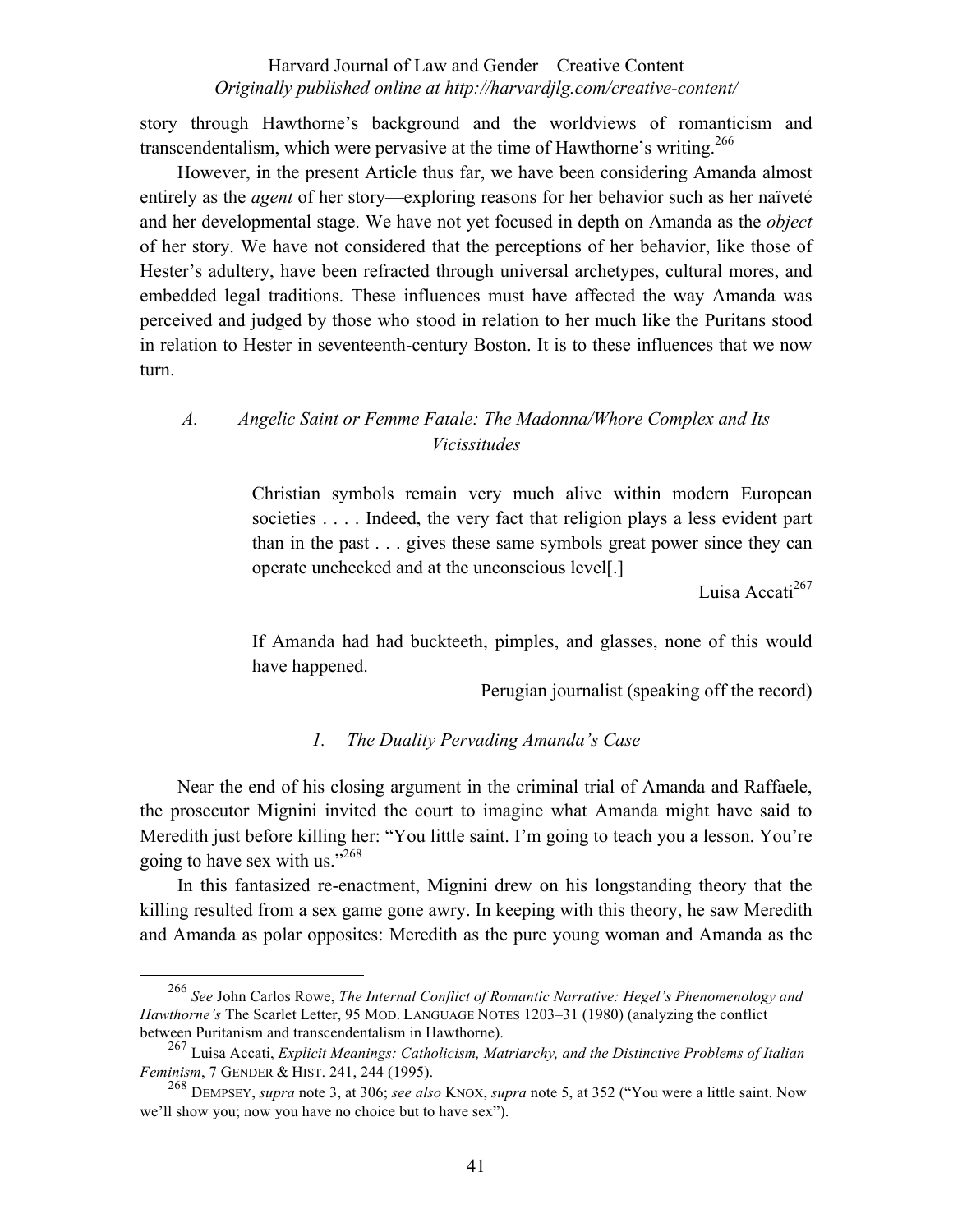story through Hawthorne's background and the worldviews of romanticism and transcendentalism, which were pervasive at the time of Hawthorne's writing.[266]

However, in the present Article thus far, we have been considering Amanda almost entirely as the *agent* of her story—exploring reasons for her behavior such as her naïveté and her developmental stage. We have not yet focused in depth on Amanda as the *object* of her story. We have not considered that the perceptions of her behavior, like those of Hester's adultery, have been refracted through universal archetypes, cultural mores, and embedded legal traditions. These influences must have affected the way Amanda was perceived and judged by those who stood in relation to her much like the Puritans stood in relation to Hester in seventeenth-century Boston. It is to these influences that we now turn.

### *A. Angelic Saint or Femme Fatale: The Madonna/Whore Complex and Its Vicissitudes*

> Christian symbols remain very much alive within modern European societies . . . . Indeed, the very fact that religion plays a less evident part than in the past . . . gives these same symbols great power since they can operate unchecked and at the unconscious level[.]
>
> Luisa Accati[267]

> If Amanda had had buckteeth, pimples, and glasses, none of this would have happened.
>
> Perugian journalist (speaking off the record)

#### *1. The Duality Pervading Amanda's Case*

Near the end of his closing argument in the criminal trial of Amanda and Raffaele, the prosecutor Mignini invited the court to imagine what Amanda might have said to Meredith just before killing her: "You little saint. I'm going to teach you a lesson. You're going to have sex with us."[268]

In this fantasized re-enactment, Mignini drew on his longstanding theory that the killing resulted from a sex game gone awry. In keeping with this theory, he saw Meredith and Amanda as polar opposites: Meredith as the pure young woman and Amanda as the

---

[266] *See* John Carlos Rowe, *The Internal Conflict of Romantic Narrative: Hegel's Phenomenology and Hawthorne's* The Scarlet Letter, 95 MOD. LANGUAGE NOTES 1203–31 (1980) (analyzing the conflict between Puritanism and transcendentalism in Hawthorne).

[267] Luisa Accati, *Explicit Meanings: Catholicism, Matriarchy, and the Distinctive Problems of Italian Feminism*, 7 GENDER & HIST. 241, 244 (1995).

[268] DEMPSEY, *supra* note 3, at 306; *see also* KNOX, *supra* note 5, at 352 ("You were a little saint. Now we'll show you; now you have no choice but to have sex").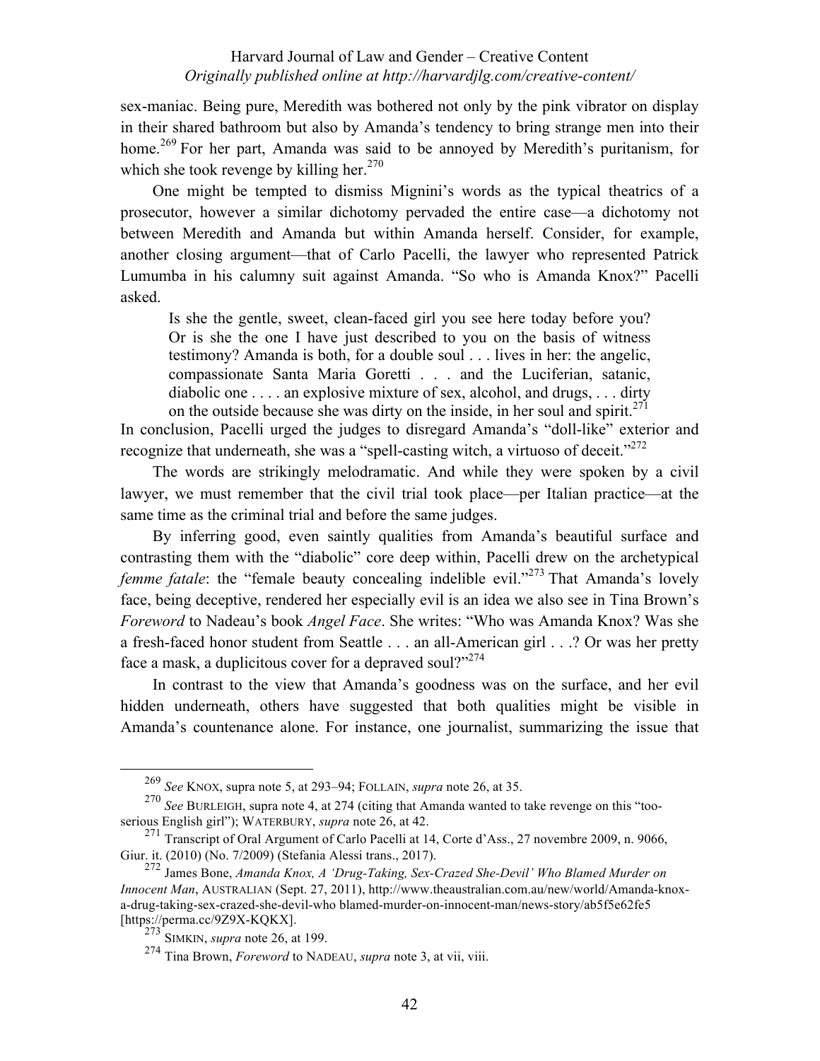sex-maniac. Being pure, Meredith was bothered not only by the pink vibrator on display in their shared bathroom but also by Amanda's tendency to bring strange men into their home.[269] For her part, Amanda was said to be annoyed by Meredith's puritanism, for which she took revenge by killing her.[270]

One might be tempted to dismiss Mignini's words as the typical theatrics of a prosecutor, however a similar dichotomy pervaded the entire case—a dichotomy not between Meredith and Amanda but within Amanda herself. Consider, for example, another closing argument—that of Carlo Pacelli, the lawyer who represented Patrick Lumumba in his calumny suit against Amanda. "So who is Amanda Knox?" Pacelli asked.

> Is she the gentle, sweet, clean-faced girl you see here today before you? Or is she the one I have just described to you on the basis of witness testimony? Amanda is both, for a double soul . . . lives in her: the angelic, compassionate Santa Maria Goretti . . . and the Luciferian, satanic, diabolic one . . . . an explosive mixture of sex, alcohol, and drugs, . . . dirty on the outside because she was dirty on the inside, in her soul and spirit.[271]

In conclusion, Pacelli urged the judges to disregard Amanda's "doll-like" exterior and recognize that underneath, she was a "spell-casting witch, a virtuoso of deceit."[272]

The words are strikingly melodramatic. And while they were spoken by a civil lawyer, we must remember that the civil trial took place—per Italian practice—at the same time as the criminal trial and before the same judges.

By inferring good, even saintly qualities from Amanda's beautiful surface and contrasting them with the "diabolic" core deep within, Pacelli drew on the archetypical *femme fatale*: the "female beauty concealing indelible evil."[273] That Amanda's lovely face, being deceptive, rendered her especially evil is an idea we also see in Tina Brown's *Foreword* to Nadeau's book *Angel Face*. She writes: "Who was Amanda Knox? Was she a fresh-faced honor student from Seattle . . . an all-American girl . . .? Or was her pretty face a mask, a duplicitous cover for a depraved soul?"[274]

In contrast to the view that Amanda's goodness was on the surface, and her evil hidden underneath, others have suggested that both qualities might be visible in Amanda's countenance alone. For instance, one journalist, summarizing the issue that

---

[269] *See* KNOX, supra note 5, at 293–94; FOLLAIN, *supra* note 26, at 35.

[270] *See* BURLEIGH, supra note 4, at 274 (citing that Amanda wanted to take revenge on this "too-serious English girl"); WATERBURY, *supra* note 26, at 42.

[271] Transcript of Oral Argument of Carlo Pacelli at 14, Corte d'Ass., 27 novembre 2009, n. 9066, Giur. it. (2010) (No. 7/2009) (Stefania Alessi trans., 2017).

[272] James Bone, *Amanda Knox, A 'Drug-Taking, Sex-Crazed She-Devil' Who Blamed Murder on Innocent Man*, AUSTRALIAN (Sept. 27, 2011), http://www.theaustralian.com.au/new/world/Amanda-knox-a-drug-taking-sex-crazed-she-devil-who blamed-murder-on-innocent-man/news-story/ab5f5e62fe5 [https://perma.cc/9Z9X-KQKX].

[273] SIMKIN, *supra* note 26, at 199.

[274] Tina Brown, *Foreword* to NADEAU, *supra* note 3, at vii, viii.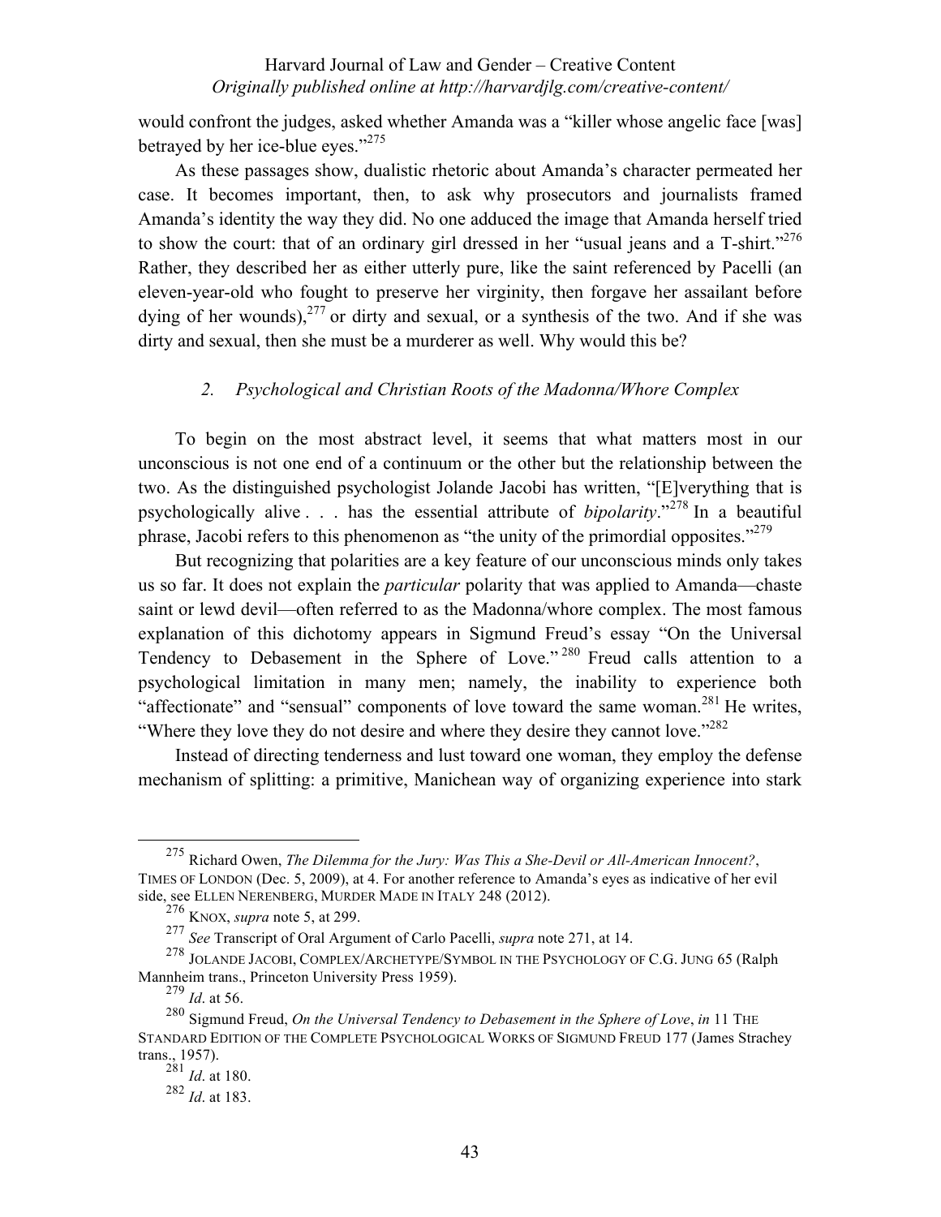would confront the judges, asked whether Amanda was a "killer whose angelic face [was] betrayed by her ice-blue eyes."[275]

As these passages show, dualistic rhetoric about Amanda's character permeated her case. It becomes important, then, to ask why prosecutors and journalists framed Amanda's identity the way they did. No one adduced the image that Amanda herself tried to show the court: that of an ordinary girl dressed in her "usual jeans and a T-shirt."[276] Rather, they described her as either utterly pure, like the saint referenced by Pacelli (an eleven-year-old who fought to preserve her virginity, then forgave her assailant before dying of her wounds),[277] or dirty and sexual, or a synthesis of the two. And if she was dirty and sexual, then she must be a murderer as well. Why would this be?

### *2. Psychological and Christian Roots of the Madonna/Whore Complex*

To begin on the most abstract level, it seems that what matters most in our unconscious is not one end of a continuum or the other but the relationship between the two. As the distinguished psychologist Jolande Jacobi has written, "[E]verything that is psychologically alive . . . has the essential attribute of *bipolarity*."[278] In a beautiful phrase, Jacobi refers to this phenomenon as "the unity of the primordial opposites."[279]

But recognizing that polarities are a key feature of our unconscious minds only takes us so far. It does not explain the *particular* polarity that was applied to Amanda—chaste saint or lewd devil—often referred to as the Madonna/whore complex. The most famous explanation of this dichotomy appears in Sigmund Freud's essay "On the Universal Tendency to Debasement in the Sphere of Love."[280] Freud calls attention to a psychological limitation in many men; namely, the inability to experience both "affectionate" and "sensual" components of love toward the same woman.[281] He writes, "Where they love they do not desire and where they desire they cannot love."[282]

Instead of directing tenderness and lust toward one woman, they employ the defense mechanism of splitting: a primitive, Manichean way of organizing experience into stark

---

[275] Richard Owen, *The Dilemma for the Jury: Was This a She-Devil or All-American Innocent?*, TIMES OF LONDON (Dec. 5, 2009), at 4. For another reference to Amanda's eyes as indicative of her evil side, see ELLEN NERENBERG, MURDER MADE IN ITALY 248 (2012).

[276] KNOX, *supra* note 5, at 299.

[277] *See* Transcript of Oral Argument of Carlo Pacelli, *supra* note 271, at 14.

[278] JOLANDE JACOBI, COMPLEX/ARCHETYPE/SYMBOL IN THE PSYCHOLOGY OF C.G. JUNG 65 (Ralph Mannheim trans., Princeton University Press 1959).

[279] *Id*. at 56.

[280] Sigmund Freud, *On the Universal Tendency to Debasement in the Sphere of Love*, *in* 11 THE STANDARD EDITION OF THE COMPLETE PSYCHOLOGICAL WORKS OF SIGMUND FREUD 177 (James Strachey trans., 1957).

[281] *Id*. at 180.

[282] *Id*. at 183.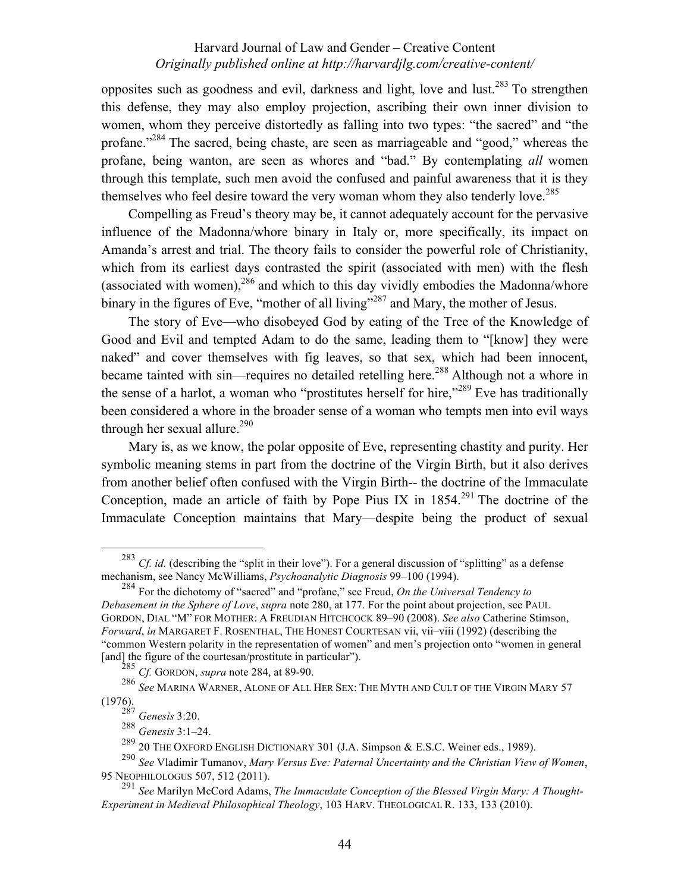opposites such as goodness and evil, darkness and light, love and lust.[283] To strengthen this defense, they may also employ projection, ascribing their own inner division to women, whom they perceive distortedly as falling into two types: "the sacred" and "the profane."[284] The sacred, being chaste, are seen as marriageable and "good," whereas the profane, being wanton, are seen as whores and "bad." By contemplating *all* women through this template, such men avoid the confused and painful awareness that it is they themselves who feel desire toward the very woman whom they also tenderly love.[285]

Compelling as Freud's theory may be, it cannot adequately account for the pervasive influence of the Madonna/whore binary in Italy or, more specifically, its impact on Amanda's arrest and trial. The theory fails to consider the powerful role of Christianity, which from its earliest days contrasted the spirit (associated with men) with the flesh (associated with women),[286] and which to this day vividly embodies the Madonna/whore binary in the figures of Eve, "mother of all living"[287] and Mary, the mother of Jesus.

The story of Eve—who disobeyed God by eating of the Tree of the Knowledge of Good and Evil and tempted Adam to do the same, leading them to "[know] they were naked" and cover themselves with fig leaves, so that sex, which had been innocent, became tainted with sin—requires no detailed retelling here.[288] Although not a whore in the sense of a harlot, a woman who "prostitutes herself for hire,"[289] Eve has traditionally been considered a whore in the broader sense of a woman who tempts men into evil ways through her sexual allure.[290]

Mary is, as we know, the polar opposite of Eve, representing chastity and purity. Her symbolic meaning stems in part from the doctrine of the Virgin Birth, but it also derives from another belief often confused with the Virgin Birth-- the doctrine of the Immaculate Conception, made an article of faith by Pope Pius IX in 1854.[291] The doctrine of the Immaculate Conception maintains that Mary—despite being the product of sexual

---

[283] *Cf. id.* (describing the "split in their love"). For a general discussion of "splitting" as a defense mechanism, see Nancy McWilliams, *Psychoanalytic Diagnosis* 99–100 (1994).

[284] For the dichotomy of "sacred" and "profane," see Freud, *On the Universal Tendency to Debasement in the Sphere of Love*, *supra* note 280, at 177. For the point about projection, see PAUL GORDON, DIAL "M" FOR MOTHER: A FREUDIAN HITCHCOCK 89–90 (2008). *See also* Catherine Stimson, *Forward*, *in* MARGARET F. ROSENTHAL, THE HONEST COURTESAN vii, vii–viii (1992) (describing the "common Western polarity in the representation of women" and men's projection onto "women in general [and] the figure of the courtesan/prostitute in particular").

[285] *Cf.* GORDON, *supra* note 284, at 89-90.

[286] *See* MARINA WARNER, ALONE OF ALL HER SEX: THE MYTH AND CULT OF THE VIRGIN MARY 57 (1976).

[287] *Genesis* 3:20.

[288] *Genesis* 3:1–24.

[289] 20 THE OXFORD ENGLISH DICTIONARY 301 (J.A. Simpson & E.S.C. Weiner eds., 1989).

[290] *See* Vladimir Tumanov, *Mary Versus Eve: Paternal Uncertainty and the Christian View of Women*, 95 NEOPHILOLOGUS 507, 512 (2011).

[291] *See* Marilyn McCord Adams, *The Immaculate Conception of the Blessed Virgin Mary: A Thought-Experiment in Medieval Philosophical Theology*, 103 HARV. THEOLOGICAL R. 133, 133 (2010).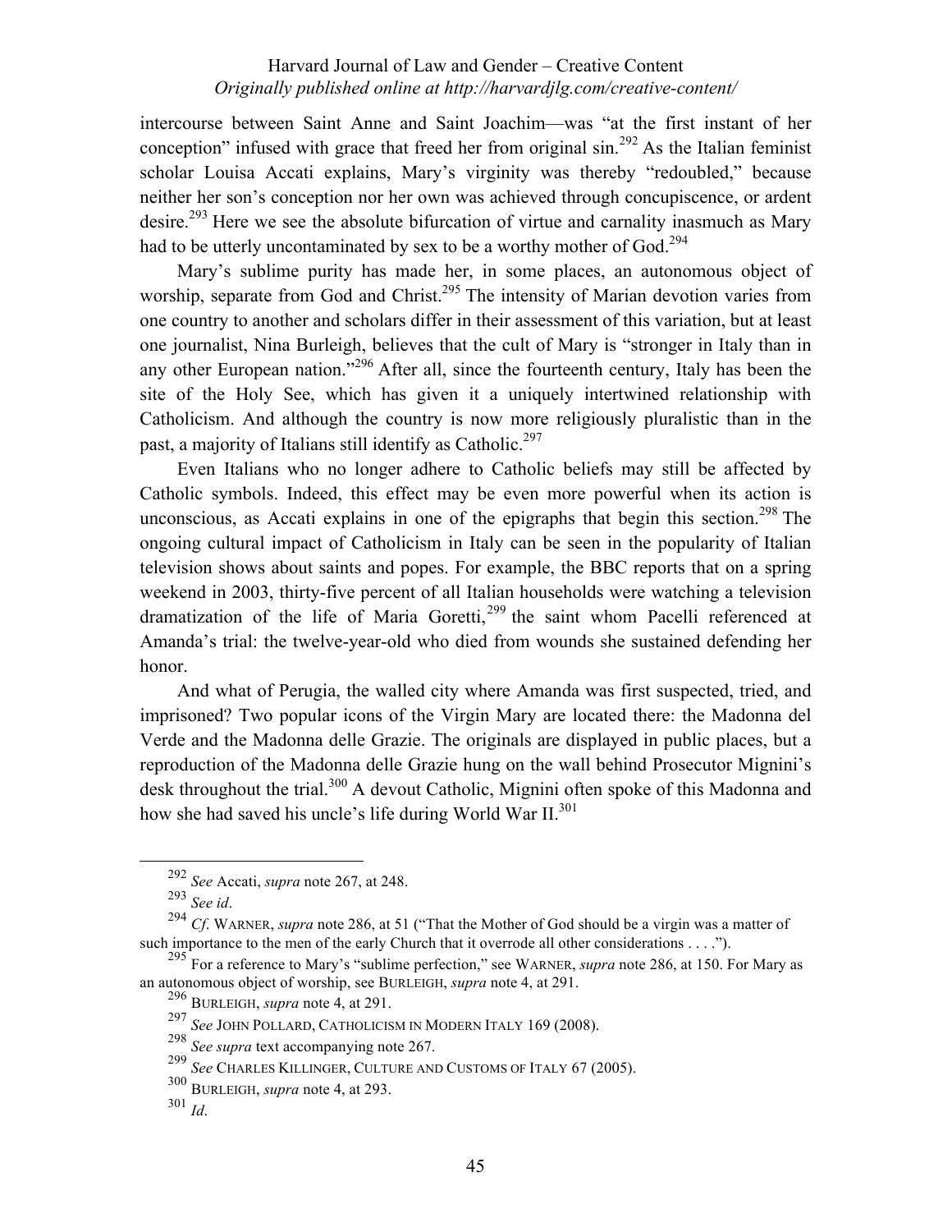intercourse between Saint Anne and Saint Joachim—was "at the first instant of her conception" infused with grace that freed her from original sin.[292] As the Italian feminist scholar Louisa Accati explains, Mary's virginity was thereby "redoubled," because neither her son's conception nor her own was achieved through concupiscence, or ardent desire.[293] Here we see the absolute bifurcation of virtue and carnality inasmuch as Mary had to be utterly uncontaminated by sex to be a worthy mother of God.[294]

Mary's sublime purity has made her, in some places, an autonomous object of worship, separate from God and Christ.[295] The intensity of Marian devotion varies from one country to another and scholars differ in their assessment of this variation, but at least one journalist, Nina Burleigh, believes that the cult of Mary is "stronger in Italy than in any other European nation."[296] After all, since the fourteenth century, Italy has been the site of the Holy See, which has given it a uniquely intertwined relationship with Catholicism. And although the country is now more religiously pluralistic than in the past, a majority of Italians still identify as Catholic.[297]

Even Italians who no longer adhere to Catholic beliefs may still be affected by Catholic symbols. Indeed, this effect may be even more powerful when its action is unconscious, as Accati explains in one of the epigraphs that begin this section.[298] The ongoing cultural impact of Catholicism in Italy can be seen in the popularity of Italian television shows about saints and popes. For example, the BBC reports that on a spring weekend in 2003, thirty-five percent of all Italian households were watching a television dramatization of the life of Maria Goretti,[299] the saint whom Pacelli referenced at Amanda's trial: the twelve-year-old who died from wounds she sustained defending her honor.

And what of Perugia, the walled city where Amanda was first suspected, tried, and imprisoned? Two popular icons of the Virgin Mary are located there: the Madonna del Verde and the Madonna delle Grazie. The originals are displayed in public places, but a reproduction of the Madonna delle Grazie hung on the wall behind Prosecutor Mignini's desk throughout the trial.[300] A devout Catholic, Mignini often spoke of this Madonna and how she had saved his uncle's life during World War II.[301]

---

[292] *See* Accati, *supra* note 267, at 248.

[293] *See id*.

[294] *Cf*. WARNER, *supra* note 286, at 51 ("That the Mother of God should be a virgin was a matter of such importance to the men of the early Church that it overrode all other considerations . . . .").

[295] For a reference to Mary's "sublime perfection," see WARNER, *supra* note 286, at 150. For Mary as an autonomous object of worship, see BURLEIGH, *supra* note 4, at 291.

[296] BURLEIGH, *supra* note 4, at 291.

[297] *See* JOHN POLLARD, CATHOLICISM IN MODERN ITALY 169 (2008).

[298] *See supra* text accompanying note 267.

[299] *See* CHARLES KILLINGER, CULTURE AND CUSTOMS OF ITALY 67 (2005).

[300] BURLEIGH, *supra* note 4, at 293.

[301] *Id*.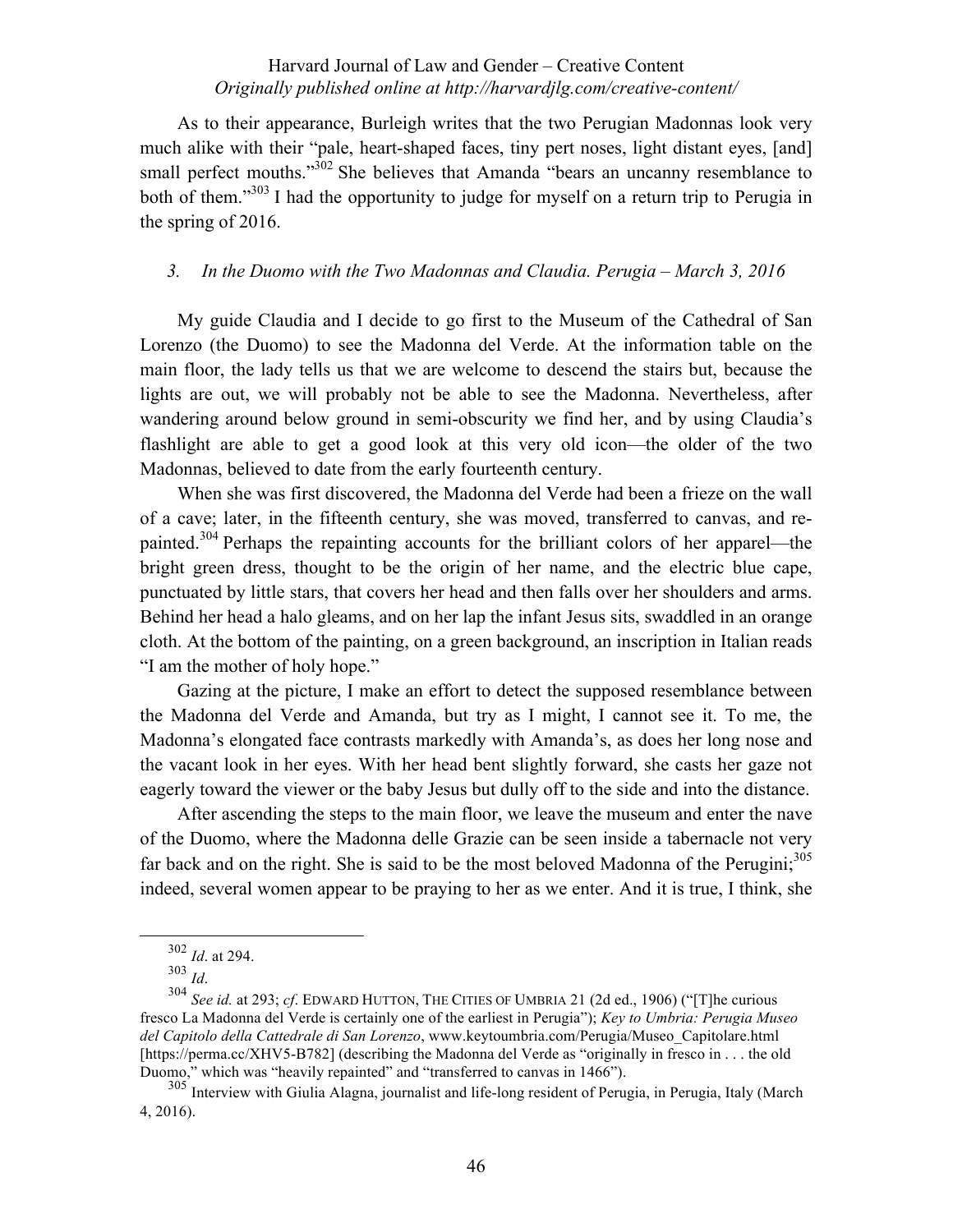As to their appearance, Burleigh writes that the two Perugian Madonnas look very much alike with their "pale, heart-shaped faces, tiny pert noses, light distant eyes, [and] small perfect mouths."[302] She believes that Amanda "bears an uncanny resemblance to both of them."[303] I had the opportunity to judge for myself on a return trip to Perugia in the spring of 2016.

### *3. In the Duomo with the Two Madonnas and Claudia. Perugia – March 3, 2016*

My guide Claudia and I decide to go first to the Museum of the Cathedral of San Lorenzo (the Duomo) to see the Madonna del Verde. At the information table on the main floor, the lady tells us that we are welcome to descend the stairs but, because the lights are out, we will probably not be able to see the Madonna. Nevertheless, after wandering around below ground in semi-obscurity we find her, and by using Claudia's flashlight are able to get a good look at this very old icon—the older of the two Madonnas, believed to date from the early fourteenth century.

When she was first discovered, the Madonna del Verde had been a frieze on the wall of a cave; later, in the fifteenth century, she was moved, transferred to canvas, and re-painted.[304] Perhaps the repainting accounts for the brilliant colors of her apparel—the bright green dress, thought to be the origin of her name, and the electric blue cape, punctuated by little stars, that covers her head and then falls over her shoulders and arms. Behind her head a halo gleams, and on her lap the infant Jesus sits, swaddled in an orange cloth. At the bottom of the painting, on a green background, an inscription in Italian reads "I am the mother of holy hope."

Gazing at the picture, I make an effort to detect the supposed resemblance between the Madonna del Verde and Amanda, but try as I might, I cannot see it. To me, the Madonna's elongated face contrasts markedly with Amanda's, as does her long nose and the vacant look in her eyes. With her head bent slightly forward, she casts her gaze not eagerly toward the viewer or the baby Jesus but dully off to the side and into the distance.

After ascending the steps to the main floor, we leave the museum and enter the nave of the Duomo, where the Madonna delle Grazie can be seen inside a tabernacle not very far back and on the right. She is said to be the most beloved Madonna of the Perugini;[305] indeed, several women appear to be praying to her as we enter. And it is true, I think, she

---

[302] *Id*. at 294.

[303] *Id*.

[304] *See id.* at 293; *cf*. EDWARD HUTTON, THE CITIES OF UMBRIA 21 (2d ed., 1906) ("[T]he curious fresco La Madonna del Verde is certainly one of the earliest in Perugia"); *Key to Umbria: Perugia Museo del Capitolo della Cattedrale di San Lorenzo*, www.keytoumbria.com/Perugia/Museo_Capitolare.html [https://perma.cc/XHV5-B782] (describing the Madonna del Verde as "originally in fresco in . . . the old Duomo," which was "heavily repainted" and "transferred to canvas in 1466").

[305] Interview with Giulia Alagna, journalist and life-long resident of Perugia, in Perugia, Italy (March 4, 2016).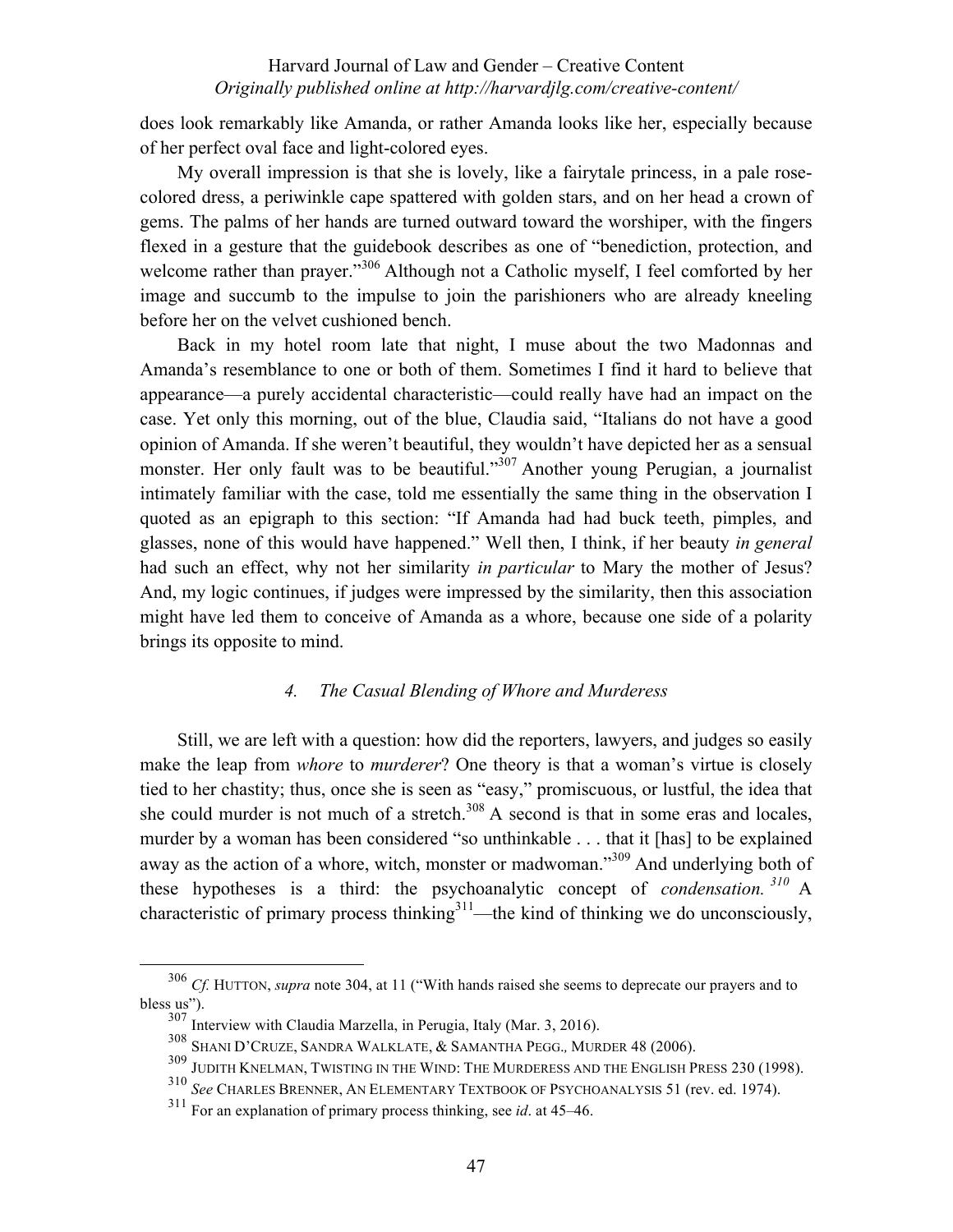does look remarkably like Amanda, or rather Amanda looks like her, especially because of her perfect oval face and light-colored eyes.

My overall impression is that she is lovely, like a fairytale princess, in a pale rose-colored dress, a periwinkle cape spattered with golden stars, and on her head a crown of gems. The palms of her hands are turned outward toward the worshiper, with the fingers flexed in a gesture that the guidebook describes as one of "benediction, protection, and welcome rather than prayer."[306] Although not a Catholic myself, I feel comforted by her image and succumb to the impulse to join the parishioners who are already kneeling before her on the velvet cushioned bench.

Back in my hotel room late that night, I muse about the two Madonnas and Amanda's resemblance to one or both of them. Sometimes I find it hard to believe that appearance—a purely accidental characteristic—could really have had an impact on the case. Yet only this morning, out of the blue, Claudia said, "Italians do not have a good opinion of Amanda. If she weren't beautiful, they wouldn't have depicted her as a sensual monster. Her only fault was to be beautiful."[307] Another young Perugian, a journalist intimately familiar with the case, told me essentially the same thing in the observation I quoted as an epigraph to this section: "If Amanda had had buck teeth, pimples, and glasses, none of this would have happened." Well then, I think, if her beauty *in general* had such an effect, why not her similarity *in particular* to Mary the mother of Jesus? And, my logic continues, if judges were impressed by the similarity, then this association might have led them to conceive of Amanda as a whore, because one side of a polarity brings its opposite to mind.

#### 4. *The Casual Blending of Whore and Murderess*

Still, we are left with a question: how did the reporters, lawyers, and judges so easily make the leap from *whore* to *murderer*? One theory is that a woman's virtue is closely tied to her chastity; thus, once she is seen as "easy," promiscuous, or lustful, the idea that she could murder is not much of a stretch.[308] A second is that in some eras and locales, murder by a woman has been considered "so unthinkable . . . that it [has] to be explained away as the action of a whore, witch, monster or madwoman."[309] And underlying both of these hypotheses is a third: the psychoanalytic concept of *condensation.*[310] A characteristic of primary process thinking[311]—the kind of thinking we do unconsciously,

---

[306] *Cf.* HUTTON, *supra* note 304, at 11 ("With hands raised she seems to deprecate our prayers and to bless us").

[307] Interview with Claudia Marzella, in Perugia, Italy (Mar. 3, 2016).

[308] SHANI D'CRUZE, SANDRA WALKLATE, & SAMANTHA PEGG., MURDER 48 (2006).

[309] JUDITH KNELMAN, TWISTING IN THE WIND: THE MURDERESS AND THE ENGLISH PRESS 230 (1998).

[310] *See* CHARLES BRENNER, AN ELEMENTARY TEXTBOOK OF PSYCHOANALYSIS 51 (rev. ed. 1974).

[311] For an explanation of primary process thinking, see *id*. at 45–46.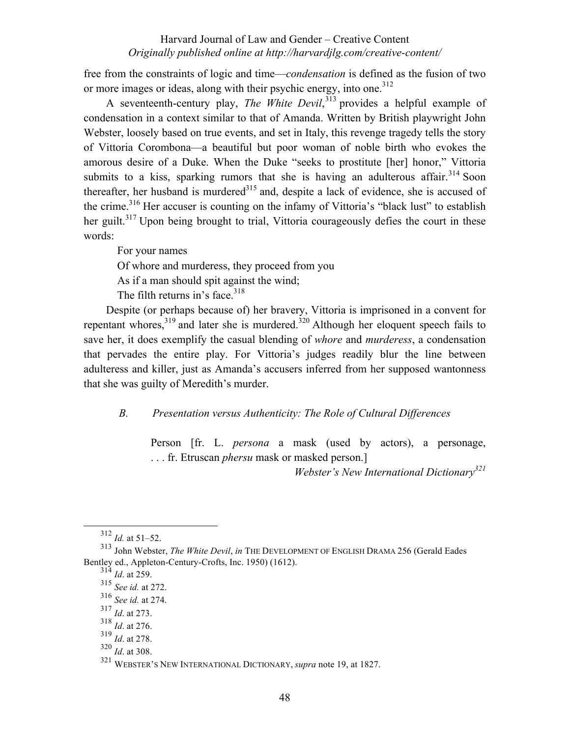free from the constraints of logic and time—*condensation* is defined as the fusion of two or more images or ideas, along with their psychic energy, into one.[312]

A seventeenth-century play, *The White Devil*,[313] provides a helpful example of condensation in a context similar to that of Amanda. Written by British playwright John Webster, loosely based on true events, and set in Italy, this revenge tragedy tells the story of Vittoria Corombona—a beautiful but poor woman of noble birth who evokes the amorous desire of a Duke. When the Duke "seeks to prostitute [her] honor," Vittoria submits to a kiss, sparking rumors that she is having an adulterous affair.[314] Soon thereafter, her husband is murdered[315] and, despite a lack of evidence, she is accused of the crime.[316] Her accuser is counting on the infamy of Vittoria's "black lust" to establish her guilt.[317] Upon being brought to trial, Vittoria courageously defies the court in these words:

> For your names
> Of whore and murderess, they proceed from you
> As if a man should spit against the wind;
> The filth returns in's face.[318]

Despite (or perhaps because of) her bravery, Vittoria is imprisoned in a convent for repentant whores,[319] and later she is murdered.[320] Although her eloquent speech fails to save her, it does exemplify the casual blending of *whore* and *murderess*, a condensation that pervades the entire play. For Vittoria's judges readily blur the line between adulteress and killer, just as Amanda's accusers inferred from her supposed wantonness that she was guilty of Meredith's murder.

### *B. Presentation versus Authenticity: The Role of Cultural Differences*

> Person [fr. L. *persona* a mask (used by actors), a personage, . . . fr. Etruscan *phersu* mask or masked person.]
>
> *Webster's New International Dictionary*[321]

---

[312] *Id.* at 51–52.

[313] John Webster, *The White Devil*, *in* THE DEVELOPMENT OF ENGLISH DRAMA 256 (Gerald Eades Bentley ed., Appleton-Century-Crofts, Inc. 1950) (1612).

[314] *Id*. at 259.

[315] *See id.* at 272.

[316] *See id.* at 274.

[317] *Id*. at 273.

[318] *Id*. at 276.

[319] *Id*. at 278.

[320] *Id*. at 308.

[321] WEBSTER'S NEW INTERNATIONAL DICTIONARY, *supra* note 19, at 1827.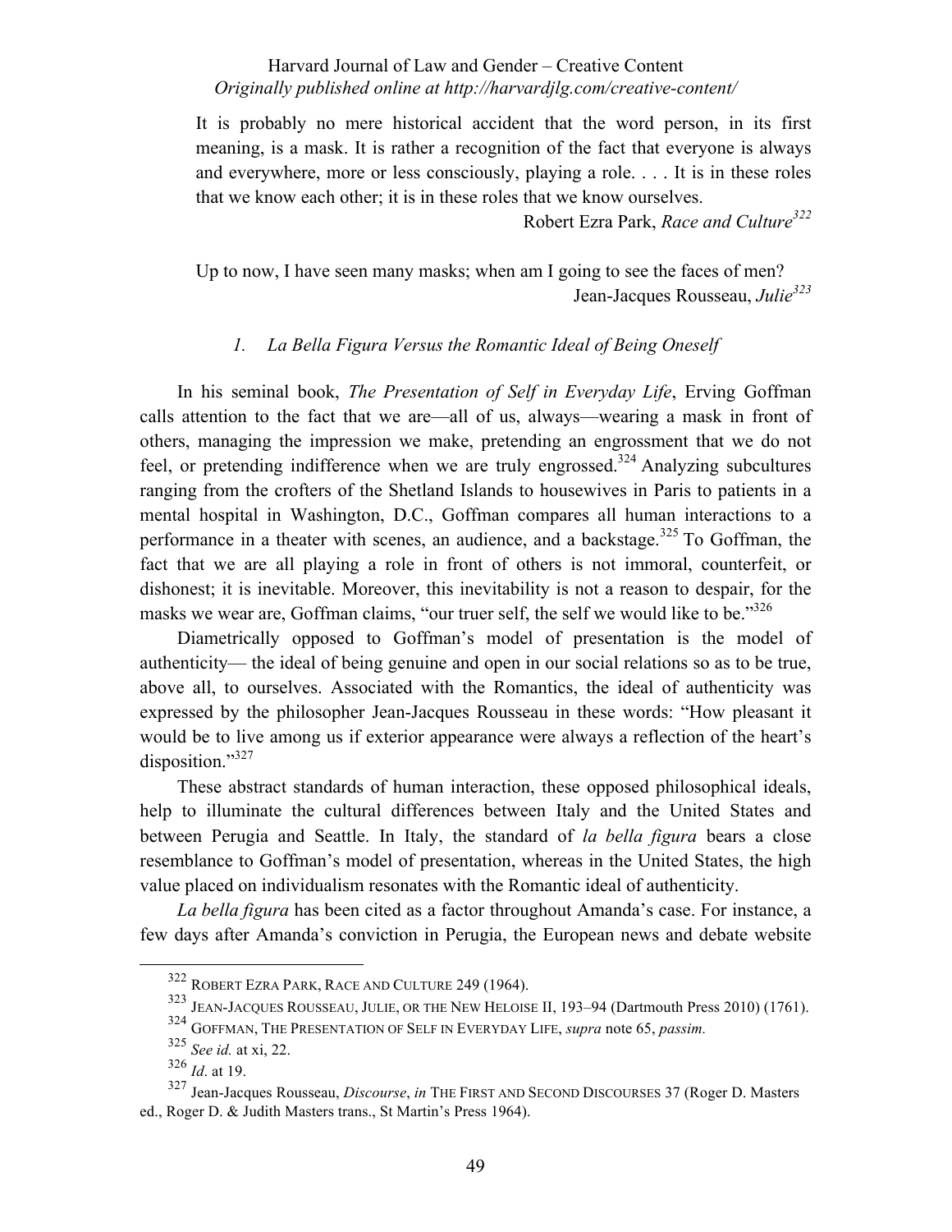> It is probably no mere historical accident that the word person, in its first meaning, is a mask. It is rather a recognition of the fact that everyone is always and everywhere, more or less consciously, playing a role. . . . It is in these roles that we know each other; it is in these roles that we know ourselves.
>
> Robert Ezra Park, *Race and Culture*[322]

> Up to now, I have seen many masks; when am I going to see the faces of men?
>
> Jean-Jacques Rousseau, *Julie*[323]

### *1. La Bella Figura Versus the Romantic Ideal of Being Oneself*

In his seminal book, *The Presentation of Self in Everyday Life*, Erving Goffman calls attention to the fact that we are—all of us, always—wearing a mask in front of others, managing the impression we make, pretending an engrossment that we do not feel, or pretending indifference when we are truly engrossed.[324] Analyzing subcultures ranging from the crofters of the Shetland Islands to housewives in Paris to patients in a mental hospital in Washington, D.C., Goffman compares all human interactions to a performance in a theater with scenes, an audience, and a backstage.[325] To Goffman, the fact that we are all playing a role in front of others is not immoral, counterfeit, or dishonest; it is inevitable. Moreover, this inevitability is not a reason to despair, for the masks we wear are, Goffman claims, "our truer self, the self we would like to be."[326]

Diametrically opposed to Goffman's model of presentation is the model of authenticity— the ideal of being genuine and open in our social relations so as to be true, above all, to ourselves. Associated with the Romantics, the ideal of authenticity was expressed by the philosopher Jean-Jacques Rousseau in these words: "How pleasant it would be to live among us if exterior appearance were always a reflection of the heart's disposition."[327]

These abstract standards of human interaction, these opposed philosophical ideals, help to illuminate the cultural differences between Italy and the United States and between Perugia and Seattle. In Italy, the standard of *la bella figura* bears a close resemblance to Goffman's model of presentation, whereas in the United States, the high value placed on individualism resonates with the Romantic ideal of authenticity.

*La bella figura* has been cited as a factor throughout Amanda's case. For instance, a few days after Amanda's conviction in Perugia, the European news and debate website

---

[322] ROBERT EZRA PARK, RACE AND CULTURE 249 (1964).

[323] JEAN-JACQUES ROUSSEAU, JULIE, OR THE NEW HELOISE II, 193–94 (Dartmouth Press 2010) (1761).

[324] GOFFMAN, THE PRESENTATION OF SELF IN EVERYDAY LIFE, *supra* note 65, *passim*.

[325] *See id.* at xi, 22.

[326] *Id*. at 19.

[327] Jean-Jacques Rousseau, *Discourse*, *in* THE FIRST AND SECOND DISCOURSES 37 (Roger D. Masters ed., Roger D. & Judith Masters trans., St Martin's Press 1964).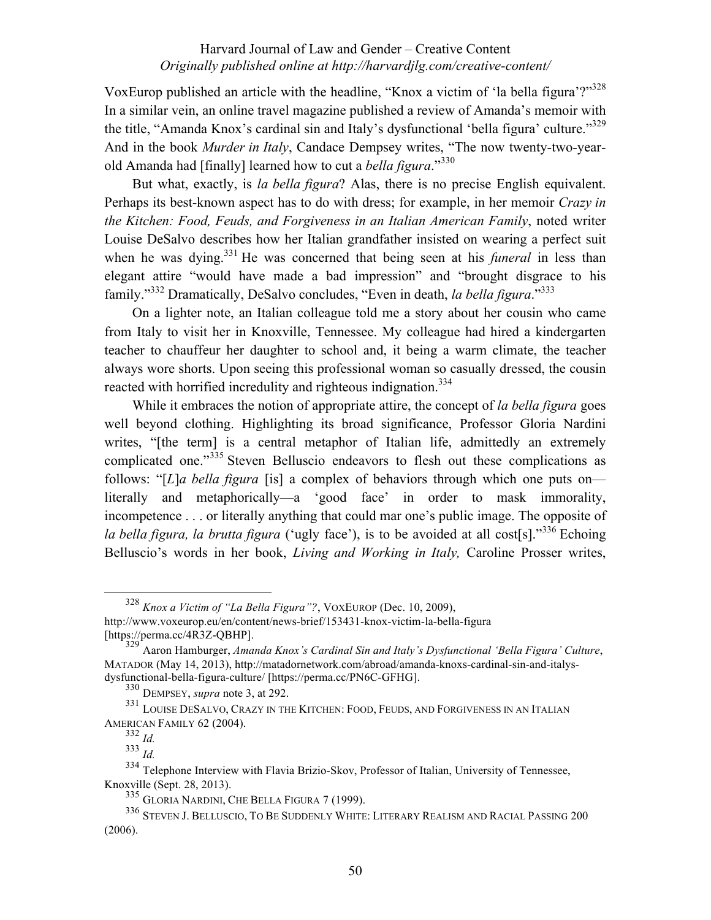VoxEurop published an article with the headline, "Knox a victim of 'la bella figura'?"[328] In a similar vein, an online travel magazine published a review of Amanda's memoir with the title, "Amanda Knox's cardinal sin and Italy's dysfunctional 'bella figura' culture."[329] And in the book *Murder in Italy*, Candace Dempsey writes, "The now twenty-two-year-old Amanda had [finally] learned how to cut a *bella figura*."[330]

But what, exactly, is *la bella figura*? Alas, there is no precise English equivalent. Perhaps its best-known aspect has to do with dress; for example, in her memoir *Crazy in the Kitchen: Food, Feuds, and Forgiveness in an Italian American Family*, noted writer Louise DeSalvo describes how her Italian grandfather insisted on wearing a perfect suit when he was dying.[331] He was concerned that being seen at his *funeral* in less than elegant attire "would have made a bad impression" and "brought disgrace to his family."[332] Dramatically, DeSalvo concludes, "Even in death, *la bella figura*."[333]

On a lighter note, an Italian colleague told me a story about her cousin who came from Italy to visit her in Knoxville, Tennessee. My colleague had hired a kindergarten teacher to chauffeur her daughter to school and, it being a warm climate, the teacher always wore shorts. Upon seeing this professional woman so casually dressed, the cousin reacted with horrified incredulity and righteous indignation.[334]

While it embraces the notion of appropriate attire, the concept of *la bella figura* goes well beyond clothing. Highlighting its broad significance, Professor Gloria Nardini writes, "[the term] is a central metaphor of Italian life, admittedly an extremely complicated one."[335] Steven Belluscio endeavors to flesh out these complications as follows: "[*L*]*a bella figura* [is] a complex of behaviors through which one puts on—literally and metaphorically—a 'good face' in order to mask immorality, incompetence . . . or literally anything that could mar one's public image. The opposite of *la bella figura, la brutta figura* ('ugly face'), is to be avoided at all cost[s]."[336] Echoing Belluscio's words in her book, *Living and Working in Italy,* Caroline Prosser writes,

---

[328] *Knox a Victim of "La Bella Figura"?*, VOXEUROP (Dec. 10, 2009), http://www.voxeurop.eu/en/content/news-brief/153431-knox-victim-la-bella-figura [https://perma.cc/4R3Z-QBHP].

[329] Aaron Hamburger, *Amanda Knox's Cardinal Sin and Italy's Dysfunctional 'Bella Figura' Culture*, MATADOR (May 14, 2013), http://matadornetwork.com/abroad/amanda-knoxs-cardinal-sin-and-italys-dysfunctional-bella-figura-culture/ [https://perma.cc/PN6C-GFHG].

[330] DEMPSEY, *supra* note 3, at 292.

[331] LOUISE DESALVO, CRAZY IN THE KITCHEN: FOOD, FEUDS, AND FORGIVENESS IN AN ITALIAN AMERICAN FAMILY 62 (2004).

[332] *Id.*

[333] *Id.*

[334] Telephone Interview with Flavia Brizio-Skov, Professor of Italian, University of Tennessee, Knoxville (Sept. 28, 2013).

[335] GLORIA NARDINI, CHE BELLA FIGURA 7 (1999).

[336] STEVEN J. BELLUSCIO, TO BE SUDDENLY WHITE: LITERARY REALISM AND RACIAL PASSING 200 (2006).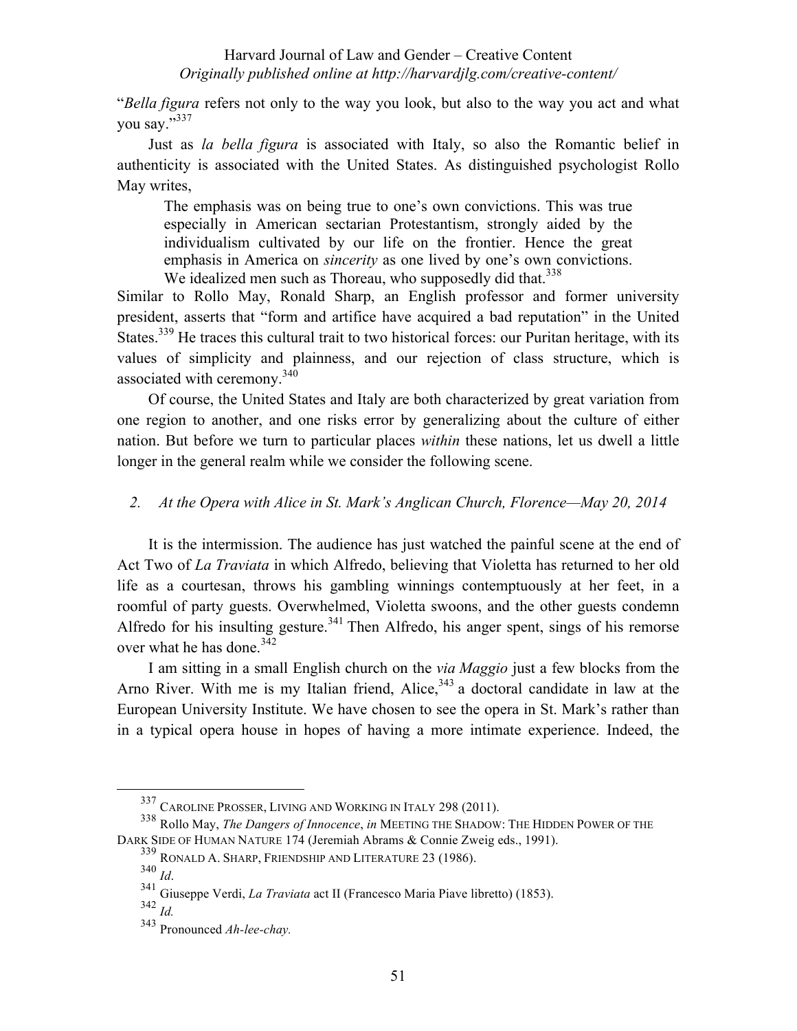"*Bella figura* refers not only to the way you look, but also to the way you act and what you say."[337]

Just as *la bella figura* is associated with Italy, so also the Romantic belief in authenticity is associated with the United States. As distinguished psychologist Rollo May writes,

> The emphasis was on being true to one's own convictions. This was true especially in American sectarian Protestantism, strongly aided by the individualism cultivated by our life on the frontier. Hence the great emphasis in America on *sincerity* as one lived by one's own convictions. We idealized men such as Thoreau, who supposedly did that.[338]

Similar to Rollo May, Ronald Sharp, an English professor and former university president, asserts that "form and artifice have acquired a bad reputation" in the United States.[339] He traces this cultural trait to two historical forces: our Puritan heritage, with its values of simplicity and plainness, and our rejection of class structure, which is associated with ceremony.[340]

Of course, the United States and Italy are both characterized by great variation from one region to another, and one risks error by generalizing about the culture of either nation. But before we turn to particular places *within* these nations, let us dwell a little longer in the general realm while we consider the following scene.

### 2. *At the Opera with Alice in St. Mark's Anglican Church, Florence—May 20, 2014*

It is the intermission. The audience has just watched the painful scene at the end of Act Two of *La Traviata* in which Alfredo, believing that Violetta has returned to her old life as a courtesan, throws his gambling winnings contemptuously at her feet, in a roomful of party guests. Overwhelmed, Violetta swoons, and the other guests condemn Alfredo for his insulting gesture.[341] Then Alfredo, his anger spent, sings of his remorse over what he has done.[342]

I am sitting in a small English church on the *via Maggio* just a few blocks from the Arno River. With me is my Italian friend, Alice,[343] a doctoral candidate in law at the European University Institute. We have chosen to see the opera in St. Mark's rather than in a typical opera house in hopes of having a more intimate experience. Indeed, the

---

[337] CAROLINE PROSSER, LIVING AND WORKING IN ITALY 298 (2011).

[338] Rollo May, *The Dangers of Innocence*, *in* MEETING THE SHADOW: THE HIDDEN POWER OF THE DARK SIDE OF HUMAN NATURE 174 (Jeremiah Abrams & Connie Zweig eds., 1991).

[339] RONALD A. SHARP, FRIENDSHIP AND LITERATURE 23 (1986).

[340] *Id*.

[341] Giuseppe Verdi, *La Traviata* act II (Francesco Maria Piave libretto) (1853).

[342] *Id.*

[343] Pronounced *Ah-lee-chay.*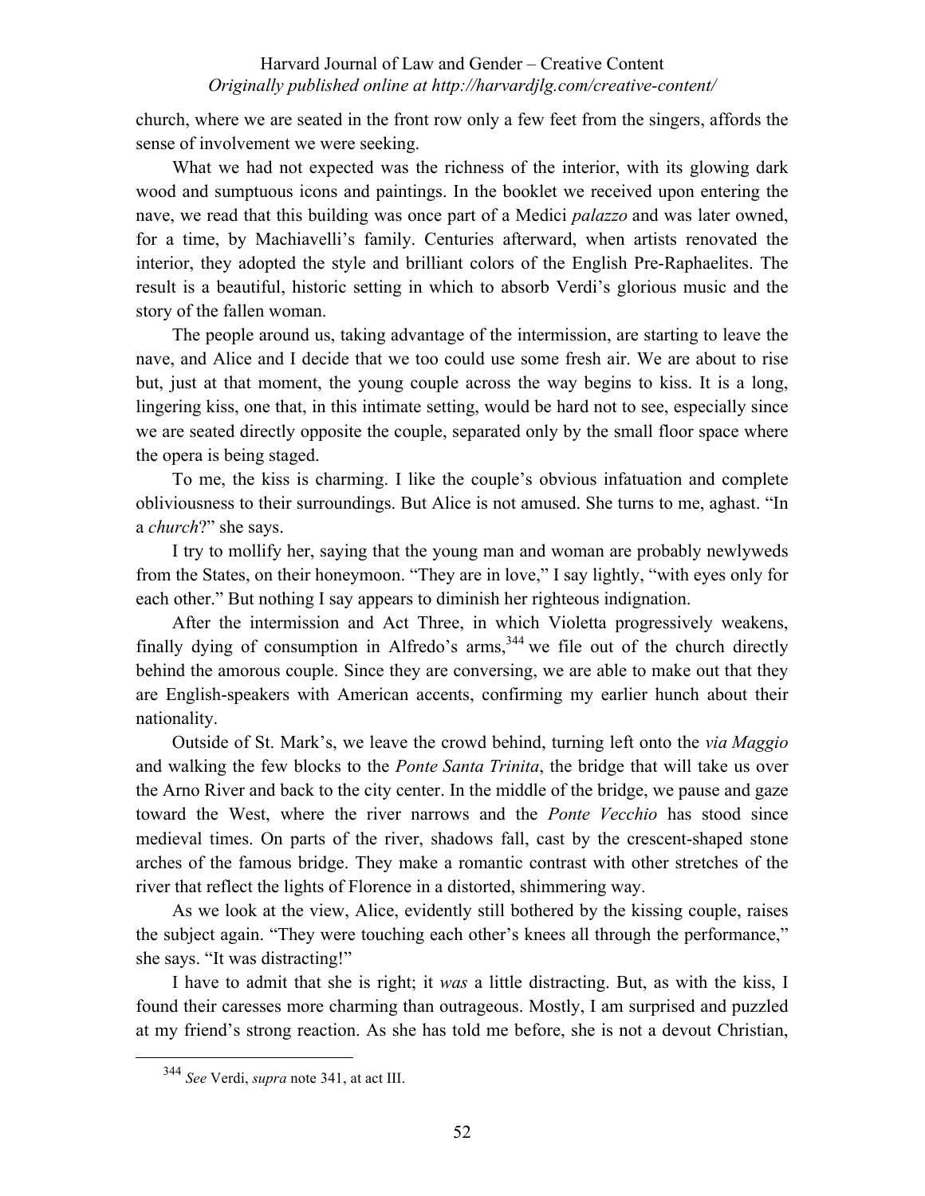church, where we are seated in the front row only a few feet from the singers, affords the sense of involvement we were seeking.

What we had not expected was the richness of the interior, with its glowing dark wood and sumptuous icons and paintings. In the booklet we received upon entering the nave, we read that this building was once part of a Medici *palazzo* and was later owned, for a time, by Machiavelli's family. Centuries afterward, when artists renovated the interior, they adopted the style and brilliant colors of the English Pre-Raphaelites. The result is a beautiful, historic setting in which to absorb Verdi's glorious music and the story of the fallen woman.

The people around us, taking advantage of the intermission, are starting to leave the nave, and Alice and I decide that we too could use some fresh air. We are about to rise but, just at that moment, the young couple across the way begins to kiss. It is a long, lingering kiss, one that, in this intimate setting, would be hard not to see, especially since we are seated directly opposite the couple, separated only by the small floor space where the opera is being staged.

To me, the kiss is charming. I like the couple's obvious infatuation and complete obliviousness to their surroundings. But Alice is not amused. She turns to me, aghast. "In a *church*?" she says.

I try to mollify her, saying that the young man and woman are probably newlyweds from the States, on their honeymoon. "They are in love," I say lightly, "with eyes only for each other." But nothing I say appears to diminish her righteous indignation.

After the intermission and Act Three, in which Violetta progressively weakens, finally dying of consumption in Alfredo's arms,[344] we file out of the church directly behind the amorous couple. Since they are conversing, we are able to make out that they are English-speakers with American accents, confirming my earlier hunch about their nationality.

Outside of St. Mark's, we leave the crowd behind, turning left onto the *via Maggio* and walking the few blocks to the *Ponte Santa Trinita*, the bridge that will take us over the Arno River and back to the city center. In the middle of the bridge, we pause and gaze toward the West, where the river narrows and the *Ponte Vecchio* has stood since medieval times. On parts of the river, shadows fall, cast by the crescent-shaped stone arches of the famous bridge. They make a romantic contrast with other stretches of the river that reflect the lights of Florence in a distorted, shimmering way.

As we look at the view, Alice, evidently still bothered by the kissing couple, raises the subject again. "They were touching each other's knees all through the performance," she says. "It was distracting!"

I have to admit that she is right; it *was* a little distracting. But, as with the kiss, I found their caresses more charming than outrageous. Mostly, I am surprised and puzzled at my friend's strong reaction. As she has told me before, she is not a devout Christian,

---

[344] *See* Verdi, *supra* note 341, at act III.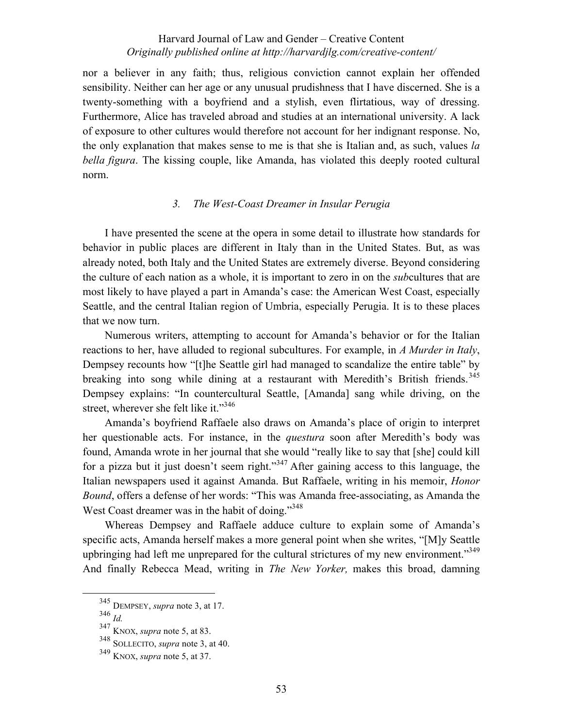nor a believer in any faith; thus, religious conviction cannot explain her offended sensibility. Neither can her age or any unusual prudishness that I have discerned. She is a twenty-something with a boyfriend and a stylish, even flirtatious, way of dressing. Furthermore, Alice has traveled abroad and studies at an international university. A lack of exposure to other cultures would therefore not account for her indignant response. No, the only explanation that makes sense to me is that she is Italian and, as such, values *la bella figura*. The kissing couple, like Amanda, has violated this deeply rooted cultural norm.

### *3. The West-Coast Dreamer in Insular Perugia*

I have presented the scene at the opera in some detail to illustrate how standards for behavior in public places are different in Italy than in the United States. But, as was already noted, both Italy and the United States are extremely diverse. Beyond considering the culture of each nation as a whole, it is important to zero in on the ***sub***cultures that are most likely to have played a part in Amanda's case: the American West Coast, especially Seattle, and the central Italian region of Umbria, especially Perugia. It is to these places that we now turn.

Numerous writers, attempting to account for Amanda's behavior or for the Italian reactions to her, have alluded to regional subcultures. For example, in *A Murder in Italy*, Dempsey recounts how "[t]he Seattle girl had managed to scandalize the entire table" by breaking into song while dining at a restaurant with Meredith's British friends.[345] Dempsey explains: "In countercultural Seattle, [Amanda] sang while driving, on the street, wherever she felt like it."[346]

Amanda's boyfriend Raffaele also draws on Amanda's place of origin to interpret her questionable acts. For instance, in the *questura* soon after Meredith's body was found, Amanda wrote in her journal that she would "really like to say that [she] could kill for a pizza but it just doesn't seem right."[347] After gaining access to this language, the Italian newspapers used it against Amanda. But Raffaele, writing in his memoir, *Honor Bound*, offers a defense of her words: "This was Amanda free-associating, as Amanda the West Coast dreamer was in the habit of doing."[348]

Whereas Dempsey and Raffaele adduce culture to explain some of Amanda's specific acts, Amanda herself makes a more general point when she writes, "[M]y Seattle upbringing had left me unprepared for the cultural strictures of my new environment."[349] And finally Rebecca Mead, writing in *The New Yorker,* makes this broad, damning

---

[345] DEMPSEY, *supra* note 3, at 17.

[346] *Id.*

[347] KNOX, *supra* note 5, at 83.

[348] SOLLECITO, *supra* note 3, at 40.

[349] KNOX, *supra* note 5, at 37.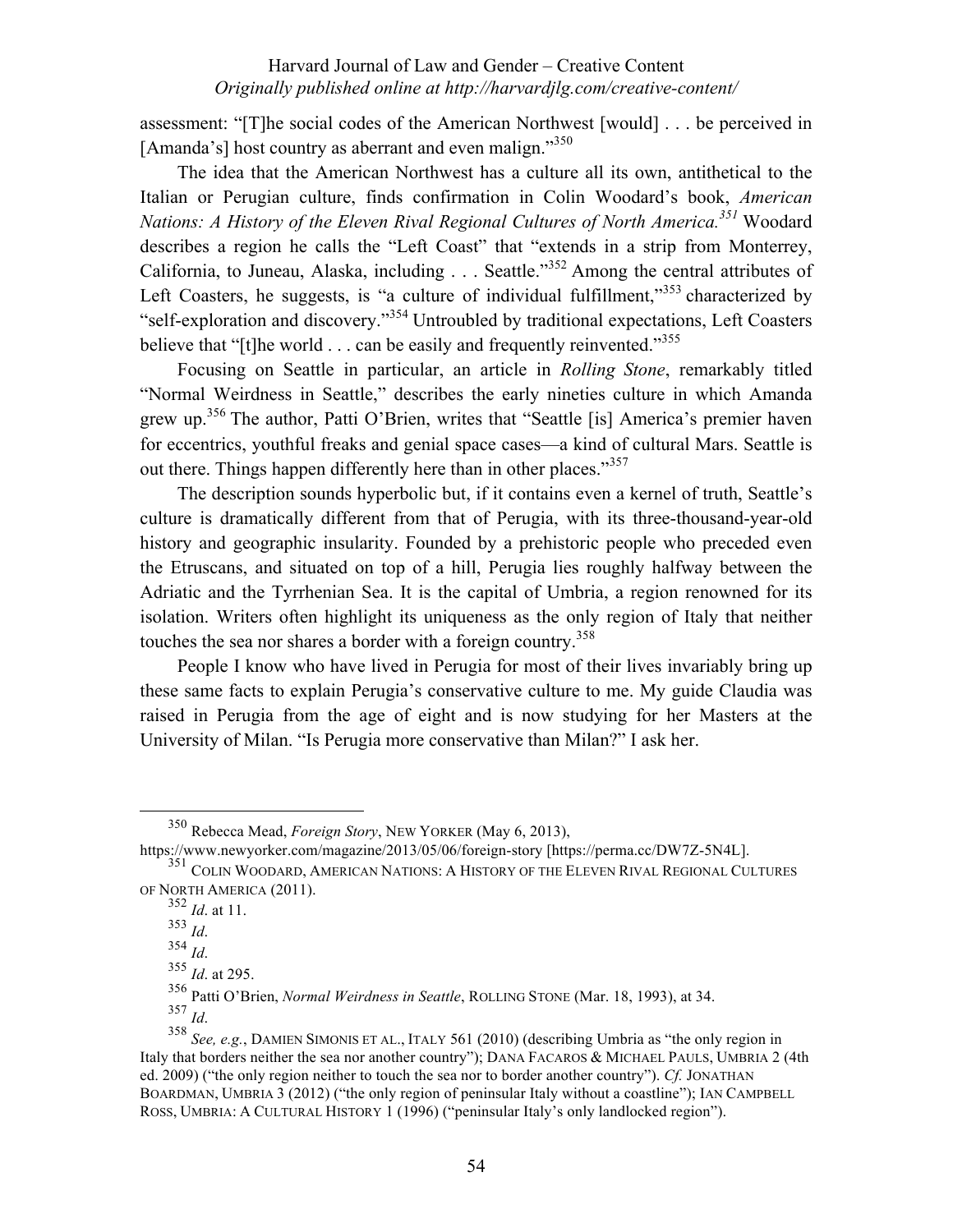assessment: "[T]he social codes of the American Northwest [would] . . . be perceived in [Amanda's] host country as aberrant and even malign."[350]

The idea that the American Northwest has a culture all its own, antithetical to the Italian or Perugian culture, finds confirmation in Colin Woodard's book, *American Nations: A History of the Eleven Rival Regional Cultures of North America.*[351] Woodard describes a region he calls the "Left Coast" that "extends in a strip from Monterrey, California, to Juneau, Alaska, including . . . Seattle."[352] Among the central attributes of Left Coasters, he suggests, is "a culture of individual fulfillment,"[353] characterized by "self-exploration and discovery."[354] Untroubled by traditional expectations, Left Coasters believe that "[t]he world . . . can be easily and frequently reinvented."[355]

Focusing on Seattle in particular, an article in *Rolling Stone*, remarkably titled "Normal Weirdness in Seattle," describes the early nineties culture in which Amanda grew up.[356] The author, Patti O'Brien, writes that "Seattle [is] America's premier haven for eccentrics, youthful freaks and genial space cases—a kind of cultural Mars. Seattle is out there. Things happen differently here than in other places."[357]

The description sounds hyperbolic but, if it contains even a kernel of truth, Seattle's culture is dramatically different from that of Perugia, with its three-thousand-year-old history and geographic insularity. Founded by a prehistoric people who preceded even the Etruscans, and situated on top of a hill, Perugia lies roughly halfway between the Adriatic and the Tyrrhenian Sea. It is the capital of Umbria, a region renowned for its isolation. Writers often highlight its uniqueness as the only region of Italy that neither touches the sea nor shares a border with a foreign country.[358]

People I know who have lived in Perugia for most of their lives invariably bring up these same facts to explain Perugia's conservative culture to me. My guide Claudia was raised in Perugia from the age of eight and is now studying for her Masters at the University of Milan. "Is Perugia more conservative than Milan?" I ask her.

---

[350] Rebecca Mead, *Foreign Story*, NEW YORKER (May 6, 2013), https://www.newyorker.com/magazine/2013/05/06/foreign-story [https://perma.cc/DW7Z-5N4L].

[351] COLIN WOODARD, AMERICAN NATIONS: A HISTORY OF THE ELEVEN RIVAL REGIONAL CULTURES OF NORTH AMERICA (2011).

[352] *Id*. at 11.

[353] *Id*.

[354] *Id*.

[355] *Id*. at 295.

[356] Patti O'Brien, *Normal Weirdness in Seattle*, ROLLING STONE (Mar. 18, 1993), at 34.

[357] *Id*.

[358] *See, e.g.*, DAMIEN SIMONIS ET AL., ITALY 561 (2010) (describing Umbria as "the only region in Italy that borders neither the sea nor another country"); DANA FACAROS & MICHAEL PAULS, UMBRIA 2 (4th ed. 2009) ("the only region neither to touch the sea nor to border another country"). *Cf.* JONATHAN BOARDMAN, UMBRIA 3 (2012) ("the only region of peninsular Italy without a coastline"); IAN CAMPBELL ROSS, UMBRIA: A CULTURAL HISTORY 1 (1996) ("peninsular Italy's only landlocked region").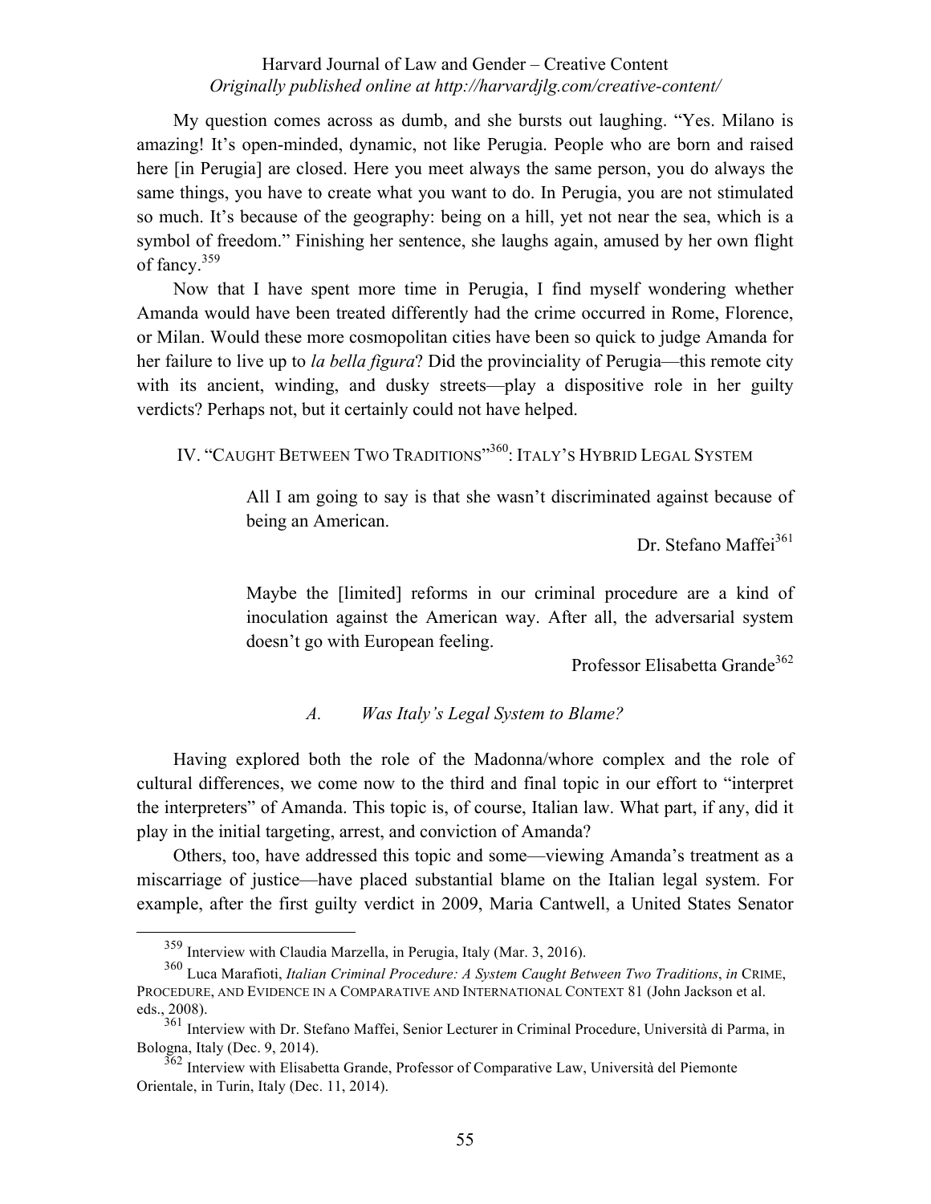My question comes across as dumb, and she bursts out laughing. "Yes. Milano is amazing! It's open-minded, dynamic, not like Perugia. People who are born and raised here [in Perugia] are closed. Here you meet always the same person, you do always the same things, you have to create what you want to do. In Perugia, you are not stimulated so much. It's because of the geography: being on a hill, yet not near the sea, which is a symbol of freedom." Finishing her sentence, she laughs again, amused by her own flight of fancy.[359]

Now that I have spent more time in Perugia, I find myself wondering whether Amanda would have been treated differently had the crime occurred in Rome, Florence, or Milan. Would these more cosmopolitan cities have been so quick to judge Amanda for her failure to live up to *la bella figura*? Did the provinciality of Perugia—this remote city with its ancient, winding, and dusky streets—play a dispositive role in her guilty verdicts? Perhaps not, but it certainly could not have helped.

## IV. "Caught Between Two Traditions"[360]: Italy's Hybrid Legal System

> All I am going to say is that she wasn't discriminated against because of being an American.
>
> Dr. Stefano Maffei[361]

> Maybe the [limited] reforms in our criminal procedure are a kind of inoculation against the American way. After all, the adversarial system doesn't go with European feeling.
>
> Professor Elisabetta Grande[362]

### *A. Was Italy's Legal System to Blame?*

Having explored both the role of the Madonna/whore complex and the role of cultural differences, we come now to the third and final topic in our effort to "interpret the interpreters" of Amanda. This topic is, of course, Italian law. What part, if any, did it play in the initial targeting, arrest, and conviction of Amanda?

Others, too, have addressed this topic and some—viewing Amanda's treatment as a miscarriage of justice—have placed substantial blame on the Italian legal system. For example, after the first guilty verdict in 2009, Maria Cantwell, a United States Senator

---

[359] Interview with Claudia Marzella, in Perugia, Italy (Mar. 3, 2016).

[360] Luca Marafioti, *Italian Criminal Procedure: A System Caught Between Two Traditions*, *in* Crime, Procedure, and Evidence in a Comparative and International Context 81 (John Jackson et al. eds., 2008).

[361] Interview with Dr. Stefano Maffei, Senior Lecturer in Criminal Procedure, Università di Parma, in Bologna, Italy (Dec. 9, 2014).

[362] Interview with Elisabetta Grande, Professor of Comparative Law, Università del Piemonte Orientale, in Turin, Italy (Dec. 11, 2014).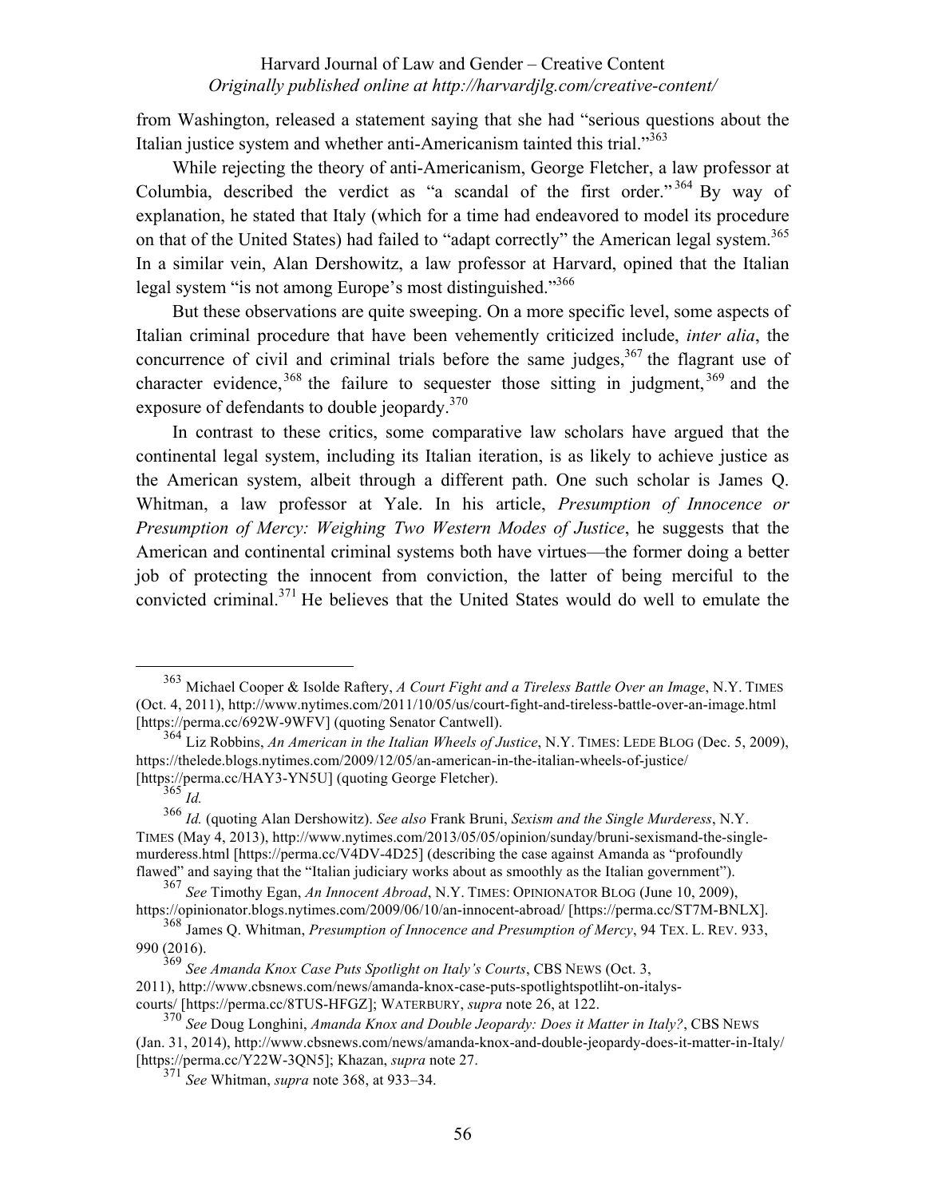from Washington, released a statement saying that she had "serious questions about the Italian justice system and whether anti-Americanism tainted this trial."[363]

While rejecting the theory of anti-Americanism, George Fletcher, a law professor at Columbia, described the verdict as "a scandal of the first order."[364] By way of explanation, he stated that Italy (which for a time had endeavored to model its procedure on that of the United States) had failed to "adapt correctly" the American legal system.[365] In a similar vein, Alan Dershowitz, a law professor at Harvard, opined that the Italian legal system "is not among Europe's most distinguished."[366]

But these observations are quite sweeping. On a more specific level, some aspects of Italian criminal procedure that have been vehemently criticized include, *inter alia*, the concurrence of civil and criminal trials before the same judges,[367] the flagrant use of character evidence,[368] the failure to sequester those sitting in judgment,[369] and the exposure of defendants to double jeopardy.[370]

In contrast to these critics, some comparative law scholars have argued that the continental legal system, including its Italian iteration, is as likely to achieve justice as the American system, albeit through a different path. One such scholar is James Q. Whitman, a law professor at Yale. In his article, *Presumption of Innocence or Presumption of Mercy: Weighing Two Western Modes of Justice*, he suggests that the American and continental criminal systems both have virtues—the former doing a better job of protecting the innocent from conviction, the latter of being merciful to the convicted criminal.[371] He believes that the United States would do well to emulate the

---

[363] Michael Cooper & Isolde Raftery, *A Court Fight and a Tireless Battle Over an Image*, N.Y. TIMES (Oct. 4, 2011), http://www.nytimes.com/2011/10/05/us/court-fight-and-tireless-battle-over-an-image.html [https://perma.cc/692W-9WFV] (quoting Senator Cantwell).

[364] Liz Robbins, *An American in the Italian Wheels of Justice*, N.Y. TIMES: LEDE BLOG (Dec. 5, 2009), https://thelede.blogs.nytimes.com/2009/12/05/an-american-in-the-italian-wheels-of-justice/ [https://perma.cc/HAY3-YN5U] (quoting George Fletcher).

[365] *Id.*

[366] *Id.* (quoting Alan Dershowitz). *See also* Frank Bruni, *Sexism and the Single Murderess*, N.Y. TIMES (May 4, 2013), http://www.nytimes.com/2013/05/05/opinion/sunday/bruni-sexismand-the-single-murderess.html [https://perma.cc/V4DV-4D25] (describing the case against Amanda as "profoundly flawed" and saying that the "Italian judiciary works about as smoothly as the Italian government").

[367] *See* Timothy Egan, *An Innocent Abroad*, N.Y. TIMES: OPINIONATOR BLOG (June 10, 2009), https://opinionator.blogs.nytimes.com/2009/06/10/an-innocent-abroad/ [https://perma.cc/ST7M-BNLX].

[368] James Q. Whitman, *Presumption of Innocence and Presumption of Mercy*, 94 TEX. L. REV. 933, 990 (2016).

[369] *See Amanda Knox Case Puts Spotlight on Italy's Courts*, CBS NEWS (Oct. 3, 2011), http://www.cbsnews.com/news/amanda-knox-case-puts-spotlightspotliht-on-italys-courts/ [https://perma.cc/8TUS-HFGZ]; WATERBURY, *supra* note 26, at 122.

[370] *See* Doug Longhini, *Amanda Knox and Double Jeopardy: Does it Matter in Italy?*, CBS NEWS (Jan. 31, 2014), http://www.cbsnews.com/news/amanda-knox-and-double-jeopardy-does-it-matter-in-Italy/ [https://perma.cc/Y22W-3QN5]; Khazan, *supra* note 27.

[371] *See* Whitman, *supra* note 368, at 933–34.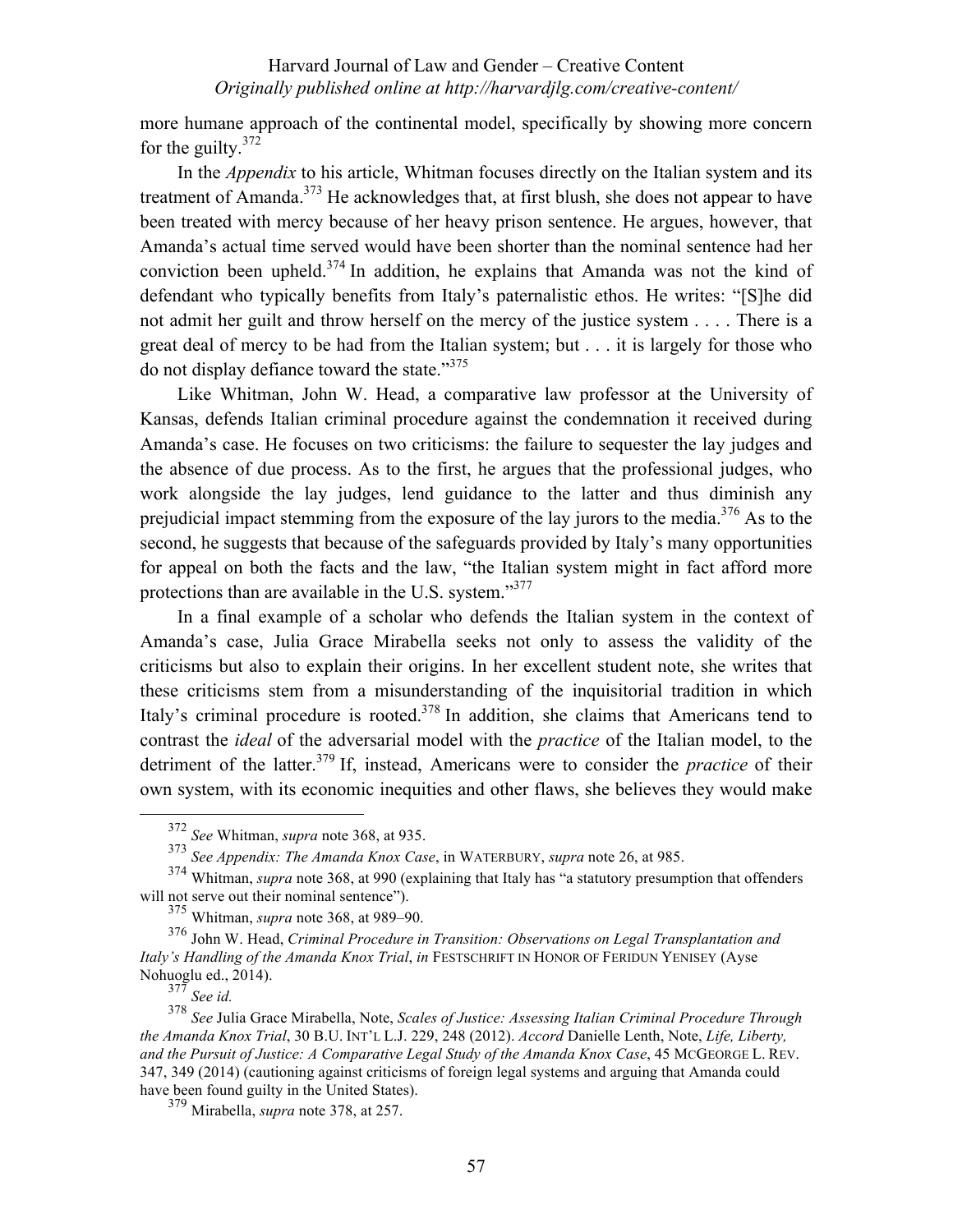more humane approach of the continental model, specifically by showing more concern for the guilty.[372]

In the *Appendix* to his article, Whitman focuses directly on the Italian system and its treatment of Amanda.[373] He acknowledges that, at first blush, she does not appear to have been treated with mercy because of her heavy prison sentence. He argues, however, that Amanda's actual time served would have been shorter than the nominal sentence had her conviction been upheld.[374] In addition, he explains that Amanda was not the kind of defendant who typically benefits from Italy's paternalistic ethos. He writes: "[S]he did not admit her guilt and throw herself on the mercy of the justice system . . . . There is a great deal of mercy to be had from the Italian system; but . . . it is largely for those who do not display defiance toward the state."[375]

Like Whitman, John W. Head, a comparative law professor at the University of Kansas, defends Italian criminal procedure against the condemnation it received during Amanda's case. He focuses on two criticisms: the failure to sequester the lay judges and the absence of due process. As to the first, he argues that the professional judges, who work alongside the lay judges, lend guidance to the latter and thus diminish any prejudicial impact stemming from the exposure of the lay jurors to the media.[376] As to the second, he suggests that because of the safeguards provided by Italy's many opportunities for appeal on both the facts and the law, "the Italian system might in fact afford more protections than are available in the U.S. system."[377]

In a final example of a scholar who defends the Italian system in the context of Amanda's case, Julia Grace Mirabella seeks not only to assess the validity of the criticisms but also to explain their origins. In her excellent student note, she writes that these criticisms stem from a misunderstanding of the inquisitorial tradition in which Italy's criminal procedure is rooted.[378] In addition, she claims that Americans tend to contrast the *ideal* of the adversarial model with the *practice* of the Italian model, to the detriment of the latter.[379] If, instead, Americans were to consider the *practice* of their own system, with its economic inequities and other flaws, she believes they would make

---

[372] *See* Whitman, *supra* note 368, at 935.

[373] *See Appendix: The Amanda Knox Case*, in WATERBURY, *supra* note 26, at 985.

[374] Whitman, *supra* note 368, at 990 (explaining that Italy has "a statutory presumption that offenders will not serve out their nominal sentence").

[375] Whitman, *supra* note 368, at 989–90.

[376] John W. Head, *Criminal Procedure in Transition: Observations on Legal Transplantation and Italy's Handling of the Amanda Knox Trial*, *in* FESTSCHRIFT IN HONOR OF FERIDUN YENISEY (Ayse Nohuoglu ed., 2014).

[377] *See id.*

[378] *See* Julia Grace Mirabella, Note, *Scales of Justice: Assessing Italian Criminal Procedure Through the Amanda Knox Trial*, 30 B.U. INT'L L.J. 229, 248 (2012). *Accord* Danielle Lenth, Note, *Life, Liberty, and the Pursuit of Justice: A Comparative Legal Study of the Amanda Knox Case*, 45 MCGEORGE L. REV. 347, 349 (2014) (cautioning against criticisms of foreign legal systems and arguing that Amanda could have been found guilty in the United States).

[379] Mirabella, *supra* note 378, at 257.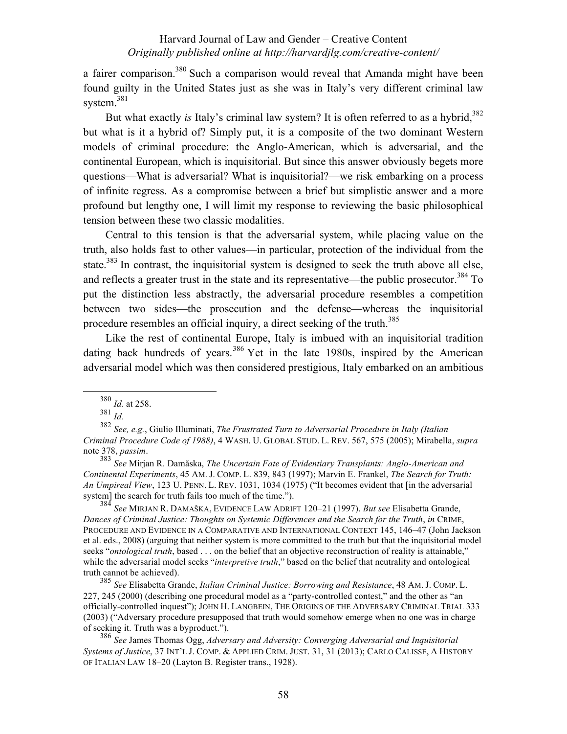a fairer comparison.[380] Such a comparison would reveal that Amanda might have been found guilty in the United States just as she was in Italy's very different criminal law system.[381]

But what exactly *is* Italy's criminal law system? It is often referred to as a hybrid,[382] but what is it a hybrid of? Simply put, it is a composite of the two dominant Western models of criminal procedure: the Anglo-American, which is adversarial, and the continental European, which is inquisitorial. But since this answer obviously begets more questions—What is adversarial? What is inquisitorial?—we risk embarking on a process of infinite regress. As a compromise between a brief but simplistic answer and a more profound but lengthy one, I will limit my response to reviewing the basic philosophical tension between these two classic modalities.

Central to this tension is that the adversarial system, while placing value on the truth, also holds fast to other values—in particular, protection of the individual from the state.[383] In contrast, the inquisitorial system is designed to seek the truth above all else, and reflects a greater trust in the state and its representative—the public prosecutor.[384] To put the distinction less abstractly, the adversarial procedure resembles a competition between two sides—the prosecution and the defense—whereas the inquisitorial procedure resembles an official inquiry, a direct seeking of the truth.[385]

Like the rest of continental Europe, Italy is imbued with an inquisitorial tradition dating back hundreds of years.[386] Yet in the late 1980s, inspired by the American adversarial model which was then considered prestigious, Italy embarked on an ambitious

---

[380] *Id.* at 258.

[381] *Id.*

[382] *See, e.g.*, Giulio Illuminati, *The Frustrated Turn to Adversarial Procedure in Italy (Italian Criminal Procedure Code of 1988)*, 4 WASH. U. GLOBAL STUD. L. REV. 567, 575 (2005); Mirabella, *supra* note 378, *passim*.

[383] *See* Mirjan R. Damăska, *The Uncertain Fate of Evidentiary Transplants: Anglo-American and Continental Experiments*, 45 AM. J. COMP. L. 839, 843 (1997); Marvin E. Frankel, *The Search for Truth: An Umpireal View*, 123 U. PENN. L. REV. 1031, 1034 (1975) ("It becomes evident that [in the adversarial system] the search for truth fails too much of the time.").

[384] *See* MIRJAN R. DAMAŠKA, EVIDENCE LAW ADRIFT 120–21 (1997). *But see* Elisabetta Grande, *Dances of Criminal Justice: Thoughts on Systemic Differences and the Search for the Truth*, *in* CRIME, PROCEDURE AND EVIDENCE IN A COMPARATIVE AND INTERNATIONAL CONTEXT 145, 146–47 (John Jackson et al. eds., 2008) (arguing that neither system is more committed to the truth but that the inquisitorial model seeks "*ontological truth*, based . . . on the belief that an objective reconstruction of reality is attainable," while the adversarial model seeks "*interpretive truth*," based on the belief that neutrality and ontological truth cannot be achieved).

[385] *See* Elisabetta Grande, *Italian Criminal Justice: Borrowing and Resistance*, 48 AM. J. COMP. L. 227, 245 (2000) (describing one procedural model as a "party-controlled contest," and the other as "an officially-controlled inquest"); JOHN H. LANGBEIN, THE ORIGINS OF THE ADVERSARY CRIMINAL TRIAL 333 (2003) ("Adversary procedure presupposed that truth would somehow emerge when no one was in charge of seeking it. Truth was a byproduct.").

[386] *See* James Thomas Ogg, *Adversary and Adversity: Converging Adversarial and Inquisitorial Systems of Justice*, 37 INT'L J. COMP. & APPLIED CRIM. JUST. 31, 31 (2013); CARLO CALISSE, A HISTORY OF ITALIAN LAW 18–20 (Layton B. Register trans., 1928).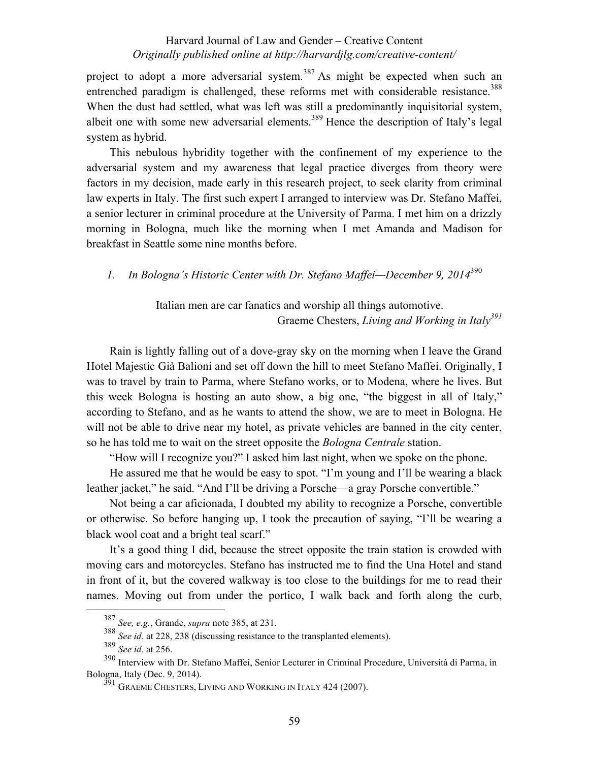project to adopt a more adversarial system.[387] As might be expected when such an entrenched paradigm is challenged, these reforms met with considerable resistance.[388] When the dust had settled, what was left was still a predominantly inquisitorial system, albeit one with some new adversarial elements.[389] Hence the description of Italy's legal system as hybrid.

This nebulous hybridity together with the confinement of my experience to the adversarial system and my awareness that legal practice diverges from theory were factors in my decision, made early in this research project, to seek clarity from criminal law experts in Italy. The first such expert I arranged to interview was Dr. Stefano Maffei, a senior lecturer in criminal procedure at the University of Parma. I met him on a drizzly morning in Bologna, much like the morning when I met Amanda and Madison for breakfast in Seattle some nine months before.

### *1. In Bologna's Historic Center with Dr. Stefano Maffei—December 9, 2014*[390]

> Italian men are car fanatics and worship all things automotive.
>
> Graeme Chesters, *Living and Working in Italy*[391]

Rain is lightly falling out of a dove-gray sky on the morning when I leave the Grand Hotel Majestic Già Balioni and set off down the hill to meet Stefano Maffei. Originally, I was to travel by train to Parma, where Stefano works, or to Modena, where he lives. But this week Bologna is hosting an auto show, a big one, "the biggest in all of Italy," according to Stefano, and as he wants to attend the show, we are to meet in Bologna. He will not be able to drive near my hotel, as private vehicles are banned in the city center, so he has told me to wait on the street opposite the *Bologna Centrale* station.

"How will I recognize you?" I asked him last night, when we spoke on the phone.

He assured me that he would be easy to spot. "I'm young and I'll be wearing a black leather jacket," he said. "And I'll be driving a Porsche—a gray Porsche convertible."

Not being a car aficionada, I doubted my ability to recognize a Porsche, convertible or otherwise. So before hanging up, I took the precaution of saying, "I'll be wearing a black wool coat and a bright teal scarf."

It's a good thing I did, because the street opposite the train station is crowded with moving cars and motorcycles. Stefano has instructed me to find the Una Hotel and stand in front of it, but the covered walkway is too close to the buildings for me to read their names. Moving out from under the portico, I walk back and forth along the curb,

---

[387] *See, e.g.*, Grande, *supra* note 385, at 231.

[388] *See id.* at 228, 238 (discussing resistance to the transplanted elements).

[389] *See id.* at 256.

[390] Interview with Dr. Stefano Maffei, Senior Lecturer in Criminal Procedure, Università di Parma, in Bologna, Italy (Dec. 9, 2014).

[391] GRAEME CHESTERS, LIVING AND WORKING IN ITALY 424 (2007).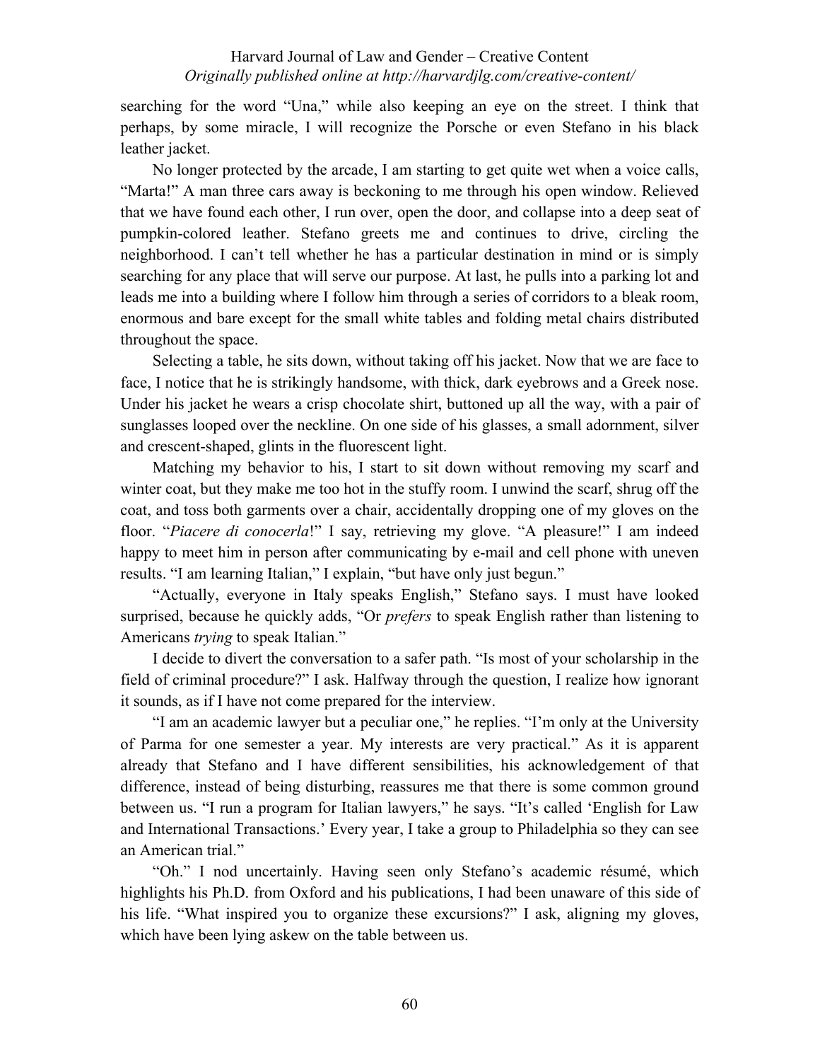searching for the word "Una," while also keeping an eye on the street. I think that perhaps, by some miracle, I will recognize the Porsche or even Stefano in his black leather jacket.

No longer protected by the arcade, I am starting to get quite wet when a voice calls, "Marta!" A man three cars away is beckoning to me through his open window. Relieved that we have found each other, I run over, open the door, and collapse into a deep seat of pumpkin-colored leather. Stefano greets me and continues to drive, circling the neighborhood. I can't tell whether he has a particular destination in mind or is simply searching for any place that will serve our purpose. At last, he pulls into a parking lot and leads me into a building where I follow him through a series of corridors to a bleak room, enormous and bare except for the small white tables and folding metal chairs distributed throughout the space.

Selecting a table, he sits down, without taking off his jacket. Now that we are face to face, I notice that he is strikingly handsome, with thick, dark eyebrows and a Greek nose. Under his jacket he wears a crisp chocolate shirt, buttoned up all the way, with a pair of sunglasses looped over the neckline. On one side of his glasses, a small adornment, silver and crescent-shaped, glints in the fluorescent light.

Matching my behavior to his, I start to sit down without removing my scarf and winter coat, but they make me too hot in the stuffy room. I unwind the scarf, shrug off the coat, and toss both garments over a chair, accidentally dropping one of my gloves on the floor. "*Piacere di conocerla*!" I say, retrieving my glove. "A pleasure!" I am indeed happy to meet him in person after communicating by e-mail and cell phone with uneven results. "I am learning Italian," I explain, "but have only just begun."

"Actually, everyone in Italy speaks English," Stefano says. I must have looked surprised, because he quickly adds, "Or *prefers* to speak English rather than listening to Americans *trying* to speak Italian."

I decide to divert the conversation to a safer path. "Is most of your scholarship in the field of criminal procedure?" I ask. Halfway through the question, I realize how ignorant it sounds, as if I have not come prepared for the interview.

"I am an academic lawyer but a peculiar one," he replies. "I'm only at the University of Parma for one semester a year. My interests are very practical." As it is apparent already that Stefano and I have different sensibilities, his acknowledgement of that difference, instead of being disturbing, reassures me that there is some common ground between us. "I run a program for Italian lawyers," he says. "It's called 'English for Law and International Transactions.' Every year, I take a group to Philadelphia so they can see an American trial."

"Oh." I nod uncertainly. Having seen only Stefano's academic résumé, which highlights his Ph.D. from Oxford and his publications, I had been unaware of this side of his life. "What inspired you to organize these excursions?" I ask, aligning my gloves, which have been lying askew on the table between us.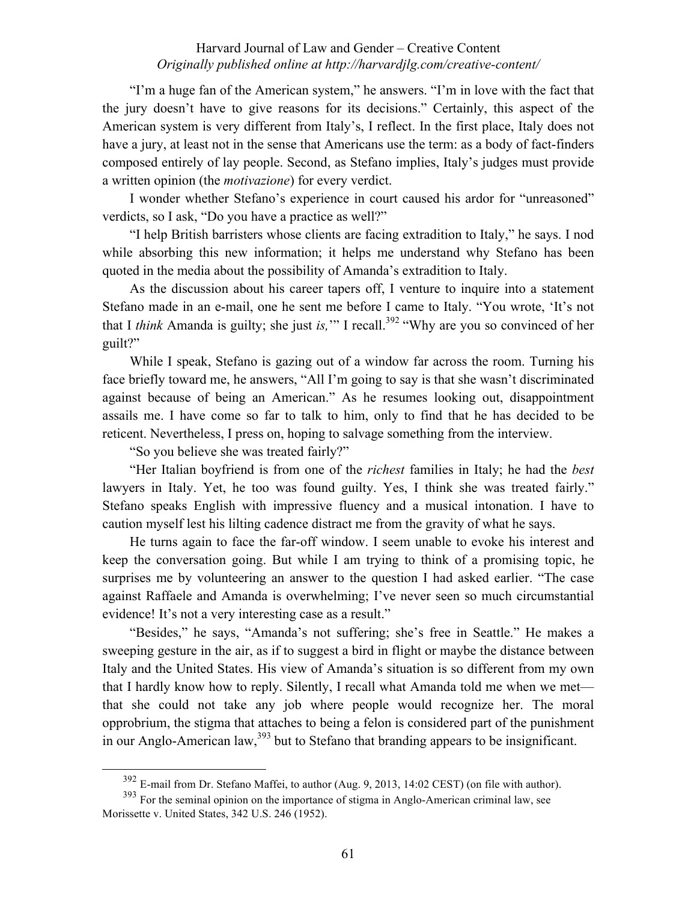"I'm a huge fan of the American system," he answers. "I'm in love with the fact that the jury doesn't have to give reasons for its decisions." Certainly, this aspect of the American system is very different from Italy's, I reflect. In the first place, Italy does not have a jury, at least not in the sense that Americans use the term: as a body of fact-finders composed entirely of lay people. Second, as Stefano implies, Italy's judges must provide a written opinion (the *motivazione*) for every verdict.

I wonder whether Stefano's experience in court caused his ardor for "unreasoned" verdicts, so I ask, "Do you have a practice as well?"

"I help British barristers whose clients are facing extradition to Italy," he says. I nod while absorbing this new information; it helps me understand why Stefano has been quoted in the media about the possibility of Amanda's extradition to Italy.

As the discussion about his career tapers off, I venture to inquire into a statement Stefano made in an e-mail, one he sent me before I came to Italy. "You wrote, 'It's not that I *think* Amanda is guilty; she just *is,*'" I recall.[392] "Why are you so convinced of her guilt?"

While I speak, Stefano is gazing out of a window far across the room. Turning his face briefly toward me, he answers, "All I'm going to say is that she wasn't discriminated against because of being an American." As he resumes looking out, disappointment assails me. I have come so far to talk to him, only to find that he has decided to be reticent. Nevertheless, I press on, hoping to salvage something from the interview.

"So you believe she was treated fairly?"

"Her Italian boyfriend is from one of the *richest* families in Italy; he had the *best* lawyers in Italy. Yet, he too was found guilty. Yes, I think she was treated fairly." Stefano speaks English with impressive fluency and a musical intonation. I have to caution myself lest his lilting cadence distract me from the gravity of what he says.

He turns again to face the far-off window. I seem unable to evoke his interest and keep the conversation going. But while I am trying to think of a promising topic, he surprises me by volunteering an answer to the question I had asked earlier. "The case against Raffaele and Amanda is overwhelming; I've never seen so much circumstantial evidence! It's not a very interesting case as a result."

"Besides," he says, "Amanda's not suffering; she's free in Seattle." He makes a sweeping gesture in the air, as if to suggest a bird in flight or maybe the distance between Italy and the United States. His view of Amanda's situation is so different from my own that I hardly know how to reply. Silently, I recall what Amanda told me when we met—that she could not take any job where people would recognize her. The moral opprobrium, the stigma that attaches to being a felon is considered part of the punishment in our Anglo-American law,[393] but to Stefano that branding appears to be insignificant.

---

[392] E-mail from Dr. Stefano Maffei, to author (Aug. 9, 2013, 14:02 CEST) (on file with author).

[393] For the seminal opinion on the importance of stigma in Anglo-American criminal law, see Morissette v. United States, 342 U.S. 246 (1952).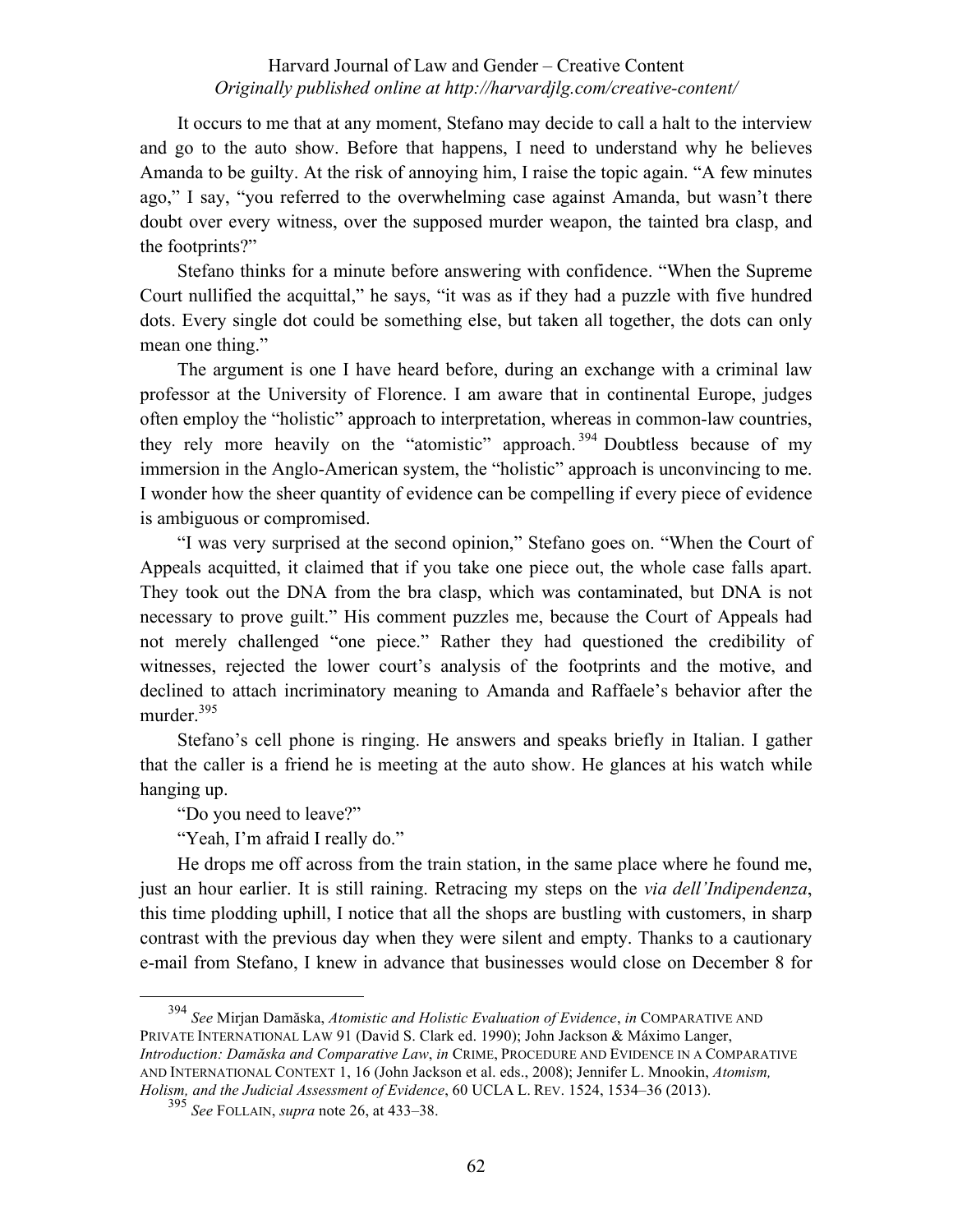It occurs to me that at any moment, Stefano may decide to call a halt to the interview and go to the auto show. Before that happens, I need to understand why he believes Amanda to be guilty. At the risk of annoying him, I raise the topic again. "A few minutes ago," I say, "you referred to the overwhelming case against Amanda, but wasn't there doubt over every witness, over the supposed murder weapon, the tainted bra clasp, and the footprints?"

Stefano thinks for a minute before answering with confidence. "When the Supreme Court nullified the acquittal," he says, "it was as if they had a puzzle with five hundred dots. Every single dot could be something else, but taken all together, the dots can only mean one thing."

The argument is one I have heard before, during an exchange with a criminal law professor at the University of Florence. I am aware that in continental Europe, judges often employ the "holistic" approach to interpretation, whereas in common-law countries, they rely more heavily on the "atomistic" approach.[394] Doubtless because of my immersion in the Anglo-American system, the "holistic" approach is unconvincing to me. I wonder how the sheer quantity of evidence can be compelling if every piece of evidence is ambiguous or compromised.

"I was very surprised at the second opinion," Stefano goes on. "When the Court of Appeals acquitted, it claimed that if you take one piece out, the whole case falls apart. They took out the DNA from the bra clasp, which was contaminated, but DNA is not necessary to prove guilt." His comment puzzles me, because the Court of Appeals had not merely challenged "one piece." Rather they had questioned the credibility of witnesses, rejected the lower court's analysis of the footprints and the motive, and declined to attach incriminatory meaning to Amanda and Raffaele's behavior after the murder.[395]

Stefano's cell phone is ringing. He answers and speaks briefly in Italian. I gather that the caller is a friend he is meeting at the auto show. He glances at his watch while hanging up.

"Do you need to leave?"

"Yeah, I'm afraid I really do."

He drops me off across from the train station, in the same place where he found me, just an hour earlier. It is still raining. Retracing my steps on the *via dell'Indipendenza*, this time plodding uphill, I notice that all the shops are bustling with customers, in sharp contrast with the previous day when they were silent and empty. Thanks to a cautionary e-mail from Stefano, I knew in advance that businesses would close on December 8 for

---

[394] *See* Mirjan Damăska, *Atomistic and Holistic Evaluation of Evidence*, *in* COMPARATIVE AND PRIVATE INTERNATIONAL LAW 91 (David S. Clark ed. 1990); John Jackson & Máximo Langer, *Introduction: Damăska and Comparative Law*, *in* CRIME, PROCEDURE AND EVIDENCE IN A COMPARATIVE AND INTERNATIONAL CONTEXT 1, 16 (John Jackson et al. eds., 2008); Jennifer L. Mnookin, *Atomism, Holism, and the Judicial Assessment of Evidence*, 60 UCLA L. REV. 1524, 1534–36 (2013).

[395] *See* FOLLAIN, *supra* note 26, at 433–38.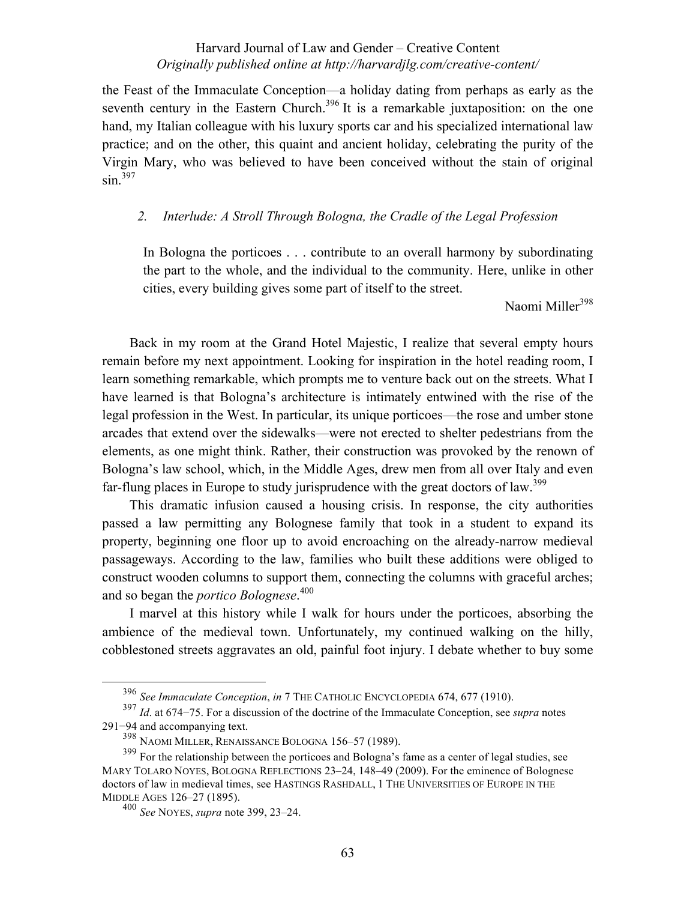the Feast of the Immaculate Conception—a holiday dating from perhaps as early as the seventh century in the Eastern Church.[396] It is a remarkable juxtaposition: on the one hand, my Italian colleague with his luxury sports car and his specialized international law practice; and on the other, this quaint and ancient holiday, celebrating the purity of the Virgin Mary, who was believed to have been conceived without the stain of original sin.[397]

### *2. Interlude: A Stroll Through Bologna, the Cradle of the Legal Profession*

> In Bologna the porticoes . . . contribute to an overall harmony by subordinating the part to the whole, and the individual to the community. Here, unlike in other cities, every building gives some part of itself to the street.
>
> Naomi Miller[398]

Back in my room at the Grand Hotel Majestic, I realize that several empty hours remain before my next appointment. Looking for inspiration in the hotel reading room, I learn something remarkable, which prompts me to venture back out on the streets. What I have learned is that Bologna's architecture is intimately entwined with the rise of the legal profession in the West. In particular, its unique porticoes—the rose and umber stone arcades that extend over the sidewalks—were not erected to shelter pedestrians from the elements, as one might think. Rather, their construction was provoked by the renown of Bologna's law school, which, in the Middle Ages, drew men from all over Italy and even far-flung places in Europe to study jurisprudence with the great doctors of law.[399]

This dramatic infusion caused a housing crisis. In response, the city authorities passed a law permitting any Bolognese family that took in a student to expand its property, beginning one floor up to avoid encroaching on the already-narrow medieval passageways. According to the law, families who built these additions were obliged to construct wooden columns to support them, connecting the columns with graceful arches; and so began the *portico Bolognese*.[400]

I marvel at this history while I walk for hours under the porticoes, absorbing the ambience of the medieval town. Unfortunately, my continued walking on the hilly, cobblestoned streets aggravates an old, painful foot injury. I debate whether to buy some

---

[396] *See Immaculate Conception*, *in* 7 THE CATHOLIC ENCYCLOPEDIA 674, 677 (1910).

[397] *Id*. at 674−75. For a discussion of the doctrine of the Immaculate Conception, see *supra* notes 291−94 and accompanying text.

[398] NAOMI MILLER, RENAISSANCE BOLOGNA 156–57 (1989).

[399] For the relationship between the porticoes and Bologna's fame as a center of legal studies, see MARY TOLARO NOYES, BOLOGNA REFLECTIONS 23–24, 148–49 (2009). For the eminence of Bolognese doctors of law in medieval times, see HASTINGS RASHDALL, 1 THE UNIVERSITIES OF EUROPE IN THE MIDDLE AGES 126–27 (1895).

[400] *See* NOYES, *supra* note 399, 23–24.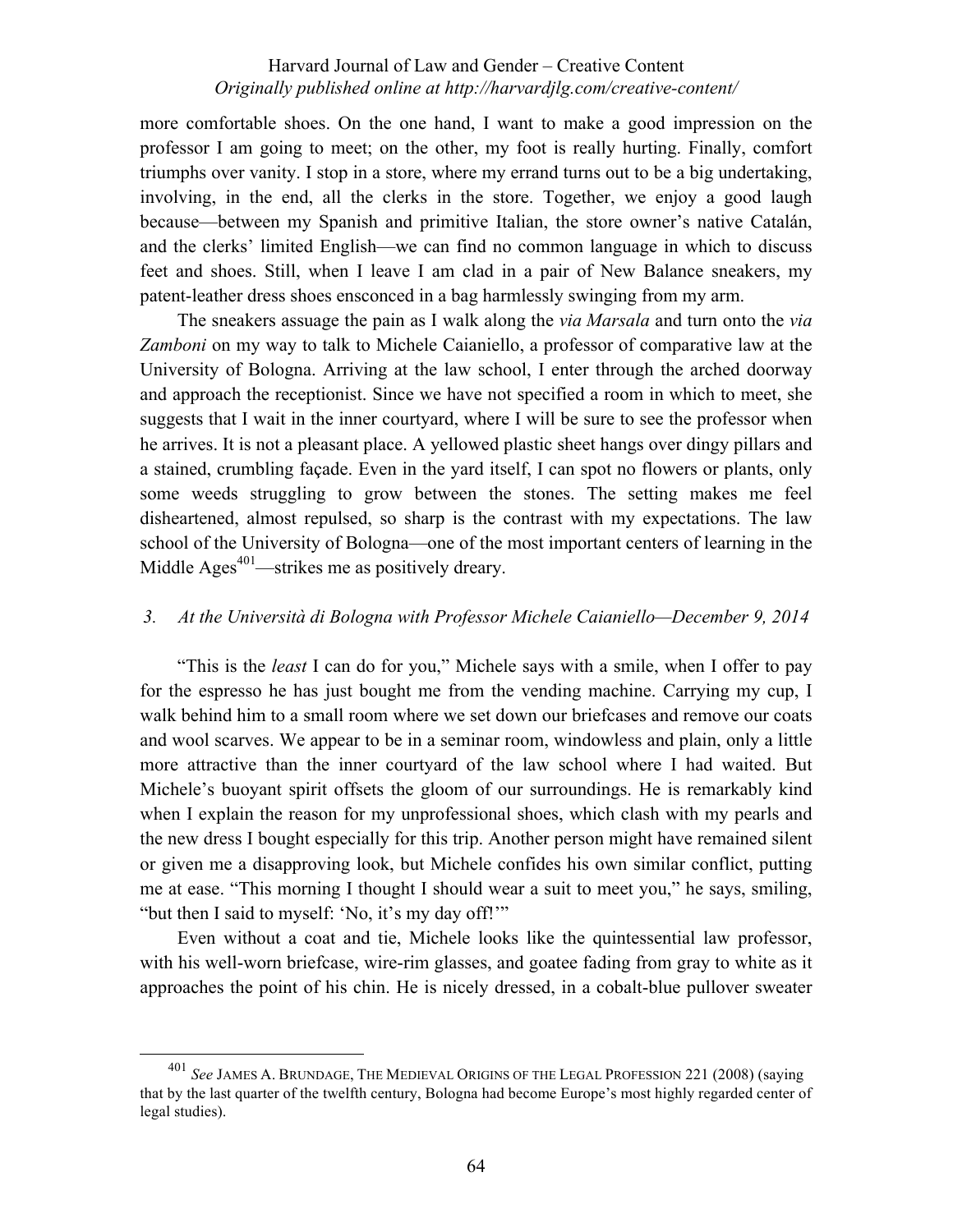more comfortable shoes. On the one hand, I want to make a good impression on the professor I am going to meet; on the other, my foot is really hurting. Finally, comfort triumphs over vanity. I stop in a store, where my errand turns out to be a big undertaking, involving, in the end, all the clerks in the store. Together, we enjoy a good laugh because—between my Spanish and primitive Italian, the store owner's native Catalán, and the clerks' limited English—we can find no common language in which to discuss feet and shoes. Still, when I leave I am clad in a pair of New Balance sneakers, my patent-leather dress shoes ensconced in a bag harmlessly swinging from my arm.

The sneakers assuage the pain as I walk along the *via Marsala* and turn onto the *via Zamboni* on my way to talk to Michele Caianiello, a professor of comparative law at the University of Bologna. Arriving at the law school, I enter through the arched doorway and approach the receptionist. Since we have not specified a room in which to meet, she suggests that I wait in the inner courtyard, where I will be sure to see the professor when he arrives. It is not a pleasant place. A yellowed plastic sheet hangs over dingy pillars and a stained, crumbling façade. Even in the yard itself, I can spot no flowers or plants, only some weeds struggling to grow between the stones. The setting makes me feel disheartened, almost repulsed, so sharp is the contrast with my expectations. The law school of the University of Bologna—one of the most important centers of learning in the Middle Ages[401]—strikes me as positively dreary.

### *3. At the Università di Bologna with Professor Michele Caianiello—December 9, 2014*

"This is the *least* I can do for you," Michele says with a smile, when I offer to pay for the espresso he has just bought me from the vending machine. Carrying my cup, I walk behind him to a small room where we set down our briefcases and remove our coats and wool scarves. We appear to be in a seminar room, windowless and plain, only a little more attractive than the inner courtyard of the law school where I had waited. But Michele's buoyant spirit offsets the gloom of our surroundings. He is remarkably kind when I explain the reason for my unprofessional shoes, which clash with my pearls and the new dress I bought especially for this trip. Another person might have remained silent or given me a disapproving look, but Michele confides his own similar conflict, putting me at ease. "This morning I thought I should wear a suit to meet you," he says, smiling, "but then I said to myself: 'No, it's my day off!'"

Even without a coat and tie, Michele looks like the quintessential law professor, with his well-worn briefcase, wire-rim glasses, and goatee fading from gray to white as it approaches the point of his chin. He is nicely dressed, in a cobalt-blue pullover sweater

---

[401] *See* JAMES A. BRUNDAGE, THE MEDIEVAL ORIGINS OF THE LEGAL PROFESSION 221 (2008) (saying that by the last quarter of the twelfth century, Bologna had become Europe's most highly regarded center of legal studies).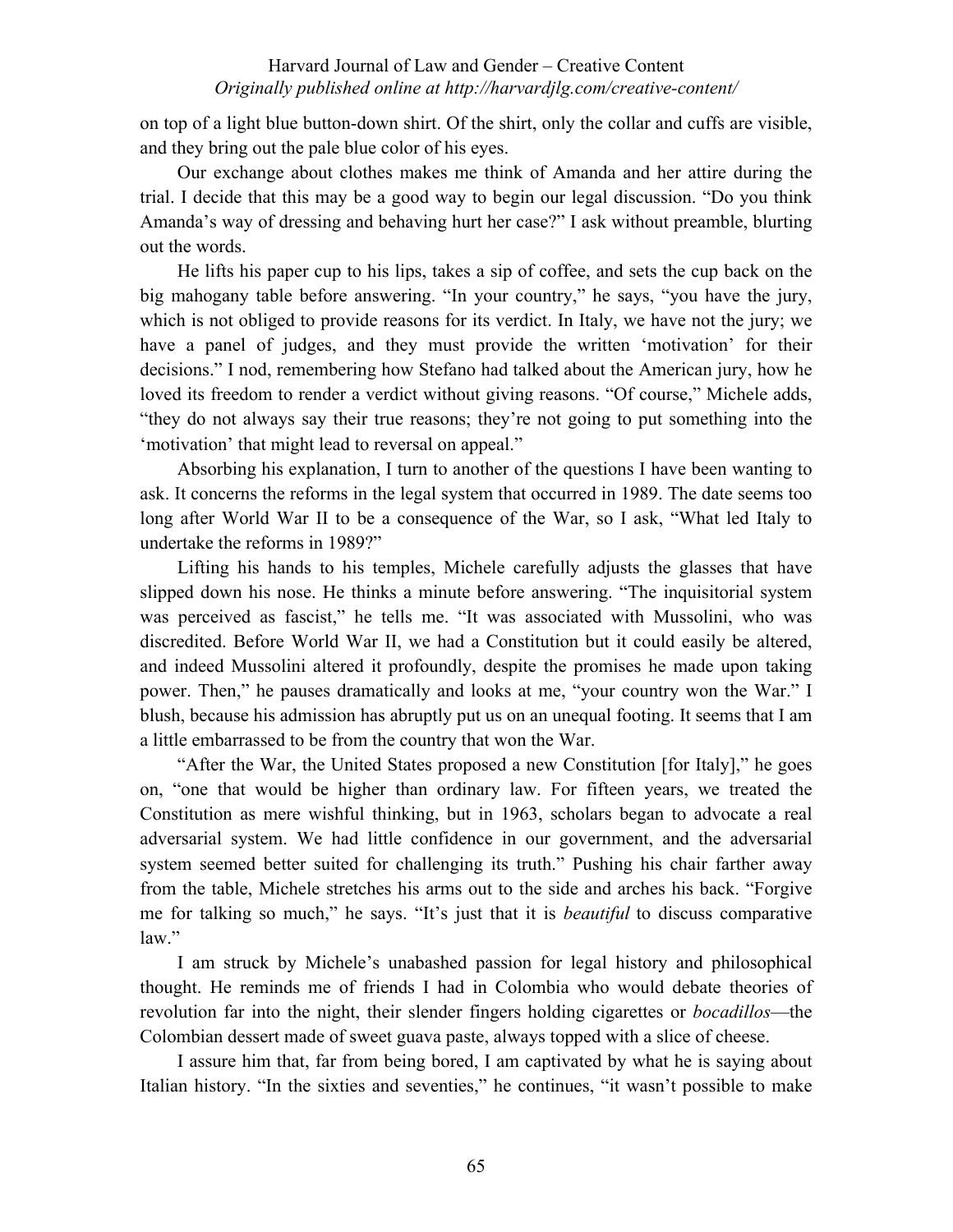on top of a light blue button-down shirt. Of the shirt, only the collar and cuffs are visible, and they bring out the pale blue color of his eyes.

Our exchange about clothes makes me think of Amanda and her attire during the trial. I decide that this may be a good way to begin our legal discussion. “Do you think Amanda’s way of dressing and behaving hurt her case?” I ask without preamble, blurting out the words.

He lifts his paper cup to his lips, takes a sip of coffee, and sets the cup back on the big mahogany table before answering. “In your country,” he says, “you have the jury, which is not obliged to provide reasons for its verdict. In Italy, we have not the jury; we have a panel of judges, and they must provide the written ‘motivation’ for their decisions.” I nod, remembering how Stefano had talked about the American jury, how he loved its freedom to render a verdict without giving reasons. “Of course,” Michele adds, “they do not always say their true reasons; they’re not going to put something into the ‘motivation’ that might lead to reversal on appeal.”

Absorbing his explanation, I turn to another of the questions I have been wanting to ask. It concerns the reforms in the legal system that occurred in 1989. The date seems too long after World War II to be a consequence of the War, so I ask, “What led Italy to undertake the reforms in 1989?”

Lifting his hands to his temples, Michele carefully adjusts the glasses that have slipped down his nose. He thinks a minute before answering. “The inquisitorial system was perceived as fascist,” he tells me. “It was associated with Mussolini, who was discredited. Before World War II, we had a Constitution but it could easily be altered, and indeed Mussolini altered it profoundly, despite the promises he made upon taking power. Then,” he pauses dramatically and looks at me, “your country won the War.” I blush, because his admission has abruptly put us on an unequal footing. It seems that I am a little embarrassed to be from the country that won the War.

“After the War, the United States proposed a new Constitution [for Italy],” he goes on, “one that would be higher than ordinary law. For fifteen years, we treated the Constitution as mere wishful thinking, but in 1963, scholars began to advocate a real adversarial system. We had little confidence in our government, and the adversarial system seemed better suited for challenging its truth.” Pushing his chair farther away from the table, Michele stretches his arms out to the side and arches his back. “Forgive me for talking so much,” he says. “It’s just that it is *beautiful* to discuss comparative law.”

I am struck by Michele’s unabashed passion for legal history and philosophical thought. He reminds me of friends I had in Colombia who would debate theories of revolution far into the night, their slender fingers holding cigarettes or *bocadillos*—the Colombian dessert made of sweet guava paste, always topped with a slice of cheese.

I assure him that, far from being bored, I am captivated by what he is saying about Italian history. “In the sixties and seventies,” he continues, “it wasn’t possible to make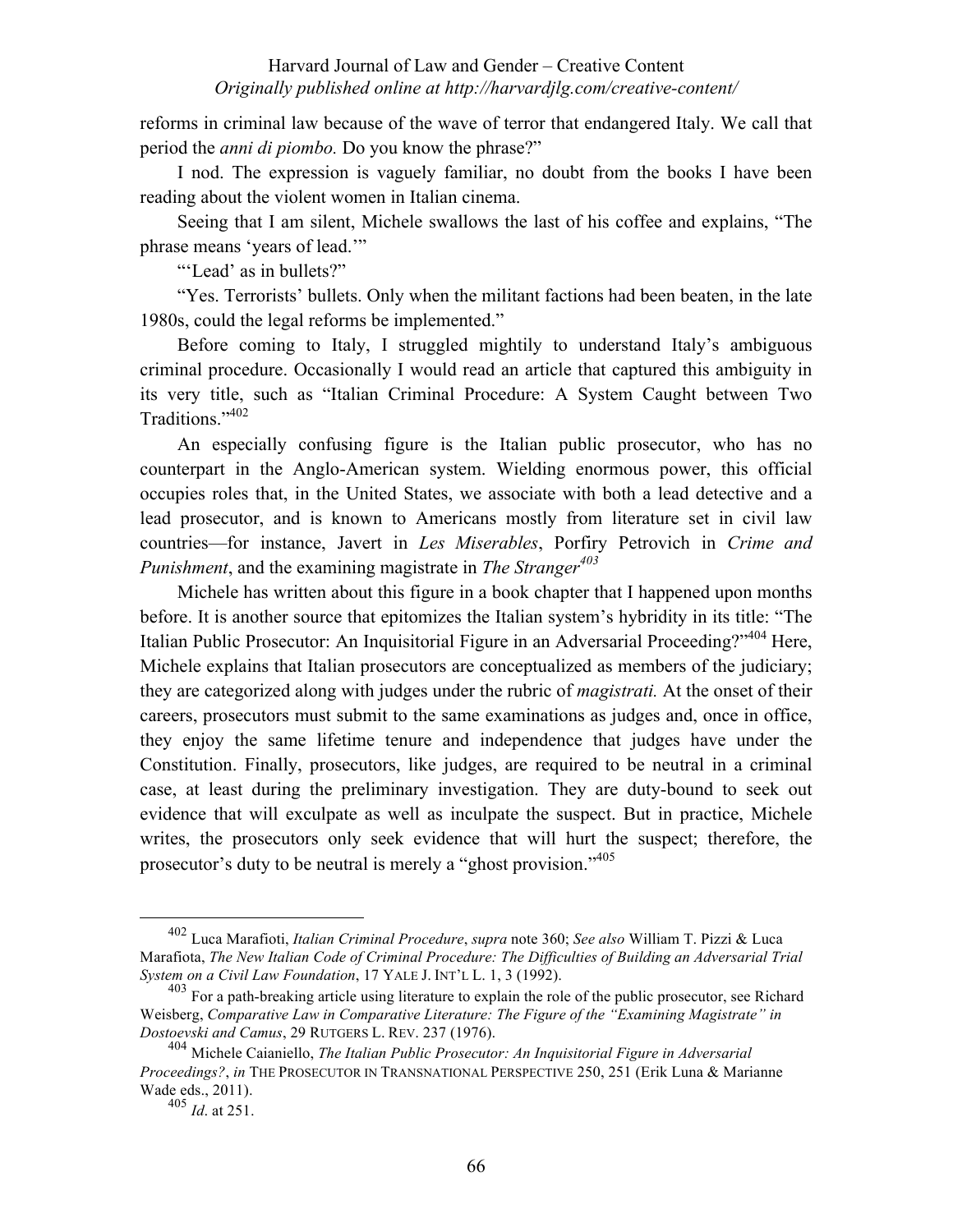reforms in criminal law because of the wave of terror that endangered Italy. We call that period the *anni di piombo.* Do you know the phrase?"

I nod. The expression is vaguely familiar, no doubt from the books I have been reading about the violent women in Italian cinema.

Seeing that I am silent, Michele swallows the last of his coffee and explains, "The phrase means 'years of lead.'"

"'Lead' as in bullets?"

"Yes. Terrorists' bullets. Only when the militant factions had been beaten, in the late 1980s, could the legal reforms be implemented."

Before coming to Italy, I struggled mightily to understand Italy's ambiguous criminal procedure. Occasionally I would read an article that captured this ambiguity in its very title, such as "Italian Criminal Procedure: A System Caught between Two Traditions."[402]

An especially confusing figure is the Italian public prosecutor, who has no counterpart in the Anglo-American system. Wielding enormous power, this official occupies roles that, in the United States, we associate with both a lead detective and a lead prosecutor, and is known to Americans mostly from literature set in civil law countries—for instance, Javert in *Les Miserables*, Porfiry Petrovich in *Crime and Punishment*, and the examining magistrate in *The Stranger*[403]

Michele has written about this figure in a book chapter that I happened upon months before. It is another source that epitomizes the Italian system's hybridity in its title: "The Italian Public Prosecutor: An Inquisitorial Figure in an Adversarial Proceeding?"[404] Here, Michele explains that Italian prosecutors are conceptualized as members of the judiciary; they are categorized along with judges under the rubric of *magistrati.* At the onset of their careers, prosecutors must submit to the same examinations as judges and, once in office, they enjoy the same lifetime tenure and independence that judges have under the Constitution. Finally, prosecutors, like judges, are required to be neutral in a criminal case, at least during the preliminary investigation. They are duty-bound to seek out evidence that will exculpate as well as inculpate the suspect. But in practice, Michele writes, the prosecutors only seek evidence that will hurt the suspect; therefore, the prosecutor's duty to be neutral is merely a "ghost provision."[405]

---

[402] Luca Marafioti, *Italian Criminal Procedure*, *supra* note 360; *See also* William T. Pizzi & Luca Marafiota, *The New Italian Code of Criminal Procedure: The Difficulties of Building an Adversarial Trial System on a Civil Law Foundation*, 17 YALE J. INT'L L. 1, 3 (1992).

[403] For a path-breaking article using literature to explain the role of the public prosecutor, see Richard Weisberg, *Comparative Law in Comparative Literature: The Figure of the "Examining Magistrate" in Dostoevski and Camus*, 29 RUTGERS L. REV. 237 (1976).

[404] Michele Caianiello, *The Italian Public Prosecutor: An Inquisitorial Figure in Adversarial Proceedings?*, *in* THE PROSECUTOR IN TRANSNATIONAL PERSPECTIVE 250, 251 (Erik Luna & Marianne Wade eds., 2011).

[405] *Id*. at 251.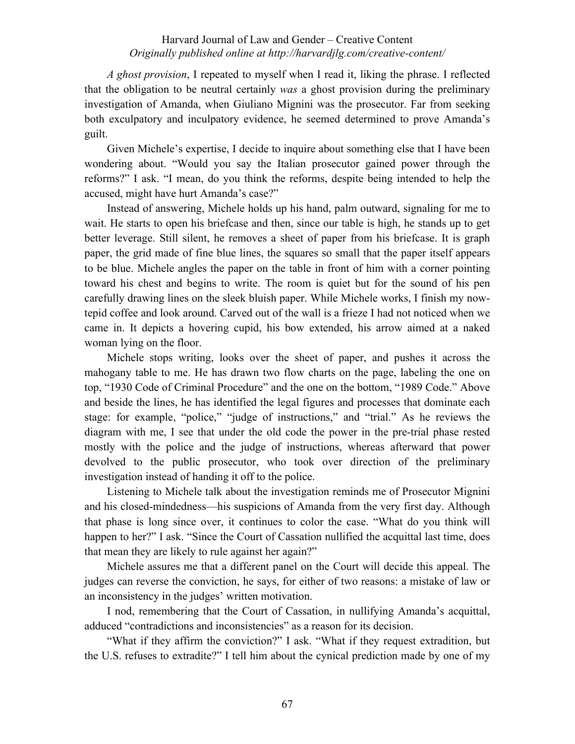*A ghost provision*, I repeated to myself when I read it, liking the phrase. I reflected that the obligation to be neutral certainly *was* a ghost provision during the preliminary investigation of Amanda, when Giuliano Mignini was the prosecutor. Far from seeking both exculpatory and inculpatory evidence, he seemed determined to prove Amanda's guilt.

Given Michele's expertise, I decide to inquire about something else that I have been wondering about. "Would you say the Italian prosecutor gained power through the reforms?" I ask. "I mean, do you think the reforms, despite being intended to help the accused, might have hurt Amanda's case?"

Instead of answering, Michele holds up his hand, palm outward, signaling for me to wait. He starts to open his briefcase and then, since our table is high, he stands up to get better leverage. Still silent, he removes a sheet of paper from his briefcase. It is graph paper, the grid made of fine blue lines, the squares so small that the paper itself appears to be blue. Michele angles the paper on the table in front of him with a corner pointing toward his chest and begins to write. The room is quiet but for the sound of his pen carefully drawing lines on the sleek bluish paper. While Michele works, I finish my now-tepid coffee and look around. Carved out of the wall is a frieze I had not noticed when we came in. It depicts a hovering cupid, his bow extended, his arrow aimed at a naked woman lying on the floor.

Michele stops writing, looks over the sheet of paper, and pushes it across the mahogany table to me. He has drawn two flow charts on the page, labeling the one on top, "1930 Code of Criminal Procedure" and the one on the bottom, "1989 Code." Above and beside the lines, he has identified the legal figures and processes that dominate each stage: for example, "police," "judge of instructions," and "trial." As he reviews the diagram with me, I see that under the old code the power in the pre-trial phase rested mostly with the police and the judge of instructions, whereas afterward that power devolved to the public prosecutor, who took over direction of the preliminary investigation instead of handing it off to the police.

Listening to Michele talk about the investigation reminds me of Prosecutor Mignini and his closed-mindedness—his suspicions of Amanda from the very first day. Although that phase is long since over, it continues to color the case. "What do you think will happen to her?" I ask. "Since the Court of Cassation nullified the acquittal last time, does that mean they are likely to rule against her again?"

Michele assures me that a different panel on the Court will decide this appeal. The judges can reverse the conviction, he says, for either of two reasons: a mistake of law or an inconsistency in the judges' written motivation.

I nod, remembering that the Court of Cassation, in nullifying Amanda's acquittal, adduced "contradictions and inconsistencies" as a reason for its decision.

"What if they affirm the conviction?" I ask. "What if they request extradition, but the U.S. refuses to extradite?" I tell him about the cynical prediction made by one of my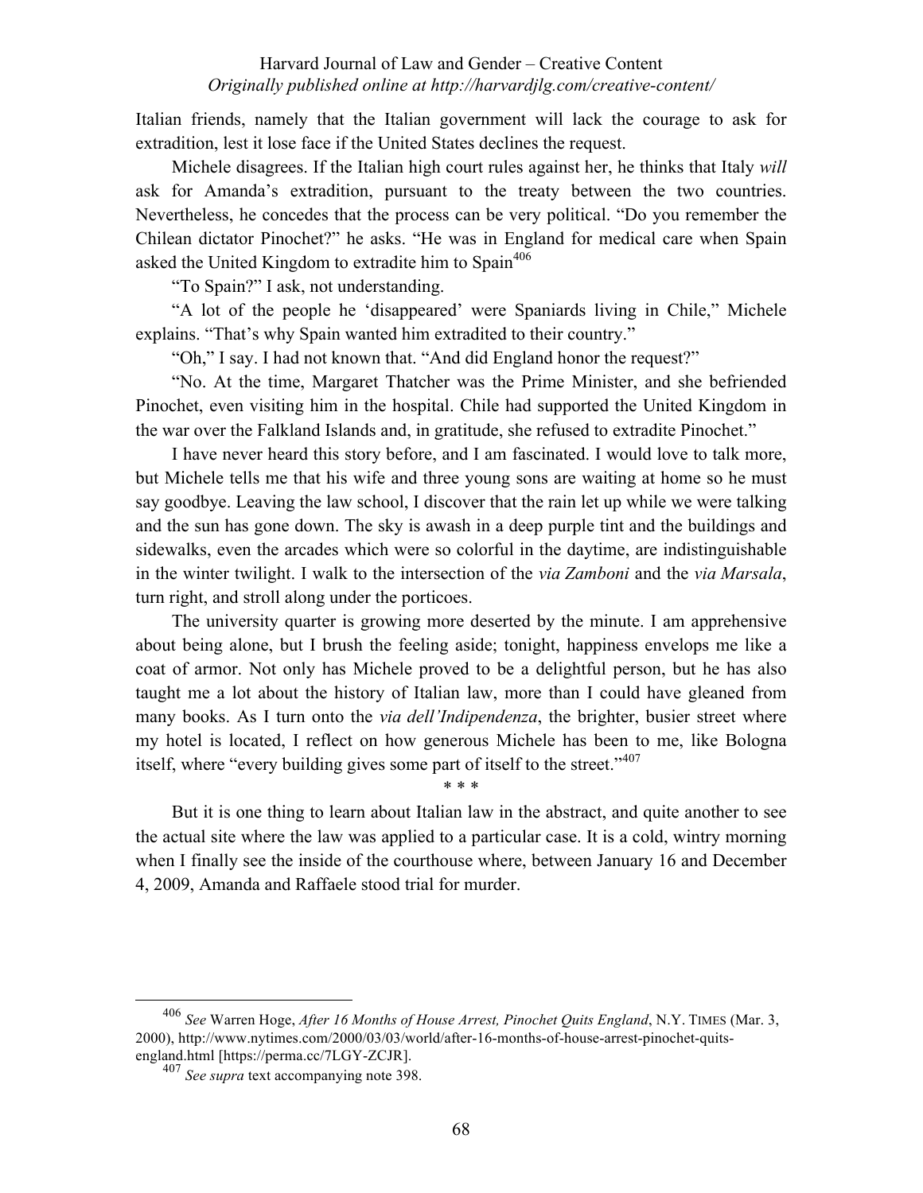Italian friends, namely that the Italian government will lack the courage to ask for extradition, lest it lose face if the United States declines the request.

Michele disagrees. If the Italian high court rules against her, he thinks that Italy *will* ask for Amanda's extradition, pursuant to the treaty between the two countries. Nevertheless, he concedes that the process can be very political. "Do you remember the Chilean dictator Pinochet?" he asks. "He was in England for medical care when Spain asked the United Kingdom to extradite him to Spain[406]

"To Spain?" I ask, not understanding.

"A lot of the people he 'disappeared' were Spaniards living in Chile," Michele explains. "That's why Spain wanted him extradited to their country."

"Oh," I say. I had not known that. "And did England honor the request?"

"No. At the time, Margaret Thatcher was the Prime Minister, and she befriended Pinochet, even visiting him in the hospital. Chile had supported the United Kingdom in the war over the Falkland Islands and, in gratitude, she refused to extradite Pinochet."

I have never heard this story before, and I am fascinated. I would love to talk more, but Michele tells me that his wife and three young sons are waiting at home so he must say goodbye. Leaving the law school, I discover that the rain let up while we were talking and the sun has gone down. The sky is awash in a deep purple tint and the buildings and sidewalks, even the arcades which were so colorful in the daytime, are indistinguishable in the winter twilight. I walk to the intersection of the *via Zamboni* and the *via Marsala*, turn right, and stroll along under the porticoes.

The university quarter is growing more deserted by the minute. I am apprehensive about being alone, but I brush the feeling aside; tonight, happiness envelops me like a coat of armor. Not only has Michele proved to be a delightful person, but he has also taught me a lot about the history of Italian law, more than I could have gleaned from many books. As I turn onto the *via dell'Indipendenza*, the brighter, busier street where my hotel is located, I reflect on how generous Michele has been to me, like Bologna itself, where "every building gives some part of itself to the street."[407]

\* \* \*

But it is one thing to learn about Italian law in the abstract, and quite another to see the actual site where the law was applied to a particular case. It is a cold, wintry morning when I finally see the inside of the courthouse where, between January 16 and December 4, 2009, Amanda and Raffaele stood trial for murder.

---

[406] *See* Warren Hoge, *After 16 Months of House Arrest, Pinochet Quits England*, N.Y. TIMES (Mar. 3, 2000), http://www.nytimes.com/2000/03/03/world/after-16-months-of-house-arrest-pinochet-quits-england.html [https://perma.cc/7LGY-ZCJR].

[407] *See supra* text accompanying note 398.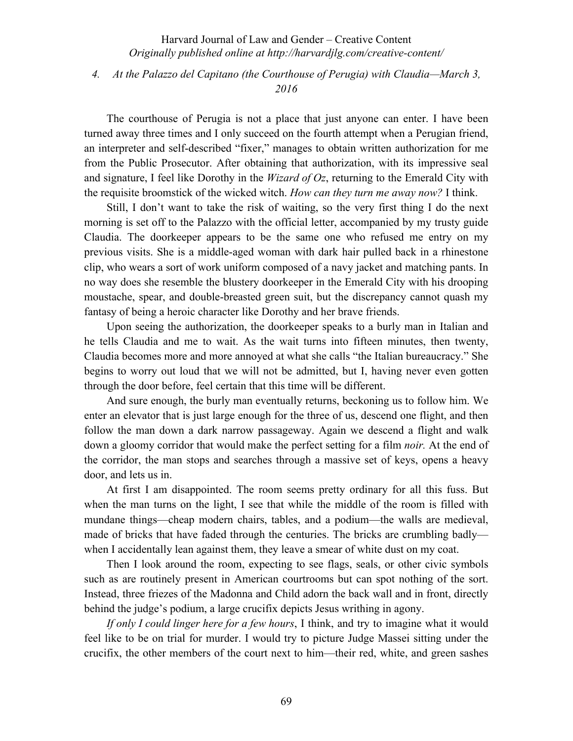*4. At the Palazzo del Capitano (the Courthouse of Perugia) with Claudia—March 3, 2016*

The courthouse of Perugia is not a place that just anyone can enter. I have been turned away three times and I only succeed on the fourth attempt when a Perugian friend, an interpreter and self-described "fixer," manages to obtain written authorization for me from the Public Prosecutor. After obtaining that authorization, with its impressive seal and signature, I feel like Dorothy in the *Wizard of Oz*, returning to the Emerald City with the requisite broomstick of the wicked witch. *How can they turn me away now?* I think.

Still, I don't want to take the risk of waiting, so the very first thing I do the next morning is set off to the Palazzo with the official letter, accompanied by my trusty guide Claudia. The doorkeeper appears to be the same one who refused me entry on my previous visits. She is a middle-aged woman with dark hair pulled back in a rhinestone clip, who wears a sort of work uniform composed of a navy jacket and matching pants. In no way does she resemble the blustery doorkeeper in the Emerald City with his drooping moustache, spear, and double-breasted green suit, but the discrepancy cannot quash my fantasy of being a heroic character like Dorothy and her brave friends.

Upon seeing the authorization, the doorkeeper speaks to a burly man in Italian and he tells Claudia and me to wait. As the wait turns into fifteen minutes, then twenty, Claudia becomes more and more annoyed at what she calls "the Italian bureaucracy." She begins to worry out loud that we will not be admitted, but I, having never even gotten through the door before, feel certain that this time will be different.

And sure enough, the burly man eventually returns, beckoning us to follow him. We enter an elevator that is just large enough for the three of us, descend one flight, and then follow the man down a dark narrow passageway. Again we descend a flight and walk down a gloomy corridor that would make the perfect setting for a film *noir.* At the end of the corridor, the man stops and searches through a massive set of keys, opens a heavy door, and lets us in.

At first I am disappointed. The room seems pretty ordinary for all this fuss. But when the man turns on the light, I see that while the middle of the room is filled with mundane things—cheap modern chairs, tables, and a podium—the walls are medieval, made of bricks that have faded through the centuries. The bricks are crumbling badly—when I accidentally lean against them, they leave a smear of white dust on my coat.

Then I look around the room, expecting to see flags, seals, or other civic symbols such as are routinely present in American courtrooms but can spot nothing of the sort. Instead, three friezes of the Madonna and Child adorn the back wall and in front, directly behind the judge's podium, a large crucifix depicts Jesus writhing in agony.

*If only I could linger here for a few hours*, I think, and try to imagine what it would feel like to be on trial for murder. I would try to picture Judge Massei sitting under the crucifix, the other members of the court next to him—their red, white, and green sashes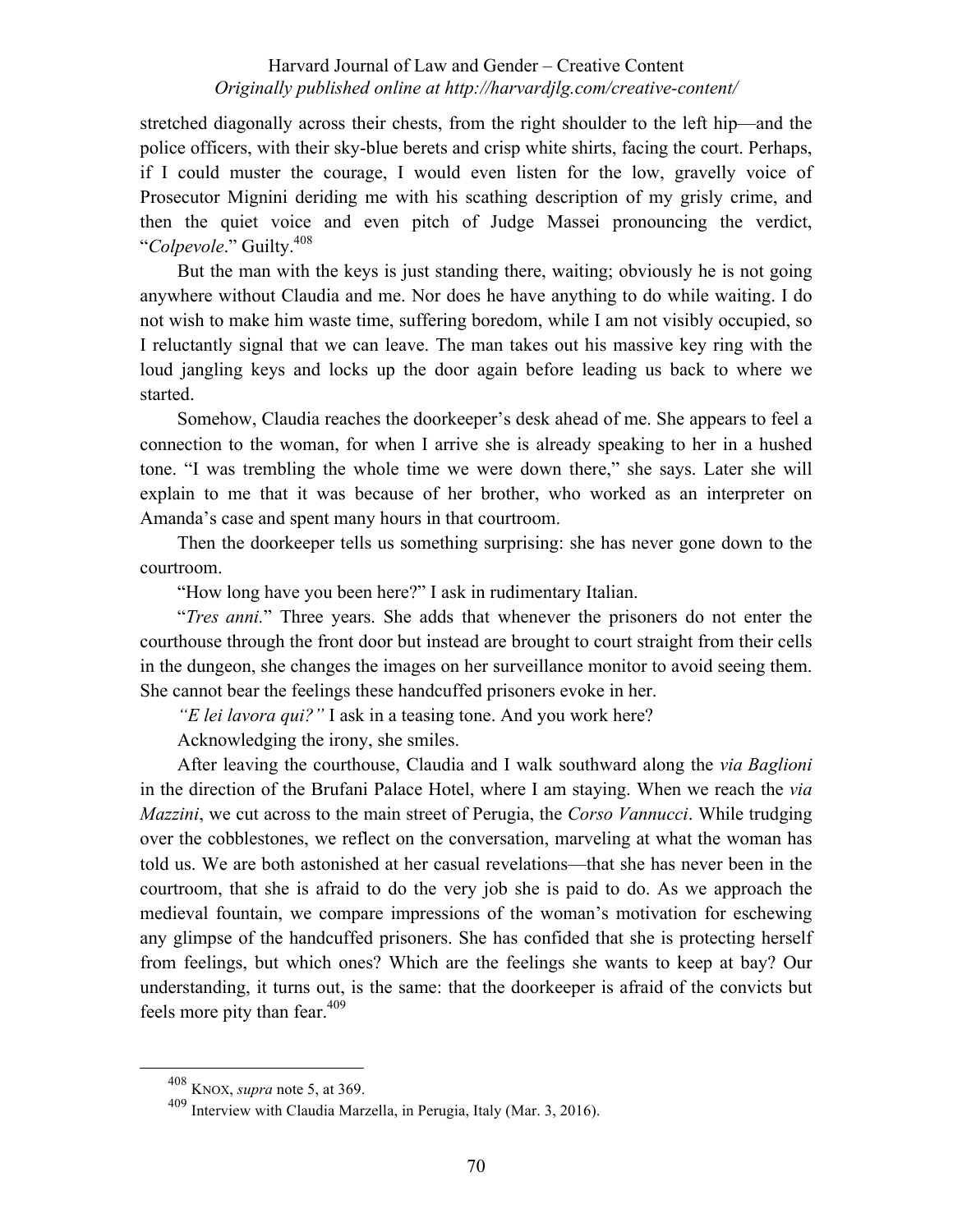stretched diagonally across their chests, from the right shoulder to the left hip—and the police officers, with their sky-blue berets and crisp white shirts, facing the court. Perhaps, if I could muster the courage, I would even listen for the low, gravelly voice of Prosecutor Mignini deriding me with his scathing description of my grisly crime, and then the quiet voice and even pitch of Judge Massei pronouncing the verdict, "*Colpevole*." Guilty.[408]

But the man with the keys is just standing there, waiting; obviously he is not going anywhere without Claudia and me. Nor does he have anything to do while waiting. I do not wish to make him waste time, suffering boredom, while I am not visibly occupied, so I reluctantly signal that we can leave. The man takes out his massive key ring with the loud jangling keys and locks up the door again before leading us back to where we started.

Somehow, Claudia reaches the doorkeeper's desk ahead of me. She appears to feel a connection to the woman, for when I arrive she is already speaking to her in a hushed tone. "I was trembling the whole time we were down there," she says. Later she will explain to me that it was because of her brother, who worked as an interpreter on Amanda's case and spent many hours in that courtroom.

Then the doorkeeper tells us something surprising: she has never gone down to the courtroom.

"How long have you been here?" I ask in rudimentary Italian.

"*Tres anni.*" Three years. She adds that whenever the prisoners do not enter the courthouse through the front door but instead are brought to court straight from their cells in the dungeon, she changes the images on her surveillance monitor to avoid seeing them. She cannot bear the feelings these handcuffed prisoners evoke in her.

*"E lei lavora qui?"* I ask in a teasing tone. And you work here?

Acknowledging the irony, she smiles.

After leaving the courthouse, Claudia and I walk southward along the *via Baglioni* in the direction of the Brufani Palace Hotel, where I am staying. When we reach the *via Mazzini*, we cut across to the main street of Perugia, the *Corso Vannucci*. While trudging over the cobblestones, we reflect on the conversation, marveling at what the woman has told us. We are both astonished at her casual revelations—that she has never been in the courtroom, that she is afraid to do the very job she is paid to do. As we approach the medieval fountain, we compare impressions of the woman's motivation for eschewing any glimpse of the handcuffed prisoners. She has confided that she is protecting herself from feelings, but which ones? Which are the feelings she wants to keep at bay? Our understanding, it turns out, is the same: that the doorkeeper is afraid of the convicts but feels more pity than fear.[409]

---

[408] KNOX, *supra* note 5, at 369.

[409] Interview with Claudia Marzella, in Perugia, Italy (Mar. 3, 2016).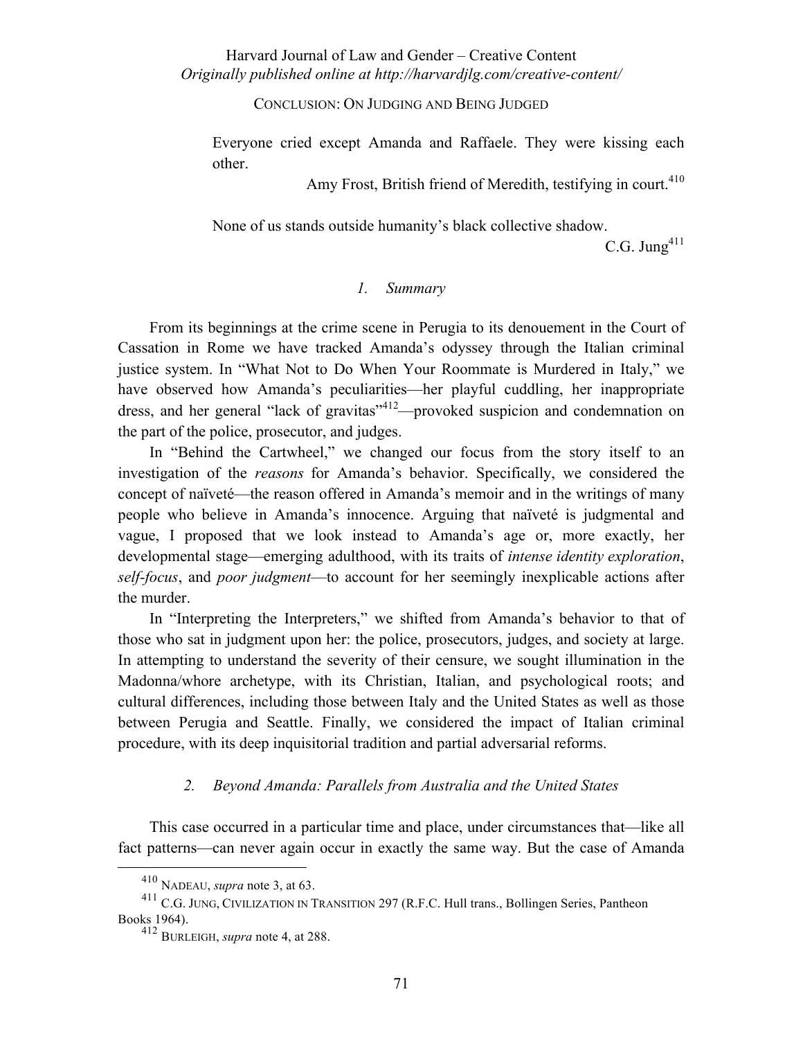## CONCLUSION: ON JUDGING AND BEING JUDGED

> Everyone cried except Amanda and Raffaele. They were kissing each other.
>
> Amy Frost, British friend of Meredith, testifying in court.[410]

> None of us stands outside humanity's black collective shadow.
>
> C.G. Jung[411]

### *1. Summary*

From its beginnings at the crime scene in Perugia to its denouement in the Court of Cassation in Rome we have tracked Amanda's odyssey through the Italian criminal justice system. In "What Not to Do When Your Roommate is Murdered in Italy," we have observed how Amanda's peculiarities—her playful cuddling, her inappropriate dress, and her general "lack of gravitas"[412]—provoked suspicion and condemnation on the part of the police, prosecutor, and judges.

In "Behind the Cartwheel," we changed our focus from the story itself to an investigation of the *reasons* for Amanda's behavior. Specifically, we considered the concept of naïveté—the reason offered in Amanda's memoir and in the writings of many people who believe in Amanda's innocence. Arguing that naïveté is judgmental and vague, I proposed that we look instead to Amanda's age or, more exactly, her developmental stage—emerging adulthood, with its traits of *intense identity exploration*, *self-focus*, and *poor judgment*—to account for her seemingly inexplicable actions after the murder.

In "Interpreting the Interpreters," we shifted from Amanda's behavior to that of those who sat in judgment upon her: the police, prosecutors, judges, and society at large. In attempting to understand the severity of their censure, we sought illumination in the Madonna/whore archetype, with its Christian, Italian, and psychological roots; and cultural differences, including those between Italy and the United States as well as those between Perugia and Seattle. Finally, we considered the impact of Italian criminal procedure, with its deep inquisitorial tradition and partial adversarial reforms.

### *2. Beyond Amanda: Parallels from Australia and the United States*

This case occurred in a particular time and place, under circumstances that—like all fact patterns—can never again occur in exactly the same way. But the case of Amanda

---

[410] NADEAU, *supra* note 3, at 63.

[411] C.G. JUNG, CIVILIZATION IN TRANSITION 297 (R.F.C. Hull trans., Bollingen Series, Pantheon Books 1964).

[412] BURLEIGH, *supra* note 4, at 288.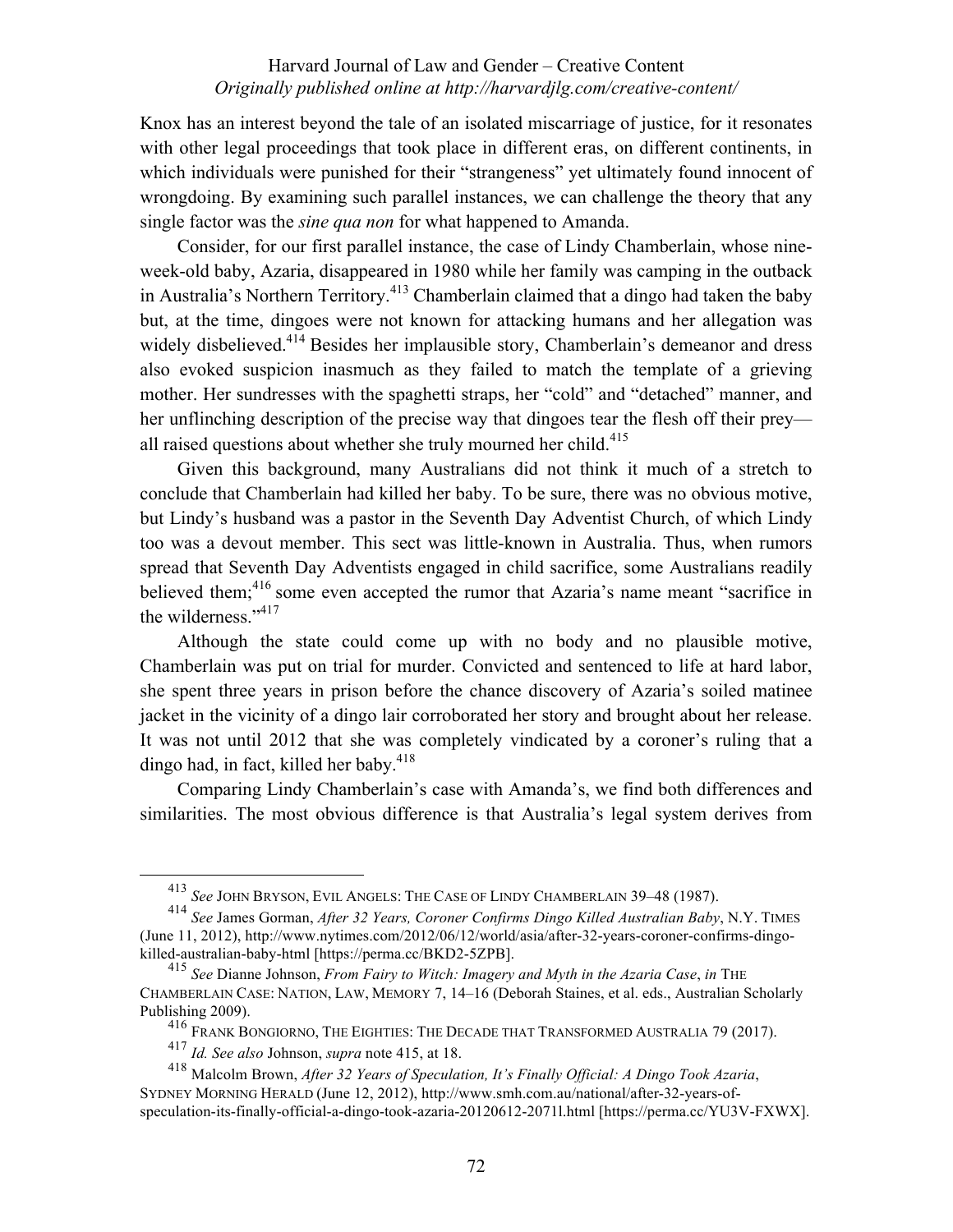Knox has an interest beyond the tale of an isolated miscarriage of justice, for it resonates with other legal proceedings that took place in different eras, on different continents, in which individuals were punished for their "strangeness" yet ultimately found innocent of wrongdoing. By examining such parallel instances, we can challenge the theory that any single factor was the *sine qua non* for what happened to Amanda.

Consider, for our first parallel instance, the case of Lindy Chamberlain, whose nine-week-old baby, Azaria, disappeared in 1980 while her family was camping in the outback in Australia's Northern Territory.[413] Chamberlain claimed that a dingo had taken the baby but, at the time, dingoes were not known for attacking humans and her allegation was widely disbelieved.[414] Besides her implausible story, Chamberlain's demeanor and dress also evoked suspicion inasmuch as they failed to match the template of a grieving mother. Her sundresses with the spaghetti straps, her "cold" and "detached" manner, and her unflinching description of the precise way that dingoes tear the flesh off their prey—all raised questions about whether she truly mourned her child.[415]

Given this background, many Australians did not think it much of a stretch to conclude that Chamberlain had killed her baby. To be sure, there was no obvious motive, but Lindy's husband was a pastor in the Seventh Day Adventist Church, of which Lindy too was a devout member. This sect was little-known in Australia. Thus, when rumors spread that Seventh Day Adventists engaged in child sacrifice, some Australians readily believed them;[416] some even accepted the rumor that Azaria's name meant "sacrifice in the wilderness."[417]

Although the state could come up with no body and no plausible motive, Chamberlain was put on trial for murder. Convicted and sentenced to life at hard labor, she spent three years in prison before the chance discovery of Azaria's soiled matinee jacket in the vicinity of a dingo lair corroborated her story and brought about her release. It was not until 2012 that she was completely vindicated by a coroner's ruling that a dingo had, in fact, killed her baby.[418]

Comparing Lindy Chamberlain's case with Amanda's, we find both differences and similarities. The most obvious difference is that Australia's legal system derives from

---

[413] *See* JOHN BRYSON, EVIL ANGELS: THE CASE OF LINDY CHAMBERLAIN 39–48 (1987).

[414] *See* James Gorman, *After 32 Years, Coroner Confirms Dingo Killed Australian Baby*, N.Y. TIMES (June 11, 2012), http://www.nytimes.com/2012/06/12/world/asia/after-32-years-coroner-confirms-dingo-killed-australian-baby-html [https://perma.cc/BKD2-5ZPB].

[415] *See* Dianne Johnson, *From Fairy to Witch: Imagery and Myth in the Azaria Case*, *in* THE CHAMBERLAIN CASE: NATION, LAW, MEMORY 7, 14–16 (Deborah Staines, et al. eds., Australian Scholarly Publishing 2009).

[416] FRANK BONGIORNO, THE EIGHTIES: THE DECADE THAT TRANSFORMED AUSTRALIA 79 (2017).

[417] *Id. See also* Johnson, *supra* note 415, at 18.

[418] Malcolm Brown, *After 32 Years of Speculation, It's Finally Official: A Dingo Took Azaria*, SYDNEY MORNING HERALD (June 12, 2012), http://www.smh.com.au/national/after-32-years-of-speculation-its-finally-official-a-dingo-took-azaria-20120612-2071l.html [https://perma.cc/YU3V-FXWX].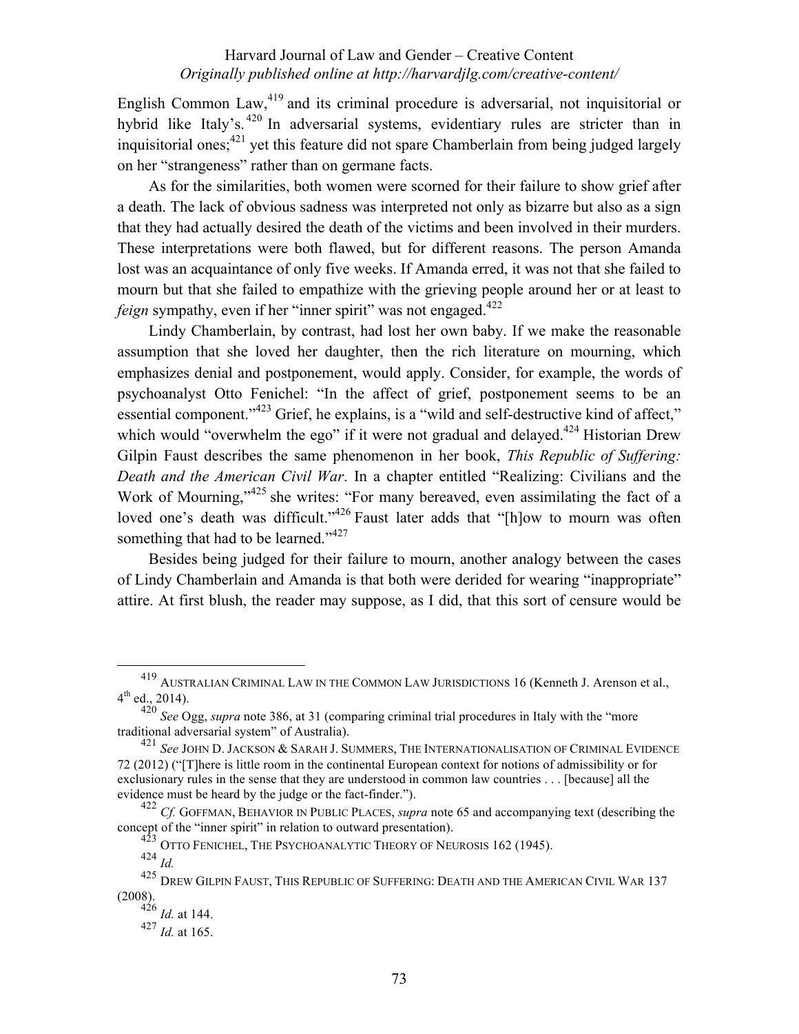English Common Law,[419] and its criminal procedure is adversarial, not inquisitorial or hybrid like Italy's.[420] In adversarial systems, evidentiary rules are stricter than in inquisitorial ones;[421] yet this feature did not spare Chamberlain from being judged largely on her "strangeness" rather than on germane facts.

As for the similarities, both women were scorned for their failure to show grief after a death. The lack of obvious sadness was interpreted not only as bizarre but also as a sign that they had actually desired the death of the victims and been involved in their murders. These interpretations were both flawed, but for different reasons. The person Amanda lost was an acquaintance of only five weeks. If Amanda erred, it was not that she failed to mourn but that she failed to empathize with the grieving people around her or at least to *feign* sympathy, even if her "inner spirit" was not engaged.[422]

Lindy Chamberlain, by contrast, had lost her own baby. If we make the reasonable assumption that she loved her daughter, then the rich literature on mourning, which emphasizes denial and postponement, would apply. Consider, for example, the words of psychoanalyst Otto Fenichel: "In the affect of grief, postponement seems to be an essential component."[423] Grief, he explains, is a "wild and self-destructive kind of affect," which would "overwhelm the ego" if it were not gradual and delayed.[424] Historian Drew Gilpin Faust describes the same phenomenon in her book, *This Republic of Suffering: Death and the American Civil War*. In a chapter entitled "Realizing: Civilians and the Work of Mourning,"[425] she writes: "For many bereaved, even assimilating the fact of a loved one's death was difficult."[426] Faust later adds that "[h]ow to mourn was often something that had to be learned."[427]

Besides being judged for their failure to mourn, another analogy between the cases of Lindy Chamberlain and Amanda is that both were derided for wearing "inappropriate" attire. At first blush, the reader may suppose, as I did, that this sort of censure would be

---

[419] AUSTRALIAN CRIMINAL LAW IN THE COMMON LAW JURISDICTIONS 16 (Kenneth J. Arenson et al., 4th ed., 2014).

[420] *See* Ogg, *supra* note 386, at 31 (comparing criminal trial procedures in Italy with the "more traditional adversarial system" of Australia).

[421] *See* JOHN D. JACKSON & SARAH J. SUMMERS, THE INTERNATIONALISATION OF CRIMINAL EVIDENCE 72 (2012) ("[T]here is little room in the continental European context for notions of admissibility or for exclusionary rules in the sense that they are understood in common law countries . . . [because] all the evidence must be heard by the judge or the fact-finder.").

[422] *Cf.* GOFFMAN, BEHAVIOR IN PUBLIC PLACES, *supra* note 65 and accompanying text (describing the concept of the "inner spirit" in relation to outward presentation).

[423] OTTO FENICHEL, THE PSYCHOANALYTIC THEORY OF NEUROSIS 162 (1945).

[424] *Id.*

[425] DREW GILPIN FAUST, THIS REPUBLIC OF SUFFERING: DEATH AND THE AMERICAN CIVIL WAR 137 (2008).

[426] *Id.* at 144.

[427] *Id.* at 165.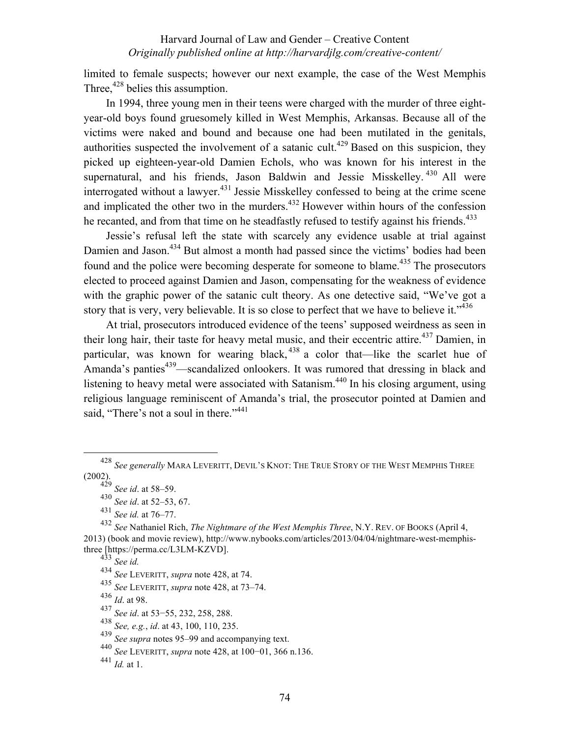limited to female suspects; however our next example, the case of the West Memphis Three,[428] belies this assumption.

In 1994, three young men in their teens were charged with the murder of three eight-year-old boys found gruesomely killed in West Memphis, Arkansas. Because all of the victims were naked and bound and because one had been mutilated in the genitals, authorities suspected the involvement of a satanic cult.[429] Based on this suspicion, they picked up eighteen-year-old Damien Echols, who was known for his interest in the supernatural, and his friends, Jason Baldwin and Jessie Misskelley.[430] All were interrogated without a lawyer.[431] Jessie Misskelley confessed to being at the crime scene and implicated the other two in the murders.[432] However within hours of the confession he recanted, and from that time on he steadfastly refused to testify against his friends.[433]

Jessie's refusal left the state with scarcely any evidence usable at trial against Damien and Jason.[434] But almost a month had passed since the victims' bodies had been found and the police were becoming desperate for someone to blame.[435] The prosecutors elected to proceed against Damien and Jason, compensating for the weakness of evidence with the graphic power of the satanic cult theory. As one detective said, "We've got a story that is very, very believable. It is so close to perfect that we have to believe it."[436]

At trial, prosecutors introduced evidence of the teens' supposed weirdness as seen in their long hair, their taste for heavy metal music, and their eccentric attire.[437] Damien, in particular, was known for wearing black,[438] a color that—like the scarlet hue of Amanda's panties[439]—scandalized onlookers. It was rumored that dressing in black and listening to heavy metal were associated with Satanism.[440] In his closing argument, using religious language reminiscent of Amanda's trial, the prosecutor pointed at Damien and said, "There's not a soul in there."[441]

---

[428] *See generally* MARA LEVERITT, DEVIL'S KNOT: THE TRUE STORY OF THE WEST MEMPHIS THREE (2002).

[429] *See id*. at 58–59.

[430] *See id*. at 52–53, 67.

[431] *See id.* at 76–77.

[432] *See* Nathaniel Rich, *The Nightmare of the West Memphis Three*, N.Y. REV. OF BOOKS (April 4, 2013) (book and movie review), http://www.nybooks.com/articles/2013/04/04/nightmare-west-memphis-three [https://perma.cc/L3LM-KZVD].

[433] *See id.*

[434] *See* LEVERITT, *supra* note 428, at 74.

[435] *See* LEVERITT, *supra* note 428, at 73–74.

[436] *Id*. at 98.

[437] *See id*. at 53−55, 232, 258, 288.

[438] *See, e.g.*, *id*. at 43, 100, 110, 235.

[439] *See supra* notes 95–99 and accompanying text.

[440] *See* LEVERITT, *supra* note 428, at 100−01, 366 n.136.

[441] *Id.* at 1.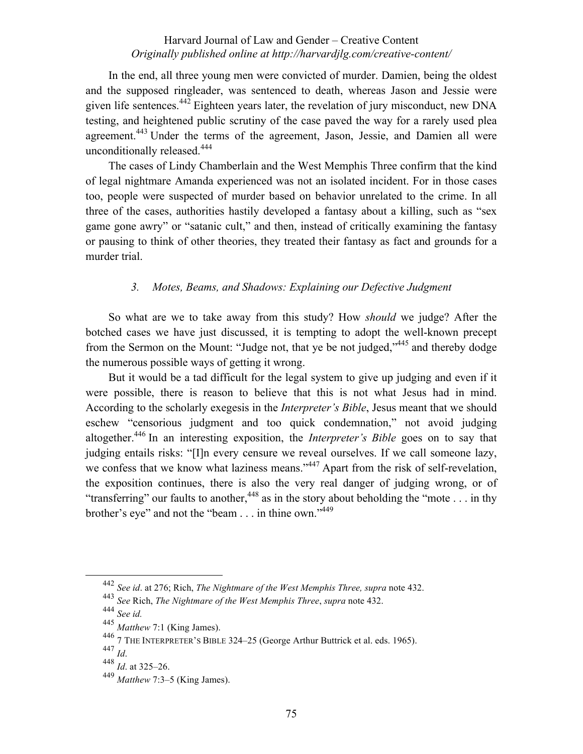In the end, all three young men were convicted of murder. Damien, being the oldest and the supposed ringleader, was sentenced to death, whereas Jason and Jessie were given life sentences.[442] Eighteen years later, the revelation of jury misconduct, new DNA testing, and heightened public scrutiny of the case paved the way for a rarely used plea agreement.[443] Under the terms of the agreement, Jason, Jessie, and Damien all were unconditionally released.[444]

The cases of Lindy Chamberlain and the West Memphis Three confirm that the kind of legal nightmare Amanda experienced was not an isolated incident. For in those cases too, people were suspected of murder based on behavior unrelated to the crime. In all three of the cases, authorities hastily developed a fantasy about a killing, such as "sex game gone awry" or "satanic cult," and then, instead of critically examining the fantasy or pausing to think of other theories, they treated their fantasy as fact and grounds for a murder trial.

### *3. Motes, Beams, and Shadows: Explaining our Defective Judgment*

So what are we to take away from this study? How *should* we judge? After the botched cases we have just discussed, it is tempting to adopt the well-known precept from the Sermon on the Mount: "Judge not, that ye be not judged,"[445] and thereby dodge the numerous possible ways of getting it wrong.

But it would be a tad difficult for the legal system to give up judging and even if it were possible, there is reason to believe that this is not what Jesus had in mind. According to the scholarly exegesis in the *Interpreter's Bible*, Jesus meant that we should eschew "censorious judgment and too quick condemnation," not avoid judging altogether.[446] In an interesting exposition, the *Interpreter's Bible* goes on to say that judging entails risks: "[I]n every censure we reveal ourselves. If we call someone lazy, we confess that we know what laziness means."[447] Apart from the risk of self-revelation, the exposition continues, there is also the very real danger of judging wrong, or of "transferring" our faults to another,[448] as in the story about beholding the "mote . . . in thy brother's eye" and not the "beam . . . in thine own."[449]

---

[442] *See id*. at 276; Rich, *The Nightmare of the West Memphis Three, supra* note 432.

[443] *See* Rich, *The Nightmare of the West Memphis Three*, *supra* note 432.

[444] *See id.*

[445] *Matthew* 7:1 (King James).

[446] 7 THE INTERPRETER'S BIBLE 324–25 (George Arthur Buttrick et al. eds. 1965).

[447] *Id*.

[448] *Id*. at 325–26.

[449] *Matthew* 7:3–5 (King James).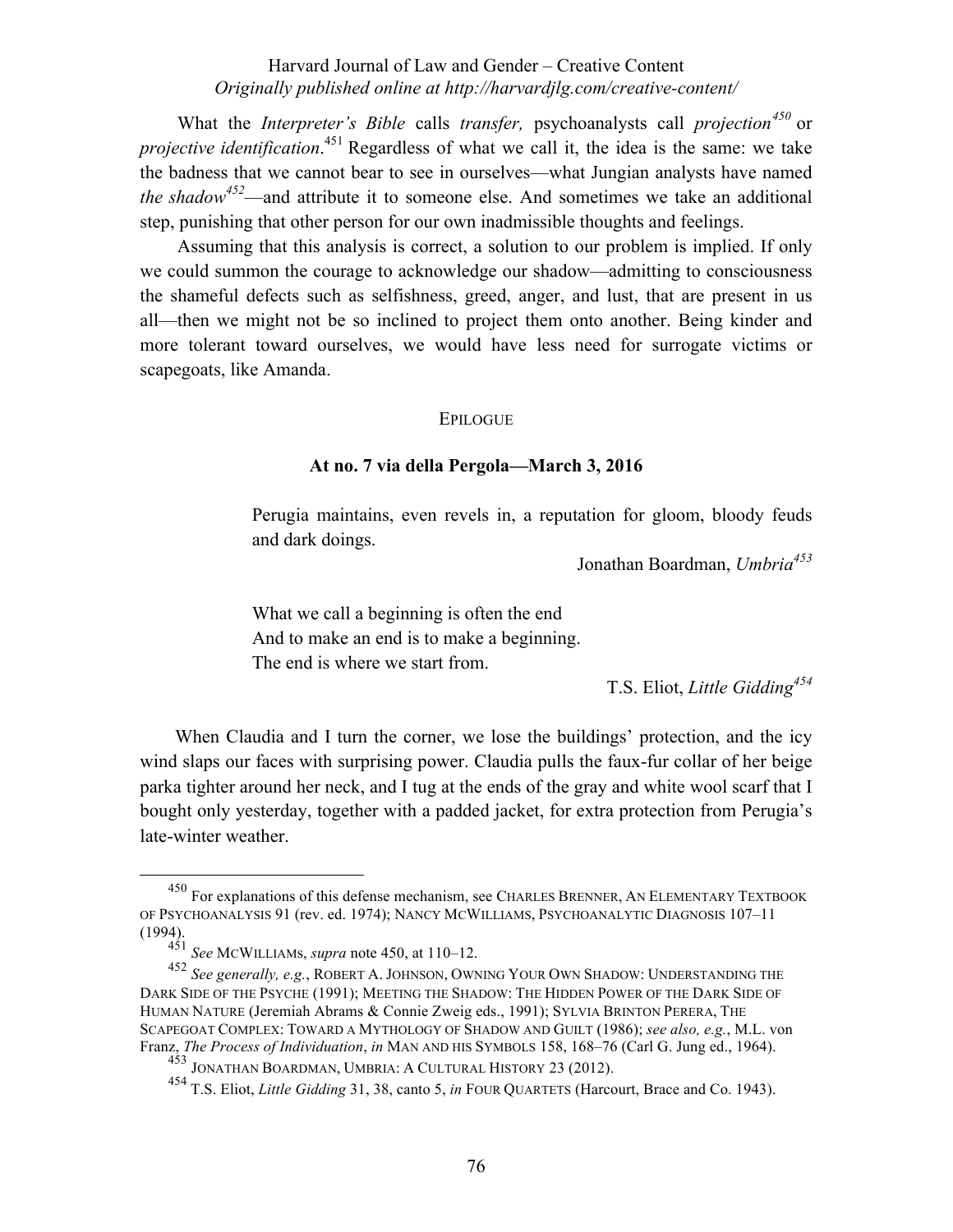What the *Interpreter's Bible* calls *transfer,* psychoanalysts call *projection*[450] or *projective identification*.[451] Regardless of what we call it, the idea is the same: we take the badness that we cannot bear to see in ourselves—what Jungian analysts have named *the shadow*[452]—and attribute it to someone else. And sometimes we take an additional step, punishing that other person for our own inadmissible thoughts and feelings.

Assuming that this analysis is correct, a solution to our problem is implied. If only we could summon the courage to acknowledge our shadow—admitting to consciousness the shameful defects such as selfishness, greed, anger, and lust, that are present in us all—then we might not be so inclined to project them onto another. Being kinder and more tolerant toward ourselves, we would have less need for surrogate victims or scapegoats, like Amanda.

## EPILOGUE

### At no. 7 via della Pergola—March 3, 2016

> Perugia maintains, even revels in, a reputation for gloom, bloody feuds and dark doings.
>
> Jonathan Boardman, *Umbria*[453]

> What we call a beginning is often the end
> And to make an end is to make a beginning.
> The end is where we start from.
>
> T.S. Eliot, *Little Gidding*[454]

When Claudia and I turn the corner, we lose the buildings' protection, and the icy wind slaps our faces with surprising power. Claudia pulls the faux-fur collar of her beige parka tighter around her neck, and I tug at the ends of the gray and white wool scarf that I bought only yesterday, together with a padded jacket, for extra protection from Perugia's late-winter weather.

---

[450] For explanations of this defense mechanism, see CHARLES BRENNER, AN ELEMENTARY TEXTBOOK OF PSYCHOANALYSIS 91 (rev. ed. 1974); NANCY MCWILLIAMS, PSYCHOANALYTIC DIAGNOSIS 107–11 (1994).

[451] *See* MCWILLIAMS, *supra* note 450, at 110–12.

[452] *See generally, e.g.*, ROBERT A. JOHNSON, OWNING YOUR OWN SHADOW: UNDERSTANDING THE DARK SIDE OF THE PSYCHE (1991); MEETING THE SHADOW: THE HIDDEN POWER OF THE DARK SIDE OF HUMAN NATURE (Jeremiah Abrams & Connie Zweig eds., 1991); SYLVIA BRINTON PERERA, THE SCAPEGOAT COMPLEX: TOWARD A MYTHOLOGY OF SHADOW AND GUILT (1986); *see also, e.g.*, M.L. von Franz, *The Process of Individuation*, *in* MAN AND HIS SYMBOLS 158, 168–76 (Carl G. Jung ed., 1964).

[453] JONATHAN BOARDMAN, UMBRIA: A CULTURAL HISTORY 23 (2012).

[454] T.S. Eliot, *Little Gidding* 31, 38, canto 5, *in* FOUR QUARTETS (Harcourt, Brace and Co. 1943).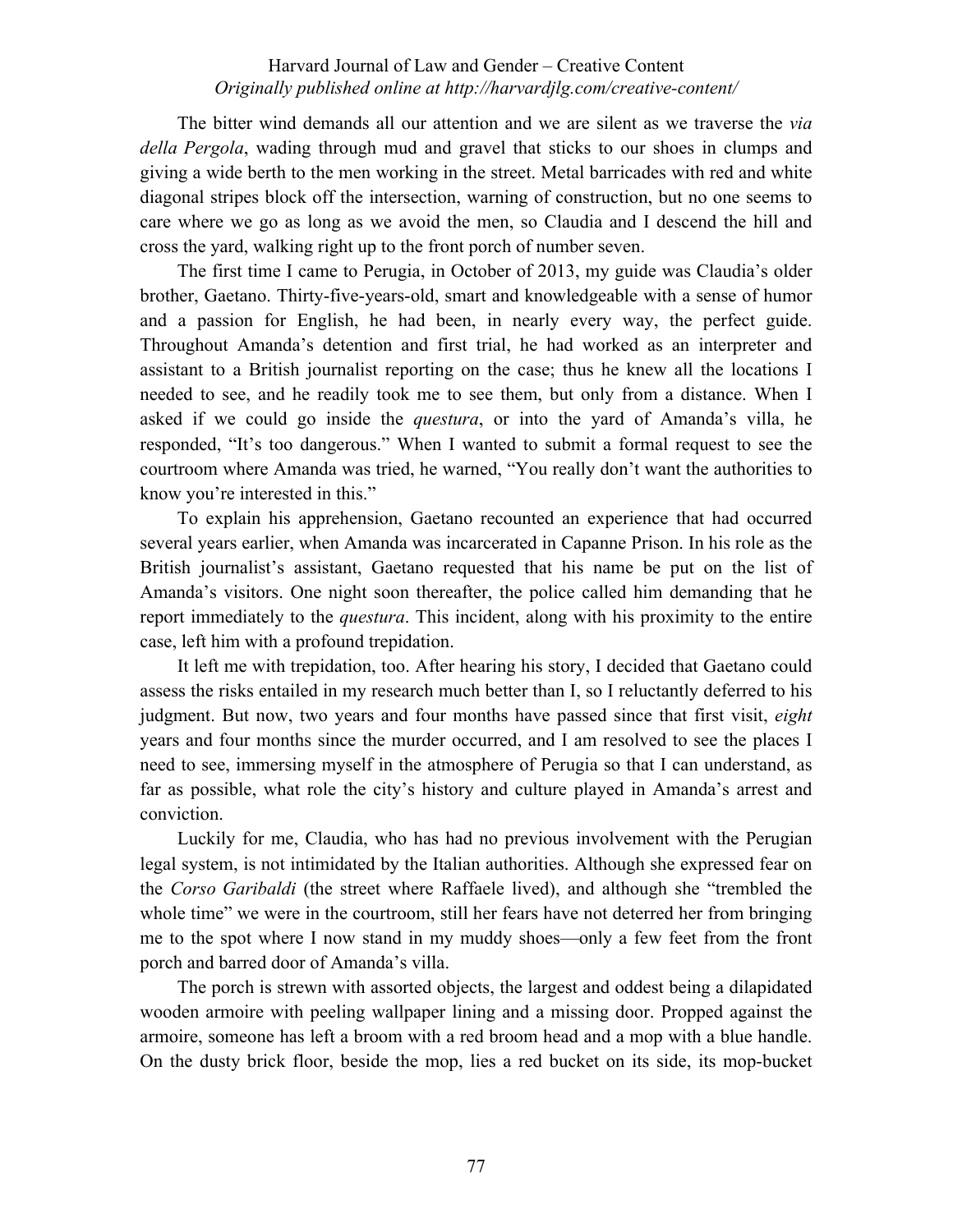The bitter wind demands all our attention and we are silent as we traverse the *via della Pergola*, wading through mud and gravel that sticks to our shoes in clumps and giving a wide berth to the men working in the street. Metal barricades with red and white diagonal stripes block off the intersection, warning of construction, but no one seems to care where we go as long as we avoid the men, so Claudia and I descend the hill and cross the yard, walking right up to the front porch of number seven.

The first time I came to Perugia, in October of 2013, my guide was Claudia's older brother, Gaetano. Thirty-five-years-old, smart and knowledgeable with a sense of humor and a passion for English, he had been, in nearly every way, the perfect guide. Throughout Amanda's detention and first trial, he had worked as an interpreter and assistant to a British journalist reporting on the case; thus he knew all the locations I needed to see, and he readily took me to see them, but only from a distance. When I asked if we could go inside the *questura*, or into the yard of Amanda's villa, he responded, "It's too dangerous." When I wanted to submit a formal request to see the courtroom where Amanda was tried, he warned, "You really don't want the authorities to know you're interested in this."

To explain his apprehension, Gaetano recounted an experience that had occurred several years earlier, when Amanda was incarcerated in Capanne Prison. In his role as the British journalist's assistant, Gaetano requested that his name be put on the list of Amanda's visitors. One night soon thereafter, the police called him demanding that he report immediately to the *questura*. This incident, along with his proximity to the entire case, left him with a profound trepidation.

It left me with trepidation, too. After hearing his story, I decided that Gaetano could assess the risks entailed in my research much better than I, so I reluctantly deferred to his judgment. But now, two years and four months have passed since that first visit, *eight* years and four months since the murder occurred, and I am resolved to see the places I need to see, immersing myself in the atmosphere of Perugia so that I can understand, as far as possible, what role the city's history and culture played in Amanda's arrest and conviction.

Luckily for me, Claudia, who has had no previous involvement with the Perugian legal system, is not intimidated by the Italian authorities. Although she expressed fear on the *Corso Garibaldi* (the street where Raffaele lived), and although she "trembled the whole time" we were in the courtroom, still her fears have not deterred her from bringing me to the spot where I now stand in my muddy shoes—only a few feet from the front porch and barred door of Amanda's villa.

The porch is strewn with assorted objects, the largest and oddest being a dilapidated wooden armoire with peeling wallpaper lining and a missing door. Propped against the armoire, someone has left a broom with a red broom head and a mop with a blue handle. On the dusty brick floor, beside the mop, lies a red bucket on its side, its mop-bucket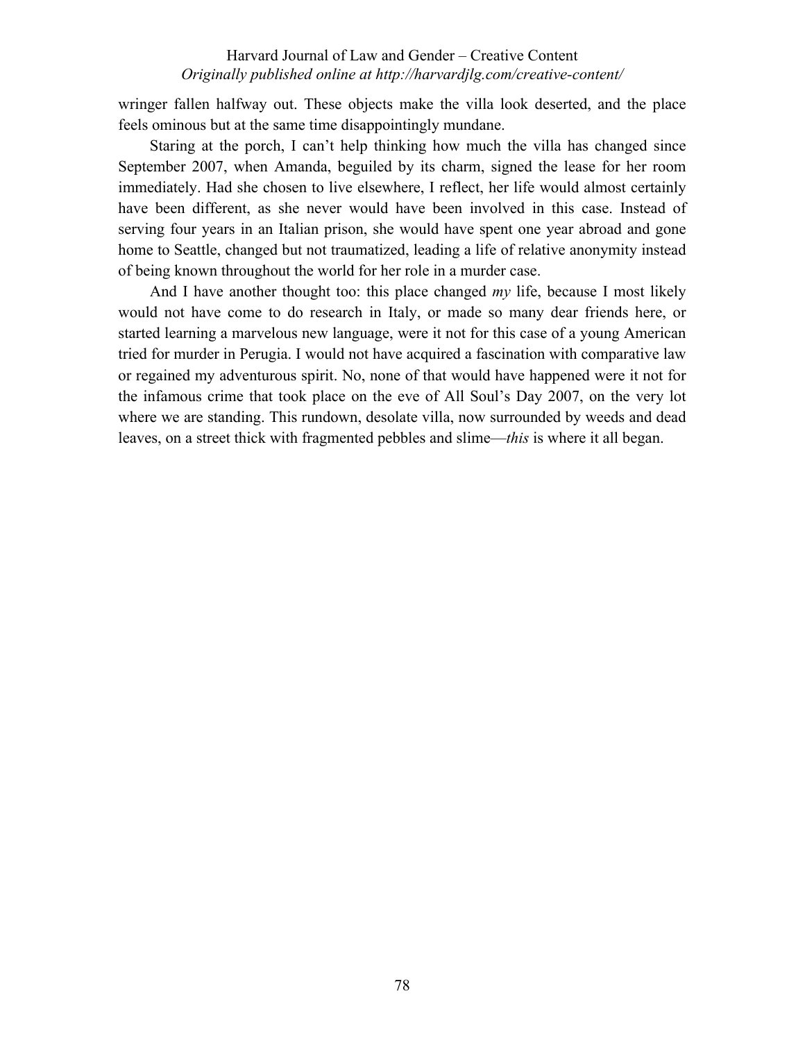wringer fallen halfway out. These objects make the villa look deserted, and the place feels ominous but at the same time disappointingly mundane.

Staring at the porch, I can't help thinking how much the villa has changed since September 2007, when Amanda, beguiled by its charm, signed the lease for her room immediately. Had she chosen to live elsewhere, I reflect, her life would almost certainly have been different, as she never would have been involved in this case. Instead of serving four years in an Italian prison, she would have spent one year abroad and gone home to Seattle, changed but not traumatized, leading a life of relative anonymity instead of being known throughout the world for her role in a murder case.

And I have another thought too: this place changed *my* life, because I most likely would not have come to do research in Italy, or made so many dear friends here, or started learning a marvelous new language, were it not for this case of a young American tried for murder in Perugia. I would not have acquired a fascination with comparative law or regained my adventurous spirit. No, none of that would have happened were it not for the infamous crime that took place on the eve of All Soul's Day 2007, on the very lot where we are standing. This rundown, desolate villa, now surrounded by weeds and dead leaves, on a street thick with fragmented pebbles and slime—*this* is where it all began.